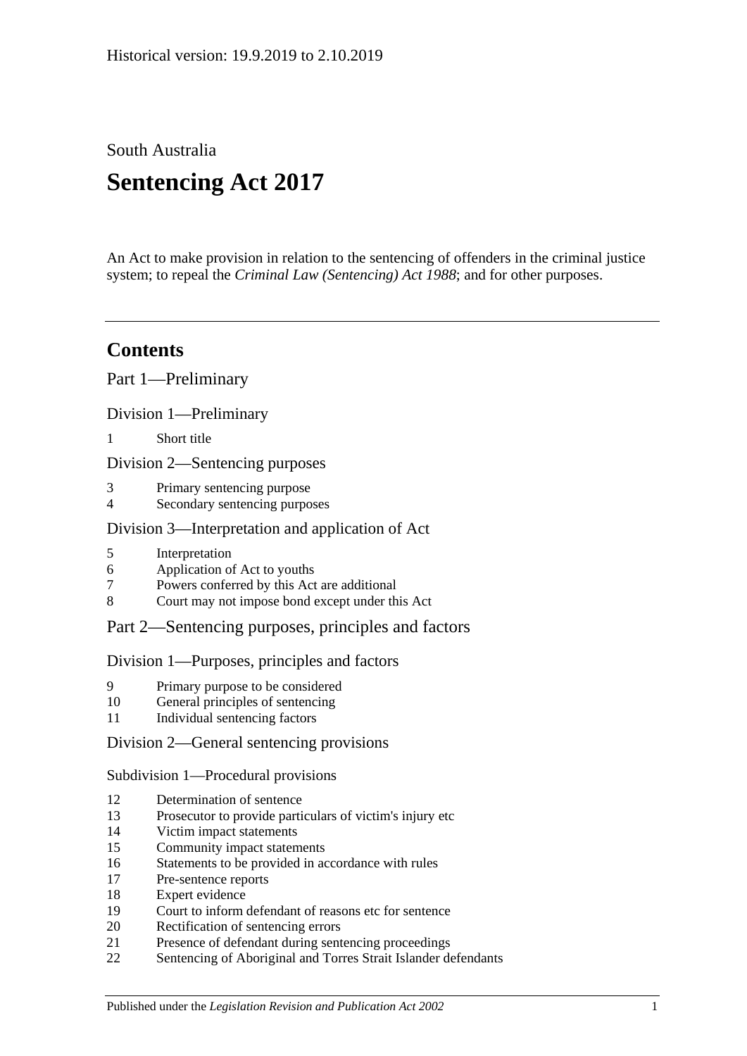Historical version: 19.9.2019 to 2.10.2019

South Australia

# Sentencing Act 2017

An Act to make provision in relation to the sentencing of offenders in the criminal justice system; to repeal the *Criminal Law (Sentencing) Act 1988*; and for other purposes.

## Contents

Part 1—Preliminary

Division 1—Preliminary

1 Short title

Division 2—Sentencing purposes

3 Primary sentencing purpose
4 Secondary sentencing purposes

Division 3—Interpretation and application of Act

5 Interpretation
6 Application of Act to youths
7 Powers conferred by this Act are additional
8 Court may not impose bond except under this Act

Part 2—Sentencing purposes, principles and factors

Division 1—Purposes, principles and factors

9 Primary purpose to be considered
10 General principles of sentencing
11 Individual sentencing factors

Division 2—General sentencing provisions

Subdivision 1—Procedural provisions

12 Determination of sentence
13 Prosecutor to provide particulars of victim's injury etc
14 Victim impact statements
15 Community impact statements
16 Statements to be provided in accordance with rules
17 Pre-sentence reports
18 Expert evidence
19 Court to inform defendant of reasons etc for sentence
20 Rectification of sentencing errors
21 Presence of defendant during sentencing proceedings
22 Sentencing of Aboriginal and Torres Strait Islander defendants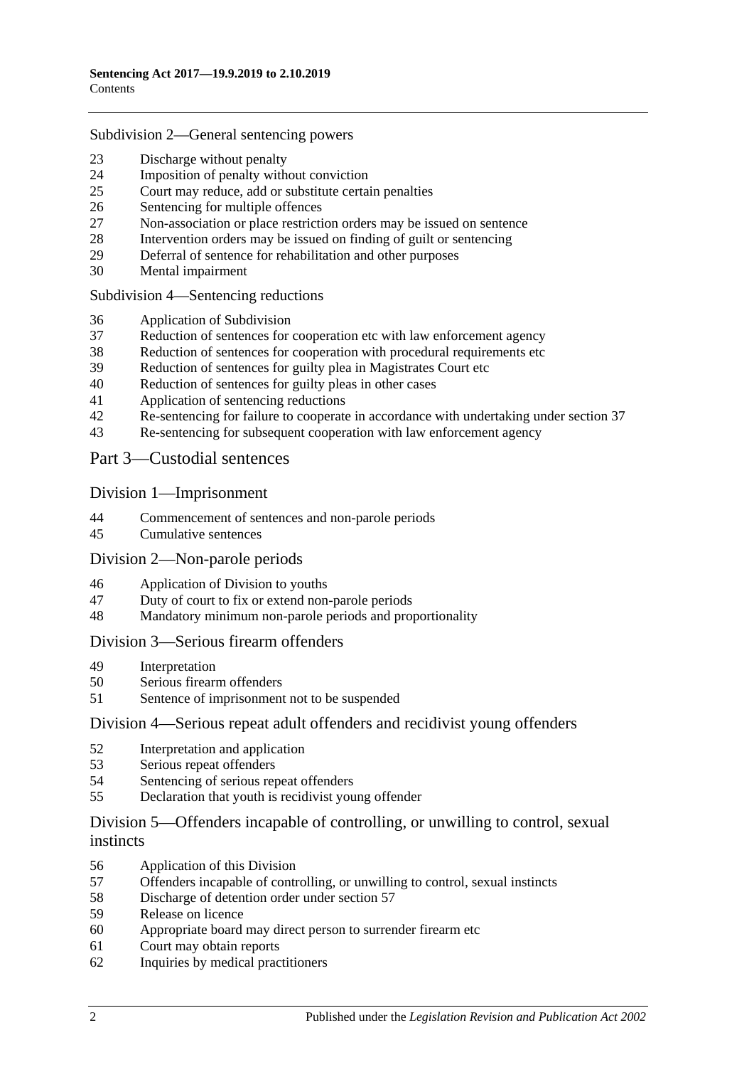Subdivision 2—General sentencing powers

23 Discharge without penalty
24 Imposition of penalty without conviction
25 Court may reduce, add or substitute certain penalties
26 Sentencing for multiple offences
27 Non-association or place restriction orders may be issued on sentence
28 Intervention orders may be issued on finding of guilt or sentencing
29 Deferral of sentence for rehabilitation and other purposes
30 Mental impairment

Subdivision 4—Sentencing reductions

36 Application of Subdivision
37 Reduction of sentences for cooperation etc with law enforcement agency
38 Reduction of sentences for cooperation with procedural requirements etc
39 Reduction of sentences for guilty plea in Magistrates Court etc
40 Reduction of sentences for guilty pleas in other cases
41 Application of sentencing reductions
42 Re-sentencing for failure to cooperate in accordance with undertaking under section 37
43 Re-sentencing for subsequent cooperation with law enforcement agency

## Part 3—Custodial sentences

### Division 1—Imprisonment

44 Commencement of sentences and non-parole periods
45 Cumulative sentences

### Division 2—Non-parole periods

46 Application of Division to youths
47 Duty of court to fix or extend non-parole periods
48 Mandatory minimum non-parole periods and proportionality

### Division 3—Serious firearm offenders

49 Interpretation
50 Serious firearm offenders
51 Sentence of imprisonment not to be suspended

### Division 4—Serious repeat adult offenders and recidivist young offenders

52 Interpretation and application
53 Serious repeat offenders
54 Sentencing of serious repeat offenders
55 Declaration that youth is recidivist young offender

### Division 5—Offenders incapable of controlling, or unwilling to control, sexual instincts

56 Application of this Division
57 Offenders incapable of controlling, or unwilling to control, sexual instincts
58 Discharge of detention order under section 57
59 Release on licence
60 Appropriate board may direct person to surrender firearm etc
61 Court may obtain reports
62 Inquiries by medical practitioners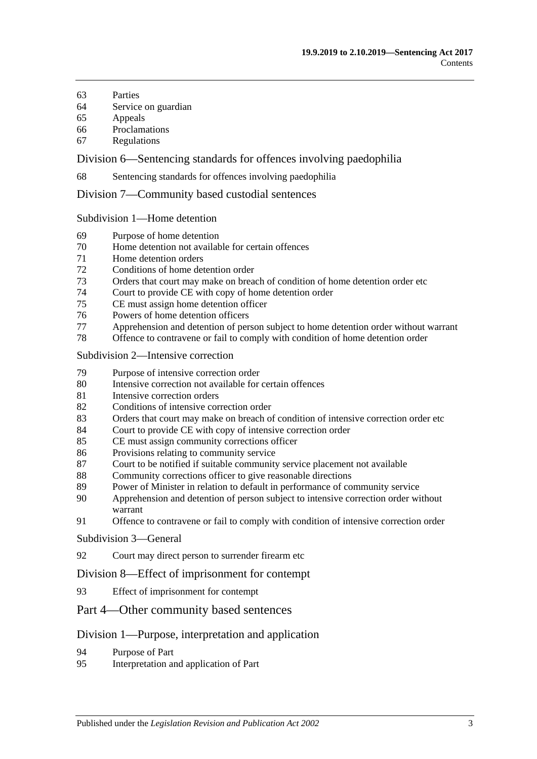63 Parties
64 Service on guardian
65 Appeals
66 Proclamations
67 Regulations

## Division 6—Sentencing standards for offences involving paedophilia

68 Sentencing standards for offences involving paedophilia

## Division 7—Community based custodial sentences

### Subdivision 1—Home detention

69 Purpose of home detention
70 Home detention not available for certain offences
71 Home detention orders
72 Conditions of home detention order
73 Orders that court may make on breach of condition of home detention order etc
74 Court to provide CE with copy of home detention order
75 CE must assign home detention officer
76 Powers of home detention officers
77 Apprehension and detention of person subject to home detention order without warrant
78 Offence to contravene or fail to comply with condition of home detention order

### Subdivision 2—Intensive correction

79 Purpose of intensive correction order
80 Intensive correction not available for certain offences
81 Intensive correction orders
82 Conditions of intensive correction order
83 Orders that court may make on breach of condition of intensive correction order etc
84 Court to provide CE with copy of intensive correction order
85 CE must assign community corrections officer
86 Provisions relating to community service
87 Court to be notified if suitable community service placement not available
88 Community corrections officer to give reasonable directions
89 Power of Minister in relation to default in performance of community service
90 Apprehension and detention of person subject to intensive correction order without warrant
91 Offence to contravene or fail to comply with condition of intensive correction order

### Subdivision 3—General

92 Court may direct person to surrender firearm etc

## Division 8—Effect of imprisonment for contempt

93 Effect of imprisonment for contempt

## Part 4—Other community based sentences

## Division 1—Purpose, interpretation and application

94 Purpose of Part
95 Interpretation and application of Part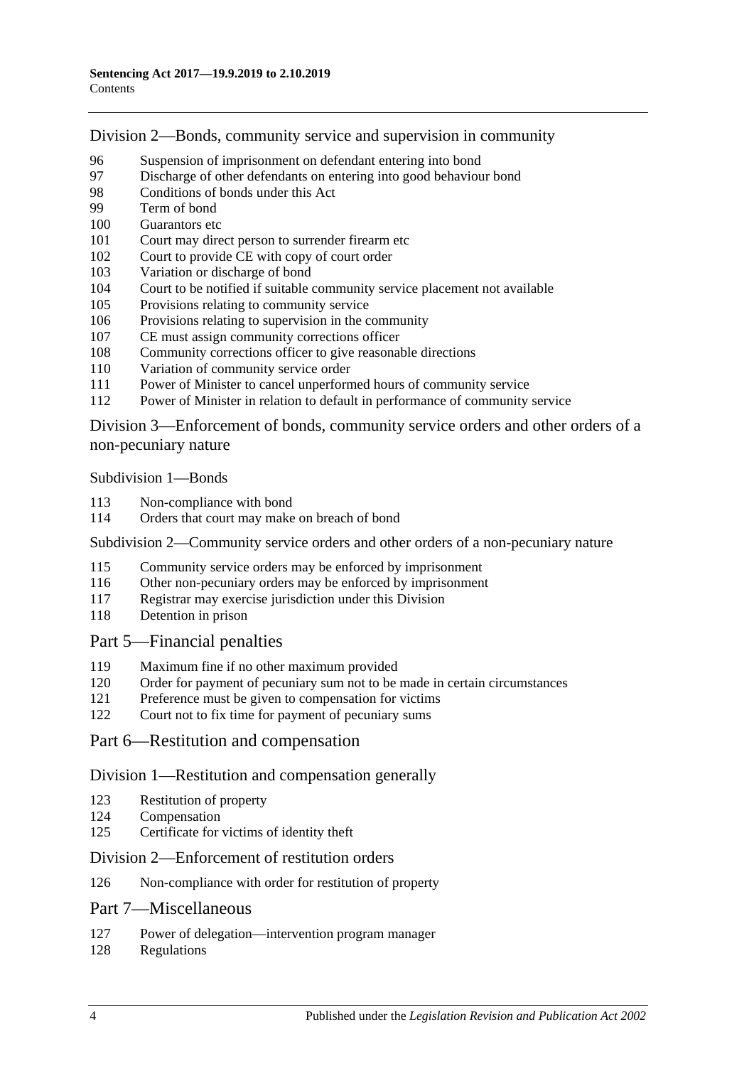## Division 2—Bonds, community service and supervision in community

96 Suspension of imprisonment on defendant entering into bond
97 Discharge of other defendants on entering into good behaviour bond
98 Conditions of bonds under this Act
99 Term of bond
100 Guarantors etc
101 Court may direct person to surrender firearm etc
102 Court to provide CE with copy of court order
103 Variation or discharge of bond
104 Court to be notified if suitable community service placement not available
105 Provisions relating to community service
106 Provisions relating to supervision in the community
107 CE must assign community corrections officer
108 Community corrections officer to give reasonable directions
110 Variation of community service order
111 Power of Minister to cancel unperformed hours of community service
112 Power of Minister in relation to default in performance of community service

## Division 3—Enforcement of bonds, community service orders and other orders of a non-pecuniary nature

### Subdivision 1—Bonds

113 Non-compliance with bond
114 Orders that court may make on breach of bond

### Subdivision 2—Community service orders and other orders of a non-pecuniary nature

115 Community service orders may be enforced by imprisonment
116 Other non-pecuniary orders may be enforced by imprisonment
117 Registrar may exercise jurisdiction under this Division
118 Detention in prison

# Part 5—Financial penalties

119 Maximum fine if no other maximum provided
120 Order for payment of pecuniary sum not to be made in certain circumstances
121 Preference must be given to compensation for victims
122 Court not to fix time for payment of pecuniary sums

# Part 6—Restitution and compensation

## Division 1—Restitution and compensation generally

123 Restitution of property
124 Compensation
125 Certificate for victims of identity theft

## Division 2—Enforcement of restitution orders

126 Non-compliance with order for restitution of property

# Part 7—Miscellaneous

127 Power of delegation—intervention program manager
128 Regulations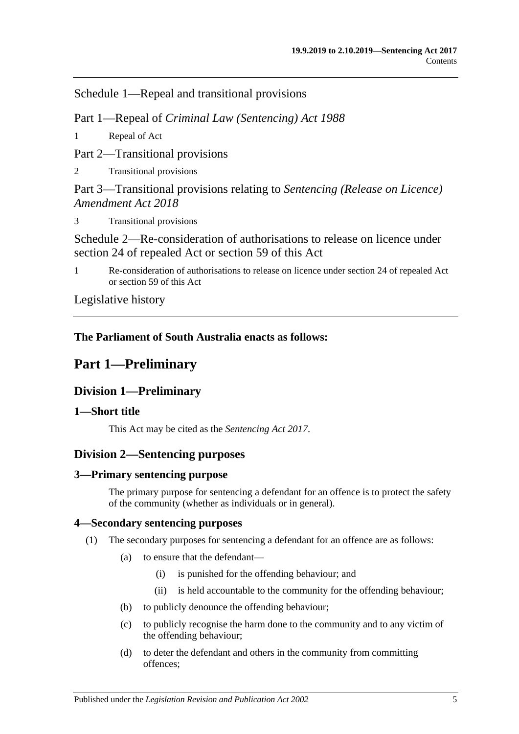Schedule 1—Repeal and transitional provisions

Part 1—Repeal of *Criminal Law (Sentencing) Act 1988*

1 Repeal of Act

Part 2—Transitional provisions

2 Transitional provisions

Part 3—Transitional provisions relating to *Sentencing (Release on Licence) Amendment Act 2018*

3 Transitional provisions

Schedule 2—Re-consideration of authorisations to release on licence under section 24 of repealed Act or section 59 of this Act

1 Re-consideration of authorisations to release on licence under section 24 of repealed Act or section 59 of this Act

Legislative history

---

**The Parliament of South Australia enacts as follows:**

# Part 1—Preliminary

## Division 1—Preliminary

### 1—Short title

This Act may be cited as the *Sentencing Act 2017*.

## Division 2—Sentencing purposes

### 3—Primary sentencing purpose

The primary purpose for sentencing a defendant for an offence is to protect the safety of the community (whether as individuals or in general).

### 4—Secondary sentencing purposes

(1) The secondary purposes for sentencing a defendant for an offence are as follows:

(a) to ensure that the defendant—

(i) is punished for the offending behaviour; and

(ii) is held accountable to the community for the offending behaviour;

(b) to publicly denounce the offending behaviour;

(c) to publicly recognise the harm done to the community and to any victim of the offending behaviour;

(d) to deter the defendant and others in the community from committing offences;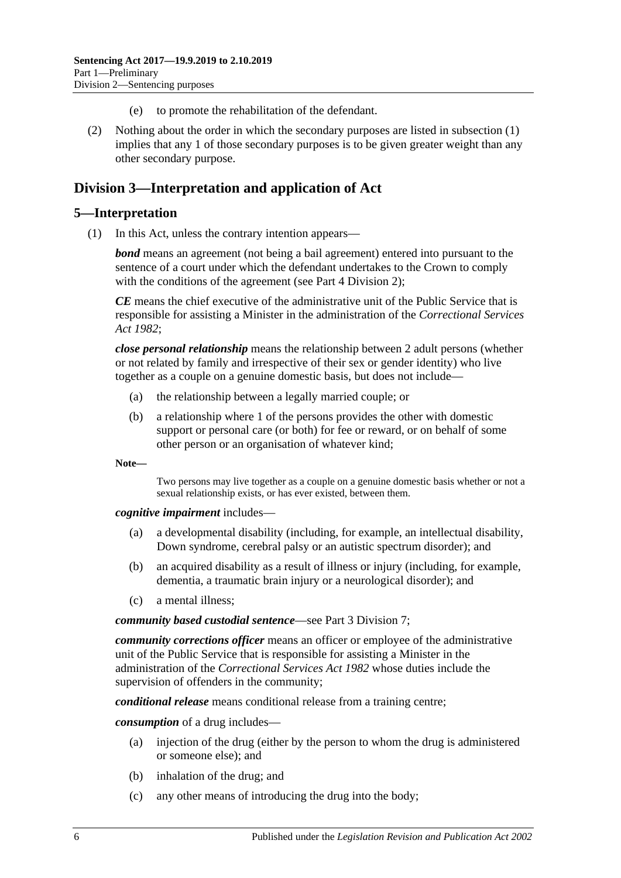(e) to promote the rehabilitation of the defendant.

(2) Nothing about the order in which the secondary purposes are listed in subsection (1) implies that any 1 of those secondary purposes is to be given greater weight than any other secondary purpose.

## Division 3—Interpretation and application of Act

### 5—Interpretation

(1) In this Act, unless the contrary intention appears—

***bond*** means an agreement (not being a bail agreement) entered into pursuant to the sentence of a court under which the defendant undertakes to the Crown to comply with the conditions of the agreement (see Part 4 Division 2);

***CE*** means the chief executive of the administrative unit of the Public Service that is responsible for assisting a Minister in the administration of the *Correctional Services Act 1982*;

***close personal relationship*** means the relationship between 2 adult persons (whether or not related by family and irrespective of their sex or gender identity) who live together as a couple on a genuine domestic basis, but does not include—

- (a) the relationship between a legally married couple; or
- (b) a relationship where 1 of the persons provides the other with domestic support or personal care (or both) for fee or reward, or on behalf of some other person or an organisation of whatever kind;

**Note—**

Two persons may live together as a couple on a genuine domestic basis whether or not a sexual relationship exists, or has ever existed, between them.

***cognitive impairment*** includes—

- (a) a developmental disability (including, for example, an intellectual disability, Down syndrome, cerebral palsy or an autistic spectrum disorder); and
- (b) an acquired disability as a result of illness or injury (including, for example, dementia, a traumatic brain injury or a neurological disorder); and
- (c) a mental illness;

***community based custodial sentence***—see Part 3 Division 7;

***community corrections officer*** means an officer or employee of the administrative unit of the Public Service that is responsible for assisting a Minister in the administration of the *Correctional Services Act 1982* whose duties include the supervision of offenders in the community;

***conditional release*** means conditional release from a training centre;

***consumption*** of a drug includes—

- (a) injection of the drug (either by the person to whom the drug is administered or someone else); and
- (b) inhalation of the drug; and
- (c) any other means of introducing the drug into the body;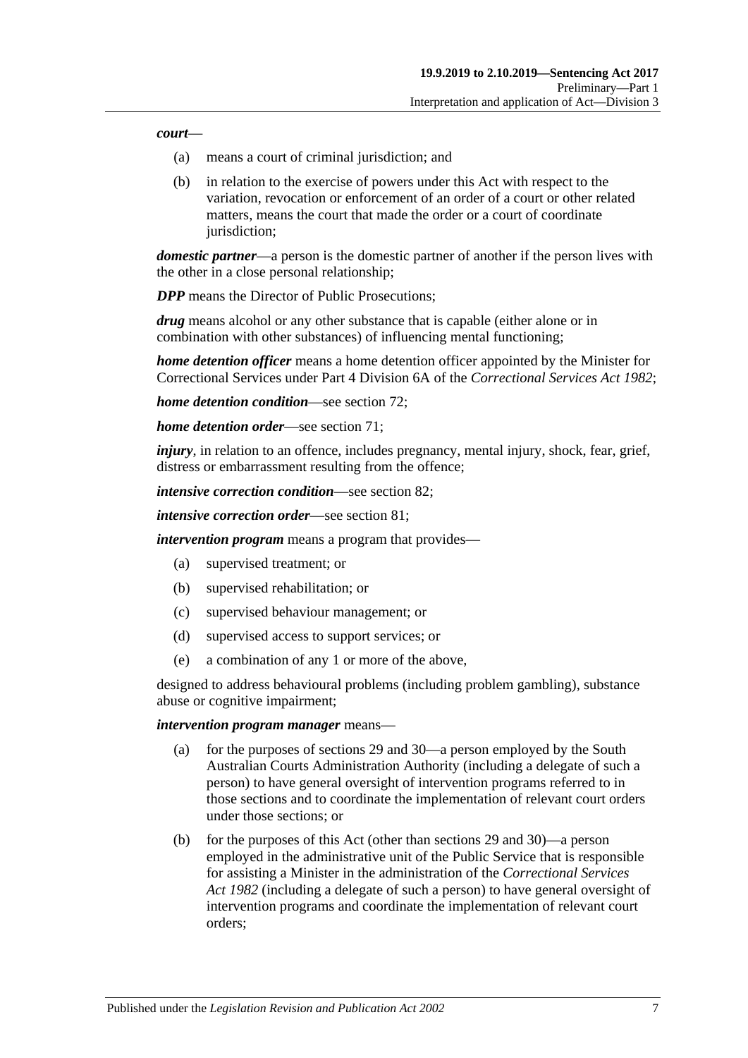***court***—

- (a) means a court of criminal jurisdiction; and
- (b) in relation to the exercise of powers under this Act with respect to the variation, revocation or enforcement of an order of a court or other related matters, means the court that made the order or a court of coordinate jurisdiction;

***domestic partner***—a person is the domestic partner of another if the person lives with the other in a close personal relationship;

***DPP*** means the Director of Public Prosecutions;

***drug*** means alcohol or any other substance that is capable (either alone or in combination with other substances) of influencing mental functioning;

***home detention officer*** means a home detention officer appointed by the Minister for Correctional Services under Part 4 Division 6A of the *Correctional Services Act 1982*;

***home detention condition***—see section 72;

***home detention order***—see section 71;

***injury***, in relation to an offence, includes pregnancy, mental injury, shock, fear, grief, distress or embarrassment resulting from the offence;

***intensive correction condition***—see section 82;

***intensive correction order***—see section 81;

***intervention program*** means a program that provides—

- (a) supervised treatment; or
- (b) supervised rehabilitation; or
- (c) supervised behaviour management; or
- (d) supervised access to support services; or
- (e) a combination of any 1 or more of the above,

designed to address behavioural problems (including problem gambling), substance abuse or cognitive impairment;

***intervention program manager*** means—

- (a) for the purposes of sections 29 and 30—a person employed by the South Australian Courts Administration Authority (including a delegate of such a person) to have general oversight of intervention programs referred to in those sections and to coordinate the implementation of relevant court orders under those sections; or
- (b) for the purposes of this Act (other than sections 29 and 30)—a person employed in the administrative unit of the Public Service that is responsible for assisting a Minister in the administration of the *Correctional Services Act 1982* (including a delegate of such a person) to have general oversight of intervention programs and coordinate the implementation of relevant court orders;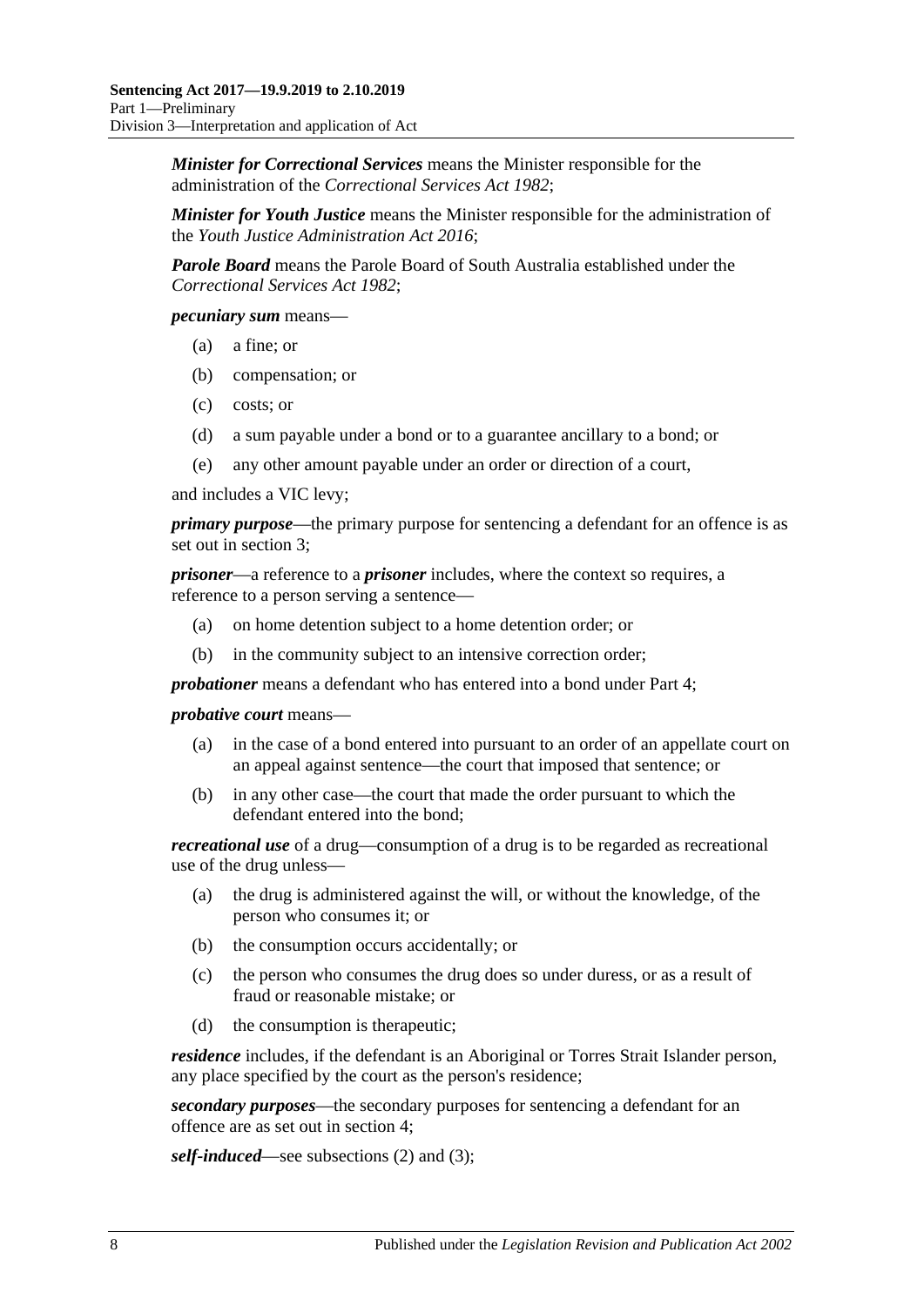***Minister for Correctional Services*** means the Minister responsible for the administration of the *Correctional Services Act 1982*;

***Minister for Youth Justice*** means the Minister responsible for the administration of the *Youth Justice Administration Act 2016*;

***Parole Board*** means the Parole Board of South Australia established under the *Correctional Services Act 1982*;

***pecuniary sum*** means—

(a) a fine; or

(b) compensation; or

(c) costs; or

(d) a sum payable under a bond or to a guarantee ancillary to a bond; or

(e) any other amount payable under an order or direction of a court,

and includes a VIC levy;

***primary purpose***—the primary purpose for sentencing a defendant for an offence is as set out in section 3;

***prisoner***—a reference to a ***prisoner*** includes, where the context so requires, a reference to a person serving a sentence—

(a) on home detention subject to a home detention order; or

(b) in the community subject to an intensive correction order;

***probationer*** means a defendant who has entered into a bond under Part 4;

***probative court*** means—

(a) in the case of a bond entered into pursuant to an order of an appellate court on an appeal against sentence—the court that imposed that sentence; or

(b) in any other case—the court that made the order pursuant to which the defendant entered into the bond;

***recreational use*** of a drug—consumption of a drug is to be regarded as recreational use of the drug unless—

(a) the drug is administered against the will, or without the knowledge, of the person who consumes it; or

(b) the consumption occurs accidentally; or

(c) the person who consumes the drug does so under duress, or as a result of fraud or reasonable mistake; or

(d) the consumption is therapeutic;

***residence*** includes, if the defendant is an Aboriginal or Torres Strait Islander person, any place specified by the court as the person's residence;

***secondary purposes***—the secondary purposes for sentencing a defendant for an offence are as set out in section 4;

***self-induced***—see subsections (2) and (3);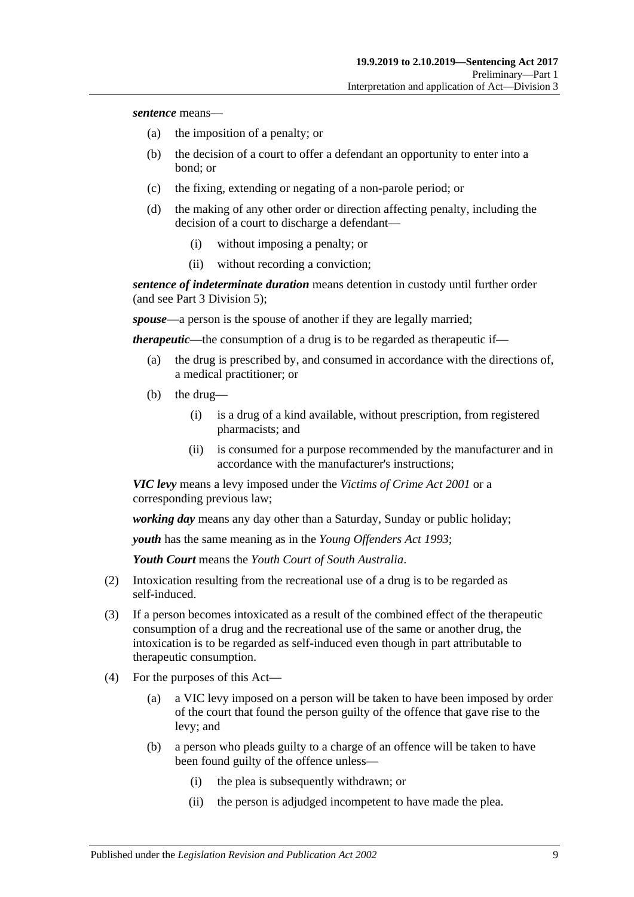***sentence*** means—

- (a) the imposition of a penalty; or
- (b) the decision of a court to offer a defendant an opportunity to enter into a bond; or
- (c) the fixing, extending or negating of a non-parole period; or
- (d) the making of any other order or direction affecting penalty, including the decision of a court to discharge a defendant—
  - (i) without imposing a penalty; or
  - (ii) without recording a conviction;

***sentence of indeterminate duration*** means detention in custody until further order (and see Part 3 Division 5);

***spouse***—a person is the spouse of another if they are legally married;

***therapeutic***—the consumption of a drug is to be regarded as therapeutic if—

- (a) the drug is prescribed by, and consumed in accordance with the directions of, a medical practitioner; or
- (b) the drug—
  - (i) is a drug of a kind available, without prescription, from registered pharmacists; and
  - (ii) is consumed for a purpose recommended by the manufacturer and in accordance with the manufacturer's instructions;

***VIC levy*** means a levy imposed under the *Victims of Crime Act 2001* or a corresponding previous law;

***working day*** means any day other than a Saturday, Sunday or public holiday;

***youth*** has the same meaning as in the *Young Offenders Act 1993*;

***Youth Court*** means the *Youth Court of South Australia*.

(2) Intoxication resulting from the recreational use of a drug is to be regarded as self-induced.

(3) If a person becomes intoxicated as a result of the combined effect of the therapeutic consumption of a drug and the recreational use of the same or another drug, the intoxication is to be regarded as self-induced even though in part attributable to therapeutic consumption.

(4) For the purposes of this Act—

- (a) a VIC levy imposed on a person will be taken to have been imposed by order of the court that found the person guilty of the offence that gave rise to the levy; and
- (b) a person who pleads guilty to a charge of an offence will be taken to have been found guilty of the offence unless—
  - (i) the plea is subsequently withdrawn; or
  - (ii) the person is adjudged incompetent to have made the plea.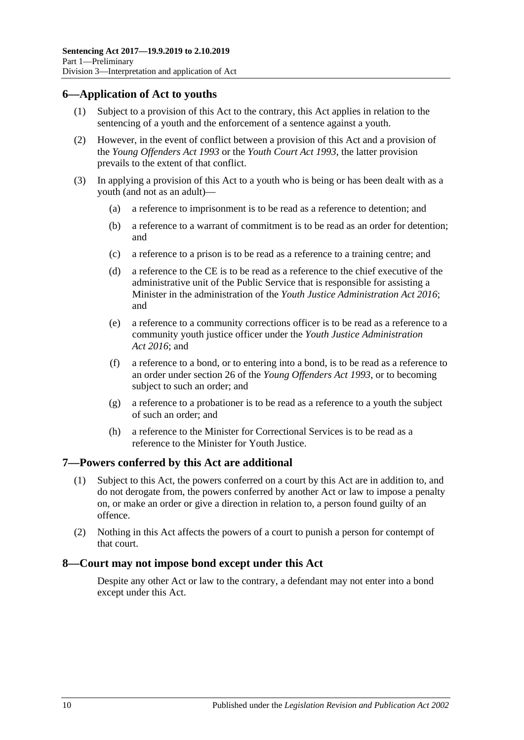## 6—Application of Act to youths

(1) Subject to a provision of this Act to the contrary, this Act applies in relation to the sentencing of a youth and the enforcement of a sentence against a youth.

(2) However, in the event of conflict between a provision of this Act and a provision of the *Young Offenders Act 1993* or the *Youth Court Act 1993*, the latter provision prevails to the extent of that conflict.

(3) In applying a provision of this Act to a youth who is being or has been dealt with as a youth (and not as an adult)—

(a) a reference to imprisonment is to be read as a reference to detention; and

(b) a reference to a warrant of commitment is to be read as an order for detention; and

(c) a reference to a prison is to be read as a reference to a training centre; and

(d) a reference to the CE is to be read as a reference to the chief executive of the administrative unit of the Public Service that is responsible for assisting a Minister in the administration of the *Youth Justice Administration Act 2016*; and

(e) a reference to a community corrections officer is to be read as a reference to a community youth justice officer under the *Youth Justice Administration Act 2016*; and

(f) a reference to a bond, or to entering into a bond, is to be read as a reference to an order under section 26 of the *Young Offenders Act 1993*, or to becoming subject to such an order; and

(g) a reference to a probationer is to be read as a reference to a youth the subject of such an order; and

(h) a reference to the Minister for Correctional Services is to be read as a reference to the Minister for Youth Justice.

## 7—Powers conferred by this Act are additional

(1) Subject to this Act, the powers conferred on a court by this Act are in addition to, and do not derogate from, the powers conferred by another Act or law to impose a penalty on, or make an order or give a direction in relation to, a person found guilty of an offence.

(2) Nothing in this Act affects the powers of a court to punish a person for contempt of that court.

## 8—Court may not impose bond except under this Act

Despite any other Act or law to the contrary, a defendant may not enter into a bond except under this Act.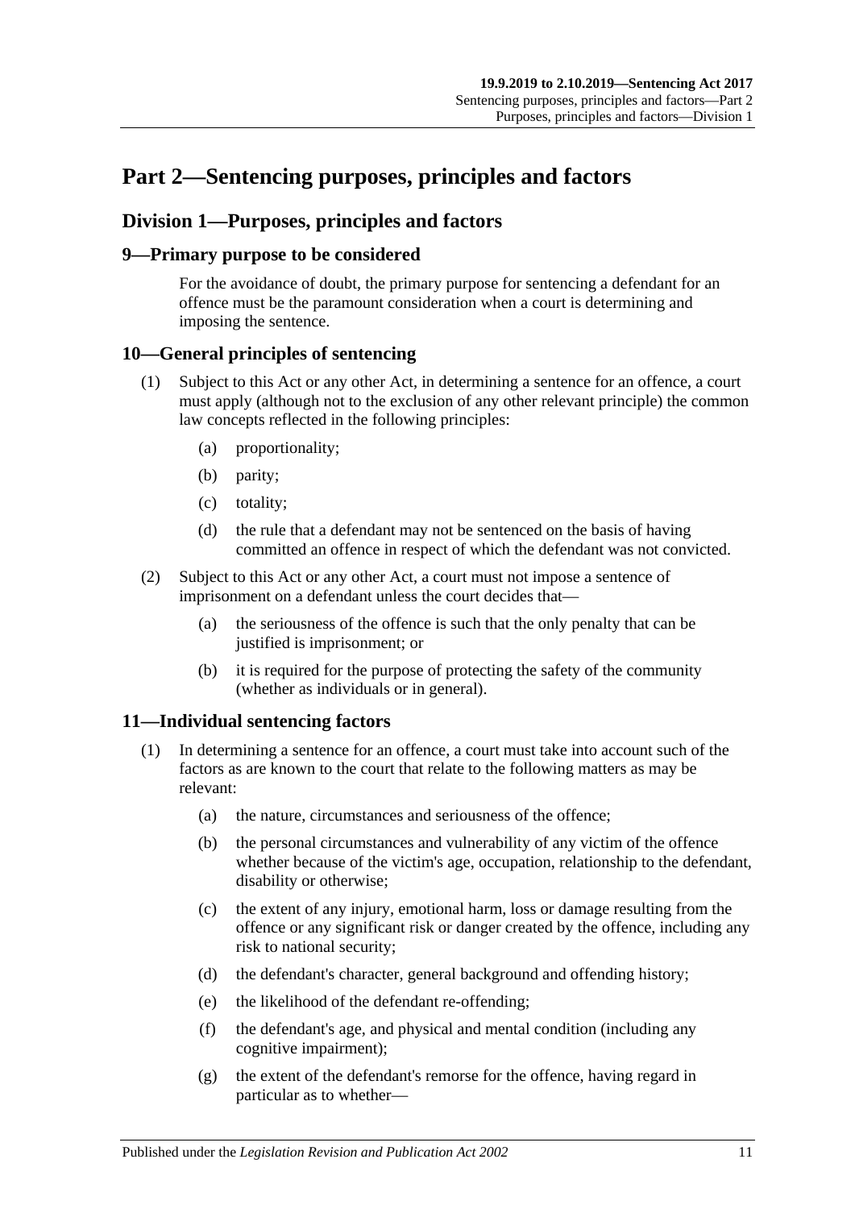# Part 2—Sentencing purposes, principles and factors

## Division 1—Purposes, principles and factors

### 9—Primary purpose to be considered

For the avoidance of doubt, the primary purpose for sentencing a defendant for an offence must be the paramount consideration when a court is determining and imposing the sentence.

### 10—General principles of sentencing

(1) Subject to this Act or any other Act, in determining a sentence for an offence, a court must apply (although not to the exclusion of any other relevant principle) the common law concepts reflected in the following principles:

(a) proportionality;

(b) parity;

(c) totality;

(d) the rule that a defendant may not be sentenced on the basis of having committed an offence in respect of which the defendant was not convicted.

(2) Subject to this Act or any other Act, a court must not impose a sentence of imprisonment on a defendant unless the court decides that—

(a) the seriousness of the offence is such that the only penalty that can be justified is imprisonment; or

(b) it is required for the purpose of protecting the safety of the community (whether as individuals or in general).

### 11—Individual sentencing factors

(1) In determining a sentence for an offence, a court must take into account such of the factors as are known to the court that relate to the following matters as may be relevant:

(a) the nature, circumstances and seriousness of the offence;

(b) the personal circumstances and vulnerability of any victim of the offence whether because of the victim's age, occupation, relationship to the defendant, disability or otherwise;

(c) the extent of any injury, emotional harm, loss or damage resulting from the offence or any significant risk or danger created by the offence, including any risk to national security;

(d) the defendant's character, general background and offending history;

(e) the likelihood of the defendant re-offending;

(f) the defendant's age, and physical and mental condition (including any cognitive impairment);

(g) the extent of the defendant's remorse for the offence, having regard in particular as to whether—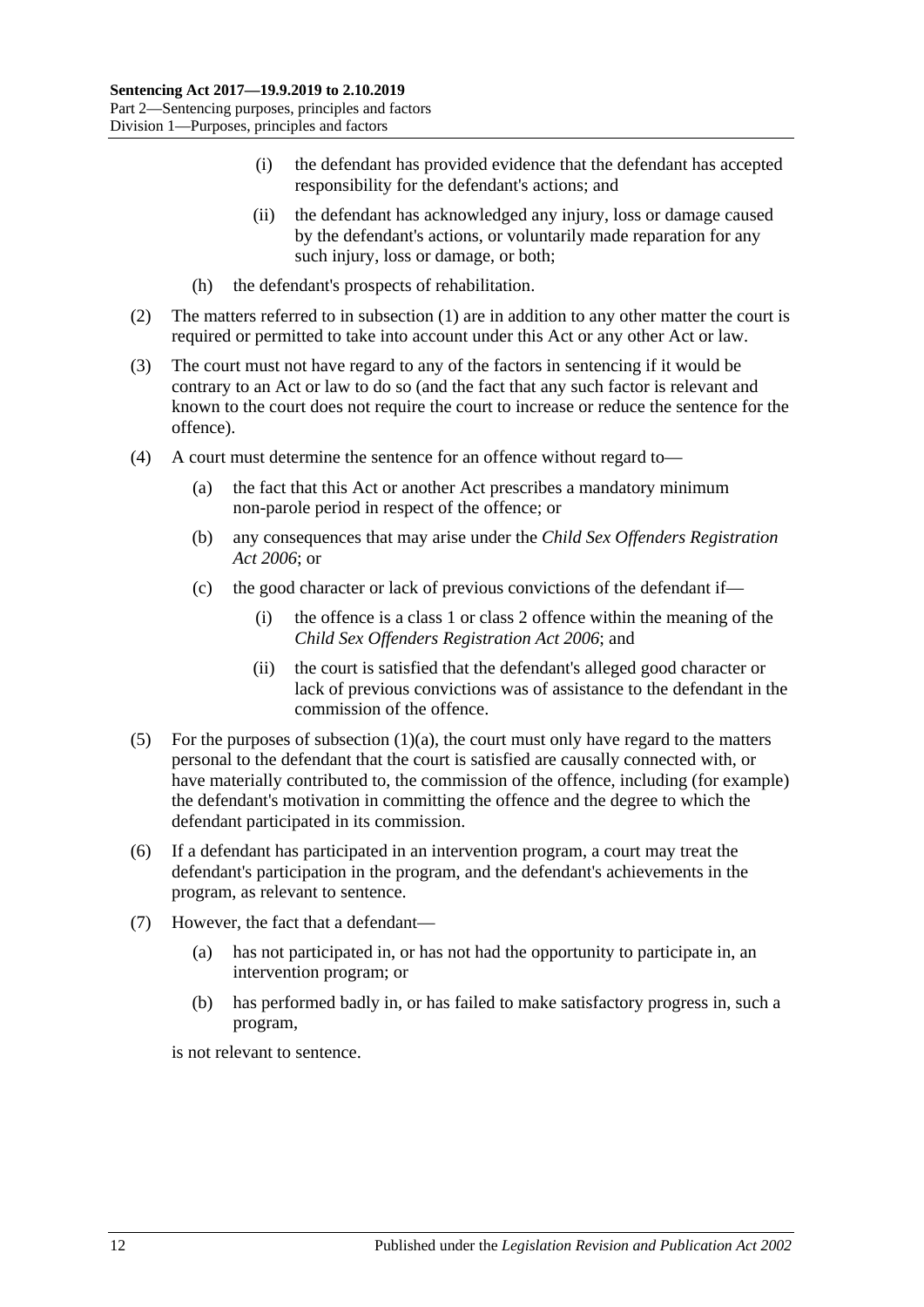(i) the defendant has provided evidence that the defendant has accepted responsibility for the defendant's actions; and

(ii) the defendant has acknowledged any injury, loss or damage caused by the defendant's actions, or voluntarily made reparation for any such injury, loss or damage, or both;

(h) the defendant's prospects of rehabilitation.

(2) The matters referred to in subsection (1) are in addition to any other matter the court is required or permitted to take into account under this Act or any other Act or law.

(3) The court must not have regard to any of the factors in sentencing if it would be contrary to an Act or law to do so (and the fact that any such factor is relevant and known to the court does not require the court to increase or reduce the sentence for the offence).

(4) A court must determine the sentence for an offence without regard to—

(a) the fact that this Act or another Act prescribes a mandatory minimum non-parole period in respect of the offence; or

(b) any consequences that may arise under the *Child Sex Offenders Registration Act 2006*; or

(c) the good character or lack of previous convictions of the defendant if—

(i) the offence is a class 1 or class 2 offence within the meaning of the *Child Sex Offenders Registration Act 2006*; and

(ii) the court is satisfied that the defendant's alleged good character or lack of previous convictions was of assistance to the defendant in the commission of the offence.

(5) For the purposes of subsection (1)(a), the court must only have regard to the matters personal to the defendant that the court is satisfied are causally connected with, or have materially contributed to, the commission of the offence, including (for example) the defendant's motivation in committing the offence and the degree to which the defendant participated in its commission.

(6) If a defendant has participated in an intervention program, a court may treat the defendant's participation in the program, and the defendant's achievements in the program, as relevant to sentence.

(7) However, the fact that a defendant—

(a) has not participated in, or has not had the opportunity to participate in, an intervention program; or

(b) has performed badly in, or has failed to make satisfactory progress in, such a program,

is not relevant to sentence.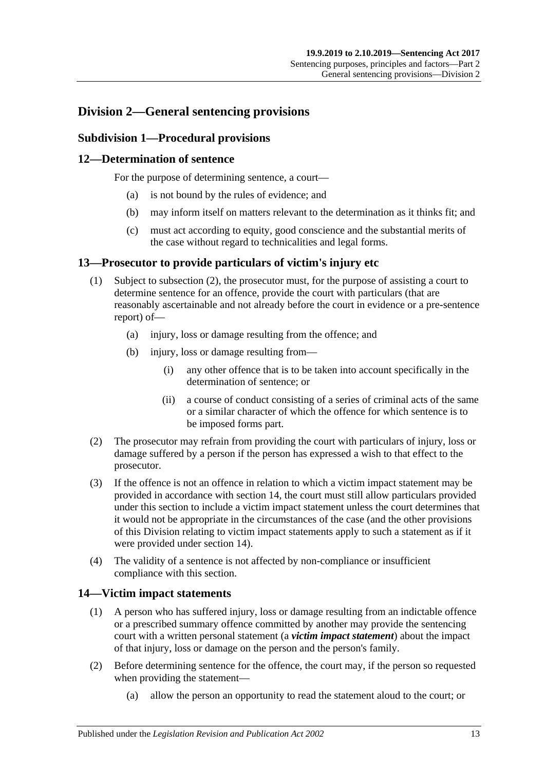## Division 2—General sentencing provisions

### Subdivision 1—Procedural provisions

### 12—Determination of sentence

For the purpose of determining sentence, a court—

(a) is not bound by the rules of evidence; and

(b) may inform itself on matters relevant to the determination as it thinks fit; and

(c) must act according to equity, good conscience and the substantial merits of the case without regard to technicalities and legal forms.

### 13—Prosecutor to provide particulars of victim's injury etc

(1) Subject to subsection (2), the prosecutor must, for the purpose of assisting a court to determine sentence for an offence, provide the court with particulars (that are reasonably ascertainable and not already before the court in evidence or a pre-sentence report) of—

(a) injury, loss or damage resulting from the offence; and

(b) injury, loss or damage resulting from—

(i) any other offence that is to be taken into account specifically in the determination of sentence; or

(ii) a course of conduct consisting of a series of criminal acts of the same or a similar character of which the offence for which sentence is to be imposed forms part.

(2) The prosecutor may refrain from providing the court with particulars of injury, loss or damage suffered by a person if the person has expressed a wish to that effect to the prosecutor.

(3) If the offence is not an offence in relation to which a victim impact statement may be provided in accordance with section 14, the court must still allow particulars provided under this section to include a victim impact statement unless the court determines that it would not be appropriate in the circumstances of the case (and the other provisions of this Division relating to victim impact statements apply to such a statement as if it were provided under section 14).

(4) The validity of a sentence is not affected by non-compliance or insufficient compliance with this section.

### 14—Victim impact statements

(1) A person who has suffered injury, loss or damage resulting from an indictable offence or a prescribed summary offence committed by another may provide the sentencing court with a written personal statement (a ***victim impact statement***) about the impact of that injury, loss or damage on the person and the person's family.

(2) Before determining sentence for the offence, the court may, if the person so requested when providing the statement—

(a) allow the person an opportunity to read the statement aloud to the court; or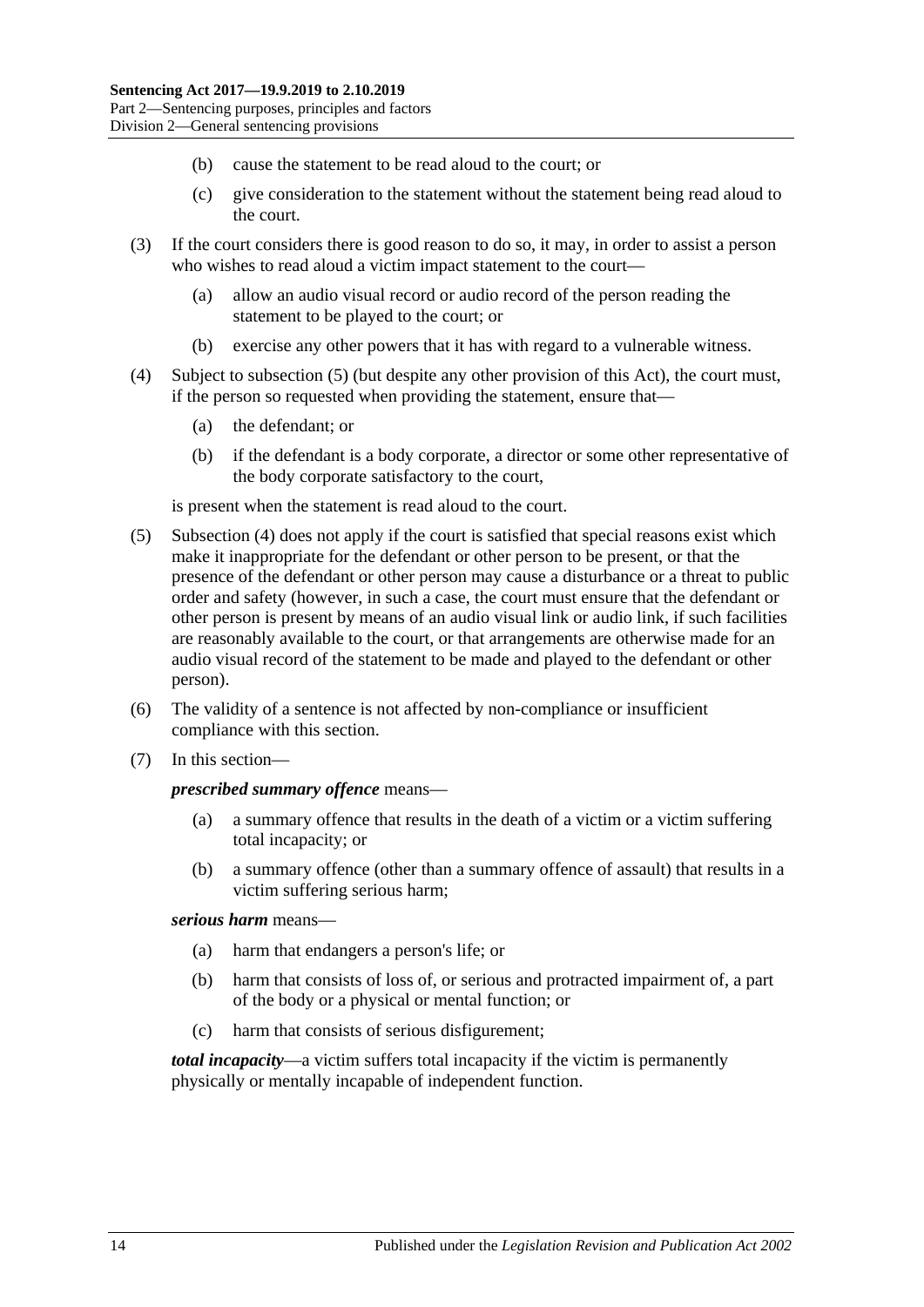(b) cause the statement to be read aloud to the court; or

(c) give consideration to the statement without the statement being read aloud to the court.

(3) If the court considers there is good reason to do so, it may, in order to assist a person who wishes to read aloud a victim impact statement to the court—

(a) allow an audio visual record or audio record of the person reading the statement to be played to the court; or

(b) exercise any other powers that it has with regard to a vulnerable witness.

(4) Subject to subsection (5) (but despite any other provision of this Act), the court must, if the person so requested when providing the statement, ensure that—

(a) the defendant; or

(b) if the defendant is a body corporate, a director or some other representative of the body corporate satisfactory to the court,

is present when the statement is read aloud to the court.

(5) Subsection (4) does not apply if the court is satisfied that special reasons exist which make it inappropriate for the defendant or other person to be present, or that the presence of the defendant or other person may cause a disturbance or a threat to public order and safety (however, in such a case, the court must ensure that the defendant or other person is present by means of an audio visual link or audio link, if such facilities are reasonably available to the court, or that arrangements are otherwise made for an audio visual record of the statement to be made and played to the defendant or other person).

(6) The validity of a sentence is not affected by non-compliance or insufficient compliance with this section.

(7) In this section—

***prescribed summary offence*** means—

(a) a summary offence that results in the death of a victim or a victim suffering total incapacity; or

(b) a summary offence (other than a summary offence of assault) that results in a victim suffering serious harm;

***serious harm*** means—

(a) harm that endangers a person's life; or

(b) harm that consists of loss of, or serious and protracted impairment of, a part of the body or a physical or mental function; or

(c) harm that consists of serious disfigurement;

***total incapacity***—a victim suffers total incapacity if the victim is permanently physically or mentally incapable of independent function.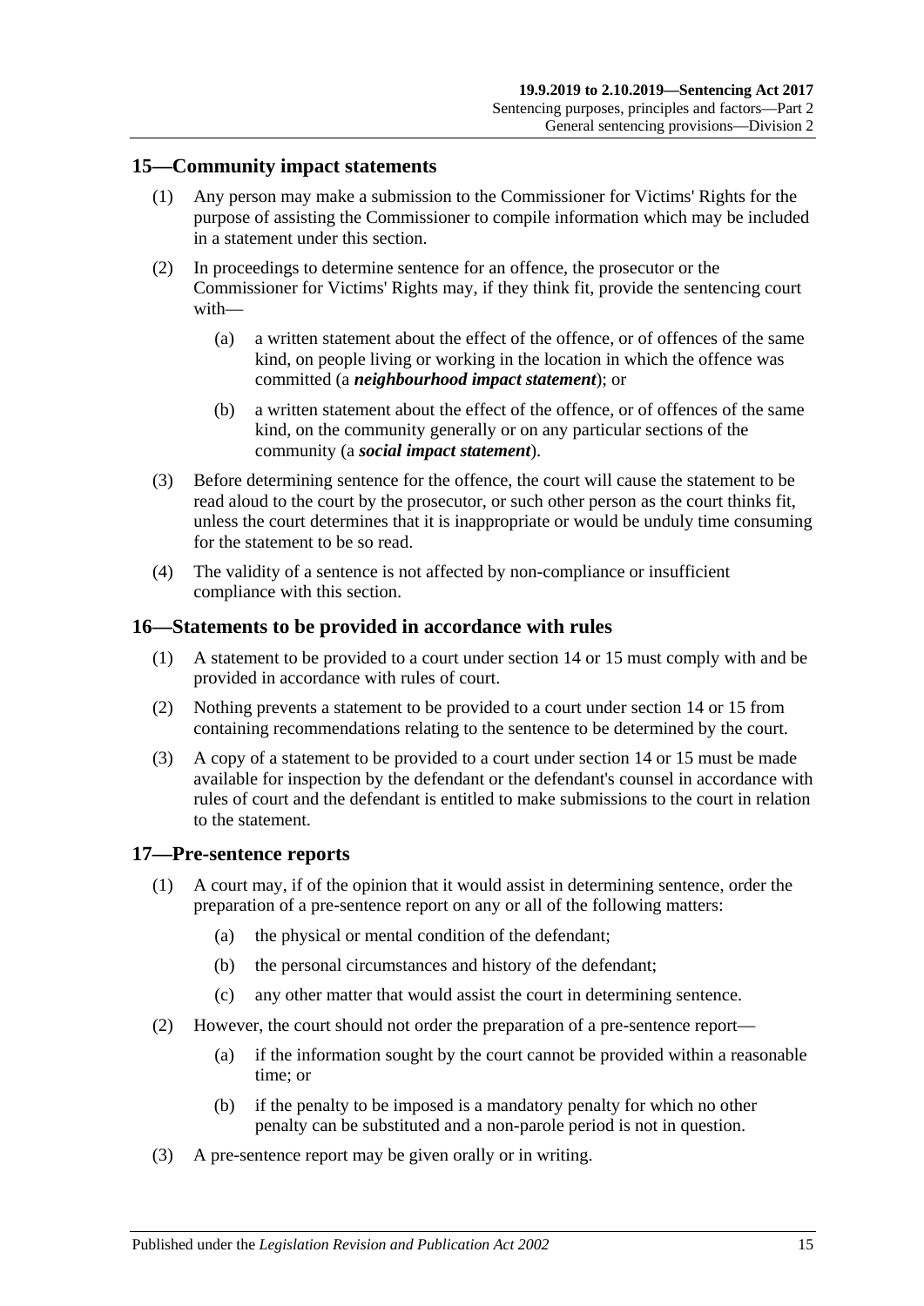## 15—Community impact statements

(1) Any person may make a submission to the Commissioner for Victims' Rights for the purpose of assisting the Commissioner to compile information which may be included in a statement under this section.

(2) In proceedings to determine sentence for an offence, the prosecutor or the Commissioner for Victims' Rights may, if they think fit, provide the sentencing court with—

- (a) a written statement about the effect of the offence, or of offences of the same kind, on people living or working in the location in which the offence was committed (a ***neighbourhood impact statement***); or
- (b) a written statement about the effect of the offence, or of offences of the same kind, on the community generally or on any particular sections of the community (a ***social impact statement***).

(3) Before determining sentence for the offence, the court will cause the statement to be read aloud to the court by the prosecutor, or such other person as the court thinks fit, unless the court determines that it is inappropriate or would be unduly time consuming for the statement to be so read.

(4) The validity of a sentence is not affected by non-compliance or insufficient compliance with this section.

## 16—Statements to be provided in accordance with rules

(1) A statement to be provided to a court under section 14 or 15 must comply with and be provided in accordance with rules of court.

(2) Nothing prevents a statement to be provided to a court under section 14 or 15 from containing recommendations relating to the sentence to be determined by the court.

(3) A copy of a statement to be provided to a court under section 14 or 15 must be made available for inspection by the defendant or the defendant's counsel in accordance with rules of court and the defendant is entitled to make submissions to the court in relation to the statement.

## 17—Pre-sentence reports

(1) A court may, if of the opinion that it would assist in determining sentence, order the preparation of a pre-sentence report on any or all of the following matters:

- (a) the physical or mental condition of the defendant;
- (b) the personal circumstances and history of the defendant;
- (c) any other matter that would assist the court in determining sentence.

(2) However, the court should not order the preparation of a pre-sentence report—

- (a) if the information sought by the court cannot be provided within a reasonable time; or
- (b) if the penalty to be imposed is a mandatory penalty for which no other penalty can be substituted and a non-parole period is not in question.

(3) A pre-sentence report may be given orally or in writing.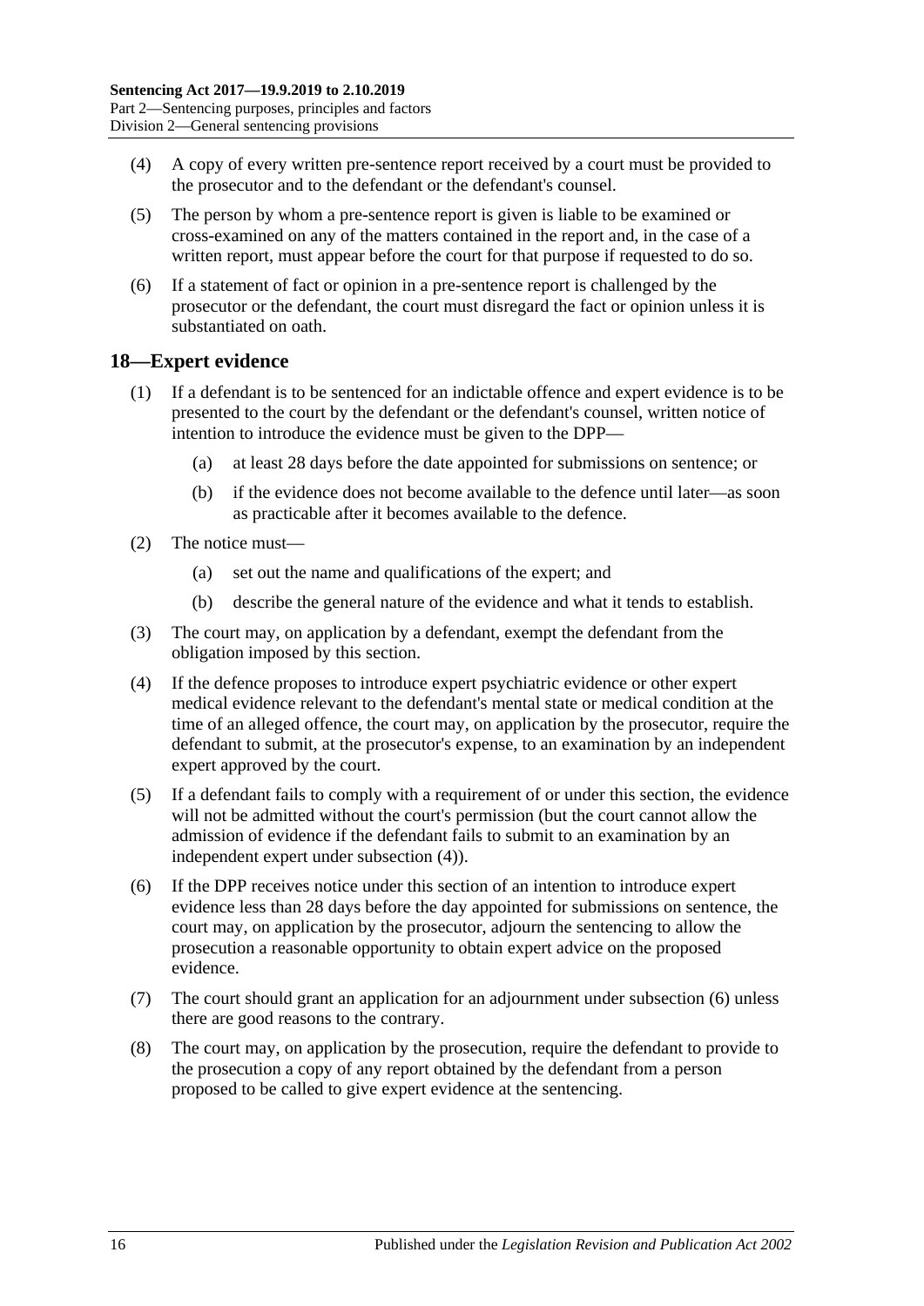(4) A copy of every written pre-sentence report received by a court must be provided to the prosecutor and to the defendant or the defendant's counsel.

(5) The person by whom a pre-sentence report is given is liable to be examined or cross-examined on any of the matters contained in the report and, in the case of a written report, must appear before the court for that purpose if requested to do so.

(6) If a statement of fact or opinion in a pre-sentence report is challenged by the prosecutor or the defendant, the court must disregard the fact or opinion unless it is substantiated on oath.

## 18—Expert evidence

(1) If a defendant is to be sentenced for an indictable offence and expert evidence is to be presented to the court by the defendant or the defendant's counsel, written notice of intention to introduce the evidence must be given to the DPP—

(a) at least 28 days before the date appointed for submissions on sentence; or

(b) if the evidence does not become available to the defence until later—as soon as practicable after it becomes available to the defence.

(2) The notice must—

(a) set out the name and qualifications of the expert; and

(b) describe the general nature of the evidence and what it tends to establish.

(3) The court may, on application by a defendant, exempt the defendant from the obligation imposed by this section.

(4) If the defence proposes to introduce expert psychiatric evidence or other expert medical evidence relevant to the defendant's mental state or medical condition at the time of an alleged offence, the court may, on application by the prosecutor, require the defendant to submit, at the prosecutor's expense, to an examination by an independent expert approved by the court.

(5) If a defendant fails to comply with a requirement of or under this section, the evidence will not be admitted without the court's permission (but the court cannot allow the admission of evidence if the defendant fails to submit to an examination by an independent expert under subsection (4)).

(6) If the DPP receives notice under this section of an intention to introduce expert evidence less than 28 days before the day appointed for submissions on sentence, the court may, on application by the prosecutor, adjourn the sentencing to allow the prosecution a reasonable opportunity to obtain expert advice on the proposed evidence.

(7) The court should grant an application for an adjournment under subsection (6) unless there are good reasons to the contrary.

(8) The court may, on application by the prosecution, require the defendant to provide to the prosecution a copy of any report obtained by the defendant from a person proposed to be called to give expert evidence at the sentencing.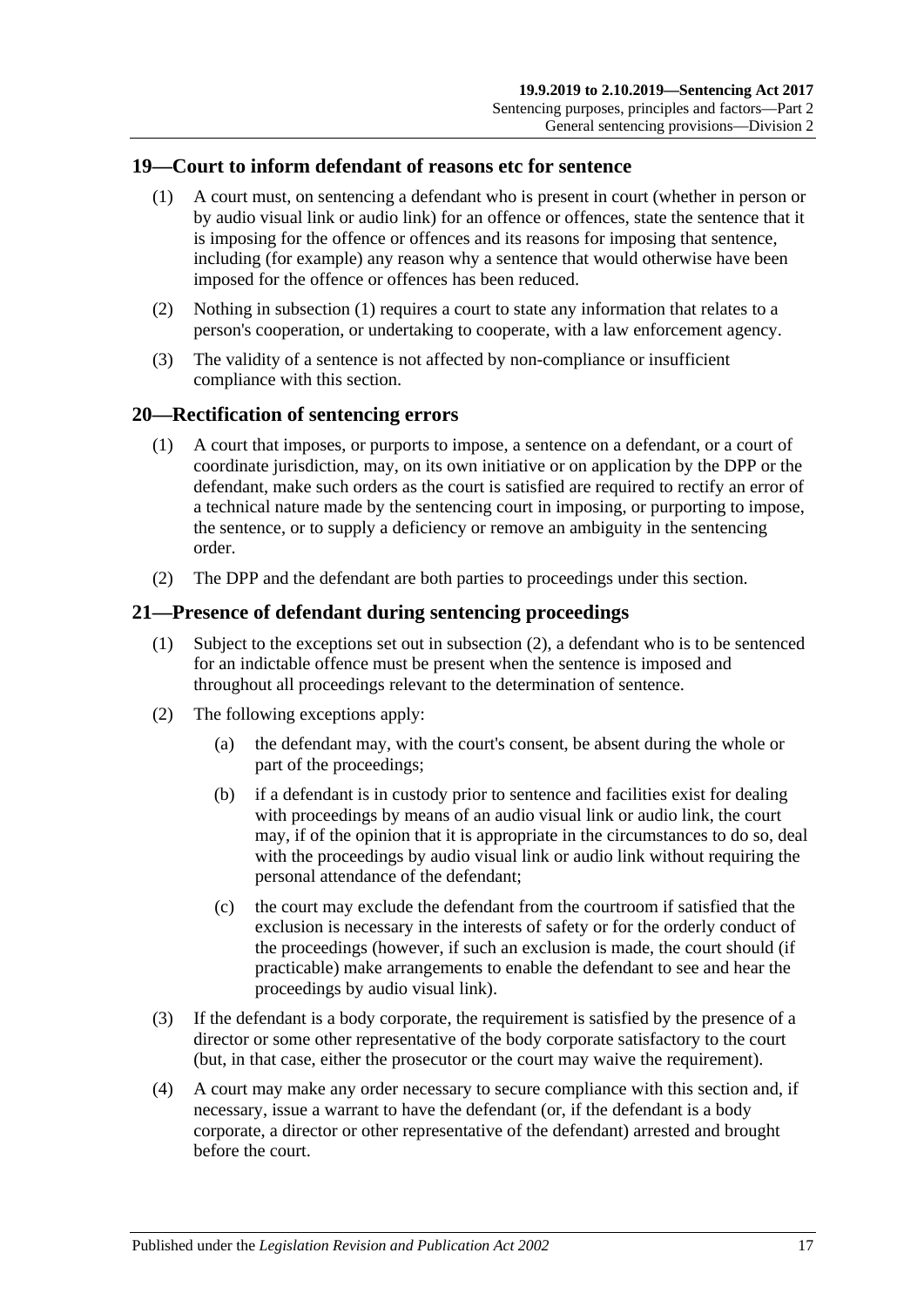## 19—Court to inform defendant of reasons etc for sentence

(1) A court must, on sentencing a defendant who is present in court (whether in person or by audio visual link or audio link) for an offence or offences, state the sentence that it is imposing for the offence or offences and its reasons for imposing that sentence, including (for example) any reason why a sentence that would otherwise have been imposed for the offence or offences has been reduced.

(2) Nothing in subsection (1) requires a court to state any information that relates to a person's cooperation, or undertaking to cooperate, with a law enforcement agency.

(3) The validity of a sentence is not affected by non-compliance or insufficient compliance with this section.

## 20—Rectification of sentencing errors

(1) A court that imposes, or purports to impose, a sentence on a defendant, or a court of coordinate jurisdiction, may, on its own initiative or on application by the DPP or the defendant, make such orders as the court is satisfied are required to rectify an error of a technical nature made by the sentencing court in imposing, or purporting to impose, the sentence, or to supply a deficiency or remove an ambiguity in the sentencing order.

(2) The DPP and the defendant are both parties to proceedings under this section.

## 21—Presence of defendant during sentencing proceedings

(1) Subject to the exceptions set out in subsection (2), a defendant who is to be sentenced for an indictable offence must be present when the sentence is imposed and throughout all proceedings relevant to the determination of sentence.

(2) The following exceptions apply:

(a) the defendant may, with the court's consent, be absent during the whole or part of the proceedings;

(b) if a defendant is in custody prior to sentence and facilities exist for dealing with proceedings by means of an audio visual link or audio link, the court may, if of the opinion that it is appropriate in the circumstances to do so, deal with the proceedings by audio visual link or audio link without requiring the personal attendance of the defendant;

(c) the court may exclude the defendant from the courtroom if satisfied that the exclusion is necessary in the interests of safety or for the orderly conduct of the proceedings (however, if such an exclusion is made, the court should (if practicable) make arrangements to enable the defendant to see and hear the proceedings by audio visual link).

(3) If the defendant is a body corporate, the requirement is satisfied by the presence of a director or some other representative of the body corporate satisfactory to the court (but, in that case, either the prosecutor or the court may waive the requirement).

(4) A court may make any order necessary to secure compliance with this section and, if necessary, issue a warrant to have the defendant (or, if the defendant is a body corporate, a director or other representative of the defendant) arrested and brought before the court.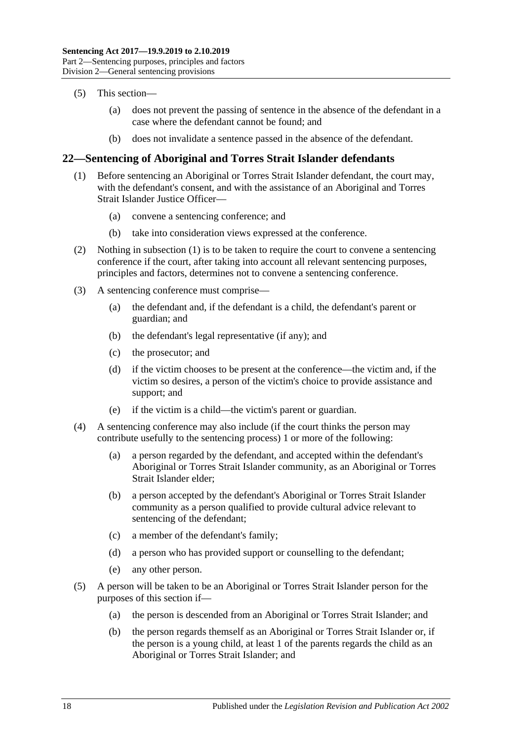(5) This section—

(a) does not prevent the passing of sentence in the absence of the defendant in a case where the defendant cannot be found; and

(b) does not invalidate a sentence passed in the absence of the defendant.

## 22—Sentencing of Aboriginal and Torres Strait Islander defendants

(1) Before sentencing an Aboriginal or Torres Strait Islander defendant, the court may, with the defendant's consent, and with the assistance of an Aboriginal and Torres Strait Islander Justice Officer—

(a) convene a sentencing conference; and

(b) take into consideration views expressed at the conference.

(2) Nothing in subsection (1) is to be taken to require the court to convene a sentencing conference if the court, after taking into account all relevant sentencing purposes, principles and factors, determines not to convene a sentencing conference.

(3) A sentencing conference must comprise—

(a) the defendant and, if the defendant is a child, the defendant's parent or guardian; and

(b) the defendant's legal representative (if any); and

(c) the prosecutor; and

(d) if the victim chooses to be present at the conference—the victim and, if the victim so desires, a person of the victim's choice to provide assistance and support; and

(e) if the victim is a child—the victim's parent or guardian.

(4) A sentencing conference may also include (if the court thinks the person may contribute usefully to the sentencing process) 1 or more of the following:

(a) a person regarded by the defendant, and accepted within the defendant's Aboriginal or Torres Strait Islander community, as an Aboriginal or Torres Strait Islander elder;

(b) a person accepted by the defendant's Aboriginal or Torres Strait Islander community as a person qualified to provide cultural advice relevant to sentencing of the defendant;

(c) a member of the defendant's family;

(d) a person who has provided support or counselling to the defendant;

(e) any other person.

(5) A person will be taken to be an Aboriginal or Torres Strait Islander person for the purposes of this section if—

(a) the person is descended from an Aboriginal or Torres Strait Islander; and

(b) the person regards themself as an Aboriginal or Torres Strait Islander or, if the person is a young child, at least 1 of the parents regards the child as an Aboriginal or Torres Strait Islander; and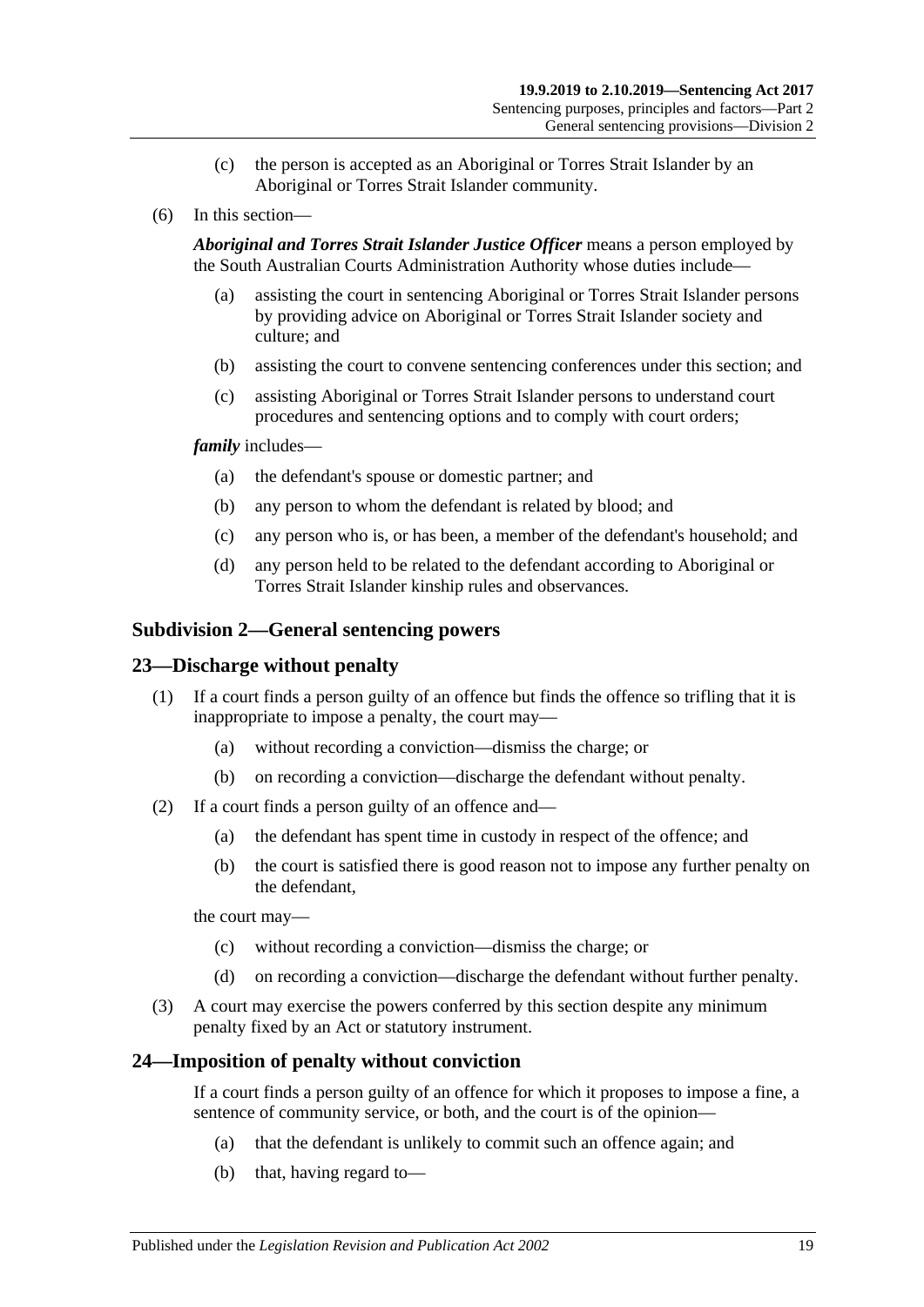(c) the person is accepted as an Aboriginal or Torres Strait Islander by an Aboriginal or Torres Strait Islander community.

(6) In this section—

***Aboriginal and Torres Strait Islander Justice Officer*** means a person employed by the South Australian Courts Administration Authority whose duties include—

(a) assisting the court in sentencing Aboriginal or Torres Strait Islander persons by providing advice on Aboriginal or Torres Strait Islander society and culture; and

(b) assisting the court to convene sentencing conferences under this section; and

(c) assisting Aboriginal or Torres Strait Islander persons to understand court procedures and sentencing options and to comply with court orders;

***family*** includes—

(a) the defendant's spouse or domestic partner; and

(b) any person to whom the defendant is related by blood; and

(c) any person who is, or has been, a member of the defendant's household; and

(d) any person held to be related to the defendant according to Aboriginal or Torres Strait Islander kinship rules and observances.

## Subdivision 2—General sentencing powers

## 23—Discharge without penalty

(1) If a court finds a person guilty of an offence but finds the offence so trifling that it is inappropriate to impose a penalty, the court may—

(a) without recording a conviction—dismiss the charge; or

(b) on recording a conviction—discharge the defendant without penalty.

(2) If a court finds a person guilty of an offence and—

(a) the defendant has spent time in custody in respect of the offence; and

(b) the court is satisfied there is good reason not to impose any further penalty on the defendant,

the court may—

(c) without recording a conviction—dismiss the charge; or

(d) on recording a conviction—discharge the defendant without further penalty.

(3) A court may exercise the powers conferred by this section despite any minimum penalty fixed by an Act or statutory instrument.

## 24—Imposition of penalty without conviction

If a court finds a person guilty of an offence for which it proposes to impose a fine, a sentence of community service, or both, and the court is of the opinion—

(a) that the defendant is unlikely to commit such an offence again; and

(b) that, having regard to—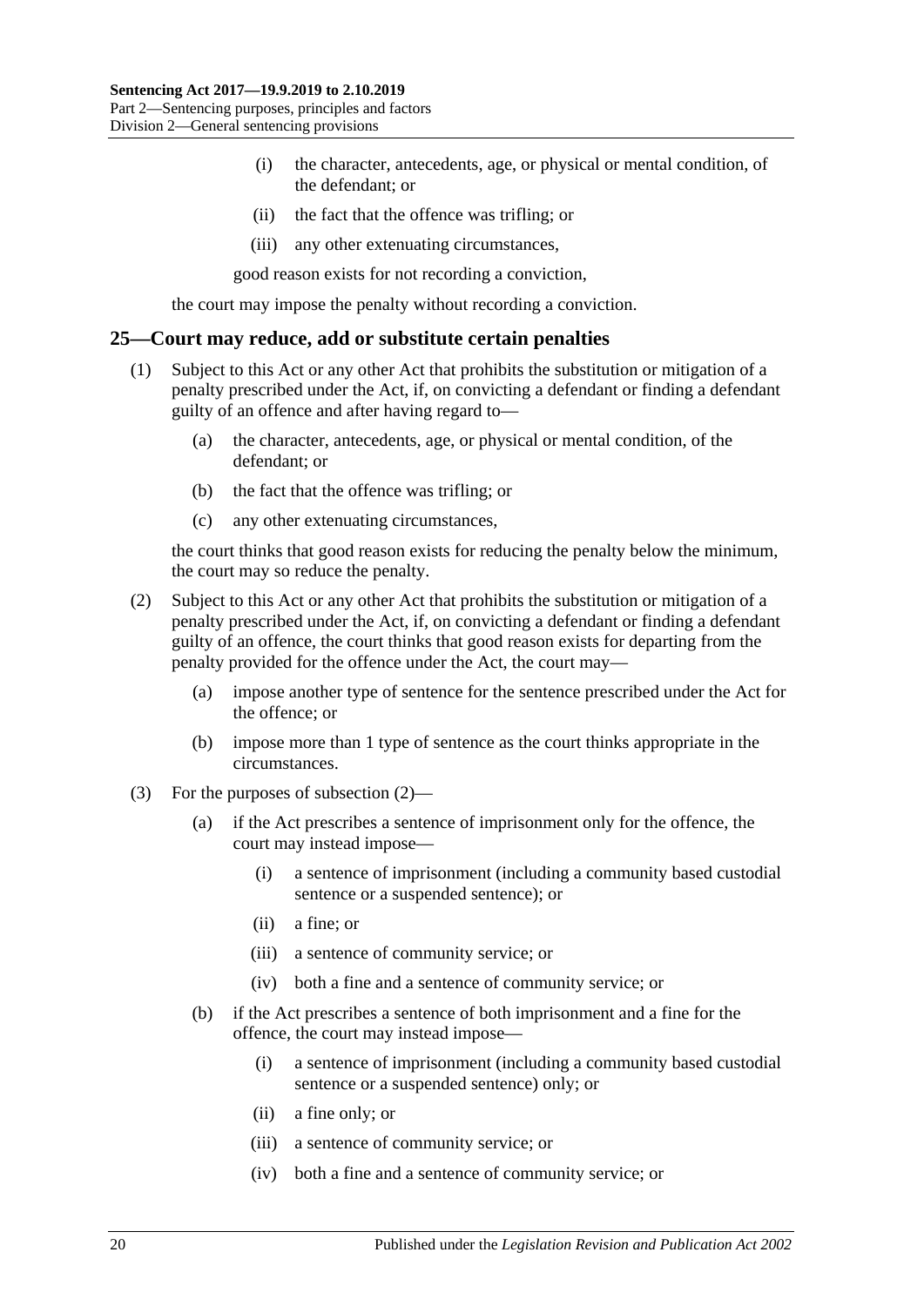(i) the character, antecedents, age, or physical or mental condition, of the defendant; or

(ii) the fact that the offence was trifling; or

(iii) any other extenuating circumstances,

good reason exists for not recording a conviction,

the court may impose the penalty without recording a conviction.

## 25—Court may reduce, add or substitute certain penalties

(1) Subject to this Act or any other Act that prohibits the substitution or mitigation of a penalty prescribed under the Act, if, on convicting a defendant or finding a defendant guilty of an offence and after having regard to—

(a) the character, antecedents, age, or physical or mental condition, of the defendant; or

(b) the fact that the offence was trifling; or

(c) any other extenuating circumstances,

the court thinks that good reason exists for reducing the penalty below the minimum, the court may so reduce the penalty.

(2) Subject to this Act or any other Act that prohibits the substitution or mitigation of a penalty prescribed under the Act, if, on convicting a defendant or finding a defendant guilty of an offence, the court thinks that good reason exists for departing from the penalty provided for the offence under the Act, the court may—

(a) impose another type of sentence for the sentence prescribed under the Act for the offence; or

(b) impose more than 1 type of sentence as the court thinks appropriate in the circumstances.

(3) For the purposes of subsection (2)—

(a) if the Act prescribes a sentence of imprisonment only for the offence, the court may instead impose—

(i) a sentence of imprisonment (including a community based custodial sentence or a suspended sentence); or

(ii) a fine; or

(iii) a sentence of community service; or

(iv) both a fine and a sentence of community service; or

(b) if the Act prescribes a sentence of both imprisonment and a fine for the offence, the court may instead impose—

(i) a sentence of imprisonment (including a community based custodial sentence or a suspended sentence) only; or

(ii) a fine only; or

(iii) a sentence of community service; or

(iv) both a fine and a sentence of community service; or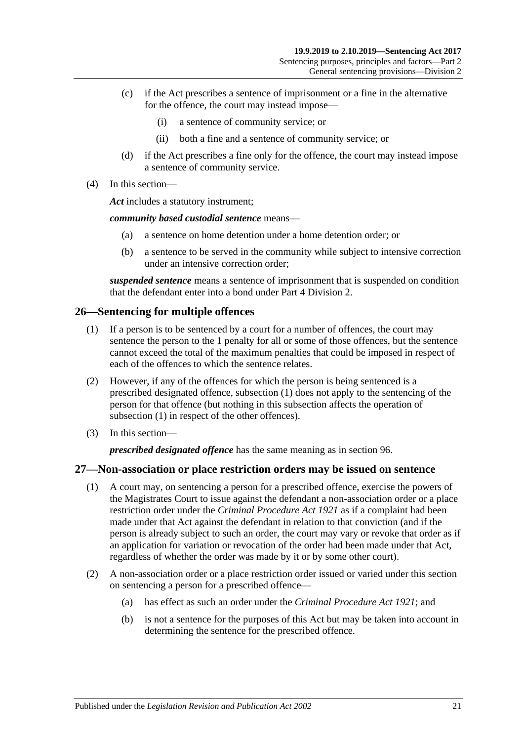(c) if the Act prescribes a sentence of imprisonment or a fine in the alternative for the offence, the court may instead impose—

(i) a sentence of community service; or

(ii) both a fine and a sentence of community service; or

(d) if the Act prescribes a fine only for the offence, the court may instead impose a sentence of community service.

(4) In this section—

***Act*** includes a statutory instrument;

***community based custodial sentence*** means—

(a) a sentence on home detention under a home detention order; or

(b) a sentence to be served in the community while subject to intensive correction under an intensive correction order;

***suspended sentence*** means a sentence of imprisonment that is suspended on condition that the defendant enter into a bond under Part 4 Division 2.

## 26—Sentencing for multiple offences

(1) If a person is to be sentenced by a court for a number of offences, the court may sentence the person to the 1 penalty for all or some of those offences, but the sentence cannot exceed the total of the maximum penalties that could be imposed in respect of each of the offences to which the sentence relates.

(2) However, if any of the offences for which the person is being sentenced is a prescribed designated offence, subsection (1) does not apply to the sentencing of the person for that offence (but nothing in this subsection affects the operation of subsection (1) in respect of the other offences).

(3) In this section—

***prescribed designated offence*** has the same meaning as in section 96.

## 27—Non-association or place restriction orders may be issued on sentence

(1) A court may, on sentencing a person for a prescribed offence, exercise the powers of the Magistrates Court to issue against the defendant a non-association order or a place restriction order under the *Criminal Procedure Act 1921* as if a complaint had been made under that Act against the defendant in relation to that conviction (and if the person is already subject to such an order, the court may vary or revoke that order as if an application for variation or revocation of the order had been made under that Act, regardless of whether the order was made by it or by some other court).

(2) A non-association order or a place restriction order issued or varied under this section on sentencing a person for a prescribed offence—

(a) has effect as such an order under the *Criminal Procedure Act 1921*; and

(b) is not a sentence for the purposes of this Act but may be taken into account in determining the sentence for the prescribed offence.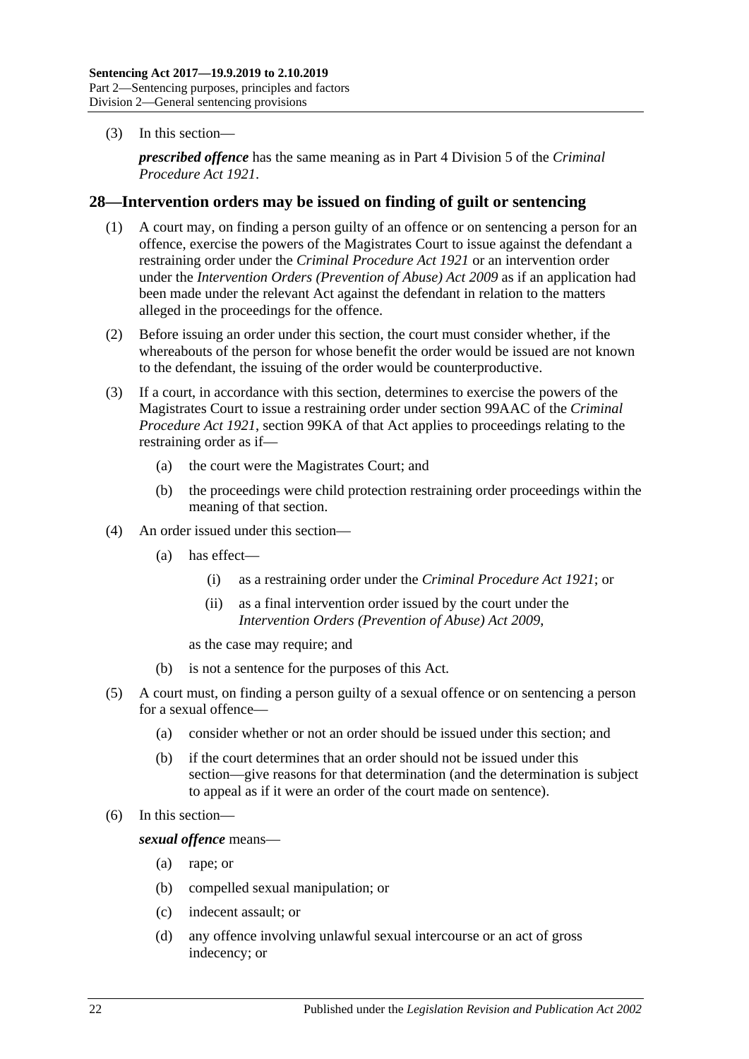(3) In this section—

*prescribed offence* has the same meaning as in Part 4 Division 5 of the *Criminal Procedure Act 1921*.

## 28—Intervention orders may be issued on finding of guilt or sentencing

(1) A court may, on finding a person guilty of an offence or on sentencing a person for an offence, exercise the powers of the Magistrates Court to issue against the defendant a restraining order under the *Criminal Procedure Act 1921* or an intervention order under the *Intervention Orders (Prevention of Abuse) Act 2009* as if an application had been made under the relevant Act against the defendant in relation to the matters alleged in the proceedings for the offence.

(2) Before issuing an order under this section, the court must consider whether, if the whereabouts of the person for whose benefit the order would be issued are not known to the defendant, the issuing of the order would be counterproductive.

(3) If a court, in accordance with this section, determines to exercise the powers of the Magistrates Court to issue a restraining order under section 99AAC of the *Criminal Procedure Act 1921*, section 99KA of that Act applies to proceedings relating to the restraining order as if—

- (a) the court were the Magistrates Court; and
- (b) the proceedings were child protection restraining order proceedings within the meaning of that section.

(4) An order issued under this section—

- (a) has effect—
  - (i) as a restraining order under the *Criminal Procedure Act 1921*; or
  - (ii) as a final intervention order issued by the court under the *Intervention Orders (Prevention of Abuse) Act 2009*,

  as the case may require; and
- (b) is not a sentence for the purposes of this Act.

(5) A court must, on finding a person guilty of a sexual offence or on sentencing a person for a sexual offence—

- (a) consider whether or not an order should be issued under this section; and
- (b) if the court determines that an order should not be issued under this section—give reasons for that determination (and the determination is subject to appeal as if it were an order of the court made on sentence).

(6) In this section—

*sexual offence* means—

- (a) rape; or
- (b) compelled sexual manipulation; or
- (c) indecent assault; or
- (d) any offence involving unlawful sexual intercourse or an act of gross indecency; or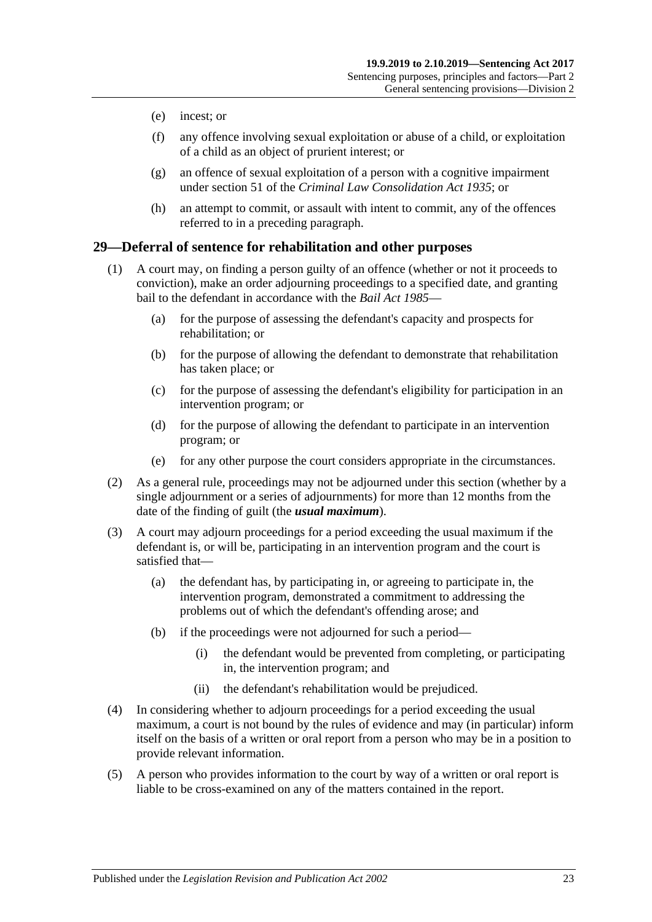(e) incest; or

(f) any offence involving sexual exploitation or abuse of a child, or exploitation of a child as an object of prurient interest; or

(g) an offence of sexual exploitation of a person with a cognitive impairment under section 51 of the *Criminal Law Consolidation Act 1935*; or

(h) an attempt to commit, or assault with intent to commit, any of the offences referred to in a preceding paragraph.

## 29—Deferral of sentence for rehabilitation and other purposes

(1) A court may, on finding a person guilty of an offence (whether or not it proceeds to conviction), make an order adjourning proceedings to a specified date, and granting bail to the defendant in accordance with the *Bail Act 1985*—

(a) for the purpose of assessing the defendant's capacity and prospects for rehabilitation; or

(b) for the purpose of allowing the defendant to demonstrate that rehabilitation has taken place; or

(c) for the purpose of assessing the defendant's eligibility for participation in an intervention program; or

(d) for the purpose of allowing the defendant to participate in an intervention program; or

(e) for any other purpose the court considers appropriate in the circumstances.

(2) As a general rule, proceedings may not be adjourned under this section (whether by a single adjournment or a series of adjournments) for more than 12 months from the date of the finding of guilt (the ***usual maximum***).

(3) A court may adjourn proceedings for a period exceeding the usual maximum if the defendant is, or will be, participating in an intervention program and the court is satisfied that—

(a) the defendant has, by participating in, or agreeing to participate in, the intervention program, demonstrated a commitment to addressing the problems out of which the defendant's offending arose; and

(b) if the proceedings were not adjourned for such a period—

(i) the defendant would be prevented from completing, or participating in, the intervention program; and

(ii) the defendant's rehabilitation would be prejudiced.

(4) In considering whether to adjourn proceedings for a period exceeding the usual maximum, a court is not bound by the rules of evidence and may (in particular) inform itself on the basis of a written or oral report from a person who may be in a position to provide relevant information.

(5) A person who provides information to the court by way of a written or oral report is liable to be cross-examined on any of the matters contained in the report.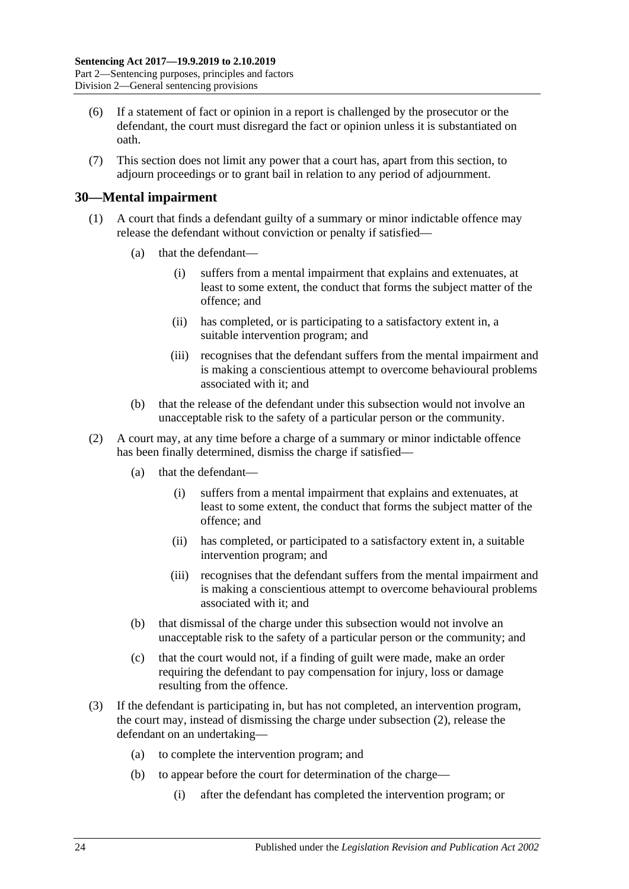(6) If a statement of fact or opinion in a report is challenged by the prosecutor or the defendant, the court must disregard the fact or opinion unless it is substantiated on oath.

(7) This section does not limit any power that a court has, apart from this section, to adjourn proceedings or to grant bail in relation to any period of adjournment.

## 30—Mental impairment

(1) A court that finds a defendant guilty of a summary or minor indictable offence may release the defendant without conviction or penalty if satisfied—

- (a) that the defendant—
  - (i) suffers from a mental impairment that explains and extenuates, at least to some extent, the conduct that forms the subject matter of the offence; and
  - (ii) has completed, or is participating to a satisfactory extent in, a suitable intervention program; and
  - (iii) recognises that the defendant suffers from the mental impairment and is making a conscientious attempt to overcome behavioural problems associated with it; and
- (b) that the release of the defendant under this subsection would not involve an unacceptable risk to the safety of a particular person or the community.

(2) A court may, at any time before a charge of a summary or minor indictable offence has been finally determined, dismiss the charge if satisfied—

- (a) that the defendant—
  - (i) suffers from a mental impairment that explains and extenuates, at least to some extent, the conduct that forms the subject matter of the offence; and
  - (ii) has completed, or participated to a satisfactory extent in, a suitable intervention program; and
  - (iii) recognises that the defendant suffers from the mental impairment and is making a conscientious attempt to overcome behavioural problems associated with it; and
- (b) that dismissal of the charge under this subsection would not involve an unacceptable risk to the safety of a particular person or the community; and
- (c) that the court would not, if a finding of guilt were made, make an order requiring the defendant to pay compensation for injury, loss or damage resulting from the offence.

(3) If the defendant is participating in, but has not completed, an intervention program, the court may, instead of dismissing the charge under subsection (2), release the defendant on an undertaking—

- (a) to complete the intervention program; and
- (b) to appear before the court for determination of the charge—
  - (i) after the defendant has completed the intervention program; or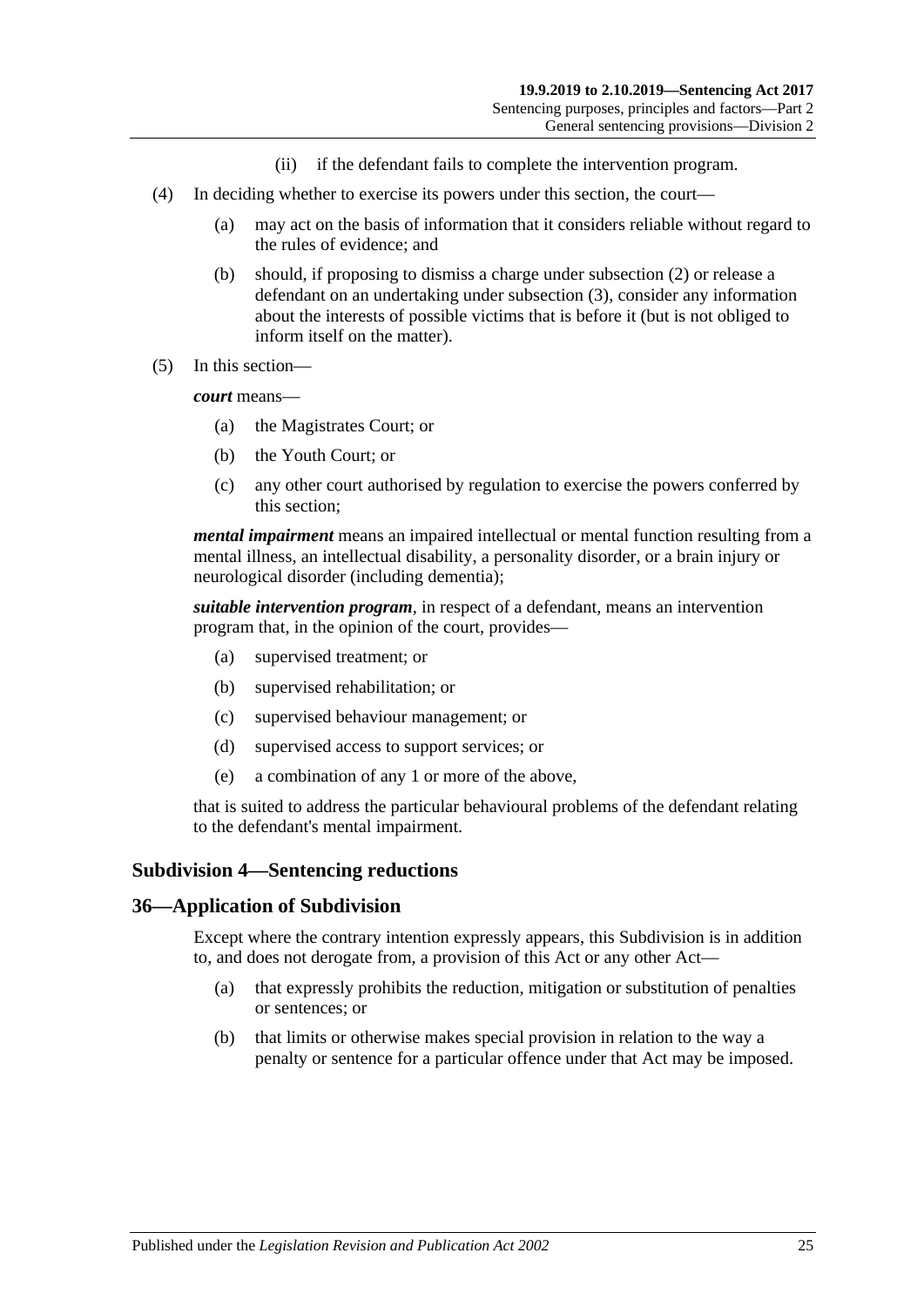(ii) if the defendant fails to complete the intervention program.

(4) In deciding whether to exercise its powers under this section, the court—

(a) may act on the basis of information that it considers reliable without regard to the rules of evidence; and

(b) should, if proposing to dismiss a charge under subsection (2) or release a defendant on an undertaking under subsection (3), consider any information about the interests of possible victims that is before it (but is not obliged to inform itself on the matter).

(5) In this section—

***court*** means—

(a) the Magistrates Court; or

(b) the Youth Court; or

(c) any other court authorised by regulation to exercise the powers conferred by this section;

***mental impairment*** means an impaired intellectual or mental function resulting from a mental illness, an intellectual disability, a personality disorder, or a brain injury or neurological disorder (including dementia);

***suitable intervention program***, in respect of a defendant, means an intervention program that, in the opinion of the court, provides—

(a) supervised treatment; or

(b) supervised rehabilitation; or

(c) supervised behaviour management; or

(d) supervised access to support services; or

(e) a combination of any 1 or more of the above,

that is suited to address the particular behavioural problems of the defendant relating to the defendant's mental impairment.

### Subdivision 4—Sentencing reductions

### 36—Application of Subdivision

Except where the contrary intention expressly appears, this Subdivision is in addition to, and does not derogate from, a provision of this Act or any other Act—

(a) that expressly prohibits the reduction, mitigation or substitution of penalties or sentences; or

(b) that limits or otherwise makes special provision in relation to the way a penalty or sentence for a particular offence under that Act may be imposed.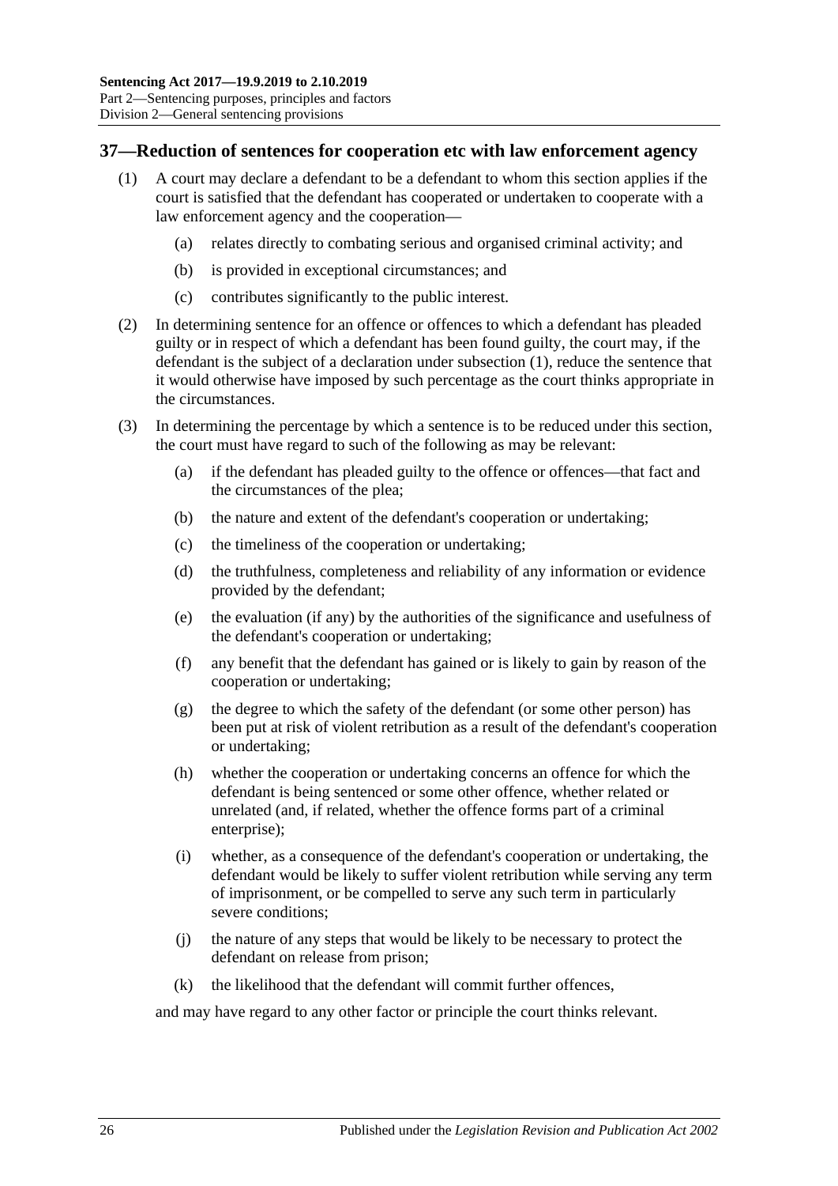## 37—Reduction of sentences for cooperation etc with law enforcement agency

(1) A court may declare a defendant to be a defendant to whom this section applies if the court is satisfied that the defendant has cooperated or undertaken to cooperate with a law enforcement agency and the cooperation—

(a) relates directly to combating serious and organised criminal activity; and

(b) is provided in exceptional circumstances; and

(c) contributes significantly to the public interest.

(2) In determining sentence for an offence or offences to which a defendant has pleaded guilty or in respect of which a defendant has been found guilty, the court may, if the defendant is the subject of a declaration under subsection (1), reduce the sentence that it would otherwise have imposed by such percentage as the court thinks appropriate in the circumstances.

(3) In determining the percentage by which a sentence is to be reduced under this section, the court must have regard to such of the following as may be relevant:

(a) if the defendant has pleaded guilty to the offence or offences—that fact and the circumstances of the plea;

(b) the nature and extent of the defendant's cooperation or undertaking;

(c) the timeliness of the cooperation or undertaking;

(d) the truthfulness, completeness and reliability of any information or evidence provided by the defendant;

(e) the evaluation (if any) by the authorities of the significance and usefulness of the defendant's cooperation or undertaking;

(f) any benefit that the defendant has gained or is likely to gain by reason of the cooperation or undertaking;

(g) the degree to which the safety of the defendant (or some other person) has been put at risk of violent retribution as a result of the defendant's cooperation or undertaking;

(h) whether the cooperation or undertaking concerns an offence for which the defendant is being sentenced or some other offence, whether related or unrelated (and, if related, whether the offence forms part of a criminal enterprise);

(i) whether, as a consequence of the defendant's cooperation or undertaking, the defendant would be likely to suffer violent retribution while serving any term of imprisonment, or be compelled to serve any such term in particularly severe conditions;

(j) the nature of any steps that would be likely to be necessary to protect the defendant on release from prison;

(k) the likelihood that the defendant will commit further offences,

and may have regard to any other factor or principle the court thinks relevant.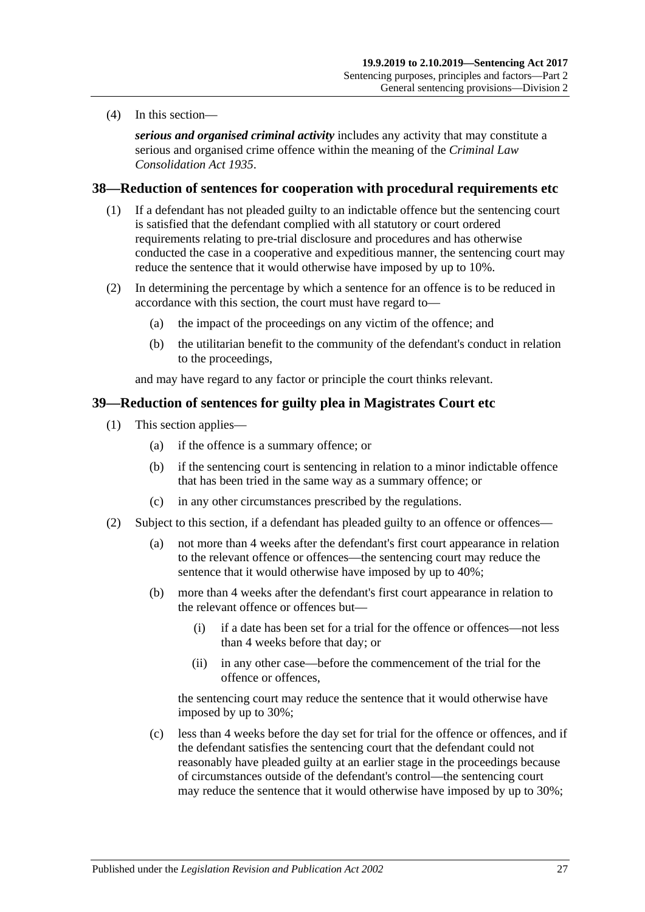(4) In this section—

***serious and organised criminal activity*** includes any activity that may constitute a serious and organised crime offence within the meaning of the *Criminal Law Consolidation Act 1935*.

## 38—Reduction of sentences for cooperation with procedural requirements etc

(1) If a defendant has not pleaded guilty to an indictable offence but the sentencing court is satisfied that the defendant complied with all statutory or court ordered requirements relating to pre-trial disclosure and procedures and has otherwise conducted the case in a cooperative and expeditious manner, the sentencing court may reduce the sentence that it would otherwise have imposed by up to 10%.

(2) In determining the percentage by which a sentence for an offence is to be reduced in accordance with this section, the court must have regard to—

- (a) the impact of the proceedings on any victim of the offence; and
- (b) the utilitarian benefit to the community of the defendant's conduct in relation to the proceedings,

and may have regard to any factor or principle the court thinks relevant.

## 39—Reduction of sentences for guilty plea in Magistrates Court etc

(1) This section applies—

- (a) if the offence is a summary offence; or
- (b) if the sentencing court is sentencing in relation to a minor indictable offence that has been tried in the same way as a summary offence; or
- (c) in any other circumstances prescribed by the regulations.

(2) Subject to this section, if a defendant has pleaded guilty to an offence or offences—

- (a) not more than 4 weeks after the defendant's first court appearance in relation to the relevant offence or offences—the sentencing court may reduce the sentence that it would otherwise have imposed by up to 40%;
- (b) more than 4 weeks after the defendant's first court appearance in relation to the relevant offence or offences but—
  - (i) if a date has been set for a trial for the offence or offences—not less than 4 weeks before that day; or
  - (ii) in any other case—before the commencement of the trial for the offence or offences,

  the sentencing court may reduce the sentence that it would otherwise have imposed by up to 30%;
- (c) less than 4 weeks before the day set for trial for the offence or offences, and if the defendant satisfies the sentencing court that the defendant could not reasonably have pleaded guilty at an earlier stage in the proceedings because of circumstances outside of the defendant's control—the sentencing court may reduce the sentence that it would otherwise have imposed by up to 30%;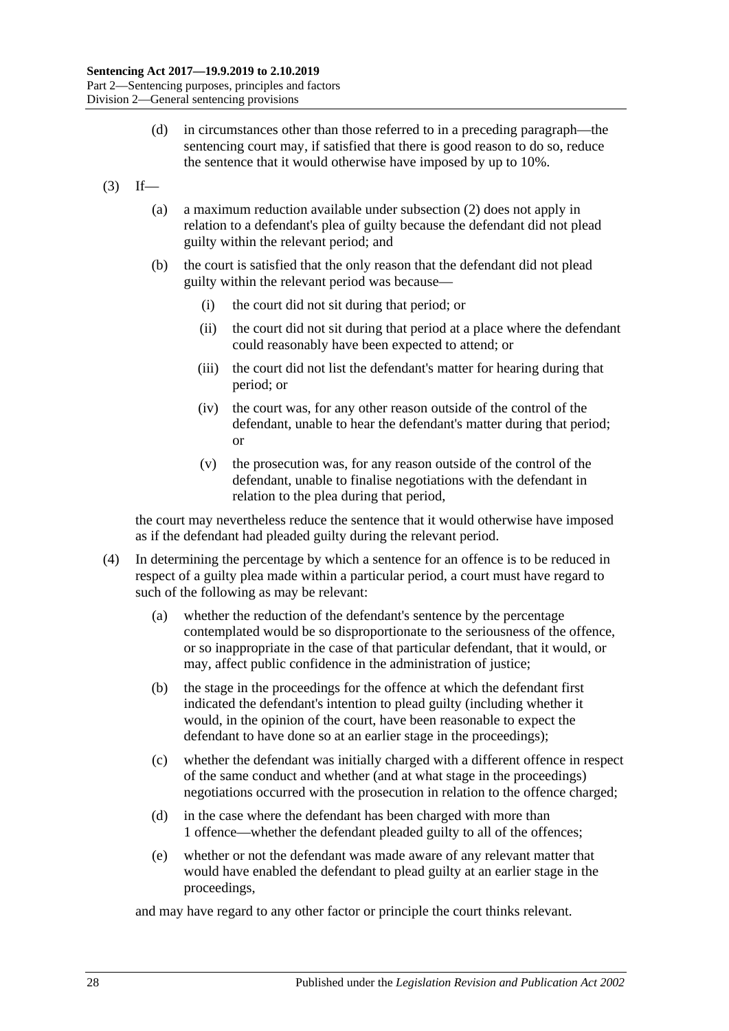(d) in circumstances other than those referred to in a preceding paragraph—the sentencing court may, if satisfied that there is good reason to do so, reduce the sentence that it would otherwise have imposed by up to 10%.

(3) If—

(a) a maximum reduction available under subsection (2) does not apply in relation to a defendant's plea of guilty because the defendant did not plead guilty within the relevant period; and

(b) the court is satisfied that the only reason that the defendant did not plead guilty within the relevant period was because—

(i) the court did not sit during that period; or

(ii) the court did not sit during that period at a place where the defendant could reasonably have been expected to attend; or

(iii) the court did not list the defendant's matter for hearing during that period; or

(iv) the court was, for any other reason outside of the control of the defendant, unable to hear the defendant's matter during that period; or

(v) the prosecution was, for any reason outside of the control of the defendant, unable to finalise negotiations with the defendant in relation to the plea during that period,

the court may nevertheless reduce the sentence that it would otherwise have imposed as if the defendant had pleaded guilty during the relevant period.

(4) In determining the percentage by which a sentence for an offence is to be reduced in respect of a guilty plea made within a particular period, a court must have regard to such of the following as may be relevant:

(a) whether the reduction of the defendant's sentence by the percentage contemplated would be so disproportionate to the seriousness of the offence, or so inappropriate in the case of that particular defendant, that it would, or may, affect public confidence in the administration of justice;

(b) the stage in the proceedings for the offence at which the defendant first indicated the defendant's intention to plead guilty (including whether it would, in the opinion of the court, have been reasonable to expect the defendant to have done so at an earlier stage in the proceedings);

(c) whether the defendant was initially charged with a different offence in respect of the same conduct and whether (and at what stage in the proceedings) negotiations occurred with the prosecution in relation to the offence charged;

(d) in the case where the defendant has been charged with more than 1 offence—whether the defendant pleaded guilty to all of the offences;

(e) whether or not the defendant was made aware of any relevant matter that would have enabled the defendant to plead guilty at an earlier stage in the proceedings,

and may have regard to any other factor or principle the court thinks relevant.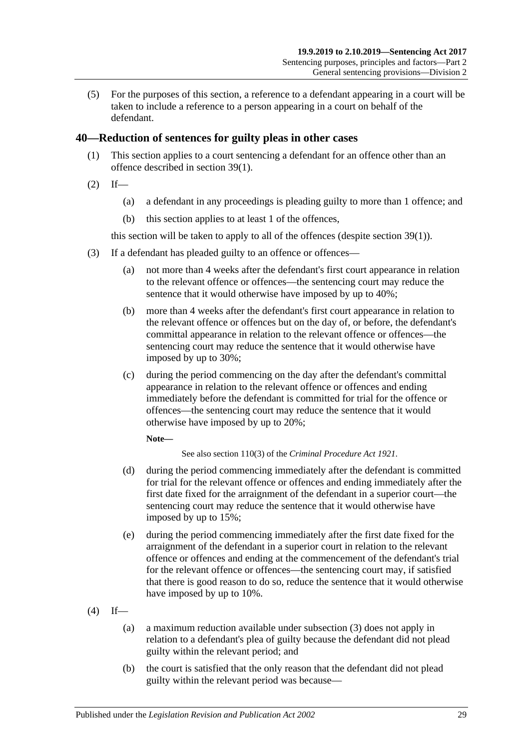(5) For the purposes of this section, a reference to a defendant appearing in a court will be taken to include a reference to a person appearing in a court on behalf of the defendant.

## 40—Reduction of sentences for guilty pleas in other cases

(1) This section applies to a court sentencing a defendant for an offence other than an offence described in section 39(1).

(2) If—

(a) a defendant in any proceedings is pleading guilty to more than 1 offence; and

(b) this section applies to at least 1 of the offences,

this section will be taken to apply to all of the offences (despite section 39(1)).

(3) If a defendant has pleaded guilty to an offence or offences—

(a) not more than 4 weeks after the defendant's first court appearance in relation to the relevant offence or offences—the sentencing court may reduce the sentence that it would otherwise have imposed by up to 40%;

(b) more than 4 weeks after the defendant's first court appearance in relation to the relevant offence or offences but on the day of, or before, the defendant's committal appearance in relation to the relevant offence or offences—the sentencing court may reduce the sentence that it would otherwise have imposed by up to 30%;

(c) during the period commencing on the day after the defendant's committal appearance in relation to the relevant offence or offences and ending immediately before the defendant is committed for trial for the offence or offences—the sentencing court may reduce the sentence that it would otherwise have imposed by up to 20%;

**Note—**

See also section 110(3) of the *Criminal Procedure Act 1921*.

(d) during the period commencing immediately after the defendant is committed for trial for the relevant offence or offences and ending immediately after the first date fixed for the arraignment of the defendant in a superior court—the sentencing court may reduce the sentence that it would otherwise have imposed by up to 15%;

(e) during the period commencing immediately after the first date fixed for the arraignment of the defendant in a superior court in relation to the relevant offence or offences and ending at the commencement of the defendant's trial for the relevant offence or offences—the sentencing court may, if satisfied that there is good reason to do so, reduce the sentence that it would otherwise have imposed by up to 10%.

(4) If—

(a) a maximum reduction available under subsection (3) does not apply in relation to a defendant's plea of guilty because the defendant did not plead guilty within the relevant period; and

(b) the court is satisfied that the only reason that the defendant did not plead guilty within the relevant period was because—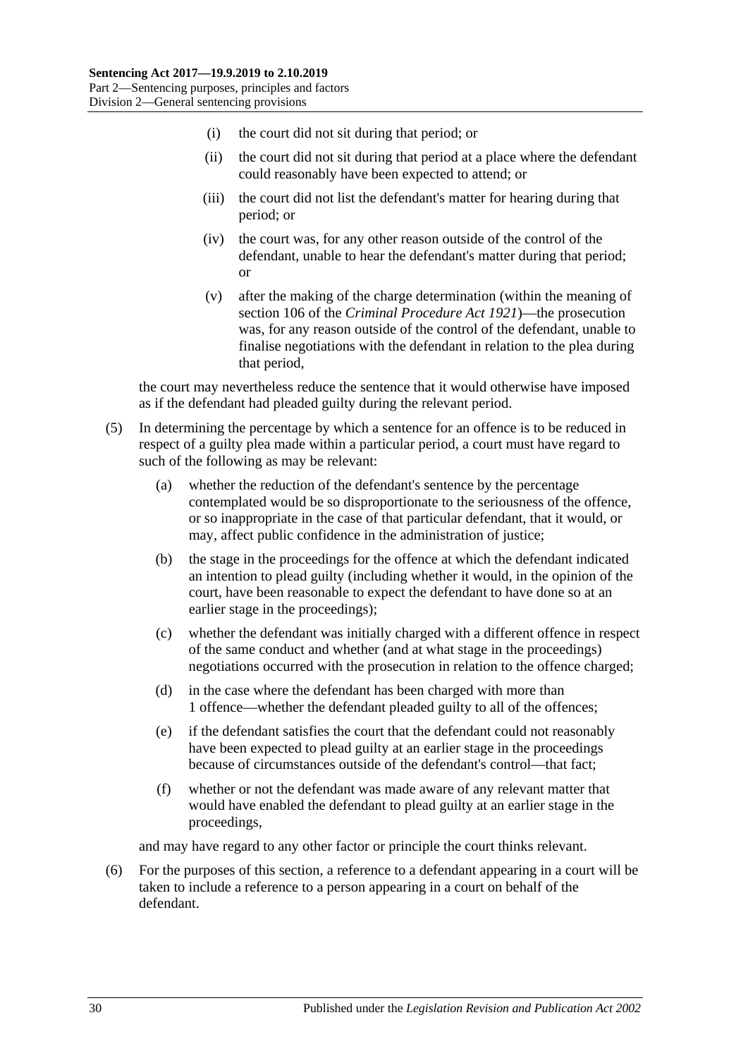(i) the court did not sit during that period; or

(ii) the court did not sit during that period at a place where the defendant could reasonably have been expected to attend; or

(iii) the court did not list the defendant's matter for hearing during that period; or

(iv) the court was, for any other reason outside of the control of the defendant, unable to hear the defendant's matter during that period; or

(v) after the making of the charge determination (within the meaning of section 106 of the *Criminal Procedure Act 1921*)—the prosecution was, for any reason outside of the control of the defendant, unable to finalise negotiations with the defendant in relation to the plea during that period,

the court may nevertheless reduce the sentence that it would otherwise have imposed as if the defendant had pleaded guilty during the relevant period.

(5) In determining the percentage by which a sentence for an offence is to be reduced in respect of a guilty plea made within a particular period, a court must have regard to such of the following as may be relevant:

(a) whether the reduction of the defendant's sentence by the percentage contemplated would be so disproportionate to the seriousness of the offence, or so inappropriate in the case of that particular defendant, that it would, or may, affect public confidence in the administration of justice;

(b) the stage in the proceedings for the offence at which the defendant indicated an intention to plead guilty (including whether it would, in the opinion of the court, have been reasonable to expect the defendant to have done so at an earlier stage in the proceedings);

(c) whether the defendant was initially charged with a different offence in respect of the same conduct and whether (and at what stage in the proceedings) negotiations occurred with the prosecution in relation to the offence charged;

(d) in the case where the defendant has been charged with more than 1 offence—whether the defendant pleaded guilty to all of the offences;

(e) if the defendant satisfies the court that the defendant could not reasonably have been expected to plead guilty at an earlier stage in the proceedings because of circumstances outside of the defendant's control—that fact;

(f) whether or not the defendant was made aware of any relevant matter that would have enabled the defendant to plead guilty at an earlier stage in the proceedings,

and may have regard to any other factor or principle the court thinks relevant.

(6) For the purposes of this section, a reference to a defendant appearing in a court will be taken to include a reference to a person appearing in a court on behalf of the defendant.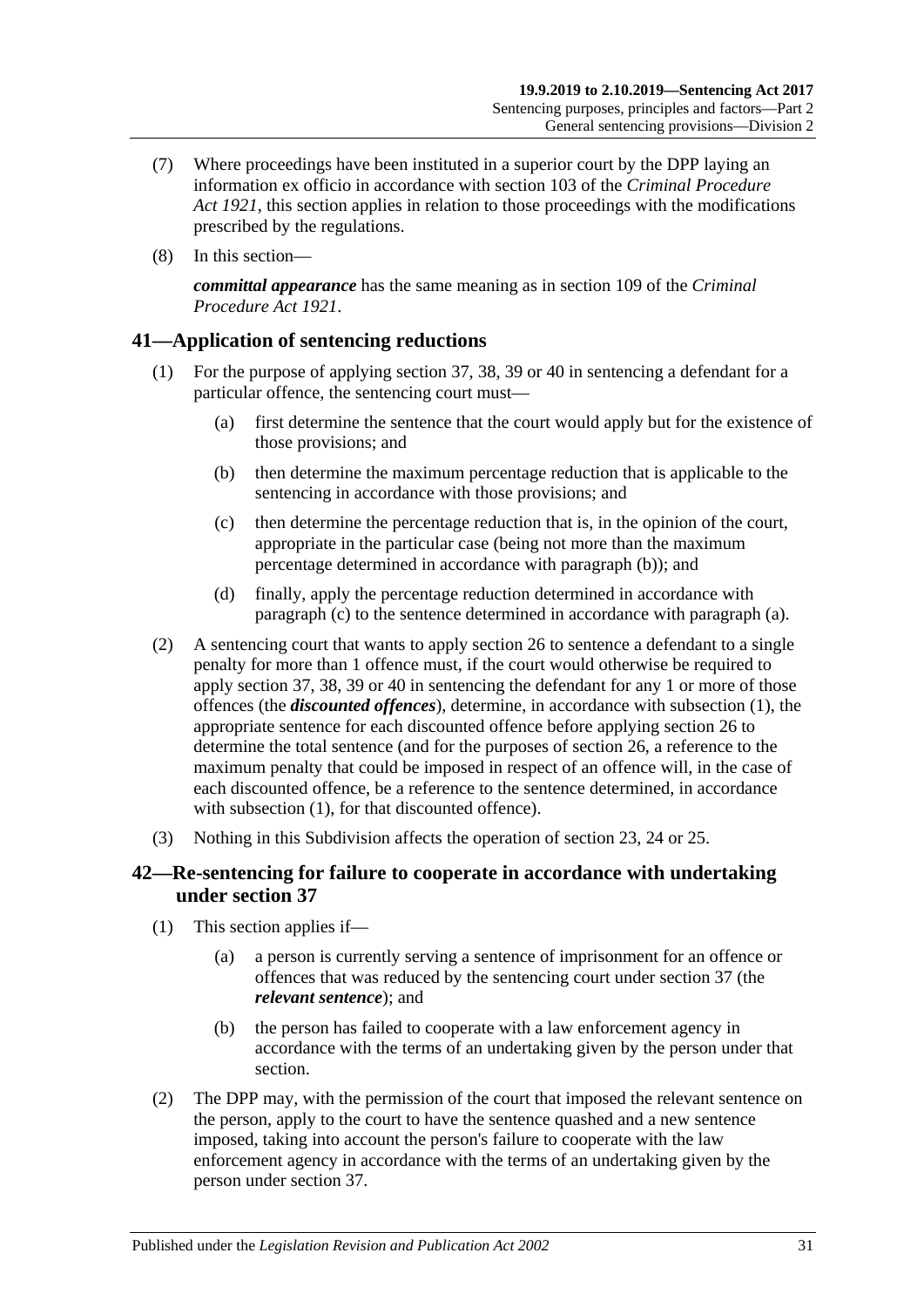(7) Where proceedings have been instituted in a superior court by the DPP laying an information ex officio in accordance with section 103 of the *Criminal Procedure Act 1921*, this section applies in relation to those proceedings with the modifications prescribed by the regulations.

(8) In this section—

***committal appearance*** has the same meaning as in section 109 of the *Criminal Procedure Act 1921*.

## 41—Application of sentencing reductions

(1) For the purpose of applying section 37, 38, 39 or 40 in sentencing a defendant for a particular offence, the sentencing court must—

- (a) first determine the sentence that the court would apply but for the existence of those provisions; and
- (b) then determine the maximum percentage reduction that is applicable to the sentencing in accordance with those provisions; and
- (c) then determine the percentage reduction that is, in the opinion of the court, appropriate in the particular case (being not more than the maximum percentage determined in accordance with paragraph (b)); and
- (d) finally, apply the percentage reduction determined in accordance with paragraph (c) to the sentence determined in accordance with paragraph (a).

(2) A sentencing court that wants to apply section 26 to sentence a defendant to a single penalty for more than 1 offence must, if the court would otherwise be required to apply section 37, 38, 39 or 40 in sentencing the defendant for any 1 or more of those offences (the ***discounted offences***), determine, in accordance with subsection (1), the appropriate sentence for each discounted offence before applying section 26 to determine the total sentence (and for the purposes of section 26, a reference to the maximum penalty that could be imposed in respect of an offence will, in the case of each discounted offence, be a reference to the sentence determined, in accordance with subsection (1), for that discounted offence).

(3) Nothing in this Subdivision affects the operation of section 23, 24 or 25.

## 42—Re-sentencing for failure to cooperate in accordance with undertaking under section 37

(1) This section applies if—

- (a) a person is currently serving a sentence of imprisonment for an offence or offences that was reduced by the sentencing court under section 37 (the ***relevant sentence***); and
- (b) the person has failed to cooperate with a law enforcement agency in accordance with the terms of an undertaking given by the person under that section.

(2) The DPP may, with the permission of the court that imposed the relevant sentence on the person, apply to the court to have the sentence quashed and a new sentence imposed, taking into account the person's failure to cooperate with the law enforcement agency in accordance with the terms of an undertaking given by the person under section 37.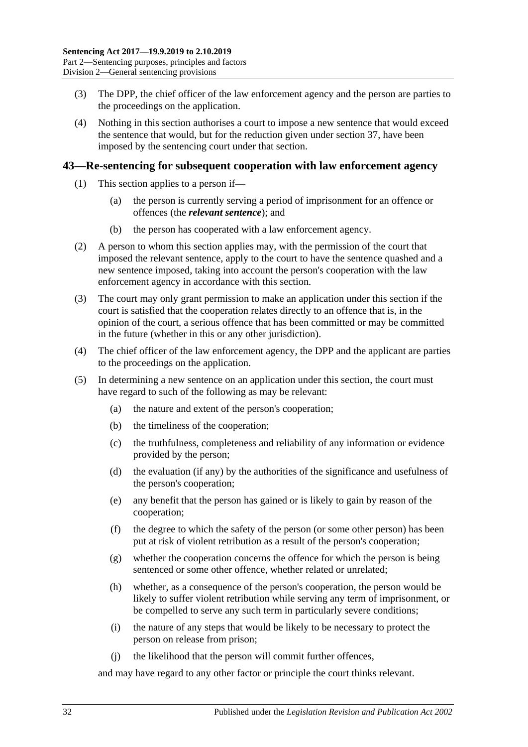(3) The DPP, the chief officer of the law enforcement agency and the person are parties to the proceedings on the application.

(4) Nothing in this section authorises a court to impose a new sentence that would exceed the sentence that would, but for the reduction given under section 37, have been imposed by the sentencing court under that section.

## 43—Re-sentencing for subsequent cooperation with law enforcement agency

(1) This section applies to a person if—

(a) the person is currently serving a period of imprisonment for an offence or offences (the ***relevant sentence***); and

(b) the person has cooperated with a law enforcement agency.

(2) A person to whom this section applies may, with the permission of the court that imposed the relevant sentence, apply to the court to have the sentence quashed and a new sentence imposed, taking into account the person's cooperation with the law enforcement agency in accordance with this section.

(3) The court may only grant permission to make an application under this section if the court is satisfied that the cooperation relates directly to an offence that is, in the opinion of the court, a serious offence that has been committed or may be committed in the future (whether in this or any other jurisdiction).

(4) The chief officer of the law enforcement agency, the DPP and the applicant are parties to the proceedings on the application.

(5) In determining a new sentence on an application under this section, the court must have regard to such of the following as may be relevant:

(a) the nature and extent of the person's cooperation;

(b) the timeliness of the cooperation;

(c) the truthfulness, completeness and reliability of any information or evidence provided by the person;

(d) the evaluation (if any) by the authorities of the significance and usefulness of the person's cooperation;

(e) any benefit that the person has gained or is likely to gain by reason of the cooperation;

(f) the degree to which the safety of the person (or some other person) has been put at risk of violent retribution as a result of the person's cooperation;

(g) whether the cooperation concerns the offence for which the person is being sentenced or some other offence, whether related or unrelated;

(h) whether, as a consequence of the person's cooperation, the person would be likely to suffer violent retribution while serving any term of imprisonment, or be compelled to serve any such term in particularly severe conditions;

(i) the nature of any steps that would be likely to be necessary to protect the person on release from prison;

(j) the likelihood that the person will commit further offences,

and may have regard to any other factor or principle the court thinks relevant.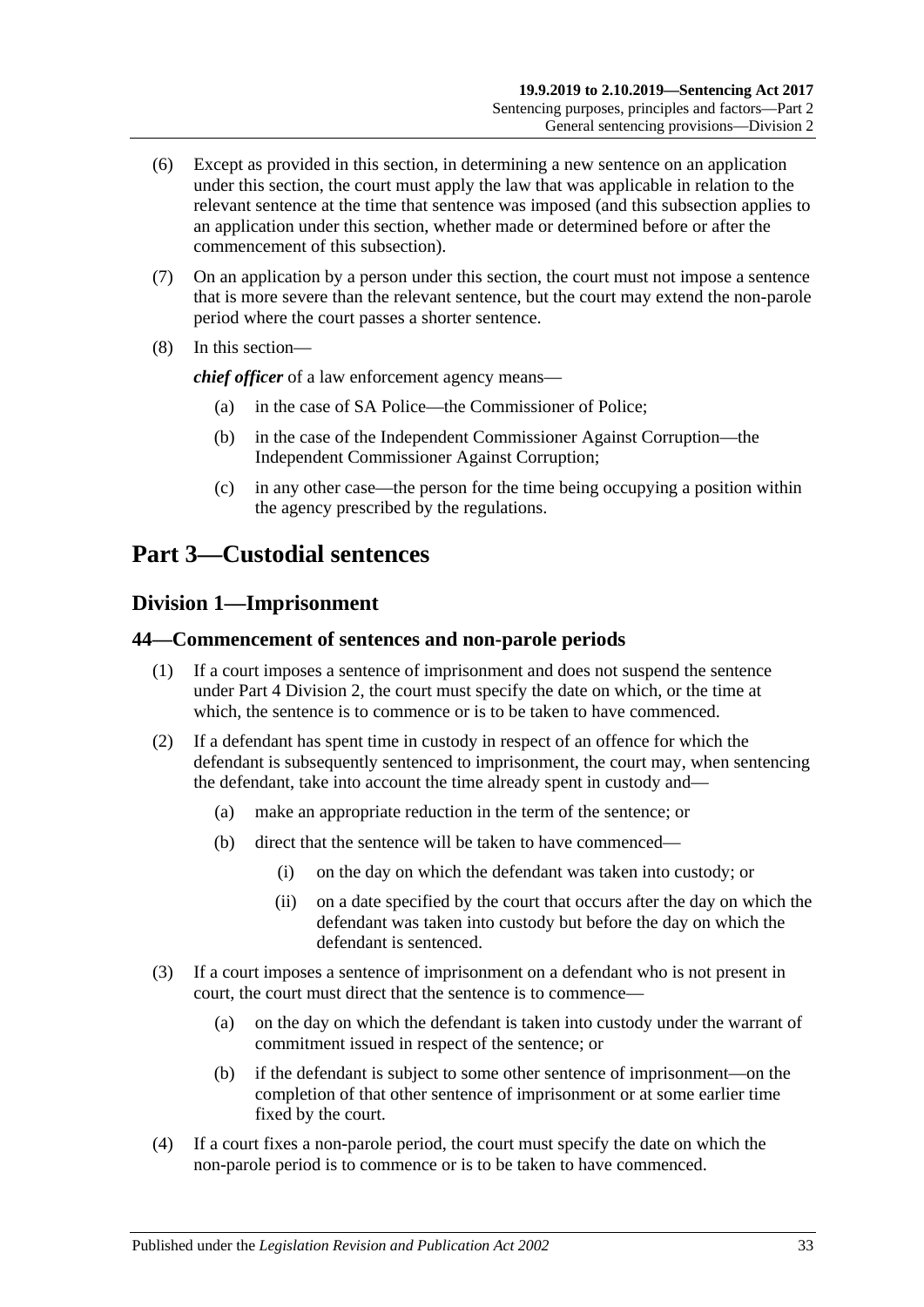(6) Except as provided in this section, in determining a new sentence on an application under this section, the court must apply the law that was applicable in relation to the relevant sentence at the time that sentence was imposed (and this subsection applies to an application under this section, whether made or determined before or after the commencement of this subsection).

(7) On an application by a person under this section, the court must not impose a sentence that is more severe than the relevant sentence, but the court may extend the non-parole period where the court passes a shorter sentence.

(8) In this section—

***chief officer*** of a law enforcement agency means—

(a) in the case of SA Police—the Commissioner of Police;

(b) in the case of the Independent Commissioner Against Corruption—the Independent Commissioner Against Corruption;

(c) in any other case—the person for the time being occupying a position within the agency prescribed by the regulations.

# Part 3—Custodial sentences

## Division 1—Imprisonment

### 44—Commencement of sentences and non-parole periods

(1) If a court imposes a sentence of imprisonment and does not suspend the sentence under Part 4 Division 2, the court must specify the date on which, or the time at which, the sentence is to commence or is to be taken to have commenced.

(2) If a defendant has spent time in custody in respect of an offence for which the defendant is subsequently sentenced to imprisonment, the court may, when sentencing the defendant, take into account the time already spent in custody and—

(a) make an appropriate reduction in the term of the sentence; or

(b) direct that the sentence will be taken to have commenced—

(i) on the day on which the defendant was taken into custody; or

(ii) on a date specified by the court that occurs after the day on which the defendant was taken into custody but before the day on which the defendant is sentenced.

(3) If a court imposes a sentence of imprisonment on a defendant who is not present in court, the court must direct that the sentence is to commence—

(a) on the day on which the defendant is taken into custody under the warrant of commitment issued in respect of the sentence; or

(b) if the defendant is subject to some other sentence of imprisonment—on the completion of that other sentence of imprisonment or at some earlier time fixed by the court.

(4) If a court fixes a non-parole period, the court must specify the date on which the non-parole period is to commence or is to be taken to have commenced.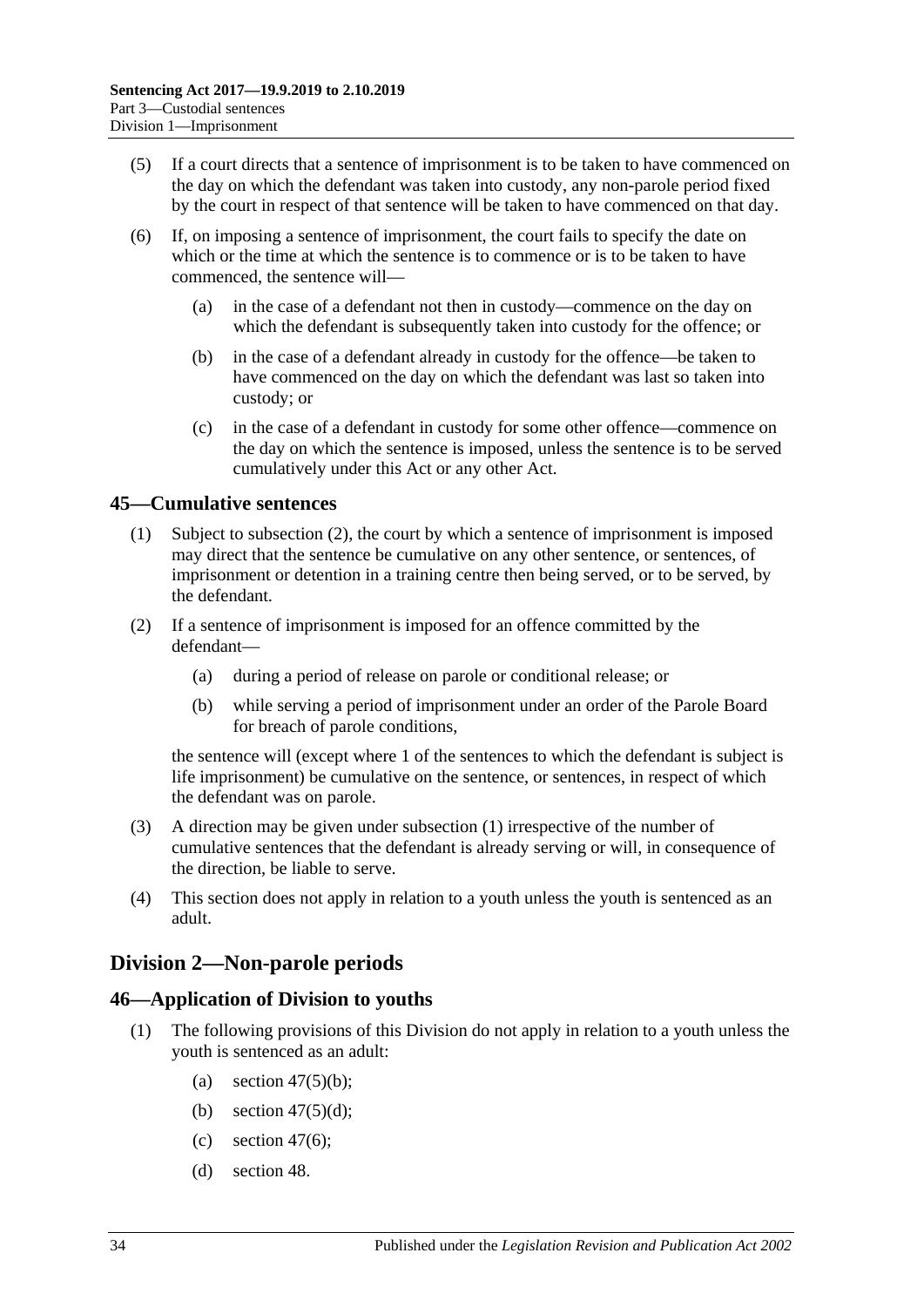(5) If a court directs that a sentence of imprisonment is to be taken to have commenced on the day on which the defendant was taken into custody, any non-parole period fixed by the court in respect of that sentence will be taken to have commenced on that day.

(6) If, on imposing a sentence of imprisonment, the court fails to specify the date on which or the time at which the sentence is to commence or is to be taken to have commenced, the sentence will—

- (a) in the case of a defendant not then in custody—commence on the day on which the defendant is subsequently taken into custody for the offence; or
- (b) in the case of a defendant already in custody for the offence—be taken to have commenced on the day on which the defendant was last so taken into custody; or
- (c) in the case of a defendant in custody for some other offence—commence on the day on which the sentence is imposed, unless the sentence is to be served cumulatively under this Act or any other Act.

## 45—Cumulative sentences

(1) Subject to subsection (2), the court by which a sentence of imprisonment is imposed may direct that the sentence be cumulative on any other sentence, or sentences, of imprisonment or detention in a training centre then being served, or to be served, by the defendant.

(2) If a sentence of imprisonment is imposed for an offence committed by the defendant—

- (a) during a period of release on parole or conditional release; or
- (b) while serving a period of imprisonment under an order of the Parole Board for breach of parole conditions,

the sentence will (except where 1 of the sentences to which the defendant is subject is life imprisonment) be cumulative on the sentence, or sentences, in respect of which the defendant was on parole.

(3) A direction may be given under subsection (1) irrespective of the number of cumulative sentences that the defendant is already serving or will, in consequence of the direction, be liable to serve.

(4) This section does not apply in relation to a youth unless the youth is sentenced as an adult.

# Division 2—Non-parole periods

## 46—Application of Division to youths

(1) The following provisions of this Division do not apply in relation to a youth unless the youth is sentenced as an adult:

- (a) section 47(5)(b);
- (b) section 47(5)(d);
- (c) section 47(6);
- (d) section 48.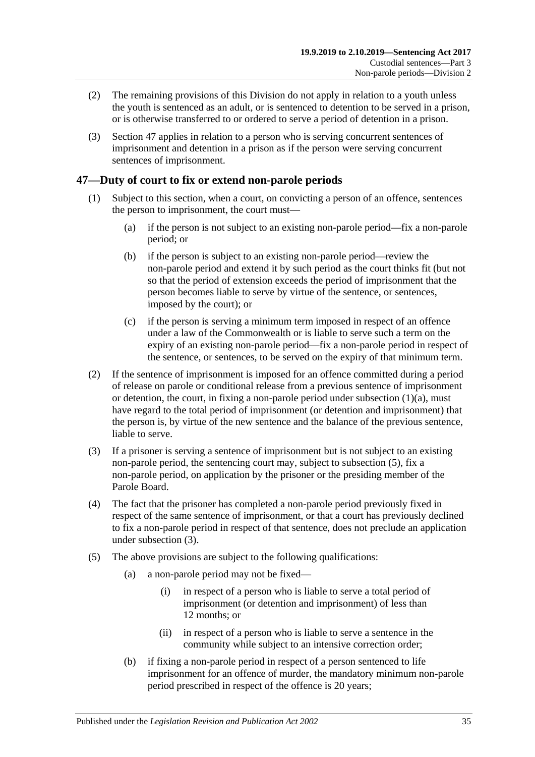(2) The remaining provisions of this Division do not apply in relation to a youth unless the youth is sentenced as an adult, or is sentenced to detention to be served in a prison, or is otherwise transferred to or ordered to serve a period of detention in a prison.

(3) Section 47 applies in relation to a person who is serving concurrent sentences of imprisonment and detention in a prison as if the person were serving concurrent sentences of imprisonment.

## 47—Duty of court to fix or extend non-parole periods

(1) Subject to this section, when a court, on convicting a person of an offence, sentences the person to imprisonment, the court must—

- (a) if the person is not subject to an existing non-parole period—fix a non-parole period; or
- (b) if the person is subject to an existing non-parole period—review the non-parole period and extend it by such period as the court thinks fit (but not so that the period of extension exceeds the period of imprisonment that the person becomes liable to serve by virtue of the sentence, or sentences, imposed by the court); or
- (c) if the person is serving a minimum term imposed in respect of an offence under a law of the Commonwealth or is liable to serve such a term on the expiry of an existing non-parole period—fix a non-parole period in respect of the sentence, or sentences, to be served on the expiry of that minimum term.

(2) If the sentence of imprisonment is imposed for an offence committed during a period of release on parole or conditional release from a previous sentence of imprisonment or detention, the court, in fixing a non-parole period under subsection (1)(a), must have regard to the total period of imprisonment (or detention and imprisonment) that the person is, by virtue of the new sentence and the balance of the previous sentence, liable to serve.

(3) If a prisoner is serving a sentence of imprisonment but is not subject to an existing non-parole period, the sentencing court may, subject to subsection (5), fix a non-parole period, on application by the prisoner or the presiding member of the Parole Board.

(4) The fact that the prisoner has completed a non-parole period previously fixed in respect of the same sentence of imprisonment, or that a court has previously declined to fix a non-parole period in respect of that sentence, does not preclude an application under subsection (3).

(5) The above provisions are subject to the following qualifications:

- (a) a non-parole period may not be fixed—
  - (i) in respect of a person who is liable to serve a total period of imprisonment (or detention and imprisonment) of less than 12 months; or
  - (ii) in respect of a person who is liable to serve a sentence in the community while subject to an intensive correction order;
- (b) if fixing a non-parole period in respect of a person sentenced to life imprisonment for an offence of murder, the mandatory minimum non-parole period prescribed in respect of the offence is 20 years;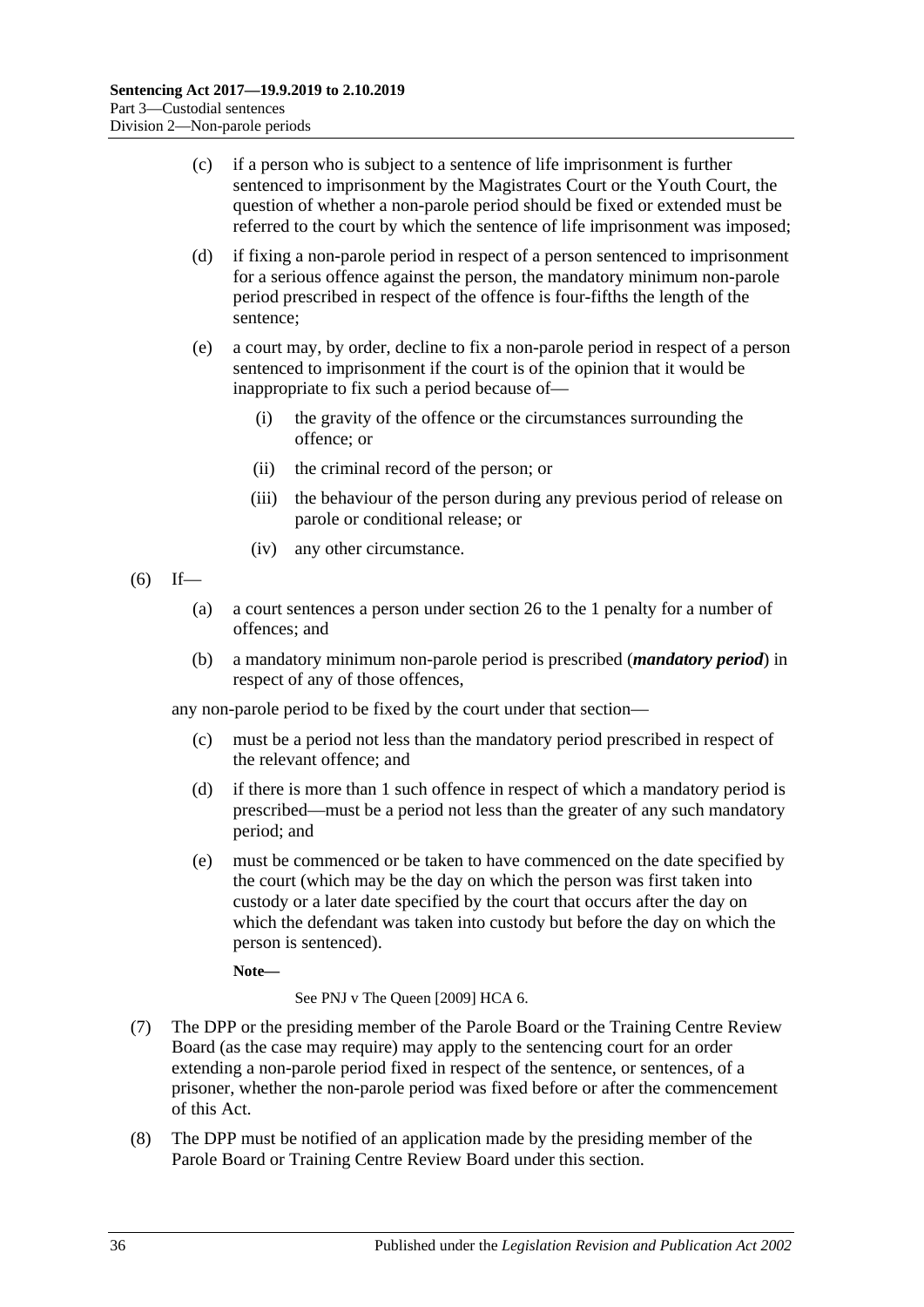(c) if a person who is subject to a sentence of life imprisonment is further sentenced to imprisonment by the Magistrates Court or the Youth Court, the question of whether a non-parole period should be fixed or extended must be referred to the court by which the sentence of life imprisonment was imposed;

(d) if fixing a non-parole period in respect of a person sentenced to imprisonment for a serious offence against the person, the mandatory minimum non-parole period prescribed in respect of the offence is four-fifths the length of the sentence;

(e) a court may, by order, decline to fix a non-parole period in respect of a person sentenced to imprisonment if the court is of the opinion that it would be inappropriate to fix such a period because of—

(i) the gravity of the offence or the circumstances surrounding the offence; or

(ii) the criminal record of the person; or

(iii) the behaviour of the person during any previous period of release on parole or conditional release; or

(iv) any other circumstance.

(6) If—

(a) a court sentences a person under section 26 to the 1 penalty for a number of offences; and

(b) a mandatory minimum non-parole period is prescribed (***mandatory period***) in respect of any of those offences,

any non-parole period to be fixed by the court under that section—

(c) must be a period not less than the mandatory period prescribed in respect of the relevant offence; and

(d) if there is more than 1 such offence in respect of which a mandatory period is prescribed—must be a period not less than the greater of any such mandatory period; and

(e) must be commenced or be taken to have commenced on the date specified by the court (which may be the day on which the person was first taken into custody or a later date specified by the court that occurs after the day on which the defendant was taken into custody but before the day on which the person is sentenced).

**Note—**

See PNJ v The Queen [2009] HCA 6.

(7) The DPP or the presiding member of the Parole Board or the Training Centre Review Board (as the case may require) may apply to the sentencing court for an order extending a non-parole period fixed in respect of the sentence, or sentences, of a prisoner, whether the non-parole period was fixed before or after the commencement of this Act.

(8) The DPP must be notified of an application made by the presiding member of the Parole Board or Training Centre Review Board under this section.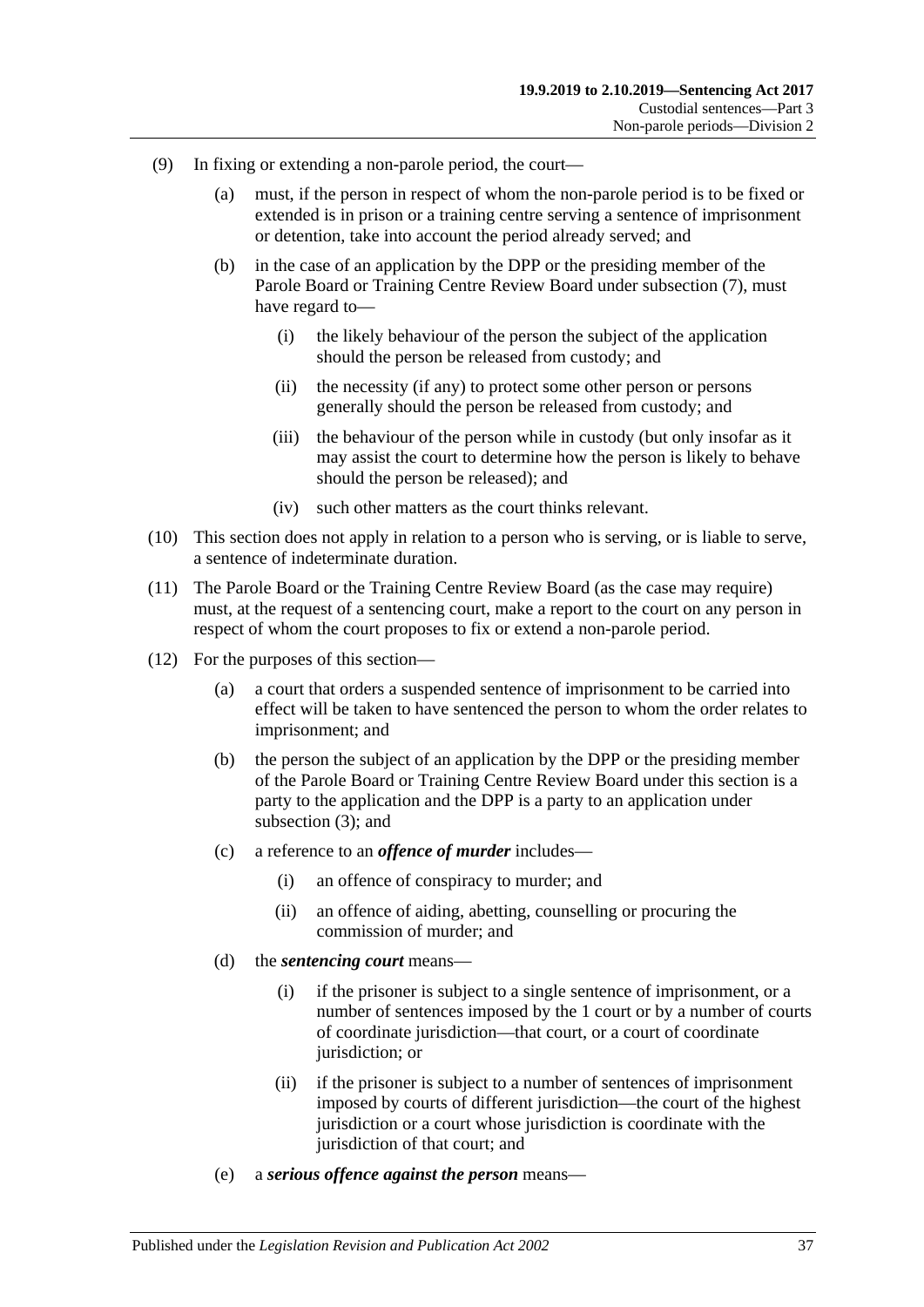(9) In fixing or extending a non-parole period, the court—

(a) must, if the person in respect of whom the non-parole period is to be fixed or extended is in prison or a training centre serving a sentence of imprisonment or detention, take into account the period already served; and

(b) in the case of an application by the DPP or the presiding member of the Parole Board or Training Centre Review Board under subsection (7), must have regard to—

(i) the likely behaviour of the person the subject of the application should the person be released from custody; and

(ii) the necessity (if any) to protect some other person or persons generally should the person be released from custody; and

(iii) the behaviour of the person while in custody (but only insofar as it may assist the court to determine how the person is likely to behave should the person be released); and

(iv) such other matters as the court thinks relevant.

(10) This section does not apply in relation to a person who is serving, or is liable to serve, a sentence of indeterminate duration.

(11) The Parole Board or the Training Centre Review Board (as the case may require) must, at the request of a sentencing court, make a report to the court on any person in respect of whom the court proposes to fix or extend a non-parole period.

(12) For the purposes of this section—

(a) a court that orders a suspended sentence of imprisonment to be carried into effect will be taken to have sentenced the person to whom the order relates to imprisonment; and

(b) the person the subject of an application by the DPP or the presiding member of the Parole Board or Training Centre Review Board under this section is a party to the application and the DPP is a party to an application under subsection (3); and

(c) a reference to an ***offence of murder*** includes—

(i) an offence of conspiracy to murder; and

(ii) an offence of aiding, abetting, counselling or procuring the commission of murder; and

(d) the ***sentencing court*** means—

(i) if the prisoner is subject to a single sentence of imprisonment, or a number of sentences imposed by the 1 court or by a number of courts of coordinate jurisdiction—that court, or a court of coordinate jurisdiction; or

(ii) if the prisoner is subject to a number of sentences of imprisonment imposed by courts of different jurisdiction—the court of the highest jurisdiction or a court whose jurisdiction is coordinate with the jurisdiction of that court; and

(e) a ***serious offence against the person*** means—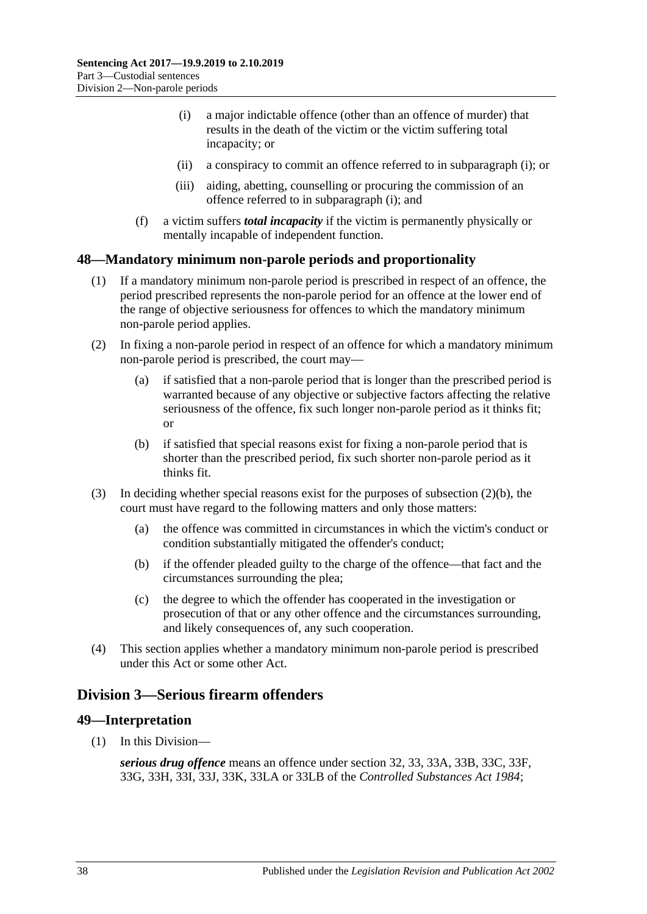(i) a major indictable offence (other than an offence of murder) that results in the death of the victim or the victim suffering total incapacity; or

(ii) a conspiracy to commit an offence referred to in subparagraph (i); or

(iii) aiding, abetting, counselling or procuring the commission of an offence referred to in subparagraph (i); and

(f) a victim suffers ***total incapacity*** if the victim is permanently physically or mentally incapable of independent function.

## 48—Mandatory minimum non-parole periods and proportionality

(1) If a mandatory minimum non-parole period is prescribed in respect of an offence, the period prescribed represents the non-parole period for an offence at the lower end of the range of objective seriousness for offences to which the mandatory minimum non-parole period applies.

(2) In fixing a non-parole period in respect of an offence for which a mandatory minimum non-parole period is prescribed, the court may—

(a) if satisfied that a non-parole period that is longer than the prescribed period is warranted because of any objective or subjective factors affecting the relative seriousness of the offence, fix such longer non-parole period as it thinks fit; or

(b) if satisfied that special reasons exist for fixing a non-parole period that is shorter than the prescribed period, fix such shorter non-parole period as it thinks fit.

(3) In deciding whether special reasons exist for the purposes of subsection (2)(b), the court must have regard to the following matters and only those matters:

(a) the offence was committed in circumstances in which the victim's conduct or condition substantially mitigated the offender's conduct;

(b) if the offender pleaded guilty to the charge of the offence—that fact and the circumstances surrounding the plea;

(c) the degree to which the offender has cooperated in the investigation or prosecution of that or any other offence and the circumstances surrounding, and likely consequences of, any such cooperation.

(4) This section applies whether a mandatory minimum non-parole period is prescribed under this Act or some other Act.

# Division 3—Serious firearm offenders

## 49—Interpretation

(1) In this Division—

***serious drug offence*** means an offence under section 32, 33, 33A, 33B, 33C, 33F, 33G, 33H, 33I, 33J, 33K, 33LA or 33LB of the *Controlled Substances Act 1984*;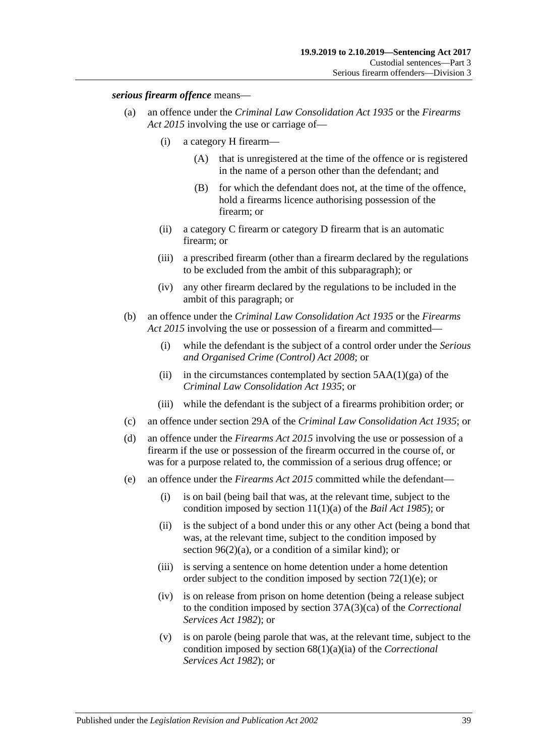***serious firearm offence*** means—

(a) an offence under the *Criminal Law Consolidation Act 1935* or the *Firearms Act 2015* involving the use or carriage of—

  (i) a category H firearm—

    (A) that is unregistered at the time of the offence or is registered in the name of a person other than the defendant; and

    (B) for which the defendant does not, at the time of the offence, hold a firearms licence authorising possession of the firearm; or

  (ii) a category C firearm or category D firearm that is an automatic firearm; or

  (iii) a prescribed firearm (other than a firearm declared by the regulations to be excluded from the ambit of this subparagraph); or

  (iv) any other firearm declared by the regulations to be included in the ambit of this paragraph; or

(b) an offence under the *Criminal Law Consolidation Act 1935* or the *Firearms Act 2015* involving the use or possession of a firearm and committed—

  (i) while the defendant is the subject of a control order under the *Serious and Organised Crime (Control) Act 2008*; or

  (ii) in the circumstances contemplated by section 5AA(1)(ga) of the *Criminal Law Consolidation Act 1935*; or

  (iii) while the defendant is the subject of a firearms prohibition order; or

(c) an offence under section 29A of the *Criminal Law Consolidation Act 1935*; or

(d) an offence under the *Firearms Act 2015* involving the use or possession of a firearm if the use or possession of the firearm occurred in the course of, or was for a purpose related to, the commission of a serious drug offence; or

(e) an offence under the *Firearms Act 2015* committed while the defendant—

  (i) is on bail (being bail that was, at the relevant time, subject to the condition imposed by section 11(1)(a) of the *Bail Act 1985*); or

  (ii) is the subject of a bond under this or any other Act (being a bond that was, at the relevant time, subject to the condition imposed by section 96(2)(a), or a condition of a similar kind); or

  (iii) is serving a sentence on home detention under a home detention order subject to the condition imposed by section 72(1)(e); or

  (iv) is on release from prison on home detention (being a release subject to the condition imposed by section 37A(3)(ca) of the *Correctional Services Act 1982*); or

  (v) is on parole (being parole that was, at the relevant time, subject to the condition imposed by section 68(1)(a)(ia) of the *Correctional Services Act 1982*); or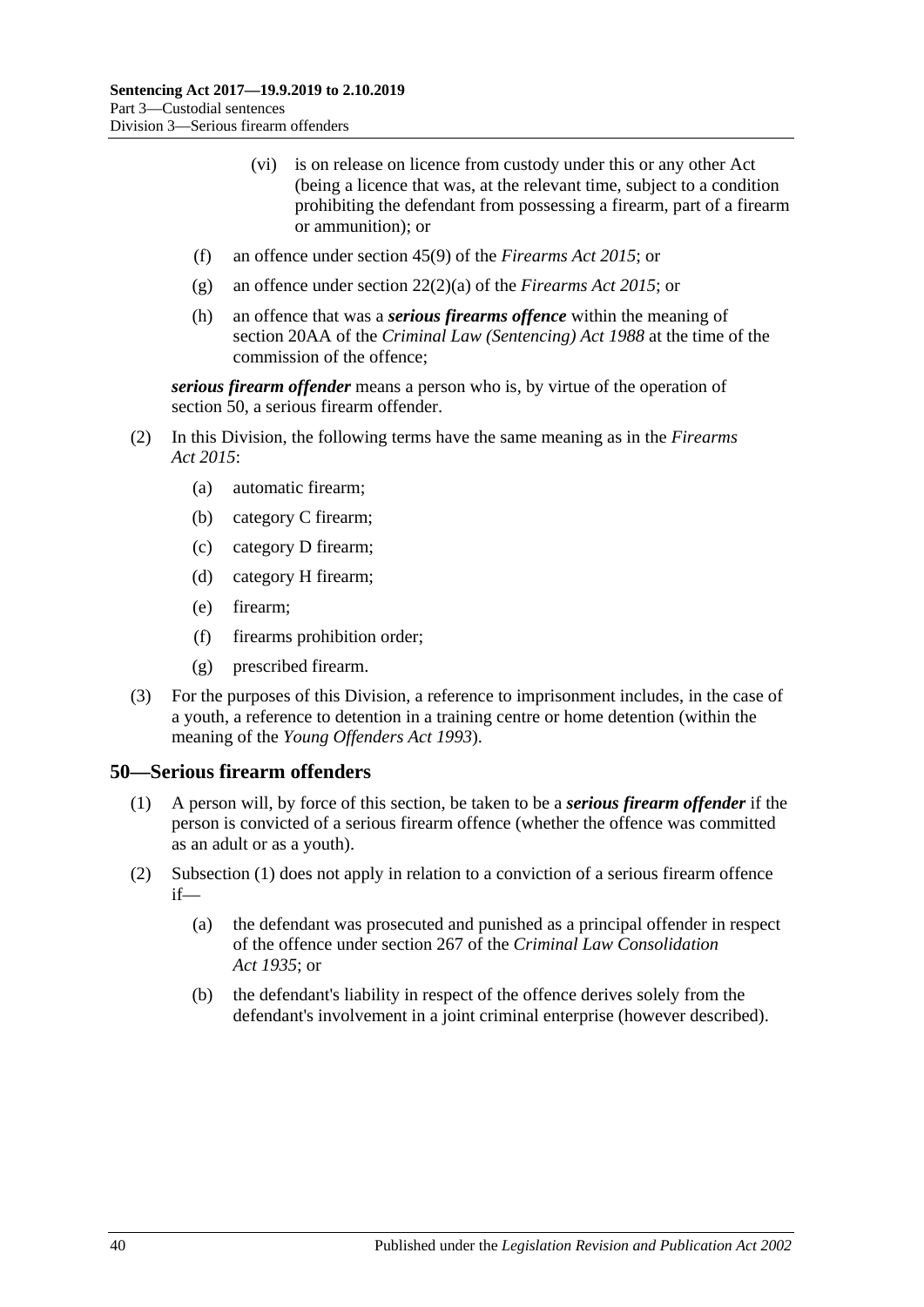(vi) is on release on licence from custody under this or any other Act (being a licence that was, at the relevant time, subject to a condition prohibiting the defendant from possessing a firearm, part of a firearm or ammunition); or

(f) an offence under section 45(9) of the *Firearms Act 2015*; or

(g) an offence under section 22(2)(a) of the *Firearms Act 2015*; or

(h) an offence that was a ***serious firearms offence*** within the meaning of section 20AA of the *Criminal Law (Sentencing) Act 1988* at the time of the commission of the offence;

***serious firearm offender*** means a person who is, by virtue of the operation of section 50, a serious firearm offender.

(2) In this Division, the following terms have the same meaning as in the *Firearms Act 2015*:

(a) automatic firearm;

(b) category C firearm;

(c) category D firearm;

(d) category H firearm;

(e) firearm;

(f) firearms prohibition order;

(g) prescribed firearm.

(3) For the purposes of this Division, a reference to imprisonment includes, in the case of a youth, a reference to detention in a training centre or home detention (within the meaning of the *Young Offenders Act 1993*).

## 50—Serious firearm offenders

(1) A person will, by force of this section, be taken to be a ***serious firearm offender*** if the person is convicted of a serious firearm offence (whether the offence was committed as an adult or as a youth).

(2) Subsection (1) does not apply in relation to a conviction of a serious firearm offence if—

(a) the defendant was prosecuted and punished as a principal offender in respect of the offence under section 267 of the *Criminal Law Consolidation Act 1935*; or

(b) the defendant's liability in respect of the offence derives solely from the defendant's involvement in a joint criminal enterprise (however described).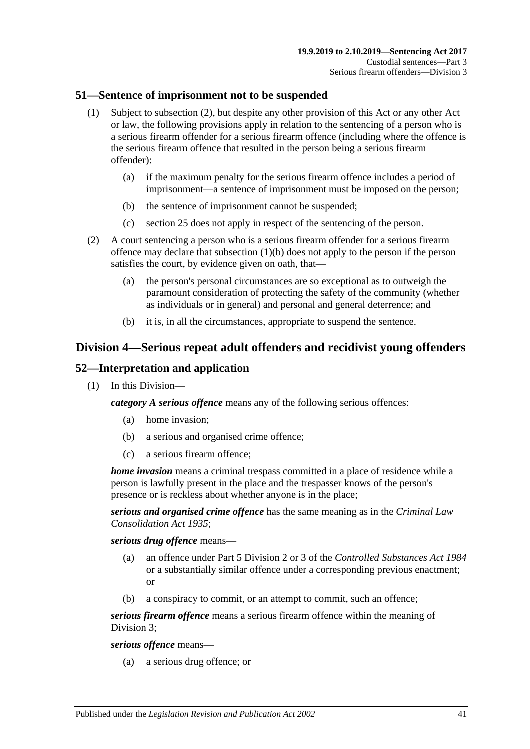## 51—Sentence of imprisonment not to be suspended

(1) Subject to subsection (2), but despite any other provision of this Act or any other Act or law, the following provisions apply in relation to the sentencing of a person who is a serious firearm offender for a serious firearm offence (including where the offence is the serious firearm offence that resulted in the person being a serious firearm offender):

(a) if the maximum penalty for the serious firearm offence includes a period of imprisonment—a sentence of imprisonment must be imposed on the person;

(b) the sentence of imprisonment cannot be suspended;

(c) section 25 does not apply in respect of the sentencing of the person.

(2) A court sentencing a person who is a serious firearm offender for a serious firearm offence may declare that subsection (1)(b) does not apply to the person if the person satisfies the court, by evidence given on oath, that—

(a) the person's personal circumstances are so exceptional as to outweigh the paramount consideration of protecting the safety of the community (whether as individuals or in general) and personal and general deterrence; and

(b) it is, in all the circumstances, appropriate to suspend the sentence.

# Division 4—Serious repeat adult offenders and recidivist young offenders

## 52—Interpretation and application

(1) In this Division—

***category A serious offence*** means any of the following serious offences:

(a) home invasion;

(b) a serious and organised crime offence;

(c) a serious firearm offence;

***home invasion*** means a criminal trespass committed in a place of residence while a person is lawfully present in the place and the trespasser knows of the person's presence or is reckless about whether anyone is in the place;

***serious and organised crime offence*** has the same meaning as in the *Criminal Law Consolidation Act 1935*;

***serious drug offence*** means—

(a) an offence under Part 5 Division 2 or 3 of the *Controlled Substances Act 1984* or a substantially similar offence under a corresponding previous enactment; or

(b) a conspiracy to commit, or an attempt to commit, such an offence;

***serious firearm offence*** means a serious firearm offence within the meaning of Division 3;

***serious offence*** means—

(a) a serious drug offence; or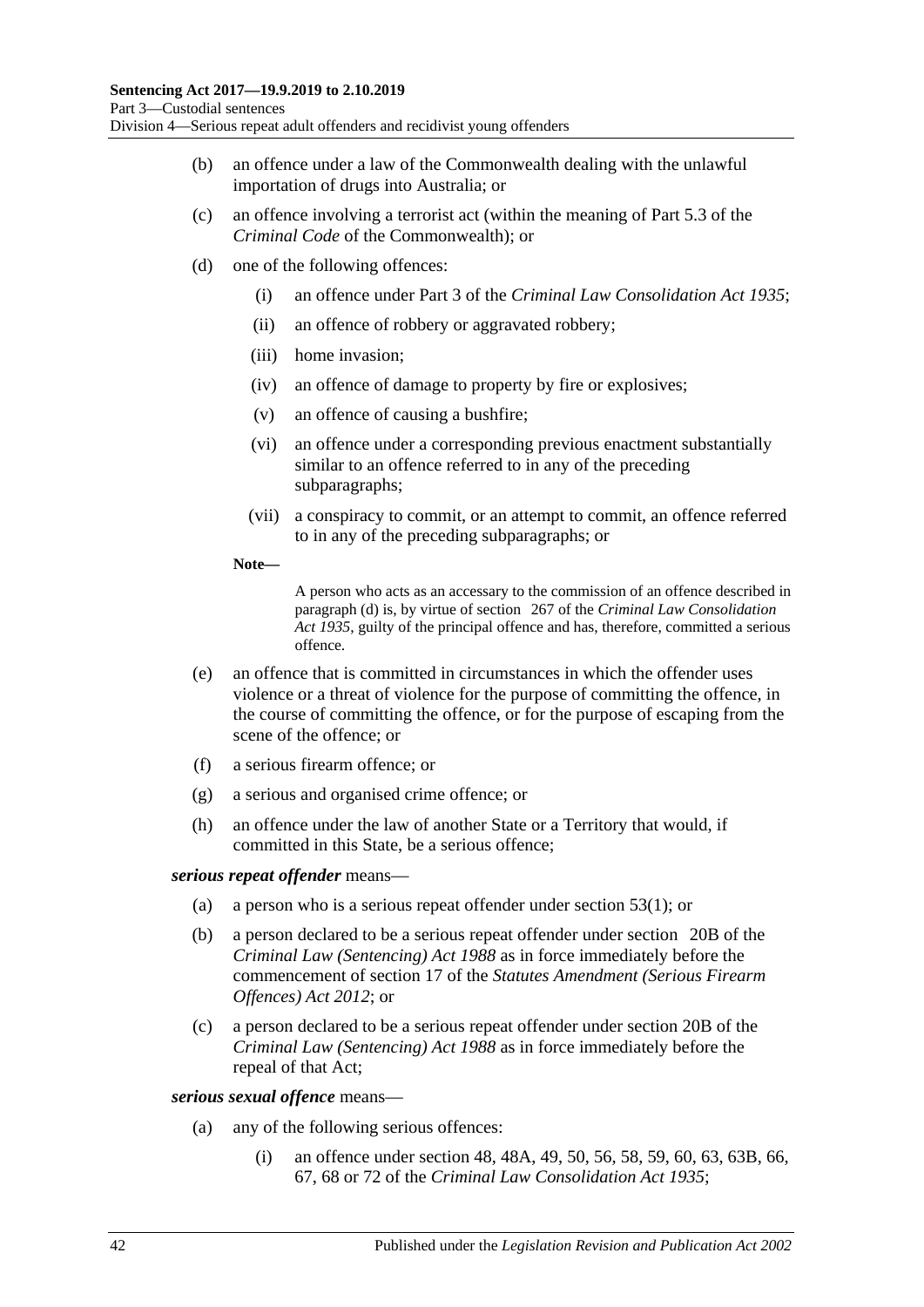(b) an offence under a law of the Commonwealth dealing with the unlawful importation of drugs into Australia; or

(c) an offence involving a terrorist act (within the meaning of Part 5.3 of the *Criminal Code* of the Commonwealth); or

(d) one of the following offences:

  (i) an offence under Part 3 of the *Criminal Law Consolidation Act 1935*;

  (ii) an offence of robbery or aggravated robbery;

  (iii) home invasion;

  (iv) an offence of damage to property by fire or explosives;

  (v) an offence of causing a bushfire;

  (vi) an offence under a corresponding previous enactment substantially similar to an offence referred to in any of the preceding subparagraphs;

  (vii) a conspiracy to commit, or an attempt to commit, an offence referred to in any of the preceding subparagraphs; or

**Note—**

A person who acts as an accessary to the commission of an offence described in paragraph (d) is, by virtue of section 267 of the *Criminal Law Consolidation Act 1935*, guilty of the principal offence and has, therefore, committed a serious offence.

(e) an offence that is committed in circumstances in which the offender uses violence or a threat of violence for the purpose of committing the offence, in the course of committing the offence, or for the purpose of escaping from the scene of the offence; or

(f) a serious firearm offence; or

(g) a serious and organised crime offence; or

(h) an offence under the law of another State or a Territory that would, if committed in this State, be a serious offence;

***serious repeat offender*** means—

(a) a person who is a serious repeat offender under section 53(1); or

(b) a person declared to be a serious repeat offender under section 20B of the *Criminal Law (Sentencing) Act 1988* as in force immediately before the commencement of section 17 of the *Statutes Amendment (Serious Firearm Offences) Act 2012*; or

(c) a person declared to be a serious repeat offender under section 20B of the *Criminal Law (Sentencing) Act 1988* as in force immediately before the repeal of that Act;

***serious sexual offence*** means—

(a) any of the following serious offences:

  (i) an offence under section 48, 48A, 49, 50, 56, 58, 59, 60, 63, 63B, 66, 67, 68 or 72 of the *Criminal Law Consolidation Act 1935*;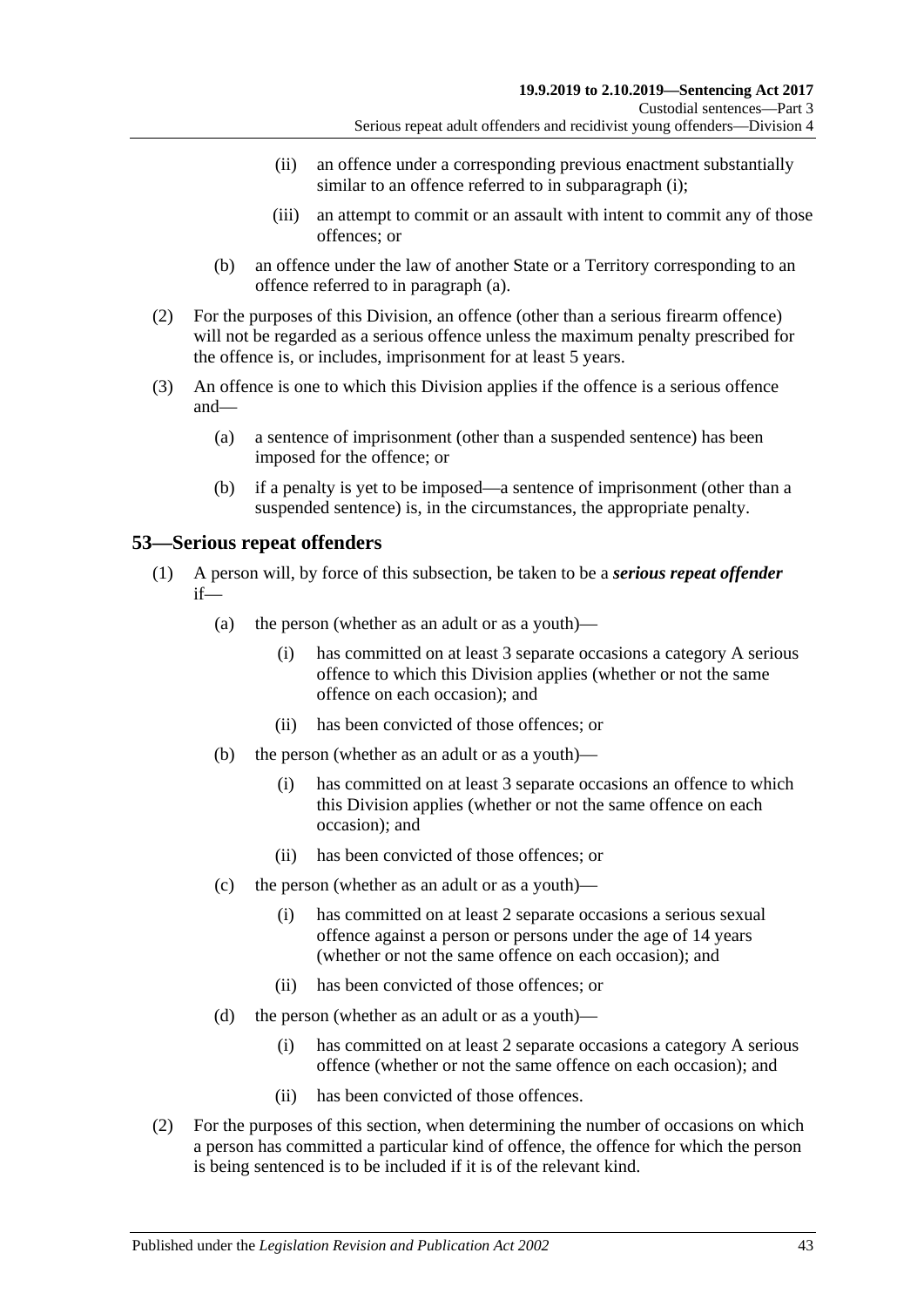(ii) an offence under a corresponding previous enactment substantially similar to an offence referred to in subparagraph (i);

(iii) an attempt to commit or an assault with intent to commit any of those offences; or

(b) an offence under the law of another State or a Territory corresponding to an offence referred to in paragraph (a).

(2) For the purposes of this Division, an offence (other than a serious firearm offence) will not be regarded as a serious offence unless the maximum penalty prescribed for the offence is, or includes, imprisonment for at least 5 years.

(3) An offence is one to which this Division applies if the offence is a serious offence and—

(a) a sentence of imprisonment (other than a suspended sentence) has been imposed for the offence; or

(b) if a penalty is yet to be imposed—a sentence of imprisonment (other than a suspended sentence) is, in the circumstances, the appropriate penalty.

## 53—Serious repeat offenders

(1) A person will, by force of this subsection, be taken to be a ***serious repeat offender*** if—

(a) the person (whether as an adult or as a youth)—

(i) has committed on at least 3 separate occasions a category A serious offence to which this Division applies (whether or not the same offence on each occasion); and

(ii) has been convicted of those offences; or

(b) the person (whether as an adult or as a youth)—

(i) has committed on at least 3 separate occasions an offence to which this Division applies (whether or not the same offence on each occasion); and

(ii) has been convicted of those offences; or

(c) the person (whether as an adult or as a youth)—

(i) has committed on at least 2 separate occasions a serious sexual offence against a person or persons under the age of 14 years (whether or not the same offence on each occasion); and

(ii) has been convicted of those offences; or

(d) the person (whether as an adult or as a youth)—

(i) has committed on at least 2 separate occasions a category A serious offence (whether or not the same offence on each occasion); and

(ii) has been convicted of those offences.

(2) For the purposes of this section, when determining the number of occasions on which a person has committed a particular kind of offence, the offence for which the person is being sentenced is to be included if it is of the relevant kind.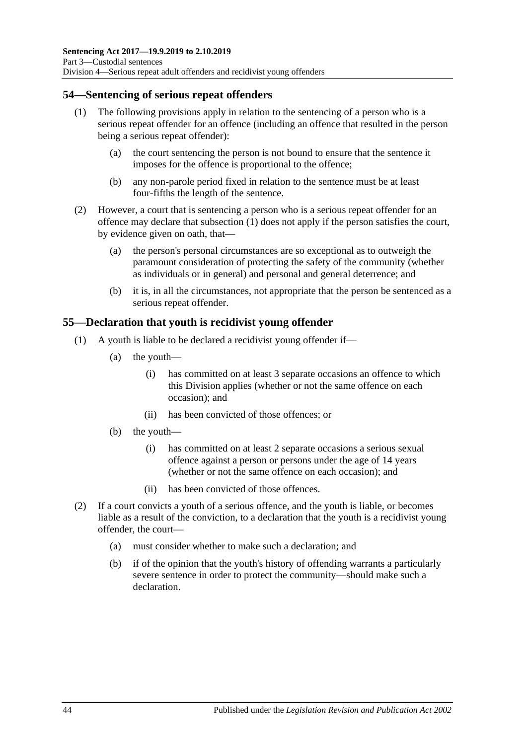## 54—Sentencing of serious repeat offenders

(1) The following provisions apply in relation to the sentencing of a person who is a serious repeat offender for an offence (including an offence that resulted in the person being a serious repeat offender):

(a) the court sentencing the person is not bound to ensure that the sentence it imposes for the offence is proportional to the offence;

(b) any non-parole period fixed in relation to the sentence must be at least four-fifths the length of the sentence.

(2) However, a court that is sentencing a person who is a serious repeat offender for an offence may declare that subsection (1) does not apply if the person satisfies the court, by evidence given on oath, that—

(a) the person's personal circumstances are so exceptional as to outweigh the paramount consideration of protecting the safety of the community (whether as individuals or in general) and personal and general deterrence; and

(b) it is, in all the circumstances, not appropriate that the person be sentenced as a serious repeat offender.

## 55—Declaration that youth is recidivist young offender

(1) A youth is liable to be declared a recidivist young offender if—

(a) the youth—

(i) has committed on at least 3 separate occasions an offence to which this Division applies (whether or not the same offence on each occasion); and

(ii) has been convicted of those offences; or

(b) the youth—

(i) has committed on at least 2 separate occasions a serious sexual offence against a person or persons under the age of 14 years (whether or not the same offence on each occasion); and

(ii) has been convicted of those offences.

(2) If a court convicts a youth of a serious offence, and the youth is liable, or becomes liable as a result of the conviction, to a declaration that the youth is a recidivist young offender, the court—

(a) must consider whether to make such a declaration; and

(b) if of the opinion that the youth's history of offending warrants a particularly severe sentence in order to protect the community—should make such a declaration.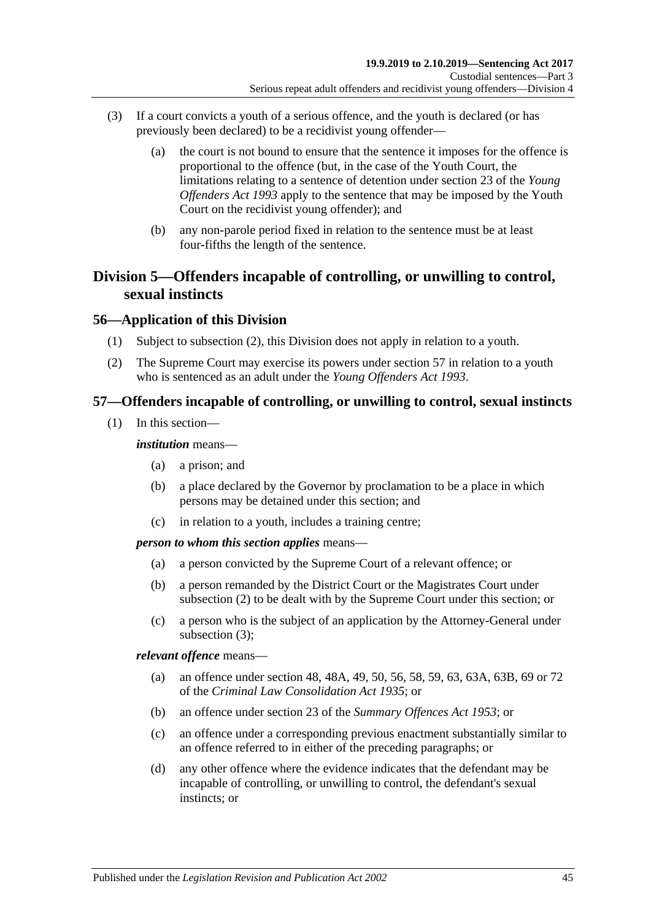(3) If a court convicts a youth of a serious offence, and the youth is declared (or has previously been declared) to be a recidivist young offender—

(a) the court is not bound to ensure that the sentence it imposes for the offence is proportional to the offence (but, in the case of the Youth Court, the limitations relating to a sentence of detention under section 23 of the *Young Offenders Act 1993* apply to the sentence that may be imposed by the Youth Court on the recidivist young offender); and

(b) any non-parole period fixed in relation to the sentence must be at least four-fifths the length of the sentence.

## Division 5—Offenders incapable of controlling, or unwilling to control, sexual instincts

### 56—Application of this Division

(1) Subject to subsection (2), this Division does not apply in relation to a youth.

(2) The Supreme Court may exercise its powers under section 57 in relation to a youth who is sentenced as an adult under the *Young Offenders Act 1993*.

### 57—Offenders incapable of controlling, or unwilling to control, sexual instincts

(1) In this section—

***institution*** means—

(a) a prison; and

(b) a place declared by the Governor by proclamation to be a place in which persons may be detained under this section; and

(c) in relation to a youth, includes a training centre;

***person to whom this section applies*** means—

(a) a person convicted by the Supreme Court of a relevant offence; or

(b) a person remanded by the District Court or the Magistrates Court under subsection (2) to be dealt with by the Supreme Court under this section; or

(c) a person who is the subject of an application by the Attorney-General under subsection (3);

***relevant offence*** means—

(a) an offence under section 48, 48A, 49, 50, 56, 58, 59, 63, 63A, 63B, 69 or 72 of the *Criminal Law Consolidation Act 1935*; or

(b) an offence under section 23 of the *Summary Offences Act 1953*; or

(c) an offence under a corresponding previous enactment substantially similar to an offence referred to in either of the preceding paragraphs; or

(d) any other offence where the evidence indicates that the defendant may be incapable of controlling, or unwilling to control, the defendant's sexual instincts; or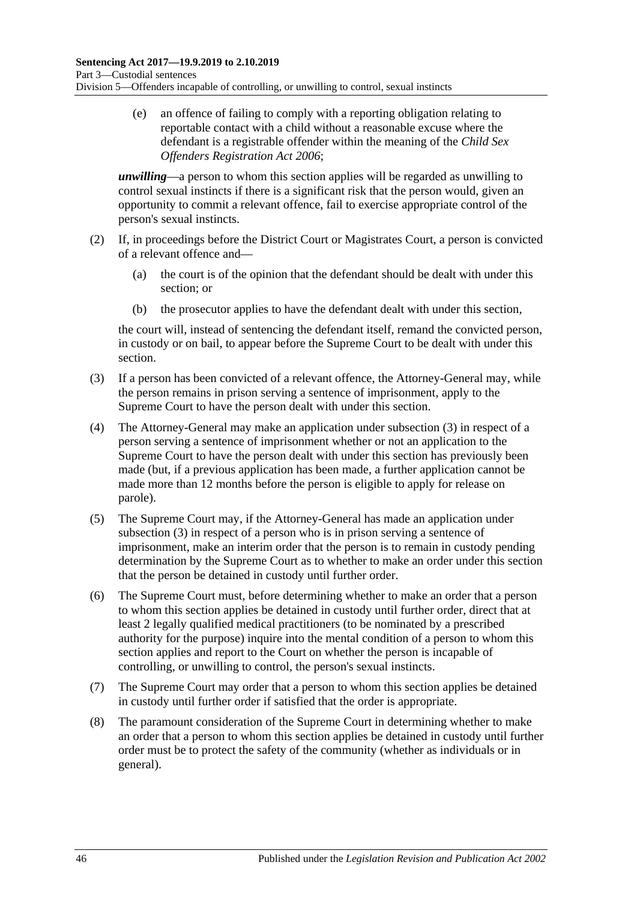(e) an offence of failing to comply with a reporting obligation relating to reportable contact with a child without a reasonable excuse where the defendant is a registrable offender within the meaning of the *Child Sex Offenders Registration Act 2006*;

***unwilling***—a person to whom this section applies will be regarded as unwilling to control sexual instincts if there is a significant risk that the person would, given an opportunity to commit a relevant offence, fail to exercise appropriate control of the person's sexual instincts.

(2) If, in proceedings before the District Court or Magistrates Court, a person is convicted of a relevant offence and—

(a) the court is of the opinion that the defendant should be dealt with under this section; or

(b) the prosecutor applies to have the defendant dealt with under this section,

the court will, instead of sentencing the defendant itself, remand the convicted person, in custody or on bail, to appear before the Supreme Court to be dealt with under this section.

(3) If a person has been convicted of a relevant offence, the Attorney-General may, while the person remains in prison serving a sentence of imprisonment, apply to the Supreme Court to have the person dealt with under this section.

(4) The Attorney-General may make an application under subsection (3) in respect of a person serving a sentence of imprisonment whether or not an application to the Supreme Court to have the person dealt with under this section has previously been made (but, if a previous application has been made, a further application cannot be made more than 12 months before the person is eligible to apply for release on parole).

(5) The Supreme Court may, if the Attorney-General has made an application under subsection (3) in respect of a person who is in prison serving a sentence of imprisonment, make an interim order that the person is to remain in custody pending determination by the Supreme Court as to whether to make an order under this section that the person be detained in custody until further order.

(6) The Supreme Court must, before determining whether to make an order that a person to whom this section applies be detained in custody until further order, direct that at least 2 legally qualified medical practitioners (to be nominated by a prescribed authority for the purpose) inquire into the mental condition of a person to whom this section applies and report to the Court on whether the person is incapable of controlling, or unwilling to control, the person's sexual instincts.

(7) The Supreme Court may order that a person to whom this section applies be detained in custody until further order if satisfied that the order is appropriate.

(8) The paramount consideration of the Supreme Court in determining whether to make an order that a person to whom this section applies be detained in custody until further order must be to protect the safety of the community (whether as individuals or in general).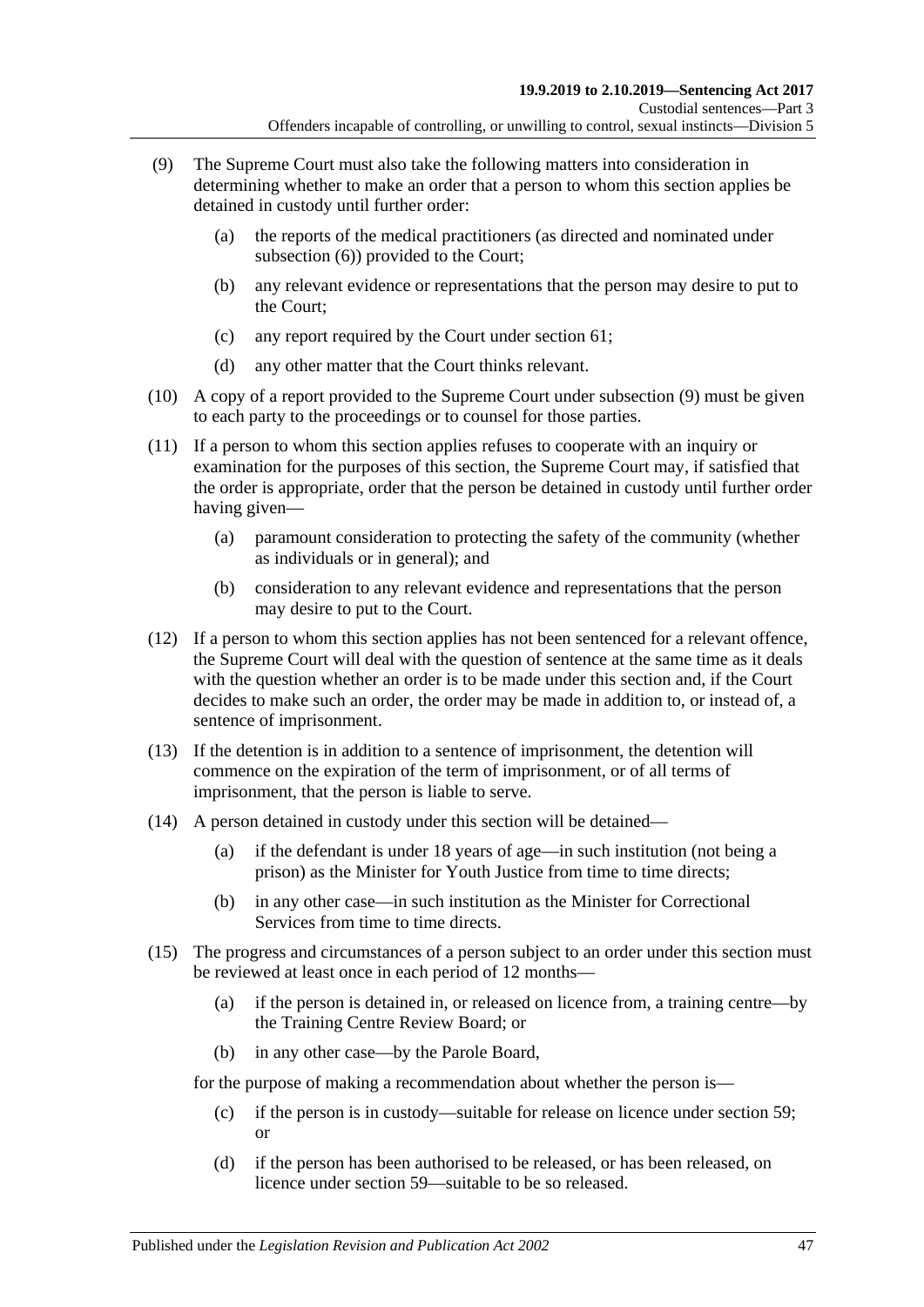(9) The Supreme Court must also take the following matters into consideration in determining whether to make an order that a person to whom this section applies be detained in custody until further order:

(a) the reports of the medical practitioners (as directed and nominated under subsection (6)) provided to the Court;

(b) any relevant evidence or representations that the person may desire to put to the Court;

(c) any report required by the Court under section 61;

(d) any other matter that the Court thinks relevant.

(10) A copy of a report provided to the Supreme Court under subsection (9) must be given to each party to the proceedings or to counsel for those parties.

(11) If a person to whom this section applies refuses to cooperate with an inquiry or examination for the purposes of this section, the Supreme Court may, if satisfied that the order is appropriate, order that the person be detained in custody until further order having given—

(a) paramount consideration to protecting the safety of the community (whether as individuals or in general); and

(b) consideration to any relevant evidence and representations that the person may desire to put to the Court.

(12) If a person to whom this section applies has not been sentenced for a relevant offence, the Supreme Court will deal with the question of sentence at the same time as it deals with the question whether an order is to be made under this section and, if the Court decides to make such an order, the order may be made in addition to, or instead of, a sentence of imprisonment.

(13) If the detention is in addition to a sentence of imprisonment, the detention will commence on the expiration of the term of imprisonment, or of all terms of imprisonment, that the person is liable to serve.

(14) A person detained in custody under this section will be detained—

(a) if the defendant is under 18 years of age—in such institution (not being a prison) as the Minister for Youth Justice from time to time directs;

(b) in any other case—in such institution as the Minister for Correctional Services from time to time directs.

(15) The progress and circumstances of a person subject to an order under this section must be reviewed at least once in each period of 12 months—

(a) if the person is detained in, or released on licence from, a training centre—by the Training Centre Review Board; or

(b) in any other case—by the Parole Board,

for the purpose of making a recommendation about whether the person is—

(c) if the person is in custody—suitable for release on licence under section 59; or

(d) if the person has been authorised to be released, or has been released, on licence under section 59—suitable to be so released.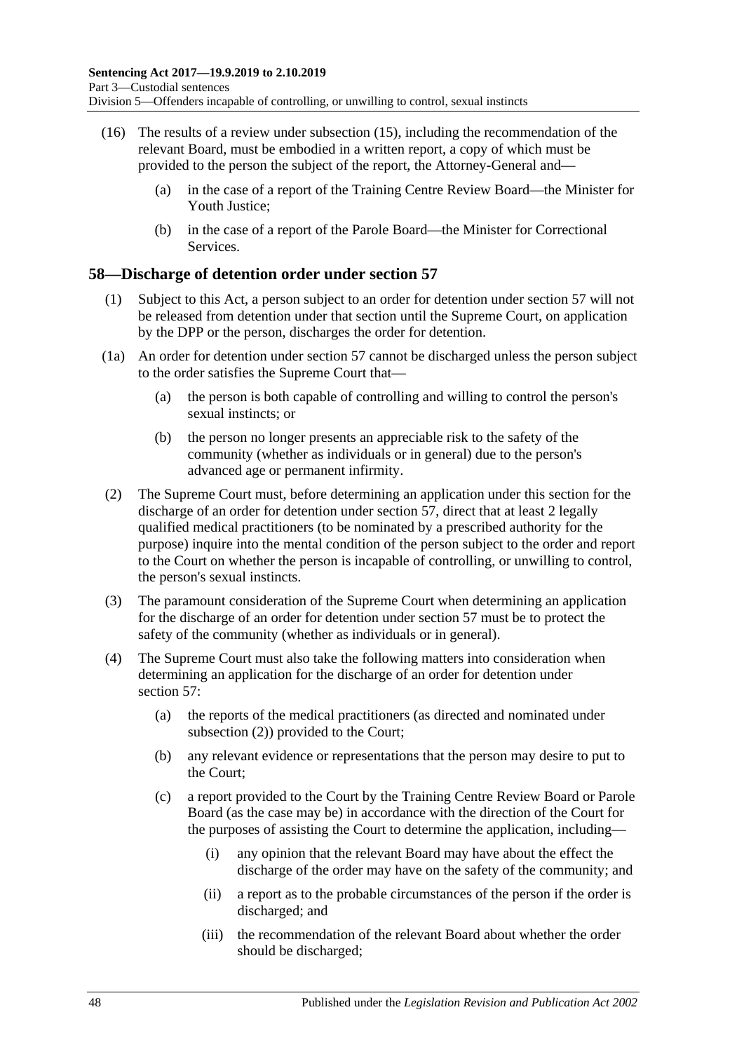(16) The results of a review under subsection (15), including the recommendation of the relevant Board, must be embodied in a written report, a copy of which must be provided to the person the subject of the report, the Attorney-General and—

(a) in the case of a report of the Training Centre Review Board—the Minister for Youth Justice;

(b) in the case of a report of the Parole Board—the Minister for Correctional Services.

## 58—Discharge of detention order under section 57

(1) Subject to this Act, a person subject to an order for detention under section 57 will not be released from detention under that section until the Supreme Court, on application by the DPP or the person, discharges the order for detention.

(1a) An order for detention under section 57 cannot be discharged unless the person subject to the order satisfies the Supreme Court that—

(a) the person is both capable of controlling and willing to control the person's sexual instincts; or

(b) the person no longer presents an appreciable risk to the safety of the community (whether as individuals or in general) due to the person's advanced age or permanent infirmity.

(2) The Supreme Court must, before determining an application under this section for the discharge of an order for detention under section 57, direct that at least 2 legally qualified medical practitioners (to be nominated by a prescribed authority for the purpose) inquire into the mental condition of the person subject to the order and report to the Court on whether the person is incapable of controlling, or unwilling to control, the person's sexual instincts.

(3) The paramount consideration of the Supreme Court when determining an application for the discharge of an order for detention under section 57 must be to protect the safety of the community (whether as individuals or in general).

(4) The Supreme Court must also take the following matters into consideration when determining an application for the discharge of an order for detention under section 57:

(a) the reports of the medical practitioners (as directed and nominated under subsection (2)) provided to the Court;

(b) any relevant evidence or representations that the person may desire to put to the Court;

(c) a report provided to the Court by the Training Centre Review Board or Parole Board (as the case may be) in accordance with the direction of the Court for the purposes of assisting the Court to determine the application, including—

(i) any opinion that the relevant Board may have about the effect the discharge of the order may have on the safety of the community; and

(ii) a report as to the probable circumstances of the person if the order is discharged; and

(iii) the recommendation of the relevant Board about whether the order should be discharged;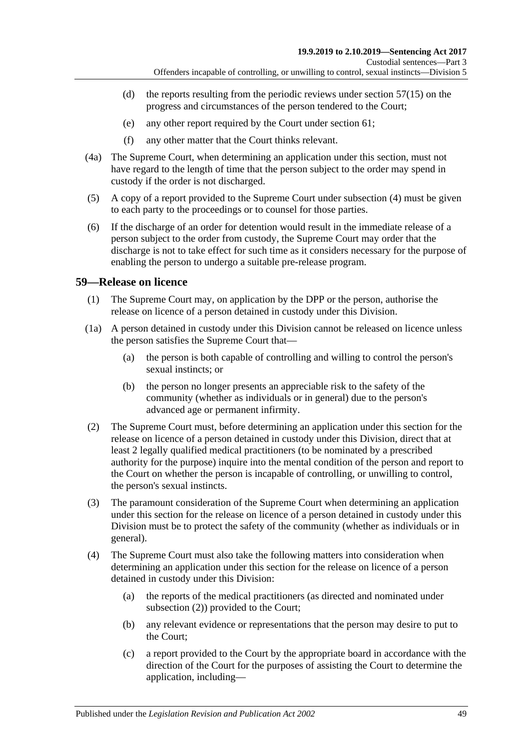(d) the reports resulting from the periodic reviews under section 57(15) on the progress and circumstances of the person tendered to the Court;

(e) any other report required by the Court under section 61;

(f) any other matter that the Court thinks relevant.

(4a) The Supreme Court, when determining an application under this section, must not have regard to the length of time that the person subject to the order may spend in custody if the order is not discharged.

(5) A copy of a report provided to the Supreme Court under subsection (4) must be given to each party to the proceedings or to counsel for those parties.

(6) If the discharge of an order for detention would result in the immediate release of a person subject to the order from custody, the Supreme Court may order that the discharge is not to take effect for such time as it considers necessary for the purpose of enabling the person to undergo a suitable pre-release program.

## 59—Release on licence

(1) The Supreme Court may, on application by the DPP or the person, authorise the release on licence of a person detained in custody under this Division.

(1a) A person detained in custody under this Division cannot be released on licence unless the person satisfies the Supreme Court that—

(a) the person is both capable of controlling and willing to control the person's sexual instincts; or

(b) the person no longer presents an appreciable risk to the safety of the community (whether as individuals or in general) due to the person's advanced age or permanent infirmity.

(2) The Supreme Court must, before determining an application under this section for the release on licence of a person detained in custody under this Division, direct that at least 2 legally qualified medical practitioners (to be nominated by a prescribed authority for the purpose) inquire into the mental condition of the person and report to the Court on whether the person is incapable of controlling, or unwilling to control, the person's sexual instincts.

(3) The paramount consideration of the Supreme Court when determining an application under this section for the release on licence of a person detained in custody under this Division must be to protect the safety of the community (whether as individuals or in general).

(4) The Supreme Court must also take the following matters into consideration when determining an application under this section for the release on licence of a person detained in custody under this Division:

(a) the reports of the medical practitioners (as directed and nominated under subsection (2)) provided to the Court;

(b) any relevant evidence or representations that the person may desire to put to the Court;

(c) a report provided to the Court by the appropriate board in accordance with the direction of the Court for the purposes of assisting the Court to determine the application, including—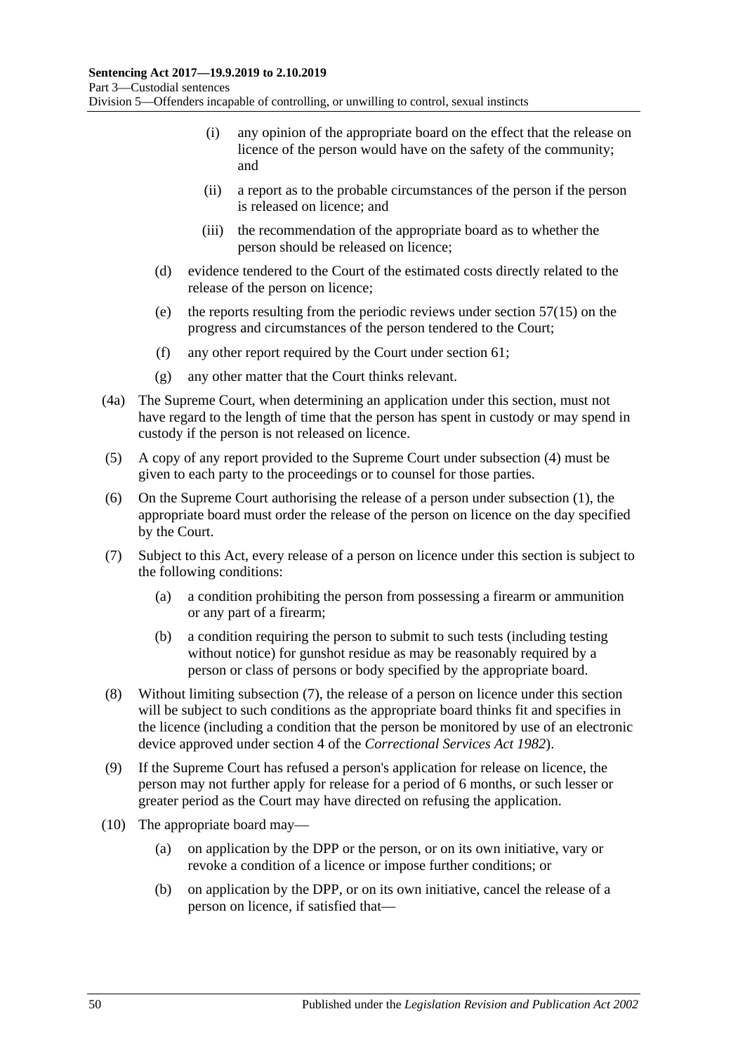(i) any opinion of the appropriate board on the effect that the release on licence of the person would have on the safety of the community; and

(ii) a report as to the probable circumstances of the person if the person is released on licence; and

(iii) the recommendation of the appropriate board as to whether the person should be released on licence;

(d) evidence tendered to the Court of the estimated costs directly related to the release of the person on licence;

(e) the reports resulting from the periodic reviews under section 57(15) on the progress and circumstances of the person tendered to the Court;

(f) any other report required by the Court under section 61;

(g) any other matter that the Court thinks relevant.

(4a) The Supreme Court, when determining an application under this section, must not have regard to the length of time that the person has spent in custody or may spend in custody if the person is not released on licence.

(5) A copy of any report provided to the Supreme Court under subsection (4) must be given to each party to the proceedings or to counsel for those parties.

(6) On the Supreme Court authorising the release of a person under subsection (1), the appropriate board must order the release of the person on licence on the day specified by the Court.

(7) Subject to this Act, every release of a person on licence under this section is subject to the following conditions:

(a) a condition prohibiting the person from possessing a firearm or ammunition or any part of a firearm;

(b) a condition requiring the person to submit to such tests (including testing without notice) for gunshot residue as may be reasonably required by a person or class of persons or body specified by the appropriate board.

(8) Without limiting subsection (7), the release of a person on licence under this section will be subject to such conditions as the appropriate board thinks fit and specifies in the licence (including a condition that the person be monitored by use of an electronic device approved under section 4 of the *Correctional Services Act 1982*).

(9) If the Supreme Court has refused a person's application for release on licence, the person may not further apply for release for a period of 6 months, or such lesser or greater period as the Court may have directed on refusing the application.

(10) The appropriate board may—

(a) on application by the DPP or the person, or on its own initiative, vary or revoke a condition of a licence or impose further conditions; or

(b) on application by the DPP, or on its own initiative, cancel the release of a person on licence, if satisfied that—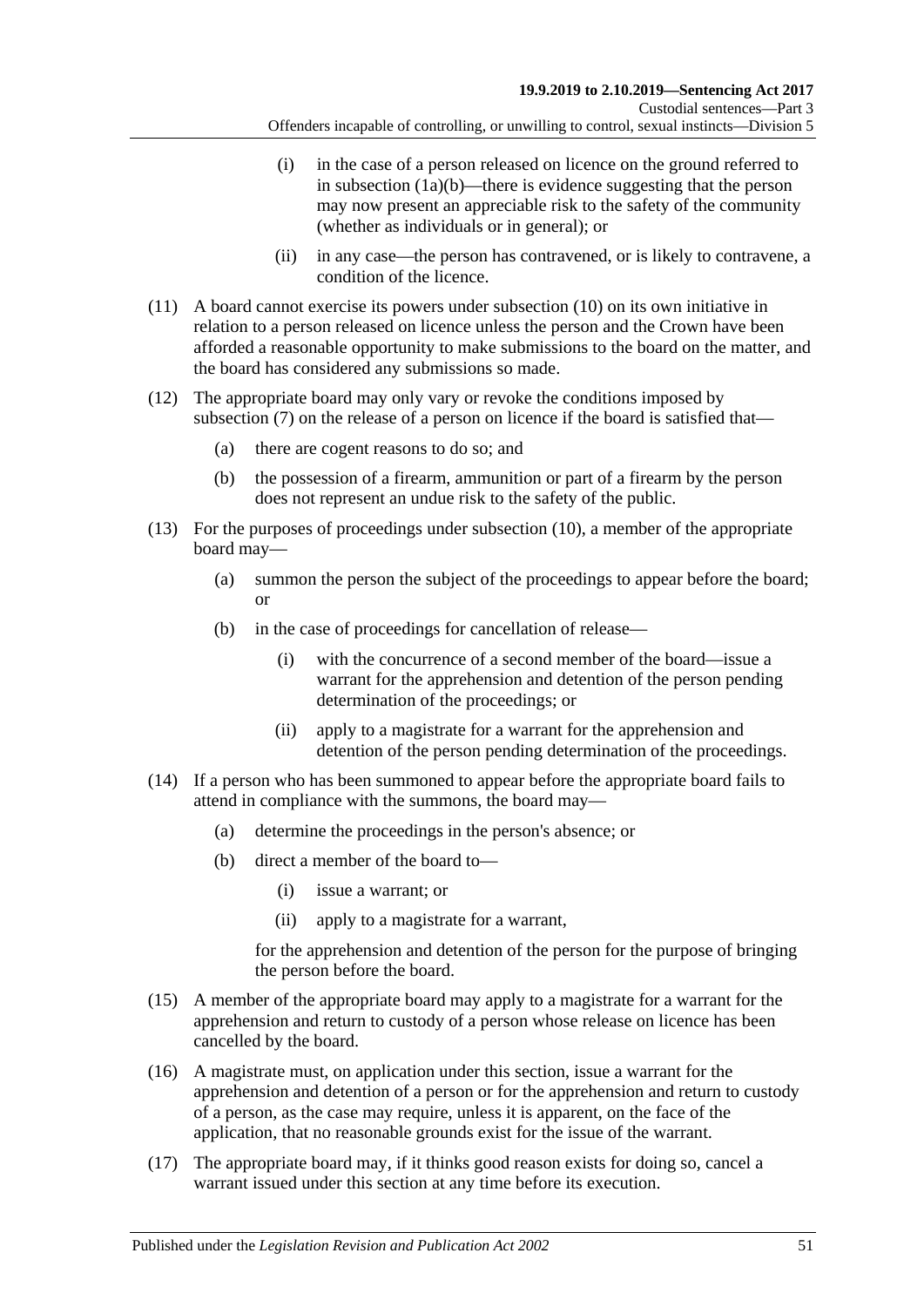(i) in the case of a person released on licence on the ground referred to in subsection (1a)(b)—there is evidence suggesting that the person may now present an appreciable risk to the safety of the community (whether as individuals or in general); or

(ii) in any case—the person has contravened, or is likely to contravene, a condition of the licence.

(11) A board cannot exercise its powers under subsection (10) on its own initiative in relation to a person released on licence unless the person and the Crown have been afforded a reasonable opportunity to make submissions to the board on the matter, and the board has considered any submissions so made.

(12) The appropriate board may only vary or revoke the conditions imposed by subsection (7) on the release of a person on licence if the board is satisfied that—

(a) there are cogent reasons to do so; and

(b) the possession of a firearm, ammunition or part of a firearm by the person does not represent an undue risk to the safety of the public.

(13) For the purposes of proceedings under subsection (10), a member of the appropriate board may—

(a) summon the person the subject of the proceedings to appear before the board; or

(b) in the case of proceedings for cancellation of release—

(i) with the concurrence of a second member of the board—issue a warrant for the apprehension and detention of the person pending determination of the proceedings; or

(ii) apply to a magistrate for a warrant for the apprehension and detention of the person pending determination of the proceedings.

(14) If a person who has been summoned to appear before the appropriate board fails to attend in compliance with the summons, the board may—

(a) determine the proceedings in the person's absence; or

(b) direct a member of the board to—

(i) issue a warrant; or

(ii) apply to a magistrate for a warrant,

for the apprehension and detention of the person for the purpose of bringing the person before the board.

(15) A member of the appropriate board may apply to a magistrate for a warrant for the apprehension and return to custody of a person whose release on licence has been cancelled by the board.

(16) A magistrate must, on application under this section, issue a warrant for the apprehension and detention of a person or for the apprehension and return to custody of a person, as the case may require, unless it is apparent, on the face of the application, that no reasonable grounds exist for the issue of the warrant.

(17) The appropriate board may, if it thinks good reason exists for doing so, cancel a warrant issued under this section at any time before its execution.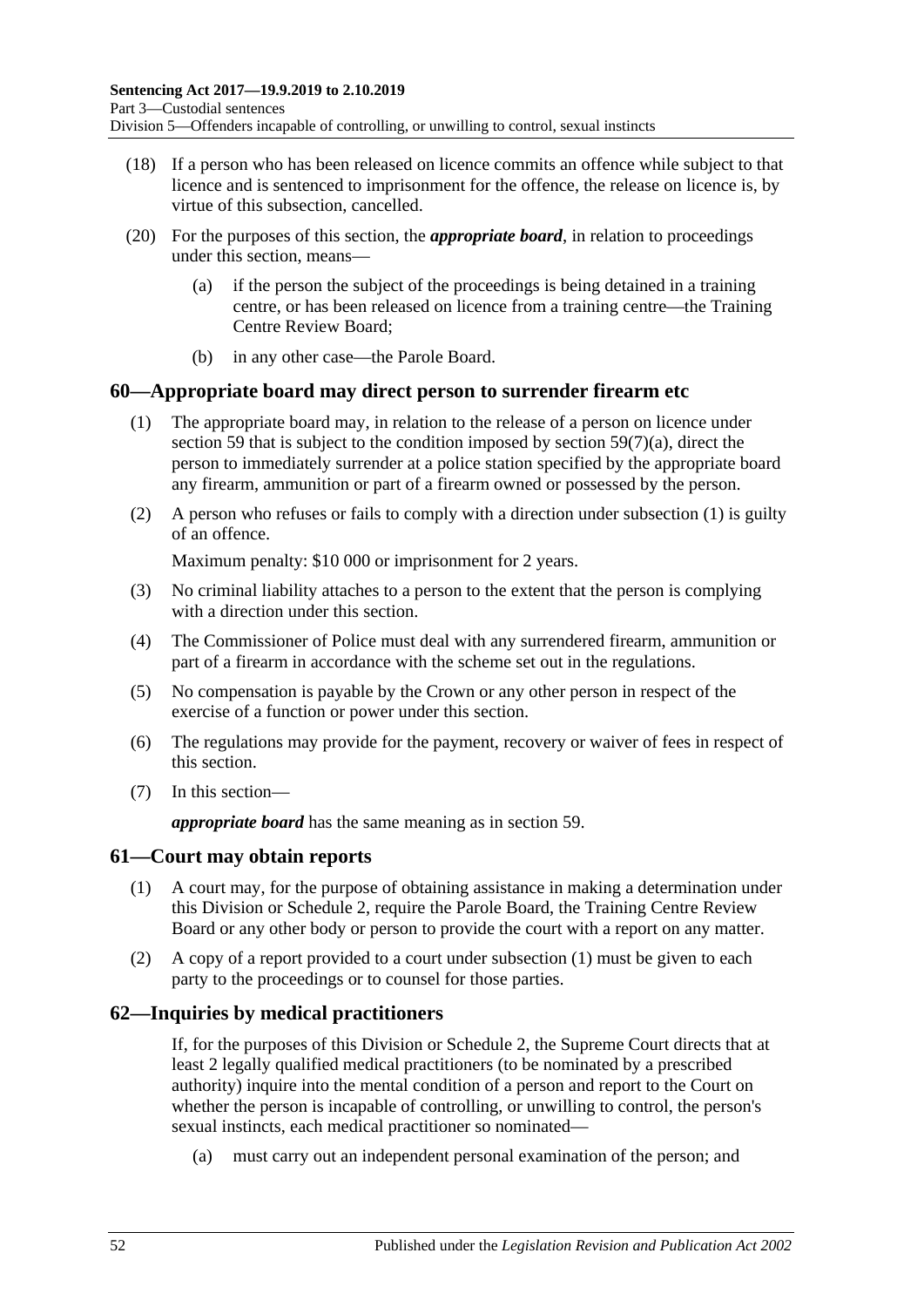(18) If a person who has been released on licence commits an offence while subject to that licence and is sentenced to imprisonment for the offence, the release on licence is, by virtue of this subsection, cancelled.

(20) For the purposes of this section, the ***appropriate board***, in relation to proceedings under this section, means—

(a) if the person the subject of the proceedings is being detained in a training centre, or has been released on licence from a training centre—the Training Centre Review Board;

(b) in any other case—the Parole Board.

## 60—Appropriate board may direct person to surrender firearm etc

(1) The appropriate board may, in relation to the release of a person on licence under section 59 that is subject to the condition imposed by section 59(7)(a), direct the person to immediately surrender at a police station specified by the appropriate board any firearm, ammunition or part of a firearm owned or possessed by the person.

(2) A person who refuses or fails to comply with a direction under subsection (1) is guilty of an offence.

Maximum penalty: $10 000 or imprisonment for 2 years.

(3) No criminal liability attaches to a person to the extent that the person is complying with a direction under this section.

(4) The Commissioner of Police must deal with any surrendered firearm, ammunition or part of a firearm in accordance with the scheme set out in the regulations.

(5) No compensation is payable by the Crown or any other person in respect of the exercise of a function or power under this section.

(6) The regulations may provide for the payment, recovery or waiver of fees in respect of this section.

(7) In this section—

***appropriate board*** has the same meaning as in section 59.

## 61—Court may obtain reports

(1) A court may, for the purpose of obtaining assistance in making a determination under this Division or Schedule 2, require the Parole Board, the Training Centre Review Board or any other body or person to provide the court with a report on any matter.

(2) A copy of a report provided to a court under subsection (1) must be given to each party to the proceedings or to counsel for those parties.

## 62—Inquiries by medical practitioners

If, for the purposes of this Division or Schedule 2, the Supreme Court directs that at least 2 legally qualified medical practitioners (to be nominated by a prescribed authority) inquire into the mental condition of a person and report to the Court on whether the person is incapable of controlling, or unwilling to control, the person's sexual instincts, each medical practitioner so nominated—

(a) must carry out an independent personal examination of the person; and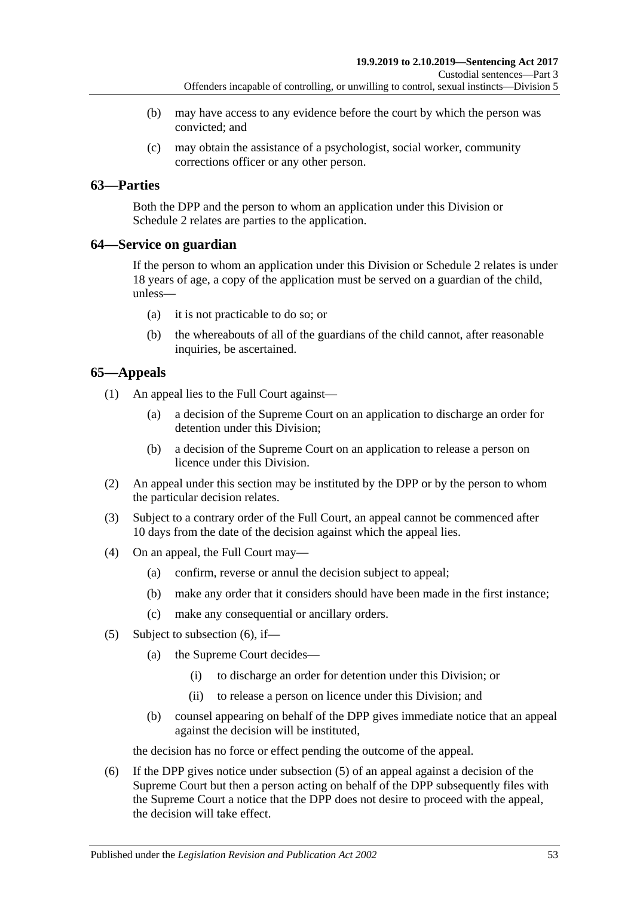(b) may have access to any evidence before the court by which the person was convicted; and

(c) may obtain the assistance of a psychologist, social worker, community corrections officer or any other person.

## 63—Parties

Both the DPP and the person to whom an application under this Division or Schedule 2 relates are parties to the application.

## 64—Service on guardian

If the person to whom an application under this Division or Schedule 2 relates is under 18 years of age, a copy of the application must be served on a guardian of the child, unless—

(a) it is not practicable to do so; or

(b) the whereabouts of all of the guardians of the child cannot, after reasonable inquiries, be ascertained.

## 65—Appeals

(1) An appeal lies to the Full Court against—

(a) a decision of the Supreme Court on an application to discharge an order for detention under this Division;

(b) a decision of the Supreme Court on an application to release a person on licence under this Division.

(2) An appeal under this section may be instituted by the DPP or by the person to whom the particular decision relates.

(3) Subject to a contrary order of the Full Court, an appeal cannot be commenced after 10 days from the date of the decision against which the appeal lies.

(4) On an appeal, the Full Court may—

(a) confirm, reverse or annul the decision subject to appeal;

(b) make any order that it considers should have been made in the first instance;

(c) make any consequential or ancillary orders.

(5) Subject to subsection (6), if—

(a) the Supreme Court decides—

(i) to discharge an order for detention under this Division; or

(ii) to release a person on licence under this Division; and

(b) counsel appearing on behalf of the DPP gives immediate notice that an appeal against the decision will be instituted,

the decision has no force or effect pending the outcome of the appeal.

(6) If the DPP gives notice under subsection (5) of an appeal against a decision of the Supreme Court but then a person acting on behalf of the DPP subsequently files with the Supreme Court a notice that the DPP does not desire to proceed with the appeal, the decision will take effect.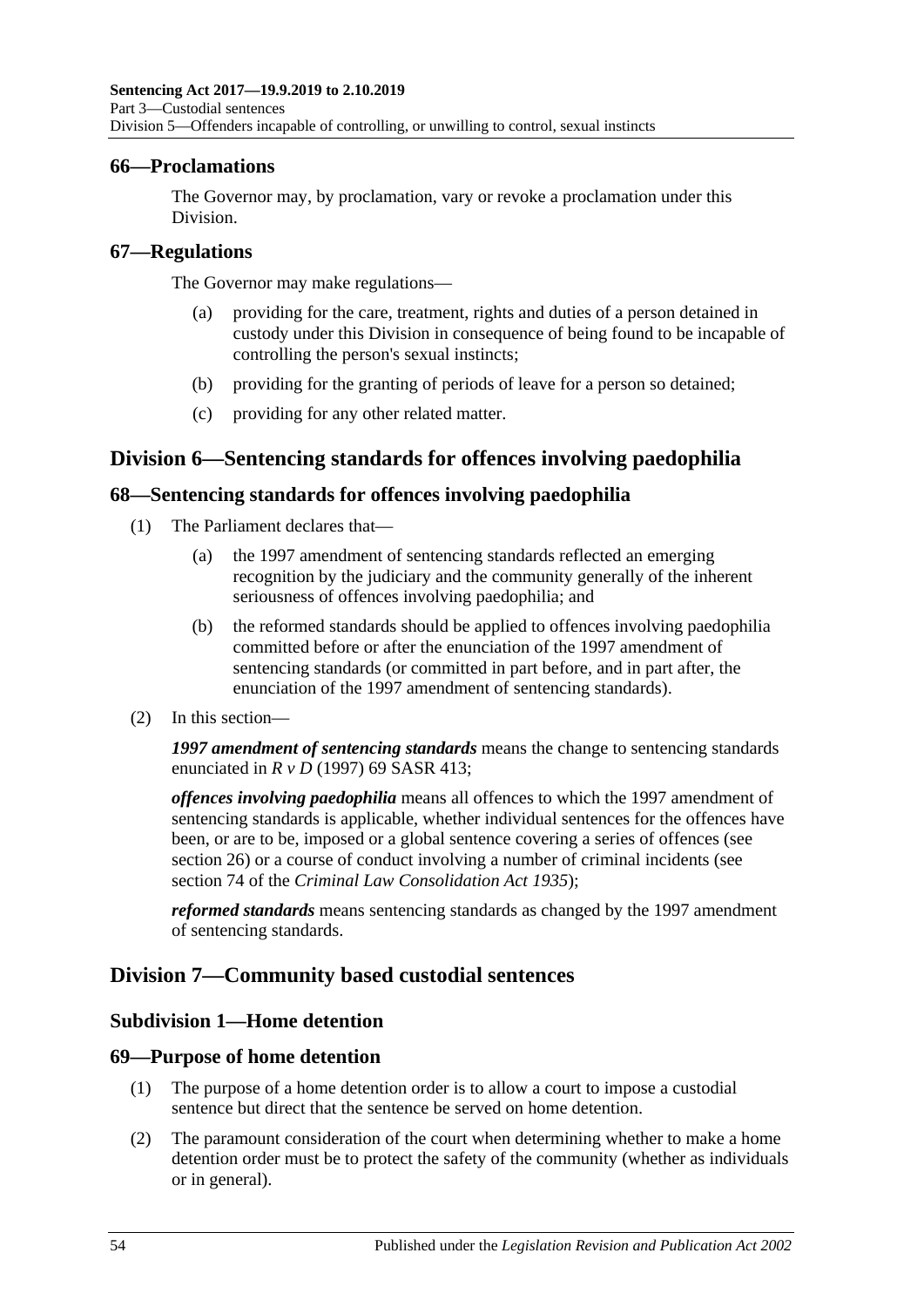## 66—Proclamations

The Governor may, by proclamation, vary or revoke a proclamation under this Division.

## 67—Regulations

The Governor may make regulations—

(a) providing for the care, treatment, rights and duties of a person detained in custody under this Division in consequence of being found to be incapable of controlling the person's sexual instincts;

(b) providing for the granting of periods of leave for a person so detained;

(c) providing for any other related matter.

# Division 6—Sentencing standards for offences involving paedophilia

## 68—Sentencing standards for offences involving paedophilia

(1) The Parliament declares that—

(a) the 1997 amendment of sentencing standards reflected an emerging recognition by the judiciary and the community generally of the inherent seriousness of offences involving paedophilia; and

(b) the reformed standards should be applied to offences involving paedophilia committed before or after the enunciation of the 1997 amendment of sentencing standards (or committed in part before, and in part after, the enunciation of the 1997 amendment of sentencing standards).

(2) In this section—

***1997 amendment of sentencing standards*** means the change to sentencing standards enunciated in *R v D* (1997) 69 SASR 413;

***offences involving paedophilia*** means all offences to which the 1997 amendment of sentencing standards is applicable, whether individual sentences for the offences have been, or are to be, imposed or a global sentence covering a series of offences (see section 26) or a course of conduct involving a number of criminal incidents (see section 74 of the *Criminal Law Consolidation Act 1935*);

***reformed standards*** means sentencing standards as changed by the 1997 amendment of sentencing standards.

# Division 7—Community based custodial sentences

## Subdivision 1—Home detention

## 69—Purpose of home detention

(1) The purpose of a home detention order is to allow a court to impose a custodial sentence but direct that the sentence be served on home detention.

(2) The paramount consideration of the court when determining whether to make a home detention order must be to protect the safety of the community (whether as individuals or in general).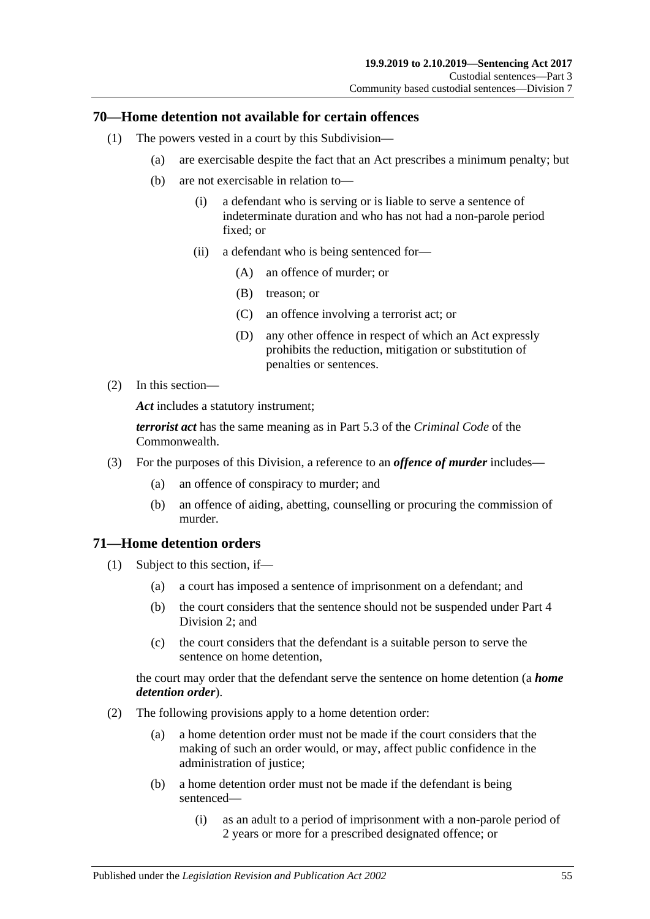## 70—Home detention not available for certain offences

(1) The powers vested in a court by this Subdivision—

(a) are exercisable despite the fact that an Act prescribes a minimum penalty; but

(b) are not exercisable in relation to—

(i) a defendant who is serving or is liable to serve a sentence of indeterminate duration and who has not had a non-parole period fixed; or

(ii) a defendant who is being sentenced for—

(A) an offence of murder; or

(B) treason; or

(C) an offence involving a terrorist act; or

(D) any other offence in respect of which an Act expressly prohibits the reduction, mitigation or substitution of penalties or sentences.

(2) In this section—

***Act*** includes a statutory instrument;

***terrorist act*** has the same meaning as in Part 5.3 of the *Criminal Code* of the Commonwealth.

(3) For the purposes of this Division, a reference to an ***offence of murder*** includes—

(a) an offence of conspiracy to murder; and

(b) an offence of aiding, abetting, counselling or procuring the commission of murder.

## 71—Home detention orders

(1) Subject to this section, if—

(a) a court has imposed a sentence of imprisonment on a defendant; and

(b) the court considers that the sentence should not be suspended under Part 4 Division 2; and

(c) the court considers that the defendant is a suitable person to serve the sentence on home detention,

the court may order that the defendant serve the sentence on home detention (a ***home detention order***).

(2) The following provisions apply to a home detention order:

(a) a home detention order must not be made if the court considers that the making of such an order would, or may, affect public confidence in the administration of justice;

(b) a home detention order must not be made if the defendant is being sentenced—

(i) as an adult to a period of imprisonment with a non-parole period of 2 years or more for a prescribed designated offence; or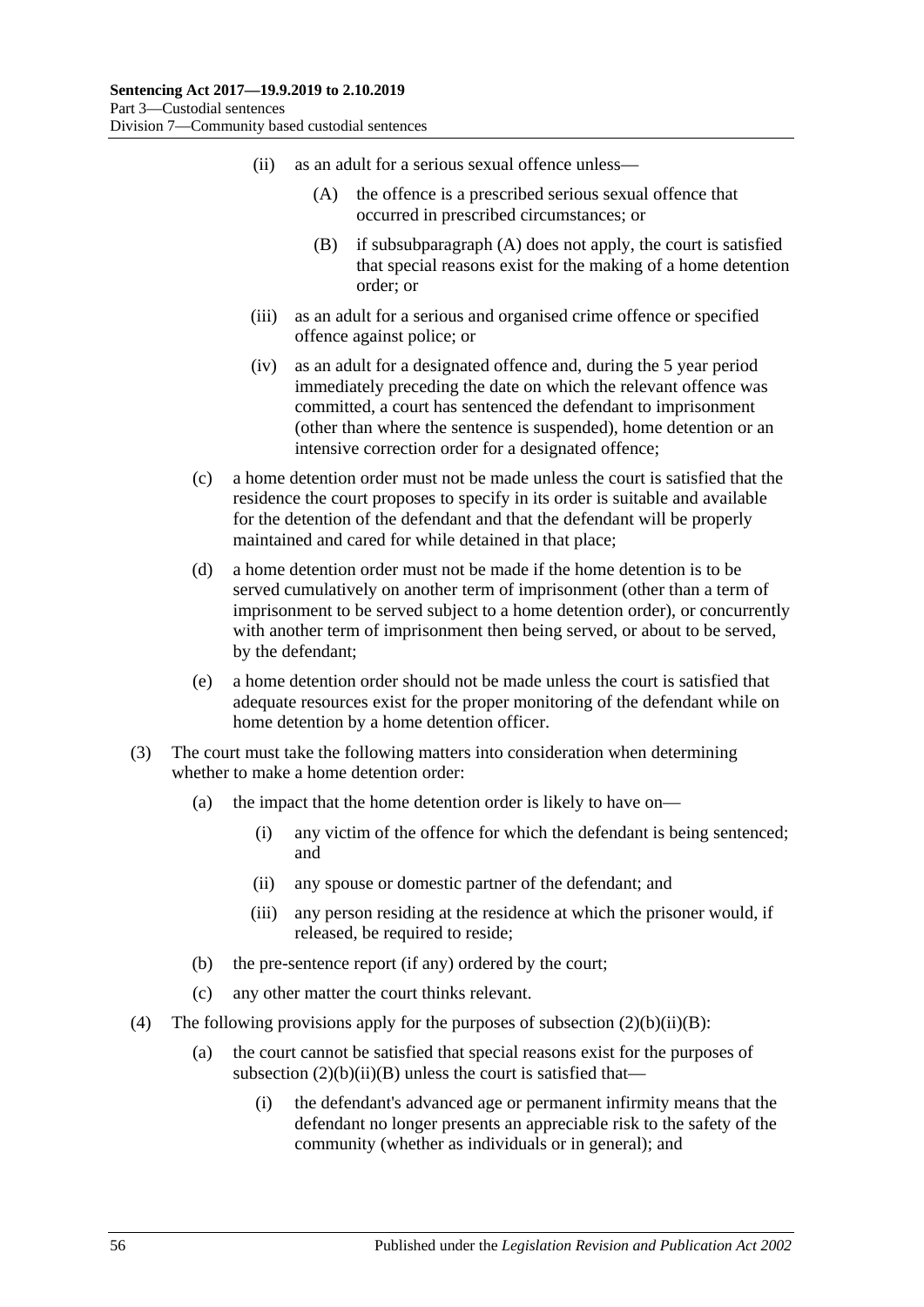(ii) as an adult for a serious sexual offence unless—

(A) the offence is a prescribed serious sexual offence that occurred in prescribed circumstances; or

(B) if subsubparagraph (A) does not apply, the court is satisfied that special reasons exist for the making of a home detention order; or

(iii) as an adult for a serious and organised crime offence or specified offence against police; or

(iv) as an adult for a designated offence and, during the 5 year period immediately preceding the date on which the relevant offence was committed, a court has sentenced the defendant to imprisonment (other than where the sentence is suspended), home detention or an intensive correction order for a designated offence;

(c) a home detention order must not be made unless the court is satisfied that the residence the court proposes to specify in its order is suitable and available for the detention of the defendant and that the defendant will be properly maintained and cared for while detained in that place;

(d) a home detention order must not be made if the home detention is to be served cumulatively on another term of imprisonment (other than a term of imprisonment to be served subject to a home detention order), or concurrently with another term of imprisonment then being served, or about to be served, by the defendant;

(e) a home detention order should not be made unless the court is satisfied that adequate resources exist for the proper monitoring of the defendant while on home detention by a home detention officer.

(3) The court must take the following matters into consideration when determining whether to make a home detention order:

(a) the impact that the home detention order is likely to have on—

(i) any victim of the offence for which the defendant is being sentenced; and

(ii) any spouse or domestic partner of the defendant; and

(iii) any person residing at the residence at which the prisoner would, if released, be required to reside;

(b) the pre-sentence report (if any) ordered by the court;

(c) any other matter the court thinks relevant.

(4) The following provisions apply for the purposes of subsection (2)(b)(ii)(B):

(a) the court cannot be satisfied that special reasons exist for the purposes of subsection (2)(b)(ii)(B) unless the court is satisfied that—

(i) the defendant's advanced age or permanent infirmity means that the defendant no longer presents an appreciable risk to the safety of the community (whether as individuals or in general); and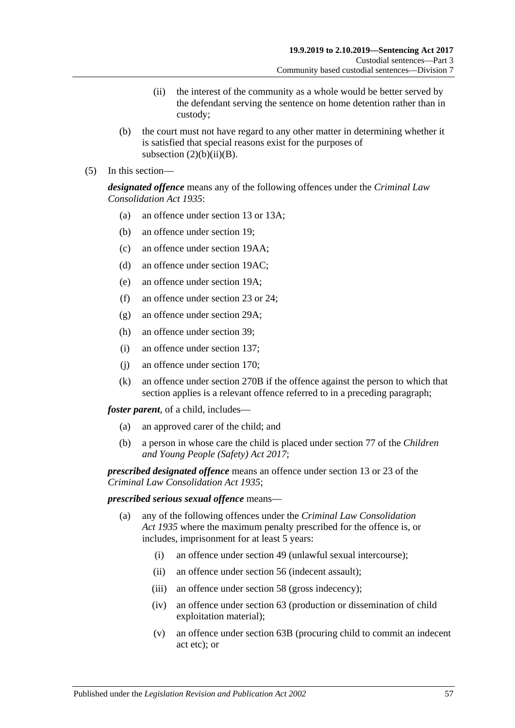(ii) the interest of the community as a whole would be better served by the defendant serving the sentence on home detention rather than in custody;

(b) the court must not have regard to any other matter in determining whether it is satisfied that special reasons exist for the purposes of subsection (2)(b)(ii)(B).

(5) In this section—

***designated offence*** means any of the following offences under the *Criminal Law Consolidation Act 1935*:

(a) an offence under section 13 or 13A;

(b) an offence under section 19;

(c) an offence under section 19AA;

(d) an offence under section 19AC;

(e) an offence under section 19A;

(f) an offence under section 23 or 24;

(g) an offence under section 29A;

(h) an offence under section 39;

(i) an offence under section 137;

(j) an offence under section 170;

(k) an offence under section 270B if the offence against the person to which that section applies is a relevant offence referred to in a preceding paragraph;

***foster parent***, of a child, includes—

(a) an approved carer of the child; and

(b) a person in whose care the child is placed under section 77 of the *Children and Young People (Safety) Act 2017*;

***prescribed designated offence*** means an offence under section 13 or 23 of the *Criminal Law Consolidation Act 1935*;

***prescribed serious sexual offence*** means—

(a) any of the following offences under the *Criminal Law Consolidation Act 1935* where the maximum penalty prescribed for the offence is, or includes, imprisonment for at least 5 years:

(i) an offence under section 49 (unlawful sexual intercourse);

(ii) an offence under section 56 (indecent assault);

(iii) an offence under section 58 (gross indecency);

(iv) an offence under section 63 (production or dissemination of child exploitation material);

(v) an offence under section 63B (procuring child to commit an indecent act etc); or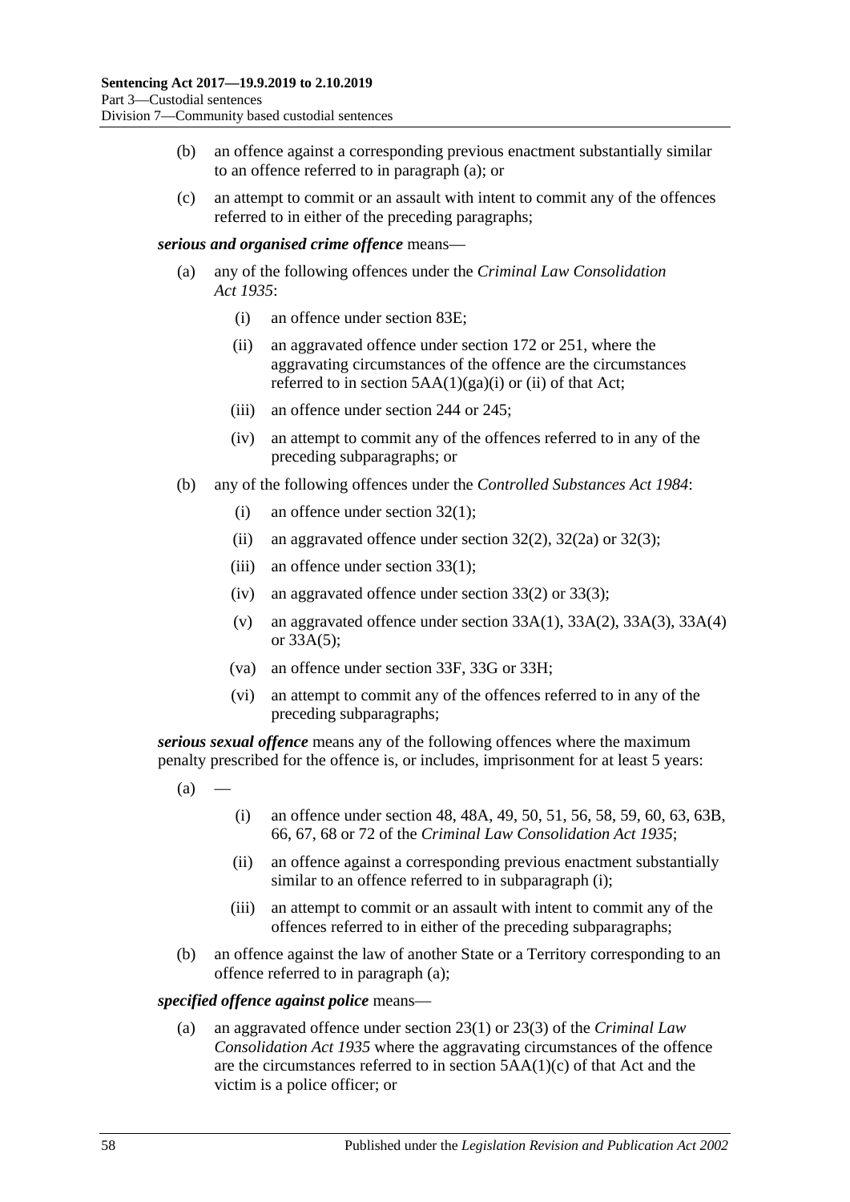(b) an offence against a corresponding previous enactment substantially similar to an offence referred to in paragraph (a); or

(c) an attempt to commit or an assault with intent to commit any of the offences referred to in either of the preceding paragraphs;

***serious and organised crime offence*** means—

(a) any of the following offences under the *Criminal Law Consolidation Act 1935*:

(i) an offence under section 83E;

(ii) an aggravated offence under section 172 or 251, where the aggravating circumstances of the offence are the circumstances referred to in section 5AA(1)(ga)(i) or (ii) of that Act;

(iii) an offence under section 244 or 245;

(iv) an attempt to commit any of the offences referred to in any of the preceding subparagraphs; or

(b) any of the following offences under the *Controlled Substances Act 1984*:

(i) an offence under section 32(1);

(ii) an aggravated offence under section 32(2), 32(2a) or 32(3);

(iii) an offence under section 33(1);

(iv) an aggravated offence under section 33(2) or 33(3);

(v) an aggravated offence under section 33A(1), 33A(2), 33A(3), 33A(4) or 33A(5);

(va) an offence under section 33F, 33G or 33H;

(vi) an attempt to commit any of the offences referred to in any of the preceding subparagraphs;

***serious sexual offence*** means any of the following offences where the maximum penalty prescribed for the offence is, or includes, imprisonment for at least 5 years:

(a) —

(i) an offence under section 48, 48A, 49, 50, 51, 56, 58, 59, 60, 63, 63B, 66, 67, 68 or 72 of the *Criminal Law Consolidation Act 1935*;

(ii) an offence against a corresponding previous enactment substantially similar to an offence referred to in subparagraph (i);

(iii) an attempt to commit or an assault with intent to commit any of the offences referred to in either of the preceding subparagraphs;

(b) an offence against the law of another State or a Territory corresponding to an offence referred to in paragraph (a);

***specified offence against police*** means—

(a) an aggravated offence under section 23(1) or 23(3) of the *Criminal Law Consolidation Act 1935* where the aggravating circumstances of the offence are the circumstances referred to in section 5AA(1)(c) of that Act and the victim is a police officer; or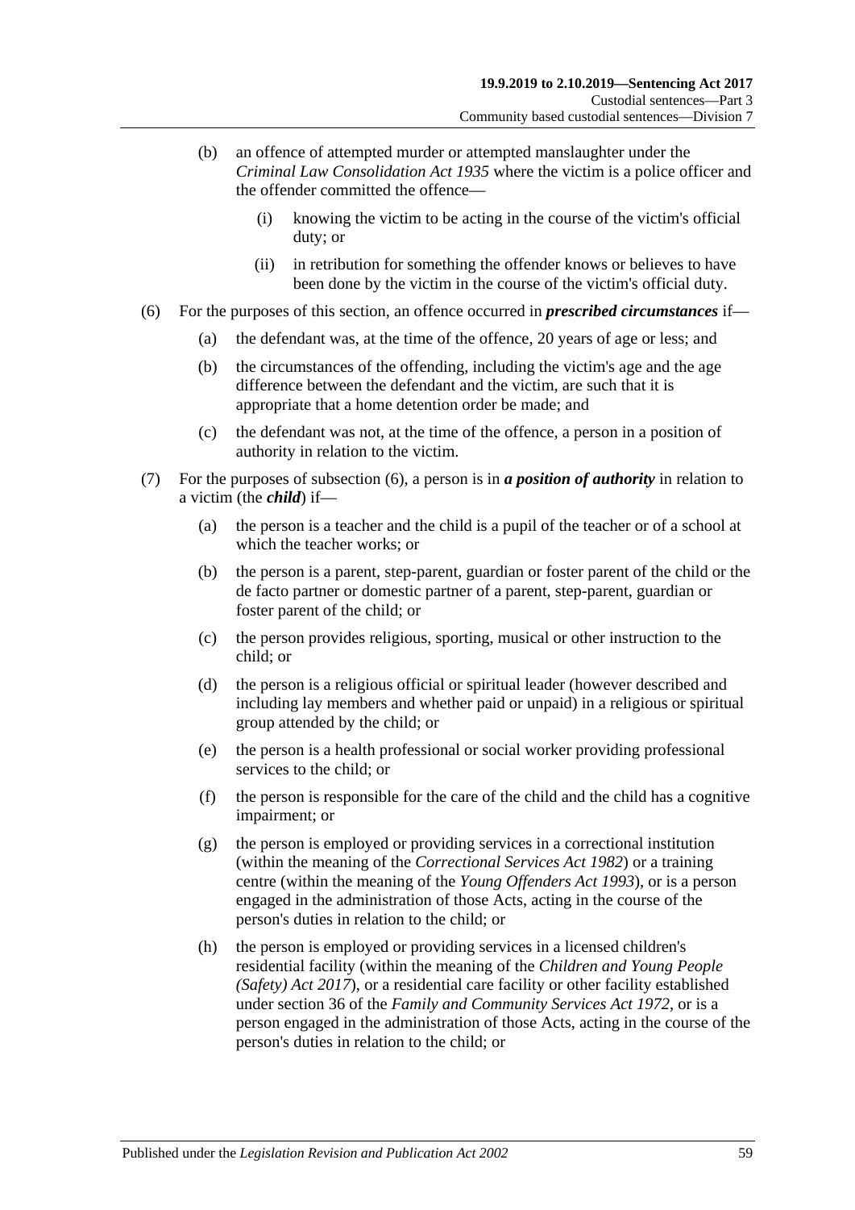(b) an offence of attempted murder or attempted manslaughter under the *Criminal Law Consolidation Act 1935* where the victim is a police officer and the offender committed the offence—

(i) knowing the victim to be acting in the course of the victim's official duty; or

(ii) in retribution for something the offender knows or believes to have been done by the victim in the course of the victim's official duty.

(6) For the purposes of this section, an offence occurred in ***prescribed circumstances*** if—

(a) the defendant was, at the time of the offence, 20 years of age or less; and

(b) the circumstances of the offending, including the victim's age and the age difference between the defendant and the victim, are such that it is appropriate that a home detention order be made; and

(c) the defendant was not, at the time of the offence, a person in a position of authority in relation to the victim.

(7) For the purposes of subsection (6), a person is in ***a position of authority*** in relation to a victim (the ***child***) if—

(a) the person is a teacher and the child is a pupil of the teacher or of a school at which the teacher works; or

(b) the person is a parent, step-parent, guardian or foster parent of the child or the de facto partner or domestic partner of a parent, step-parent, guardian or foster parent of the child; or

(c) the person provides religious, sporting, musical or other instruction to the child; or

(d) the person is a religious official or spiritual leader (however described and including lay members and whether paid or unpaid) in a religious or spiritual group attended by the child; or

(e) the person is a health professional or social worker providing professional services to the child; or

(f) the person is responsible for the care of the child and the child has a cognitive impairment; or

(g) the person is employed or providing services in a correctional institution (within the meaning of the *Correctional Services Act 1982*) or a training centre (within the meaning of the *Young Offenders Act 1993*), or is a person engaged in the administration of those Acts, acting in the course of the person's duties in relation to the child; or

(h) the person is employed or providing services in a licensed children's residential facility (within the meaning of the *Children and Young People (Safety) Act 2017*), or a residential care facility or other facility established under section 36 of the *Family and Community Services Act 1972*, or is a person engaged in the administration of those Acts, acting in the course of the person's duties in relation to the child; or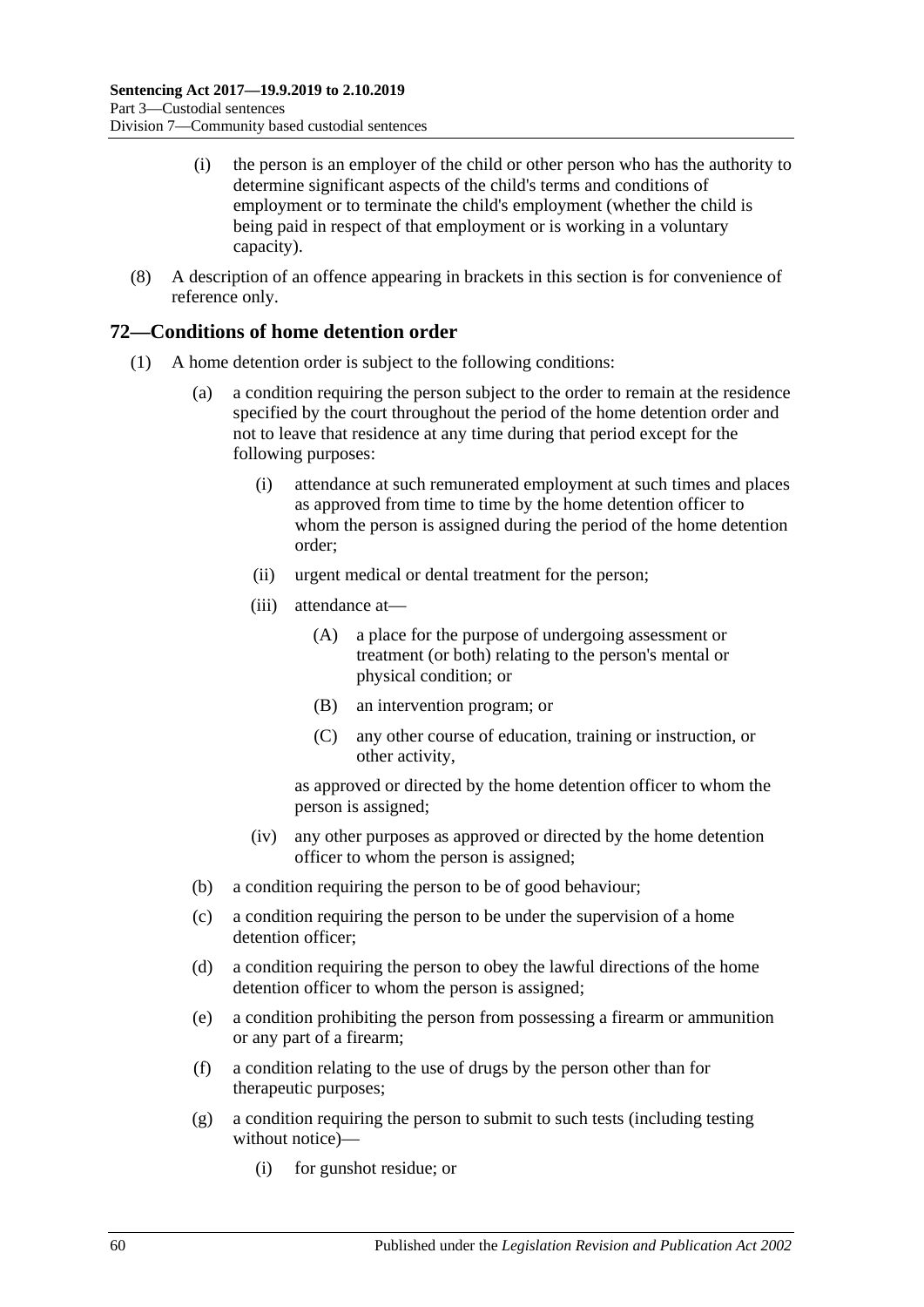(i) the person is an employer of the child or other person who has the authority to determine significant aspects of the child's terms and conditions of employment or to terminate the child's employment (whether the child is being paid in respect of that employment or is working in a voluntary capacity).

(8) A description of an offence appearing in brackets in this section is for convenience of reference only.

## 72—Conditions of home detention order

(1) A home detention order is subject to the following conditions:

(a) a condition requiring the person subject to the order to remain at the residence specified by the court throughout the period of the home detention order and not to leave that residence at any time during that period except for the following purposes:

(i) attendance at such remunerated employment at such times and places as approved from time to time by the home detention officer to whom the person is assigned during the period of the home detention order;

(ii) urgent medical or dental treatment for the person;

(iii) attendance at—

(A) a place for the purpose of undergoing assessment or treatment (or both) relating to the person's mental or physical condition; or

(B) an intervention program; or

(C) any other course of education, training or instruction, or other activity,

as approved or directed by the home detention officer to whom the person is assigned;

(iv) any other purposes as approved or directed by the home detention officer to whom the person is assigned;

(b) a condition requiring the person to be of good behaviour;

(c) a condition requiring the person to be under the supervision of a home detention officer;

(d) a condition requiring the person to obey the lawful directions of the home detention officer to whom the person is assigned;

(e) a condition prohibiting the person from possessing a firearm or ammunition or any part of a firearm;

(f) a condition relating to the use of drugs by the person other than for therapeutic purposes;

(g) a condition requiring the person to submit to such tests (including testing without notice)—

(i) for gunshot residue; or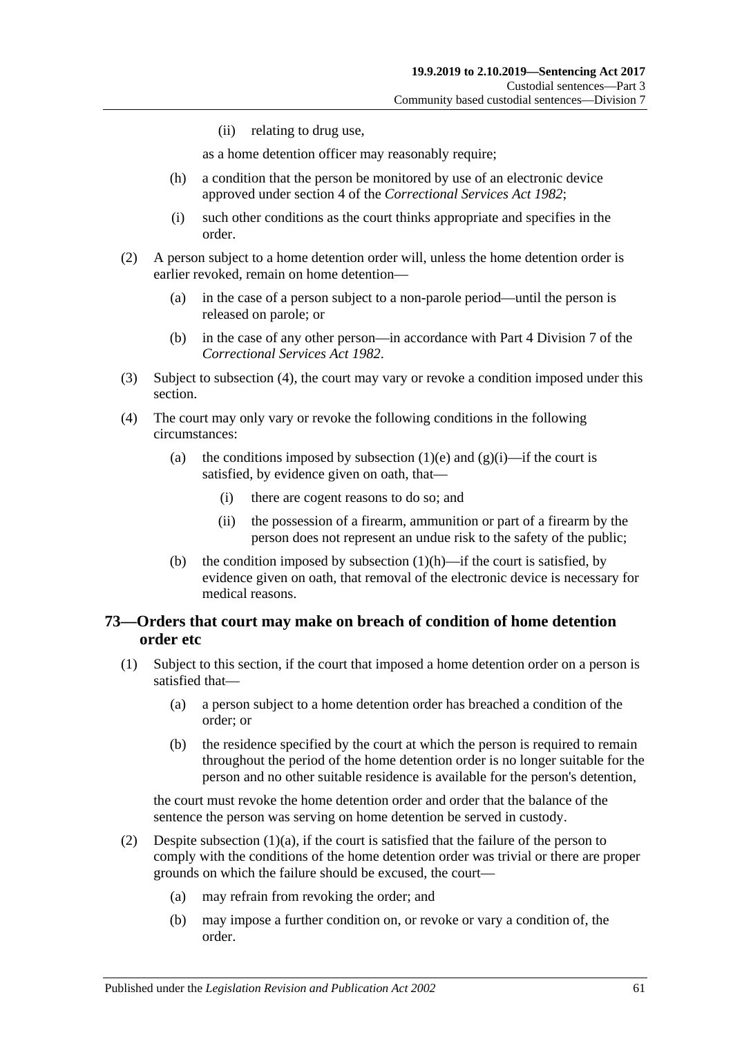(ii) relating to drug use,

as a home detention officer may reasonably require;

(h) a condition that the person be monitored by use of an electronic device approved under section 4 of the *Correctional Services Act 1982*;

(i) such other conditions as the court thinks appropriate and specifies in the order.

(2) A person subject to a home detention order will, unless the home detention order is earlier revoked, remain on home detention—

(a) in the case of a person subject to a non-parole period—until the person is released on parole; or

(b) in the case of any other person—in accordance with Part 4 Division 7 of the *Correctional Services Act 1982*.

(3) Subject to subsection (4), the court may vary or revoke a condition imposed under this section.

(4) The court may only vary or revoke the following conditions in the following circumstances:

(a) the conditions imposed by subsection (1)(e) and (g)(i)—if the court is satisfied, by evidence given on oath, that—

(i) there are cogent reasons to do so; and

(ii) the possession of a firearm, ammunition or part of a firearm by the person does not represent an undue risk to the safety of the public;

(b) the condition imposed by subsection (1)(h)—if the court is satisfied, by evidence given on oath, that removal of the electronic device is necessary for medical reasons.

## 73—Orders that court may make on breach of condition of home detention order etc

(1) Subject to this section, if the court that imposed a home detention order on a person is satisfied that—

(a) a person subject to a home detention order has breached a condition of the order; or

(b) the residence specified by the court at which the person is required to remain throughout the period of the home detention order is no longer suitable for the person and no other suitable residence is available for the person's detention,

the court must revoke the home detention order and order that the balance of the sentence the person was serving on home detention be served in custody.

(2) Despite subsection (1)(a), if the court is satisfied that the failure of the person to comply with the conditions of the home detention order was trivial or there are proper grounds on which the failure should be excused, the court—

(a) may refrain from revoking the order; and

(b) may impose a further condition on, or revoke or vary a condition of, the order.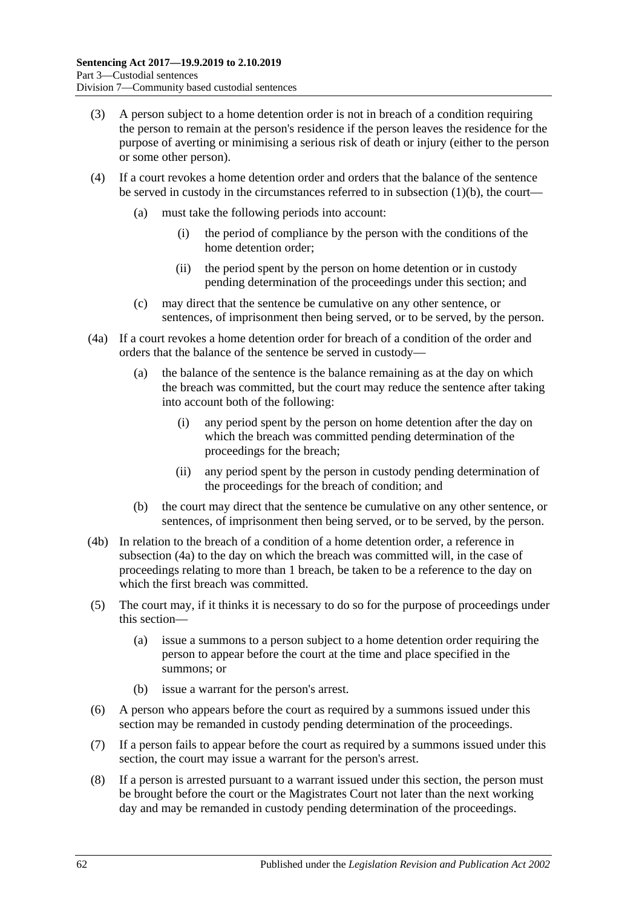(3) A person subject to a home detention order is not in breach of a condition requiring the person to remain at the person's residence if the person leaves the residence for the purpose of averting or minimising a serious risk of death or injury (either to the person or some other person).

(4) If a court revokes a home detention order and orders that the balance of the sentence be served in custody in the circumstances referred to in subsection (1)(b), the court—

(a) must take the following periods into account:

(i) the period of compliance by the person with the conditions of the home detention order;

(ii) the period spent by the person on home detention or in custody pending determination of the proceedings under this section; and

(c) may direct that the sentence be cumulative on any other sentence, or sentences, of imprisonment then being served, or to be served, by the person.

(4a) If a court revokes a home detention order for breach of a condition of the order and orders that the balance of the sentence be served in custody—

(a) the balance of the sentence is the balance remaining as at the day on which the breach was committed, but the court may reduce the sentence after taking into account both of the following:

(i) any period spent by the person on home detention after the day on which the breach was committed pending determination of the proceedings for the breach;

(ii) any period spent by the person in custody pending determination of the proceedings for the breach of condition; and

(b) the court may direct that the sentence be cumulative on any other sentence, or sentences, of imprisonment then being served, or to be served, by the person.

(4b) In relation to the breach of a condition of a home detention order, a reference in subsection (4a) to the day on which the breach was committed will, in the case of proceedings relating to more than 1 breach, be taken to be a reference to the day on which the first breach was committed.

(5) The court may, if it thinks it is necessary to do so for the purpose of proceedings under this section—

(a) issue a summons to a person subject to a home detention order requiring the person to appear before the court at the time and place specified in the summons; or

(b) issue a warrant for the person's arrest.

(6) A person who appears before the court as required by a summons issued under this section may be remanded in custody pending determination of the proceedings.

(7) If a person fails to appear before the court as required by a summons issued under this section, the court may issue a warrant for the person's arrest.

(8) If a person is arrested pursuant to a warrant issued under this section, the person must be brought before the court or the Magistrates Court not later than the next working day and may be remanded in custody pending determination of the proceedings.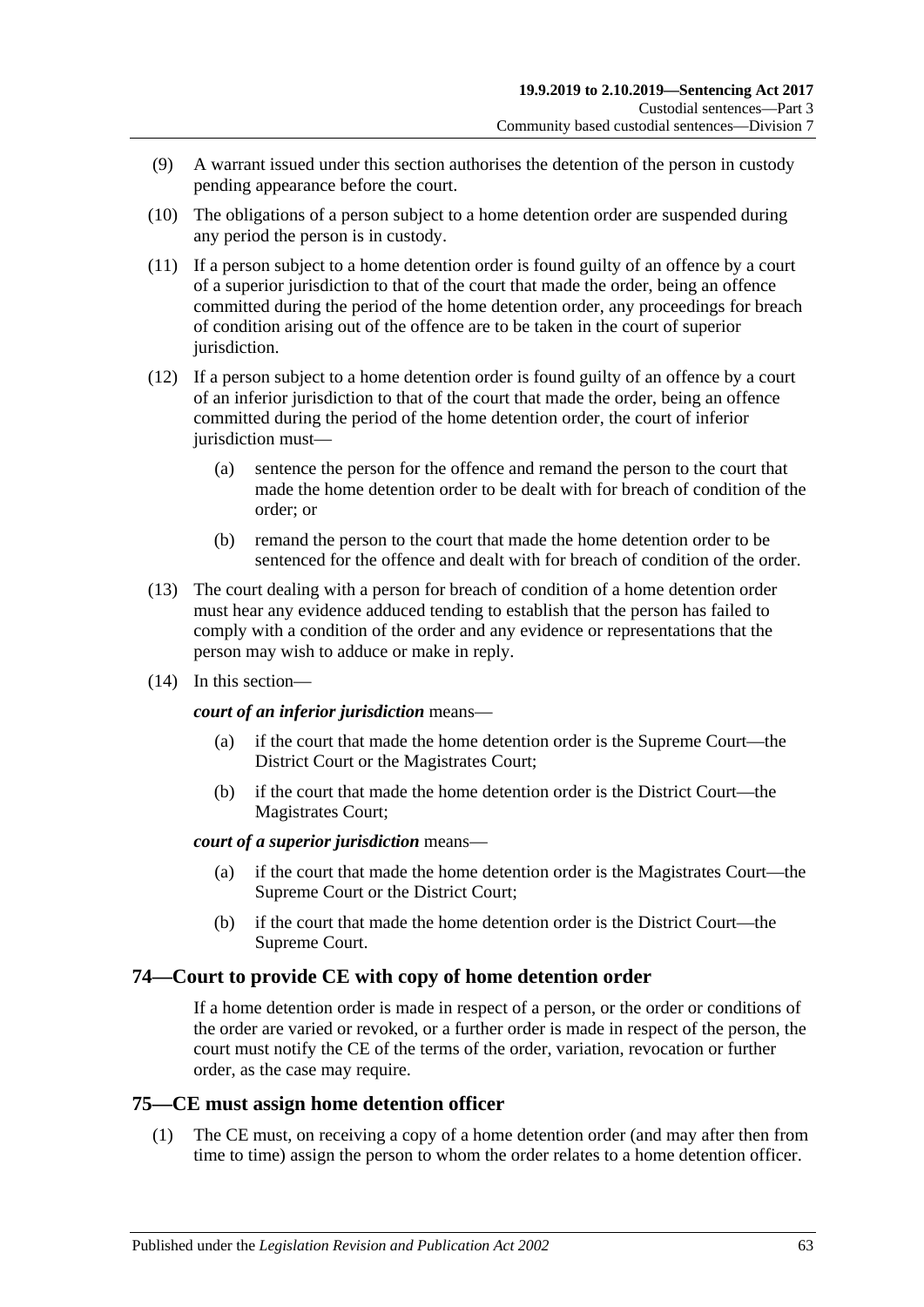(9) A warrant issued under this section authorises the detention of the person in custody pending appearance before the court.

(10) The obligations of a person subject to a home detention order are suspended during any period the person is in custody.

(11) If a person subject to a home detention order is found guilty of an offence by a court of a superior jurisdiction to that of the court that made the order, being an offence committed during the period of the home detention order, any proceedings for breach of condition arising out of the offence are to be taken in the court of superior jurisdiction.

(12) If a person subject to a home detention order is found guilty of an offence by a court of an inferior jurisdiction to that of the court that made the order, being an offence committed during the period of the home detention order, the court of inferior jurisdiction must—

(a) sentence the person for the offence and remand the person to the court that made the home detention order to be dealt with for breach of condition of the order; or

(b) remand the person to the court that made the home detention order to be sentenced for the offence and dealt with for breach of condition of the order.

(13) The court dealing with a person for breach of condition of a home detention order must hear any evidence adduced tending to establish that the person has failed to comply with a condition of the order and any evidence or representations that the person may wish to adduce or make in reply.

(14) In this section—

***court of an inferior jurisdiction*** means—

(a) if the court that made the home detention order is the Supreme Court—the District Court or the Magistrates Court;

(b) if the court that made the home detention order is the District Court—the Magistrates Court;

***court of a superior jurisdiction*** means—

(a) if the court that made the home detention order is the Magistrates Court—the Supreme Court or the District Court;

(b) if the court that made the home detention order is the District Court—the Supreme Court.

## 74—Court to provide CE with copy of home detention order

If a home detention order is made in respect of a person, or the order or conditions of the order are varied or revoked, or a further order is made in respect of the person, the court must notify the CE of the terms of the order, variation, revocation or further order, as the case may require.

## 75—CE must assign home detention officer

(1) The CE must, on receiving a copy of a home detention order (and may after then from time to time) assign the person to whom the order relates to a home detention officer.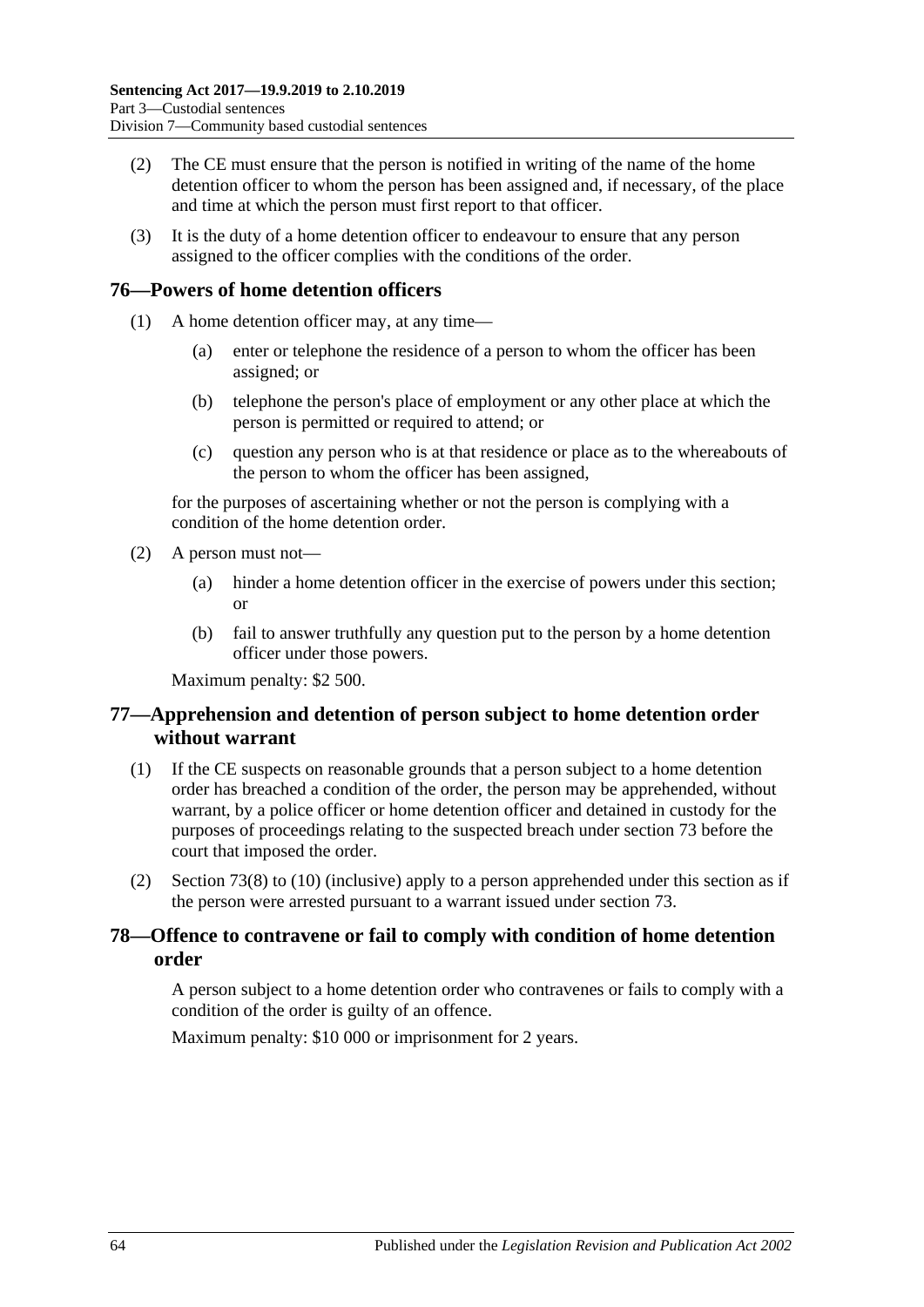(2) The CE must ensure that the person is notified in writing of the name of the home detention officer to whom the person has been assigned and, if necessary, of the place and time at which the person must first report to that officer.

(3) It is the duty of a home detention officer to endeavour to ensure that any person assigned to the officer complies with the conditions of the order.

## 76—Powers of home detention officers

(1) A home detention officer may, at any time—

  (a) enter or telephone the residence of a person to whom the officer has been assigned; or

  (b) telephone the person's place of employment or any other place at which the person is permitted or required to attend; or

  (c) question any person who is at that residence or place as to the whereabouts of the person to whom the officer has been assigned,

for the purposes of ascertaining whether or not the person is complying with a condition of the home detention order.

(2) A person must not—

  (a) hinder a home detention officer in the exercise of powers under this section; or

  (b) fail to answer truthfully any question put to the person by a home detention officer under those powers.

Maximum penalty: $2 500.

## 77—Apprehension and detention of person subject to home detention order without warrant

(1) If the CE suspects on reasonable grounds that a person subject to a home detention order has breached a condition of the order, the person may be apprehended, without warrant, by a police officer or home detention officer and detained in custody for the purposes of proceedings relating to the suspected breach under section 73 before the court that imposed the order.

(2) Section 73(8) to (10) (inclusive) apply to a person apprehended under this section as if the person were arrested pursuant to a warrant issued under section 73.

## 78—Offence to contravene or fail to comply with condition of home detention order

A person subject to a home detention order who contravenes or fails to comply with a condition of the order is guilty of an offence.

Maximum penalty: $10 000 or imprisonment for 2 years.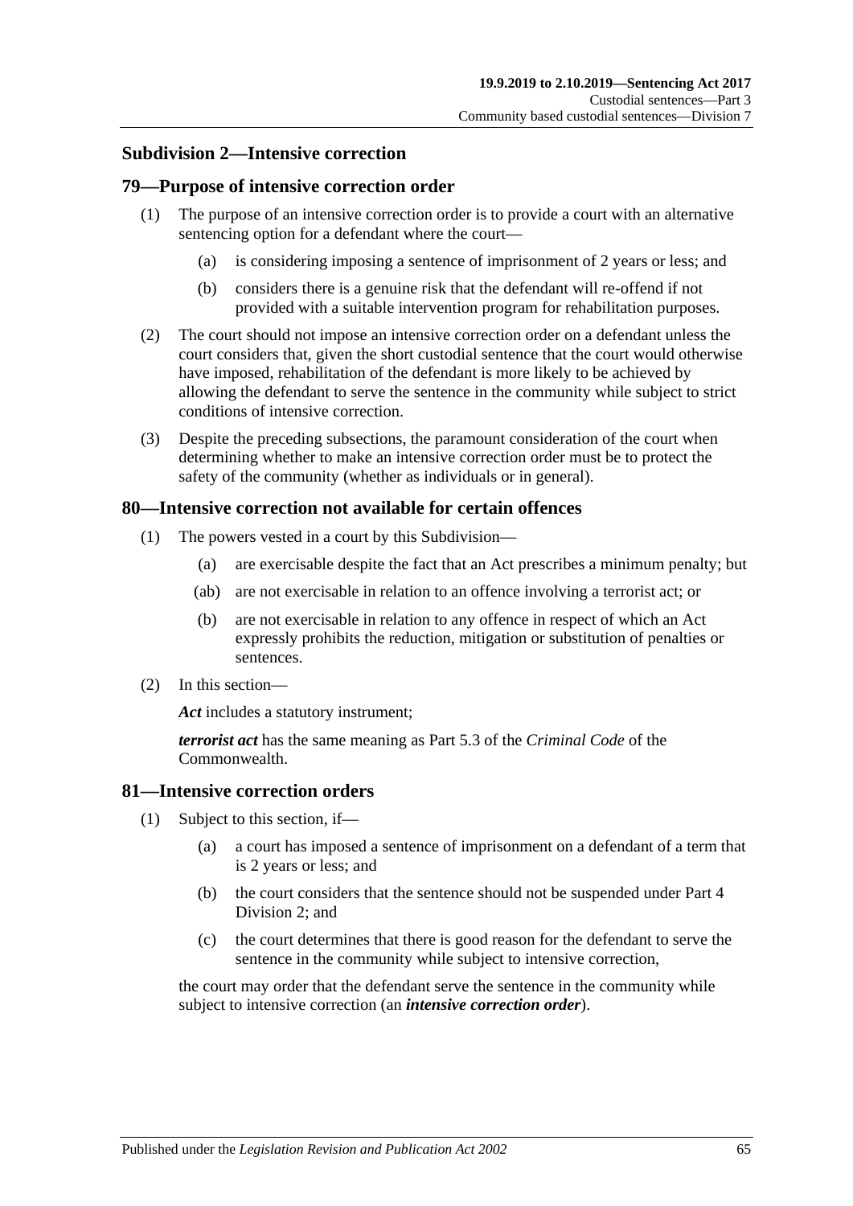## Subdivision 2—Intensive correction

### 79—Purpose of intensive correction order

(1) The purpose of an intensive correction order is to provide a court with an alternative sentencing option for a defendant where the court—

(a) is considering imposing a sentence of imprisonment of 2 years or less; and

(b) considers there is a genuine risk that the defendant will re-offend if not provided with a suitable intervention program for rehabilitation purposes.

(2) The court should not impose an intensive correction order on a defendant unless the court considers that, given the short custodial sentence that the court would otherwise have imposed, rehabilitation of the defendant is more likely to be achieved by allowing the defendant to serve the sentence in the community while subject to strict conditions of intensive correction.

(3) Despite the preceding subsections, the paramount consideration of the court when determining whether to make an intensive correction order must be to protect the safety of the community (whether as individuals or in general).

### 80—Intensive correction not available for certain offences

(1) The powers vested in a court by this Subdivision—

(a) are exercisable despite the fact that an Act prescribes a minimum penalty; but

(ab) are not exercisable in relation to an offence involving a terrorist act; or

(b) are not exercisable in relation to any offence in respect of which an Act expressly prohibits the reduction, mitigation or substitution of penalties or sentences.

(2) In this section—

***Act*** includes a statutory instrument;

***terrorist act*** has the same meaning as Part 5.3 of the *Criminal Code* of the Commonwealth.

### 81—Intensive correction orders

(1) Subject to this section, if—

(a) a court has imposed a sentence of imprisonment on a defendant of a term that is 2 years or less; and

(b) the court considers that the sentence should not be suspended under Part 4 Division 2; and

(c) the court determines that there is good reason for the defendant to serve the sentence in the community while subject to intensive correction,

the court may order that the defendant serve the sentence in the community while subject to intensive correction (an ***intensive correction order***).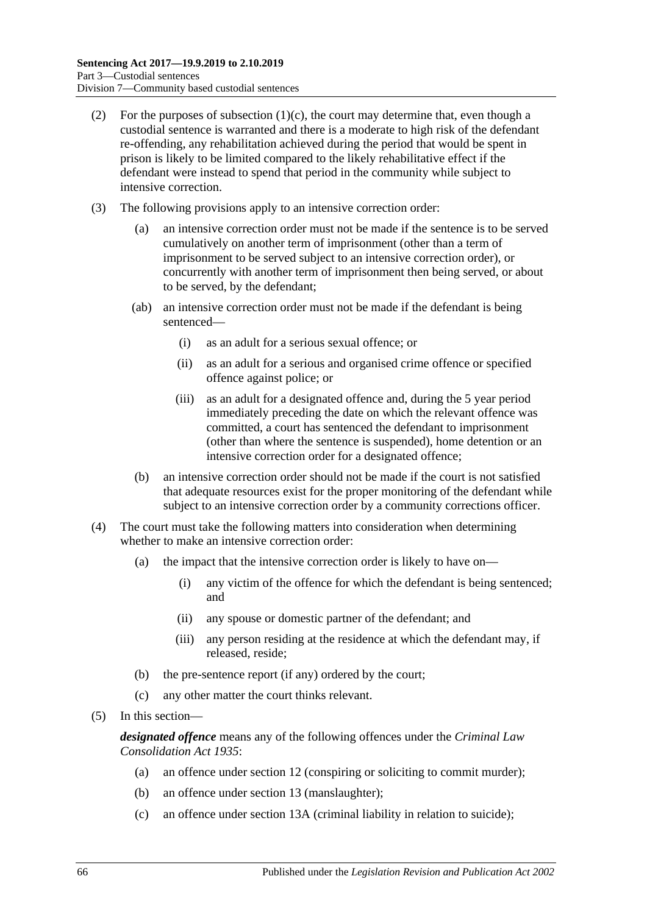(2) For the purposes of subsection (1)(c), the court may determine that, even though a custodial sentence is warranted and there is a moderate to high risk of the defendant re-offending, any rehabilitation achieved during the period that would be spent in prison is likely to be limited compared to the likely rehabilitative effect if the defendant were instead to spend that period in the community while subject to intensive correction.

(3) The following provisions apply to an intensive correction order:

(a) an intensive correction order must not be made if the sentence is to be served cumulatively on another term of imprisonment (other than a term of imprisonment to be served subject to an intensive correction order), or concurrently with another term of imprisonment then being served, or about to be served, by the defendant;

(ab) an intensive correction order must not be made if the defendant is being sentenced—

(i) as an adult for a serious sexual offence; or

(ii) as an adult for a serious and organised crime offence or specified offence against police; or

(iii) as an adult for a designated offence and, during the 5 year period immediately preceding the date on which the relevant offence was committed, a court has sentenced the defendant to imprisonment (other than where the sentence is suspended), home detention or an intensive correction order for a designated offence;

(b) an intensive correction order should not be made if the court is not satisfied that adequate resources exist for the proper monitoring of the defendant while subject to an intensive correction order by a community corrections officer.

(4) The court must take the following matters into consideration when determining whether to make an intensive correction order:

(a) the impact that the intensive correction order is likely to have on—

(i) any victim of the offence for which the defendant is being sentenced; and

(ii) any spouse or domestic partner of the defendant; and

(iii) any person residing at the residence at which the defendant may, if released, reside;

(b) the pre-sentence report (if any) ordered by the court;

(c) any other matter the court thinks relevant.

(5) In this section—

***designated offence*** means any of the following offences under the *Criminal Law Consolidation Act 1935*:

(a) an offence under section 12 (conspiring or soliciting to commit murder);

(b) an offence under section 13 (manslaughter);

(c) an offence under section 13A (criminal liability in relation to suicide);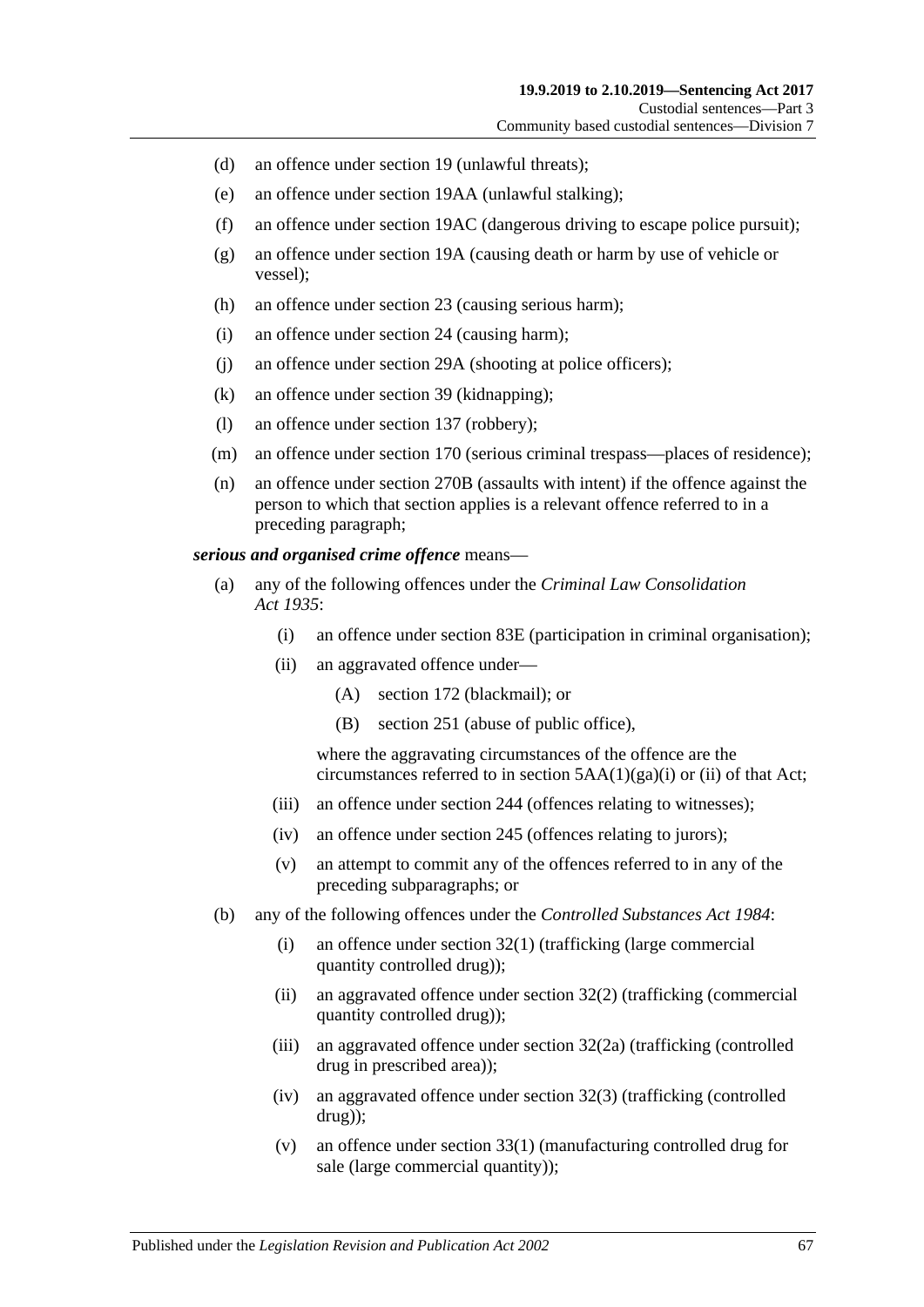(d) an offence under section 19 (unlawful threats);

(e) an offence under section 19AA (unlawful stalking);

(f) an offence under section 19AC (dangerous driving to escape police pursuit);

(g) an offence under section 19A (causing death or harm by use of vehicle or vessel);

(h) an offence under section 23 (causing serious harm);

(i) an offence under section 24 (causing harm);

(j) an offence under section 29A (shooting at police officers);

(k) an offence under section 39 (kidnapping);

(l) an offence under section 137 (robbery);

(m) an offence under section 170 (serious criminal trespass—places of residence);

(n) an offence under section 270B (assaults with intent) if the offence against the person to which that section applies is a relevant offence referred to in a preceding paragraph;

***serious and organised crime offence*** means—

(a) any of the following offences under the *Criminal Law Consolidation Act 1935*:

   (i) an offence under section 83E (participation in criminal organisation);

   (ii) an aggravated offence under—

      (A) section 172 (blackmail); or

      (B) section 251 (abuse of public office),

   where the aggravating circumstances of the offence are the circumstances referred to in section 5AA(1)(ga)(i) or (ii) of that Act;

   (iii) an offence under section 244 (offences relating to witnesses);

   (iv) an offence under section 245 (offences relating to jurors);

   (v) an attempt to commit any of the offences referred to in any of the preceding subparagraphs; or

(b) any of the following offences under the *Controlled Substances Act 1984*:

   (i) an offence under section 32(1) (trafficking (large commercial quantity controlled drug));

   (ii) an aggravated offence under section 32(2) (trafficking (commercial quantity controlled drug));

   (iii) an aggravated offence under section 32(2a) (trafficking (controlled drug in prescribed area));

   (iv) an aggravated offence under section 32(3) (trafficking (controlled drug));

   (v) an offence under section 33(1) (manufacturing controlled drug for sale (large commercial quantity));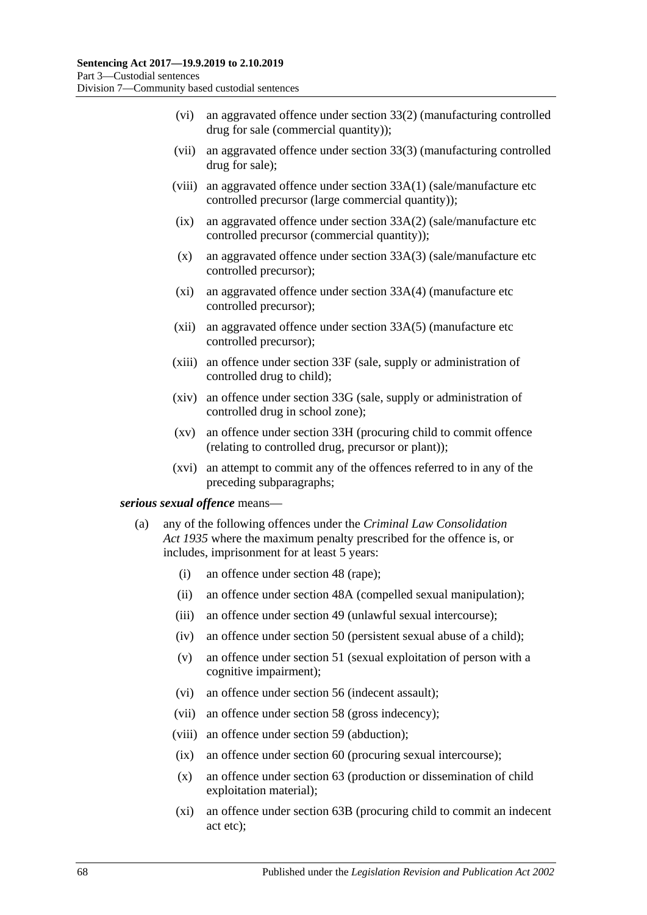(vi) an aggravated offence under section 33(2) (manufacturing controlled drug for sale (commercial quantity));

(vii) an aggravated offence under section 33(3) (manufacturing controlled drug for sale);

(viii) an aggravated offence under section 33A(1) (sale/manufacture etc controlled precursor (large commercial quantity));

(ix) an aggravated offence under section 33A(2) (sale/manufacture etc controlled precursor (commercial quantity));

(x) an aggravated offence under section 33A(3) (sale/manufacture etc controlled precursor);

(xi) an aggravated offence under section 33A(4) (manufacture etc controlled precursor);

(xii) an aggravated offence under section 33A(5) (manufacture etc controlled precursor);

(xiii) an offence under section 33F (sale, supply or administration of controlled drug to child);

(xiv) an offence under section 33G (sale, supply or administration of controlled drug in school zone);

(xv) an offence under section 33H (procuring child to commit offence (relating to controlled drug, precursor or plant));

(xvi) an attempt to commit any of the offences referred to in any of the preceding subparagraphs;

***serious sexual offence*** means—

(a) any of the following offences under the *Criminal Law Consolidation Act 1935* where the maximum penalty prescribed for the offence is, or includes, imprisonment for at least 5 years:

(i) an offence under section 48 (rape);

(ii) an offence under section 48A (compelled sexual manipulation);

(iii) an offence under section 49 (unlawful sexual intercourse);

(iv) an offence under section 50 (persistent sexual abuse of a child);

(v) an offence under section 51 (sexual exploitation of person with a cognitive impairment);

(vi) an offence under section 56 (indecent assault);

(vii) an offence under section 58 (gross indecency);

(viii) an offence under section 59 (abduction);

(ix) an offence under section 60 (procuring sexual intercourse);

(x) an offence under section 63 (production or dissemination of child exploitation material);

(xi) an offence under section 63B (procuring child to commit an indecent act etc);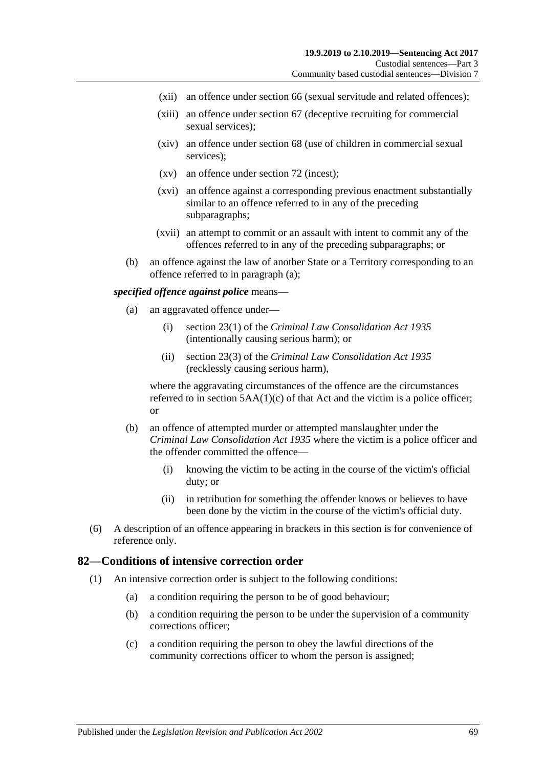(xii) an offence under section 66 (sexual servitude and related offences);

(xiii) an offence under section 67 (deceptive recruiting for commercial sexual services);

(xiv) an offence under section 68 (use of children in commercial sexual services);

(xv) an offence under section 72 (incest);

(xvi) an offence against a corresponding previous enactment substantially similar to an offence referred to in any of the preceding subparagraphs;

(xvii) an attempt to commit or an assault with intent to commit any of the offences referred to in any of the preceding subparagraphs; or

(b) an offence against the law of another State or a Territory corresponding to an offence referred to in paragraph (a);

***specified offence against police*** means—

(a) an aggravated offence under—

(i) section 23(1) of the *Criminal Law Consolidation Act 1935* (intentionally causing serious harm); or

(ii) section 23(3) of the *Criminal Law Consolidation Act 1935* (recklessly causing serious harm),

where the aggravating circumstances of the offence are the circumstances referred to in section 5AA(1)(c) of that Act and the victim is a police officer; or

(b) an offence of attempted murder or attempted manslaughter under the *Criminal Law Consolidation Act 1935* where the victim is a police officer and the offender committed the offence—

(i) knowing the victim to be acting in the course of the victim's official duty; or

(ii) in retribution for something the offender knows or believes to have been done by the victim in the course of the victim's official duty.

(6) A description of an offence appearing in brackets in this section is for convenience of reference only.

## 82—Conditions of intensive correction order

(1) An intensive correction order is subject to the following conditions:

(a) a condition requiring the person to be of good behaviour;

(b) a condition requiring the person to be under the supervision of a community corrections officer;

(c) a condition requiring the person to obey the lawful directions of the community corrections officer to whom the person is assigned;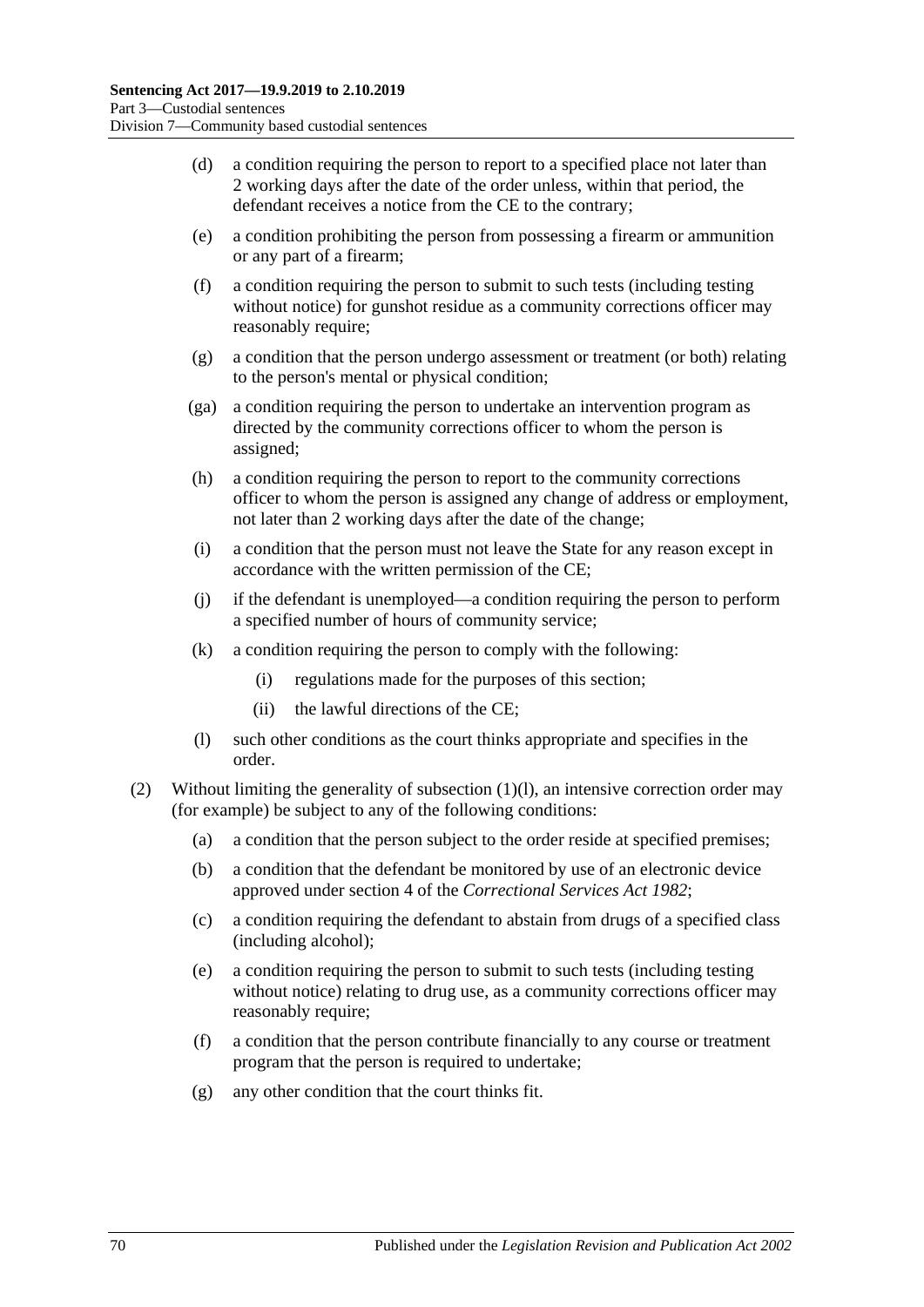(d) a condition requiring the person to report to a specified place not later than 2 working days after the date of the order unless, within that period, the defendant receives a notice from the CE to the contrary;

(e) a condition prohibiting the person from possessing a firearm or ammunition or any part of a firearm;

(f) a condition requiring the person to submit to such tests (including testing without notice) for gunshot residue as a community corrections officer may reasonably require;

(g) a condition that the person undergo assessment or treatment (or both) relating to the person's mental or physical condition;

(ga) a condition requiring the person to undertake an intervention program as directed by the community corrections officer to whom the person is assigned;

(h) a condition requiring the person to report to the community corrections officer to whom the person is assigned any change of address or employment, not later than 2 working days after the date of the change;

(i) a condition that the person must not leave the State for any reason except in accordance with the written permission of the CE;

(j) if the defendant is unemployed—a condition requiring the person to perform a specified number of hours of community service;

(k) a condition requiring the person to comply with the following:

  (i) regulations made for the purposes of this section;

  (ii) the lawful directions of the CE;

(l) such other conditions as the court thinks appropriate and specifies in the order.

(2) Without limiting the generality of subsection (1)(l), an intensive correction order may (for example) be subject to any of the following conditions:

(a) a condition that the person subject to the order reside at specified premises;

(b) a condition that the defendant be monitored by use of an electronic device approved under section 4 of the *Correctional Services Act 1982*;

(c) a condition requiring the defendant to abstain from drugs of a specified class (including alcohol);

(e) a condition requiring the person to submit to such tests (including testing without notice) relating to drug use, as a community corrections officer may reasonably require;

(f) a condition that the person contribute financially to any course or treatment program that the person is required to undertake;

(g) any other condition that the court thinks fit.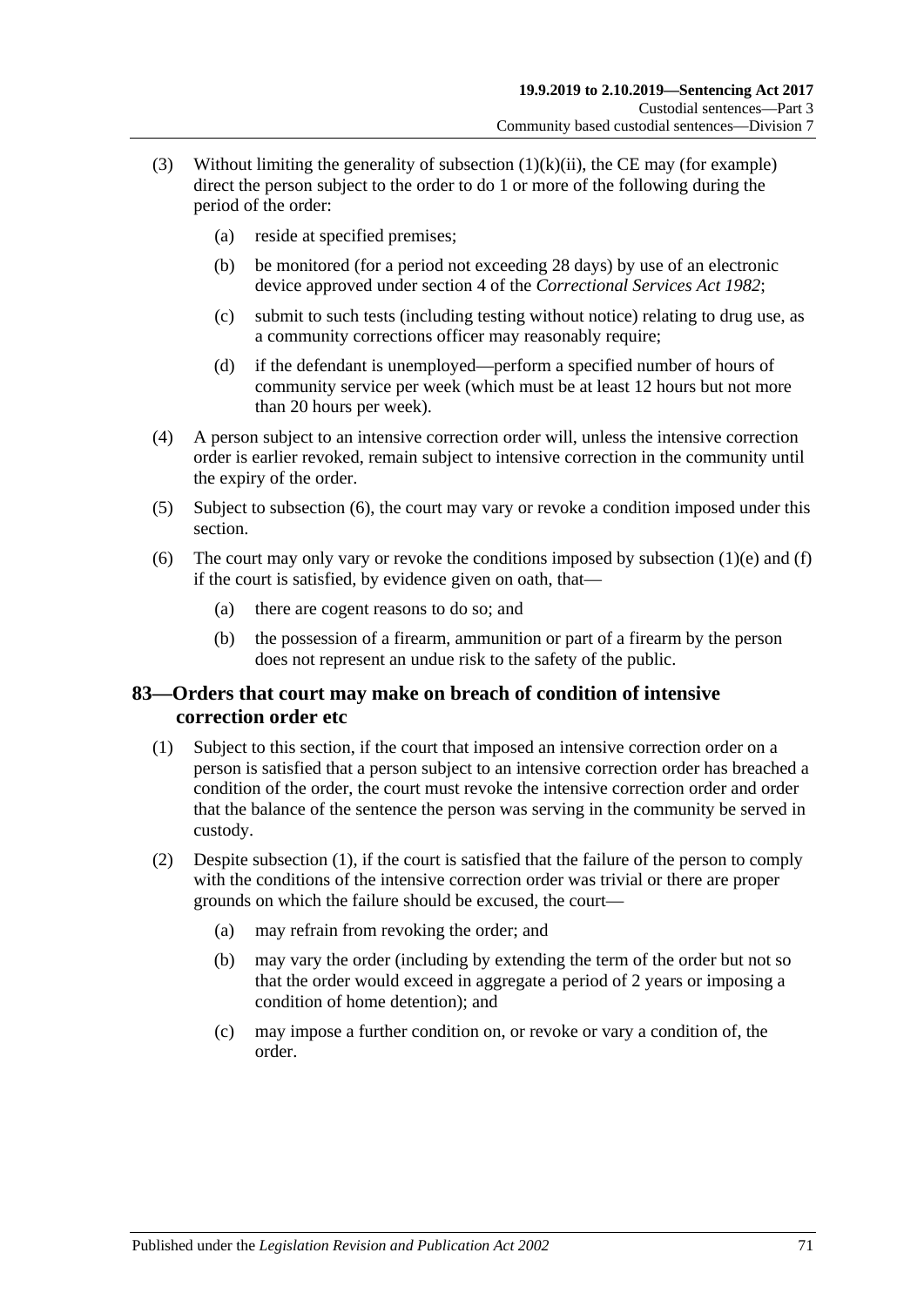(3) Without limiting the generality of subsection (1)(k)(ii), the CE may (for example) direct the person subject to the order to do 1 or more of the following during the period of the order:

  (a) reside at specified premises;

  (b) be monitored (for a period not exceeding 28 days) by use of an electronic device approved under section 4 of the *Correctional Services Act 1982*;

  (c) submit to such tests (including testing without notice) relating to drug use, as a community corrections officer may reasonably require;

  (d) if the defendant is unemployed—perform a specified number of hours of community service per week (which must be at least 12 hours but not more than 20 hours per week).

(4) A person subject to an intensive correction order will, unless the intensive correction order is earlier revoked, remain subject to intensive correction in the community until the expiry of the order.

(5) Subject to subsection (6), the court may vary or revoke a condition imposed under this section.

(6) The court may only vary or revoke the conditions imposed by subsection (1)(e) and (f) if the court is satisfied, by evidence given on oath, that—

  (a) there are cogent reasons to do so; and

  (b) the possession of a firearm, ammunition or part of a firearm by the person does not represent an undue risk to the safety of the public.

## 83—Orders that court may make on breach of condition of intensive correction order etc

(1) Subject to this section, if the court that imposed an intensive correction order on a person is satisfied that a person subject to an intensive correction order has breached a condition of the order, the court must revoke the intensive correction order and order that the balance of the sentence the person was serving in the community be served in custody.

(2) Despite subsection (1), if the court is satisfied that the failure of the person to comply with the conditions of the intensive correction order was trivial or there are proper grounds on which the failure should be excused, the court—

  (a) may refrain from revoking the order; and

  (b) may vary the order (including by extending the term of the order but not so that the order would exceed in aggregate a period of 2 years or imposing a condition of home detention); and

  (c) may impose a further condition on, or revoke or vary a condition of, the order.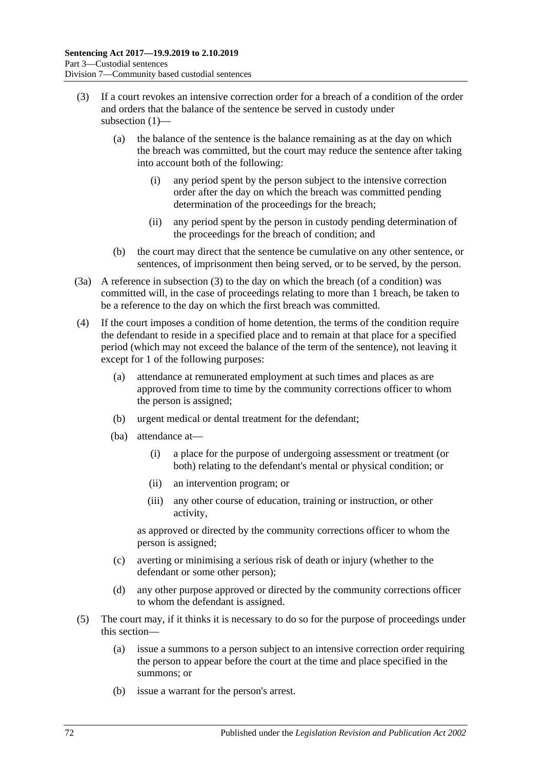(3) If a court revokes an intensive correction order for a breach of a condition of the order and orders that the balance of the sentence be served in custody under subsection (1)—

 (a) the balance of the sentence is the balance remaining as at the day on which the breach was committed, but the court may reduce the sentence after taking into account both of the following:

  (i) any period spent by the person subject to the intensive correction order after the day on which the breach was committed pending determination of the proceedings for the breach;

  (ii) any period spent by the person in custody pending determination of the proceedings for the breach of condition; and

 (b) the court may direct that the sentence be cumulative on any other sentence, or sentences, of imprisonment then being served, or to be served, by the person.

(3a) A reference in subsection (3) to the day on which the breach (of a condition) was committed will, in the case of proceedings relating to more than 1 breach, be taken to be a reference to the day on which the first breach was committed.

(4) If the court imposes a condition of home detention, the terms of the condition require the defendant to reside in a specified place and to remain at that place for a specified period (which may not exceed the balance of the term of the sentence), not leaving it except for 1 of the following purposes:

 (a) attendance at remunerated employment at such times and places as are approved from time to time by the community corrections officer to whom the person is assigned;

 (b) urgent medical or dental treatment for the defendant;

 (ba) attendance at—

  (i) a place for the purpose of undergoing assessment or treatment (or both) relating to the defendant's mental or physical condition; or

  (ii) an intervention program; or

  (iii) any other course of education, training or instruction, or other activity,

 as approved or directed by the community corrections officer to whom the person is assigned;

 (c) averting or minimising a serious risk of death or injury (whether to the defendant or some other person);

 (d) any other purpose approved or directed by the community corrections officer to whom the defendant is assigned.

(5) The court may, if it thinks it is necessary to do so for the purpose of proceedings under this section—

 (a) issue a summons to a person subject to an intensive correction order requiring the person to appear before the court at the time and place specified in the summons; or

 (b) issue a warrant for the person's arrest.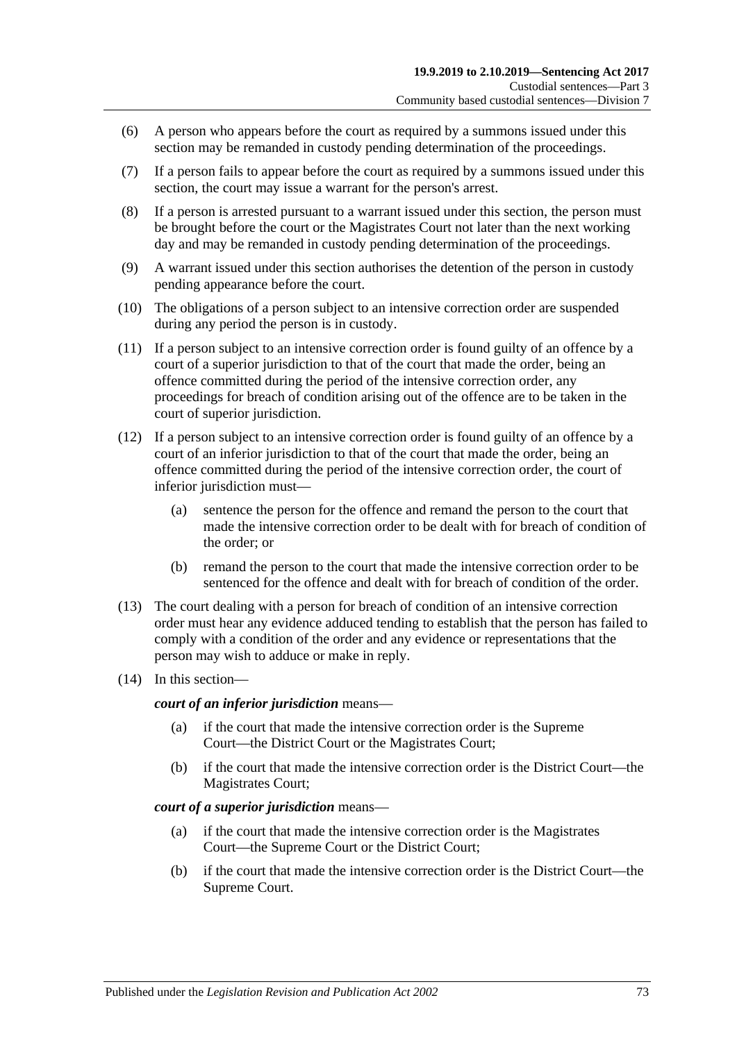(6) A person who appears before the court as required by a summons issued under this section may be remanded in custody pending determination of the proceedings.

(7) If a person fails to appear before the court as required by a summons issued under this section, the court may issue a warrant for the person's arrest.

(8) If a person is arrested pursuant to a warrant issued under this section, the person must be brought before the court or the Magistrates Court not later than the next working day and may be remanded in custody pending determination of the proceedings.

(9) A warrant issued under this section authorises the detention of the person in custody pending appearance before the court.

(10) The obligations of a person subject to an intensive correction order are suspended during any period the person is in custody.

(11) If a person subject to an intensive correction order is found guilty of an offence by a court of a superior jurisdiction to that of the court that made the order, being an offence committed during the period of the intensive correction order, any proceedings for breach of condition arising out of the offence are to be taken in the court of superior jurisdiction.

(12) If a person subject to an intensive correction order is found guilty of an offence by a court of an inferior jurisdiction to that of the court that made the order, being an offence committed during the period of the intensive correction order, the court of inferior jurisdiction must—

(a) sentence the person for the offence and remand the person to the court that made the intensive correction order to be dealt with for breach of condition of the order; or

(b) remand the person to the court that made the intensive correction order to be sentenced for the offence and dealt with for breach of condition of the order.

(13) The court dealing with a person for breach of condition of an intensive correction order must hear any evidence adduced tending to establish that the person has failed to comply with a condition of the order and any evidence or representations that the person may wish to adduce or make in reply.

(14) In this section—

***court of an inferior jurisdiction*** means—

(a) if the court that made the intensive correction order is the Supreme Court—the District Court or the Magistrates Court;

(b) if the court that made the intensive correction order is the District Court—the Magistrates Court;

***court of a superior jurisdiction*** means—

(a) if the court that made the intensive correction order is the Magistrates Court—the Supreme Court or the District Court;

(b) if the court that made the intensive correction order is the District Court—the Supreme Court.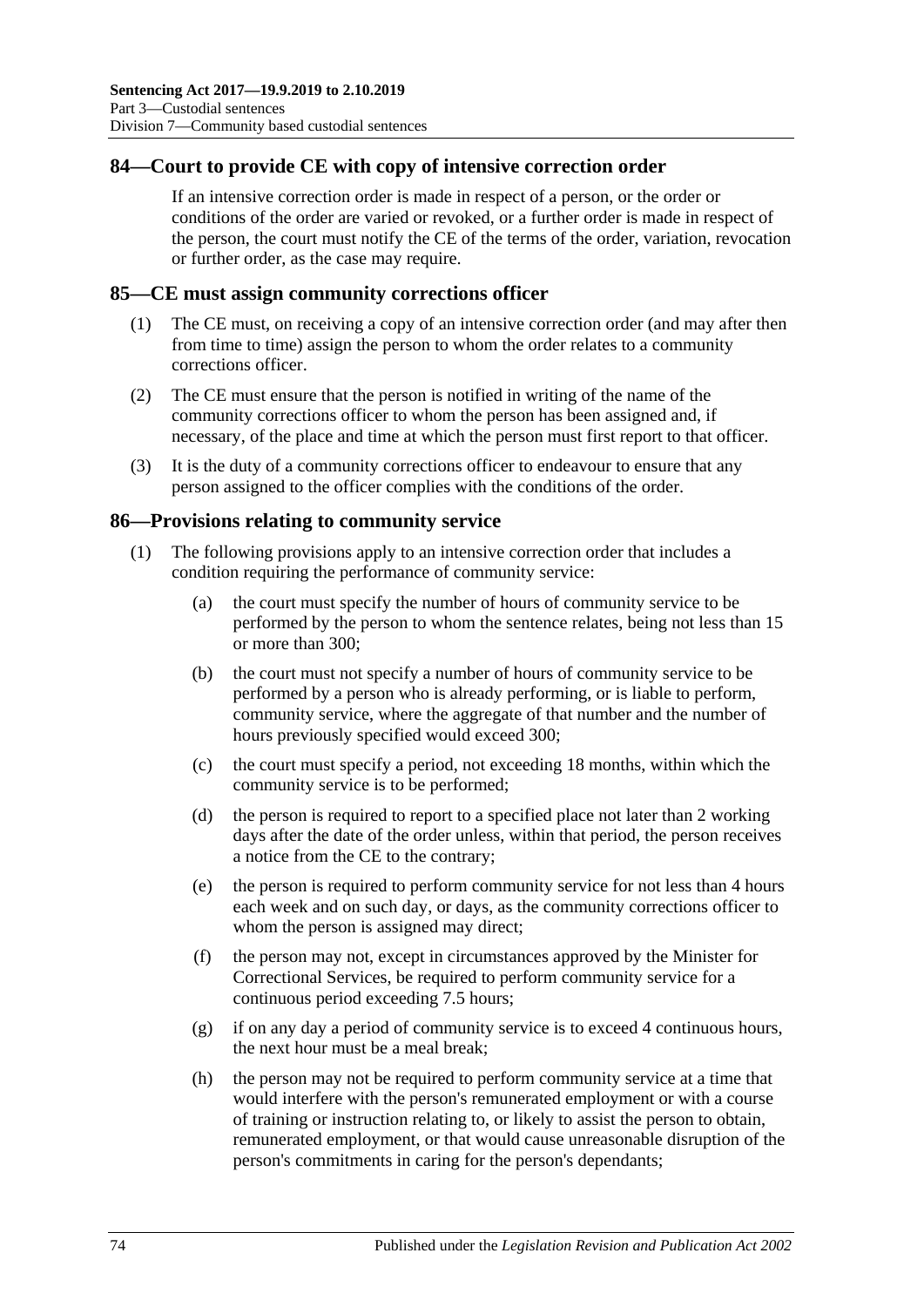## 84—Court to provide CE with copy of intensive correction order

If an intensive correction order is made in respect of a person, or the order or conditions of the order are varied or revoked, or a further order is made in respect of the person, the court must notify the CE of the terms of the order, variation, revocation or further order, as the case may require.

## 85—CE must assign community corrections officer

(1) The CE must, on receiving a copy of an intensive correction order (and may after then from time to time) assign the person to whom the order relates to a community corrections officer.

(2) The CE must ensure that the person is notified in writing of the name of the community corrections officer to whom the person has been assigned and, if necessary, of the place and time at which the person must first report to that officer.

(3) It is the duty of a community corrections officer to endeavour to ensure that any person assigned to the officer complies with the conditions of the order.

## 86—Provisions relating to community service

(1) The following provisions apply to an intensive correction order that includes a condition requiring the performance of community service:

(a) the court must specify the number of hours of community service to be performed by the person to whom the sentence relates, being not less than 15 or more than 300;

(b) the court must not specify a number of hours of community service to be performed by a person who is already performing, or is liable to perform, community service, where the aggregate of that number and the number of hours previously specified would exceed 300;

(c) the court must specify a period, not exceeding 18 months, within which the community service is to be performed;

(d) the person is required to report to a specified place not later than 2 working days after the date of the order unless, within that period, the person receives a notice from the CE to the contrary;

(e) the person is required to perform community service for not less than 4 hours each week and on such day, or days, as the community corrections officer to whom the person is assigned may direct;

(f) the person may not, except in circumstances approved by the Minister for Correctional Services, be required to perform community service for a continuous period exceeding 7.5 hours;

(g) if on any day a period of community service is to exceed 4 continuous hours, the next hour must be a meal break;

(h) the person may not be required to perform community service at a time that would interfere with the person's remunerated employment or with a course of training or instruction relating to, or likely to assist the person to obtain, remunerated employment, or that would cause unreasonable disruption of the person's commitments in caring for the person's dependants;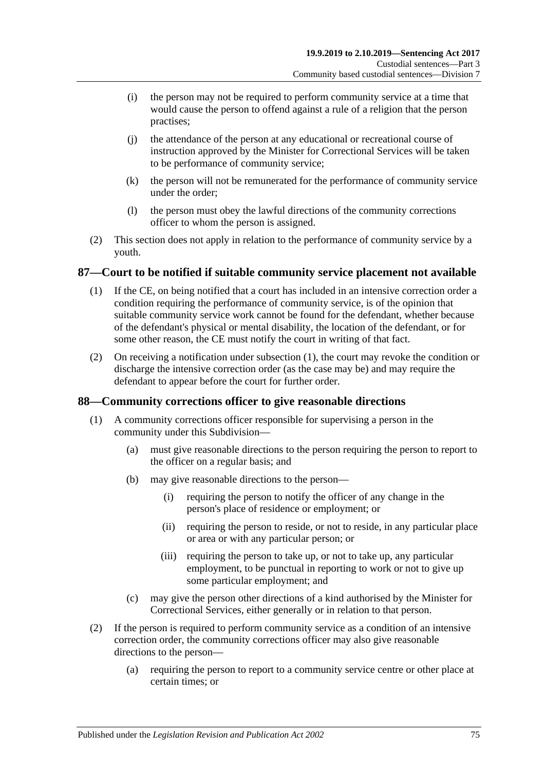(i) the person may not be required to perform community service at a time that would cause the person to offend against a rule of a religion that the person practises;

(j) the attendance of the person at any educational or recreational course of instruction approved by the Minister for Correctional Services will be taken to be performance of community service;

(k) the person will not be remunerated for the performance of community service under the order;

(l) the person must obey the lawful directions of the community corrections officer to whom the person is assigned.

(2) This section does not apply in relation to the performance of community service by a youth.

## 87—Court to be notified if suitable community service placement not available

(1) If the CE, on being notified that a court has included in an intensive correction order a condition requiring the performance of community service, is of the opinion that suitable community service work cannot be found for the defendant, whether because of the defendant's physical or mental disability, the location of the defendant, or for some other reason, the CE must notify the court in writing of that fact.

(2) On receiving a notification under subsection (1), the court may revoke the condition or discharge the intensive correction order (as the case may be) and may require the defendant to appear before the court for further order.

## 88—Community corrections officer to give reasonable directions

(1) A community corrections officer responsible for supervising a person in the community under this Subdivision—

(a) must give reasonable directions to the person requiring the person to report to the officer on a regular basis; and

(b) may give reasonable directions to the person—

(i) requiring the person to notify the officer of any change in the person's place of residence or employment; or

(ii) requiring the person to reside, or not to reside, in any particular place or area or with any particular person; or

(iii) requiring the person to take up, or not to take up, any particular employment, to be punctual in reporting to work or not to give up some particular employment; and

(c) may give the person other directions of a kind authorised by the Minister for Correctional Services, either generally or in relation to that person.

(2) If the person is required to perform community service as a condition of an intensive correction order, the community corrections officer may also give reasonable directions to the person—

(a) requiring the person to report to a community service centre or other place at certain times; or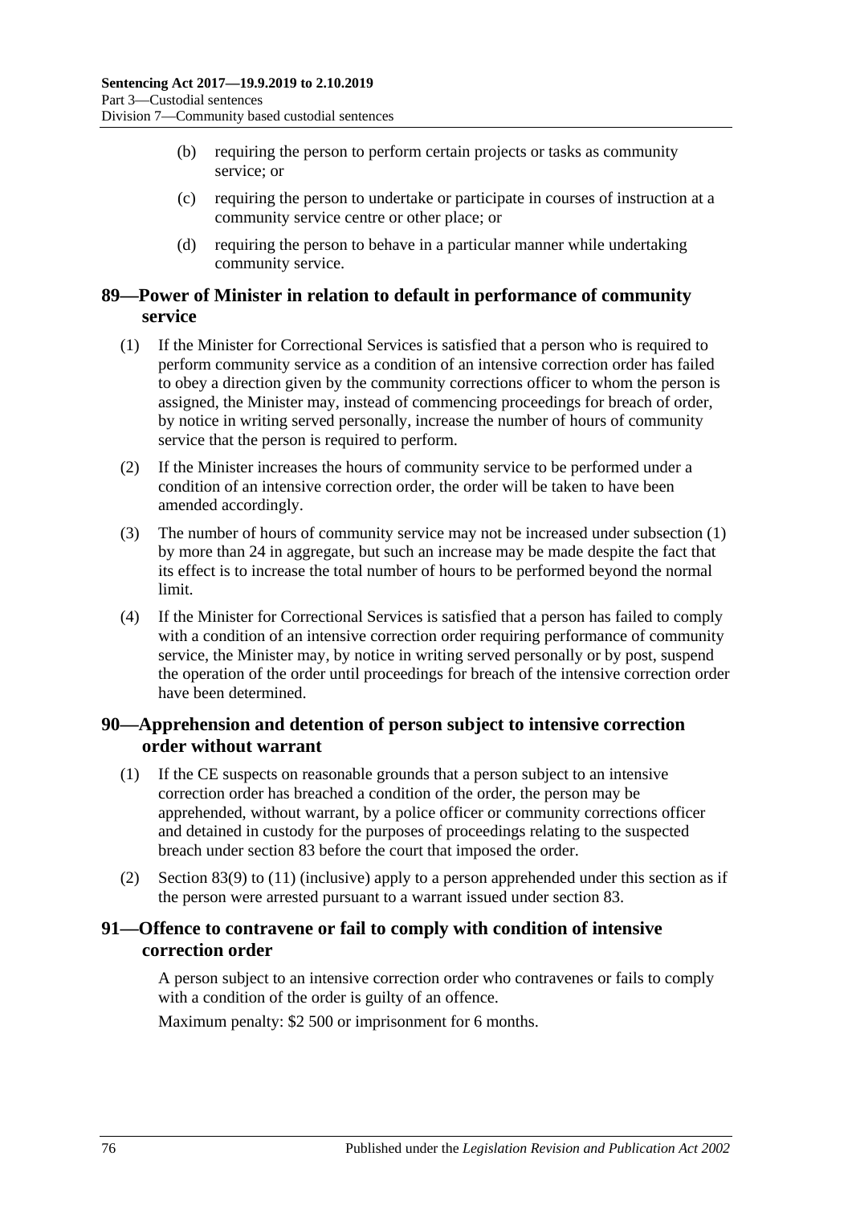(b) requiring the person to perform certain projects or tasks as community service; or

(c) requiring the person to undertake or participate in courses of instruction at a community service centre or other place; or

(d) requiring the person to behave in a particular manner while undertaking community service.

## 89—Power of Minister in relation to default in performance of community service

(1) If the Minister for Correctional Services is satisfied that a person who is required to perform community service as a condition of an intensive correction order has failed to obey a direction given by the community corrections officer to whom the person is assigned, the Minister may, instead of commencing proceedings for breach of order, by notice in writing served personally, increase the number of hours of community service that the person is required to perform.

(2) If the Minister increases the hours of community service to be performed under a condition of an intensive correction order, the order will be taken to have been amended accordingly.

(3) The number of hours of community service may not be increased under subsection (1) by more than 24 in aggregate, but such an increase may be made despite the fact that its effect is to increase the total number of hours to be performed beyond the normal limit.

(4) If the Minister for Correctional Services is satisfied that a person has failed to comply with a condition of an intensive correction order requiring performance of community service, the Minister may, by notice in writing served personally or by post, suspend the operation of the order until proceedings for breach of the intensive correction order have been determined.

## 90—Apprehension and detention of person subject to intensive correction order without warrant

(1) If the CE suspects on reasonable grounds that a person subject to an intensive correction order has breached a condition of the order, the person may be apprehended, without warrant, by a police officer or community corrections officer and detained in custody for the purposes of proceedings relating to the suspected breach under section 83 before the court that imposed the order.

(2) Section 83(9) to (11) (inclusive) apply to a person apprehended under this section as if the person were arrested pursuant to a warrant issued under section 83.

## 91—Offence to contravene or fail to comply with condition of intensive correction order

A person subject to an intensive correction order who contravenes or fails to comply with a condition of the order is guilty of an offence.

Maximum penalty: $2 500 or imprisonment for 6 months.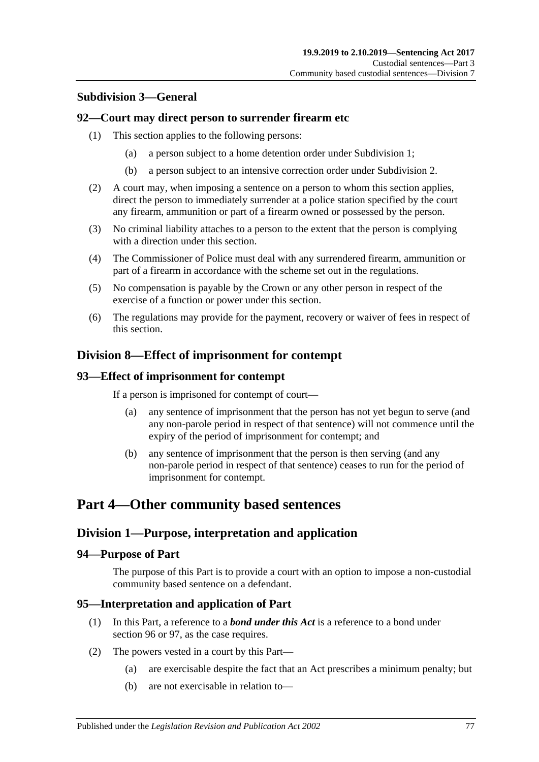### Subdivision 3—General

#### 92—Court may direct person to surrender firearm etc

(1) This section applies to the following persons:

(a) a person subject to a home detention order under Subdivision 1;

(b) a person subject to an intensive correction order under Subdivision 2.

(2) A court may, when imposing a sentence on a person to whom this section applies, direct the person to immediately surrender at a police station specified by the court any firearm, ammunition or part of a firearm owned or possessed by the person.

(3) No criminal liability attaches to a person to the extent that the person is complying with a direction under this section.

(4) The Commissioner of Police must deal with any surrendered firearm, ammunition or part of a firearm in accordance with the scheme set out in the regulations.

(5) No compensation is payable by the Crown or any other person in respect of the exercise of a function or power under this section.

(6) The regulations may provide for the payment, recovery or waiver of fees in respect of this section.

## Division 8—Effect of imprisonment for contempt

#### 93—Effect of imprisonment for contempt

If a person is imprisoned for contempt of court—

(a) any sentence of imprisonment that the person has not yet begun to serve (and any non-parole period in respect of that sentence) will not commence until the expiry of the period of imprisonment for contempt; and

(b) any sentence of imprisonment that the person is then serving (and any non-parole period in respect of that sentence) ceases to run for the period of imprisonment for contempt.

# Part 4—Other community based sentences

## Division 1—Purpose, interpretation and application

#### 94—Purpose of Part

The purpose of this Part is to provide a court with an option to impose a non-custodial community based sentence on a defendant.

#### 95—Interpretation and application of Part

(1) In this Part, a reference to a ***bond under this Act*** is a reference to a bond under section 96 or 97, as the case requires.

(2) The powers vested in a court by this Part—

(a) are exercisable despite the fact that an Act prescribes a minimum penalty; but

(b) are not exercisable in relation to—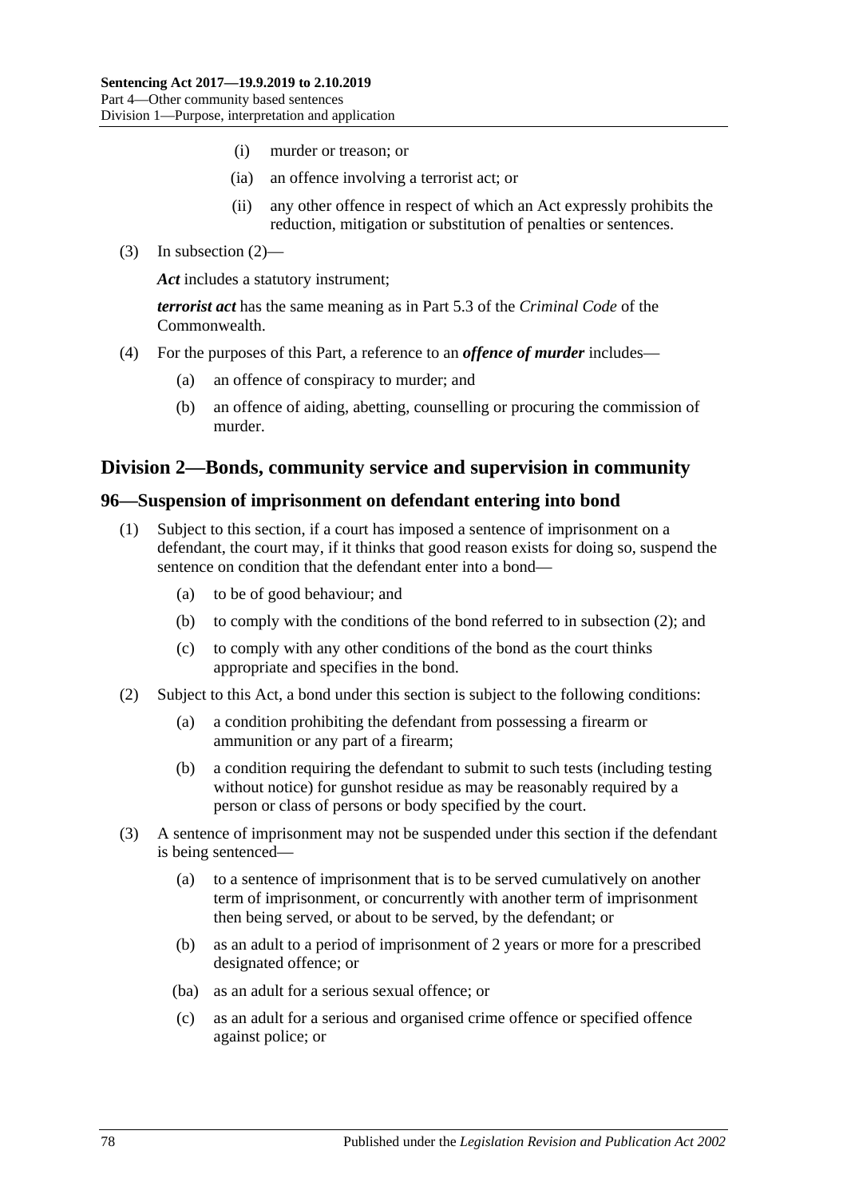(i) murder or treason; or

(ia) an offence involving a terrorist act; or

(ii) any other offence in respect of which an Act expressly prohibits the reduction, mitigation or substitution of penalties or sentences.

(3) In subsection (2)—

***Act*** includes a statutory instrument;

***terrorist act*** has the same meaning as in Part 5.3 of the *Criminal Code* of the Commonwealth.

(4) For the purposes of this Part, a reference to an ***offence of murder*** includes—

(a) an offence of conspiracy to murder; and

(b) an offence of aiding, abetting, counselling or procuring the commission of murder.

## Division 2—Bonds, community service and supervision in community

### 96—Suspension of imprisonment on defendant entering into bond

(1) Subject to this section, if a court has imposed a sentence of imprisonment on a defendant, the court may, if it thinks that good reason exists for doing so, suspend the sentence on condition that the defendant enter into a bond—

(a) to be of good behaviour; and

(b) to comply with the conditions of the bond referred to in subsection (2); and

(c) to comply with any other conditions of the bond as the court thinks appropriate and specifies in the bond.

(2) Subject to this Act, a bond under this section is subject to the following conditions:

(a) a condition prohibiting the defendant from possessing a firearm or ammunition or any part of a firearm;

(b) a condition requiring the defendant to submit to such tests (including testing without notice) for gunshot residue as may be reasonably required by a person or class of persons or body specified by the court.

(3) A sentence of imprisonment may not be suspended under this section if the defendant is being sentenced—

(a) to a sentence of imprisonment that is to be served cumulatively on another term of imprisonment, or concurrently with another term of imprisonment then being served, or about to be served, by the defendant; or

(b) as an adult to a period of imprisonment of 2 years or more for a prescribed designated offence; or

(ba) as an adult for a serious sexual offence; or

(c) as an adult for a serious and organised crime offence or specified offence against police; or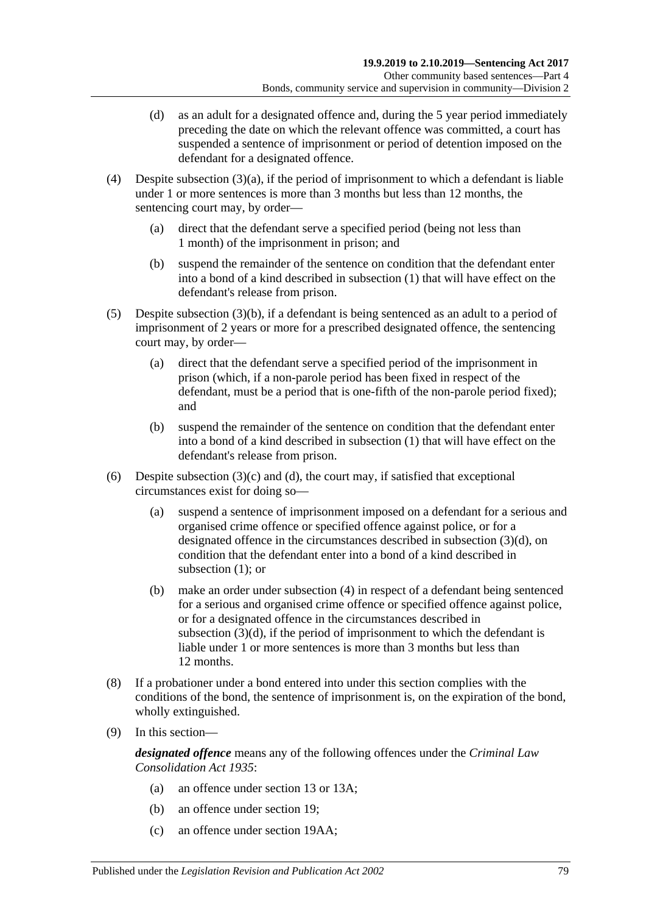(d) as an adult for a designated offence and, during the 5 year period immediately preceding the date on which the relevant offence was committed, a court has suspended a sentence of imprisonment or period of detention imposed on the defendant for a designated offence.

(4) Despite subsection (3)(a), if the period of imprisonment to which a defendant is liable under 1 or more sentences is more than 3 months but less than 12 months, the sentencing court may, by order—

(a) direct that the defendant serve a specified period (being not less than 1 month) of the imprisonment in prison; and

(b) suspend the remainder of the sentence on condition that the defendant enter into a bond of a kind described in subsection (1) that will have effect on the defendant's release from prison.

(5) Despite subsection (3)(b), if a defendant is being sentenced as an adult to a period of imprisonment of 2 years or more for a prescribed designated offence, the sentencing court may, by order—

(a) direct that the defendant serve a specified period of the imprisonment in prison (which, if a non-parole period has been fixed in respect of the defendant, must be a period that is one-fifth of the non-parole period fixed); and

(b) suspend the remainder of the sentence on condition that the defendant enter into a bond of a kind described in subsection (1) that will have effect on the defendant's release from prison.

(6) Despite subsection (3)(c) and (d), the court may, if satisfied that exceptional circumstances exist for doing so—

(a) suspend a sentence of imprisonment imposed on a defendant for a serious and organised crime offence or specified offence against police, or for a designated offence in the circumstances described in subsection (3)(d), on condition that the defendant enter into a bond of a kind described in subsection (1); or

(b) make an order under subsection (4) in respect of a defendant being sentenced for a serious and organised crime offence or specified offence against police, or for a designated offence in the circumstances described in subsection (3)(d), if the period of imprisonment to which the defendant is liable under 1 or more sentences is more than 3 months but less than 12 months.

(8) If a probationer under a bond entered into under this section complies with the conditions of the bond, the sentence of imprisonment is, on the expiration of the bond, wholly extinguished.

(9) In this section—

***designated offence*** means any of the following offences under the *Criminal Law Consolidation Act 1935*:

(a) an offence under section 13 or 13A;

(b) an offence under section 19;

(c) an offence under section 19AA;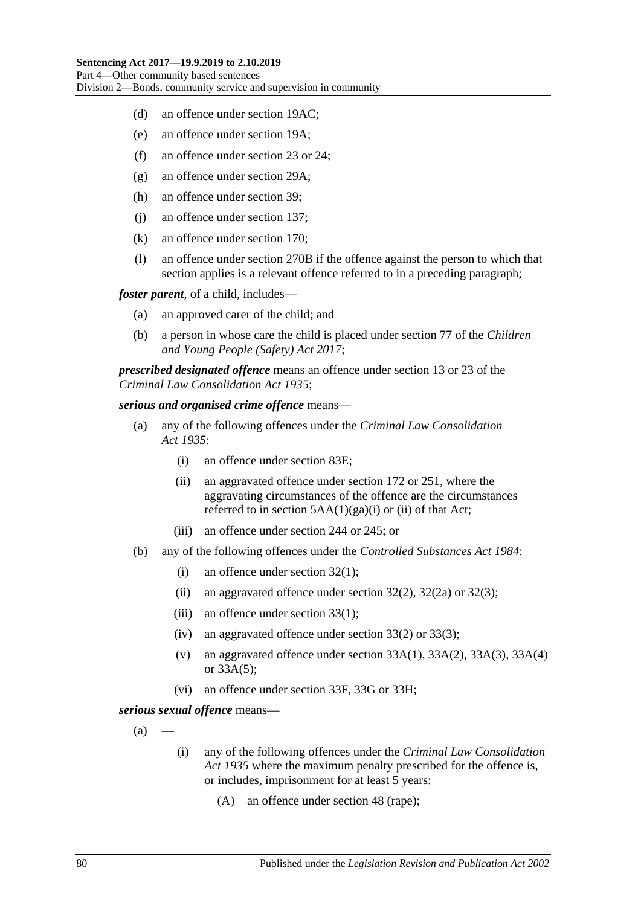(d) an offence under section 19AC;

(e) an offence under section 19A;

(f) an offence under section 23 or 24;

(g) an offence under section 29A;

(h) an offence under section 39;

(j) an offence under section 137;

(k) an offence under section 170;

(l) an offence under section 270B if the offence against the person to which that section applies is a relevant offence referred to in a preceding paragraph;

***foster parent***, of a child, includes—

(a) an approved carer of the child; and

(b) a person in whose care the child is placed under section 77 of the *Children and Young People (Safety) Act 2017*;

***prescribed designated offence*** means an offence under section 13 or 23 of the *Criminal Law Consolidation Act 1935*;

***serious and organised crime offence*** means—

(a) any of the following offences under the *Criminal Law Consolidation Act 1935*:

(i) an offence under section 83E;

(ii) an aggravated offence under section 172 or 251, where the aggravating circumstances of the offence are the circumstances referred to in section 5AA(1)(ga)(i) or (ii) of that Act;

(iii) an offence under section 244 or 245; or

(b) any of the following offences under the *Controlled Substances Act 1984*:

(i) an offence under section 32(1);

(ii) an aggravated offence under section 32(2), 32(2a) or 32(3);

(iii) an offence under section 33(1);

(iv) an aggravated offence under section 33(2) or 33(3);

(v) an aggravated offence under section 33A(1), 33A(2), 33A(3), 33A(4) or 33A(5);

(vi) an offence under section 33F, 33G or 33H;

***serious sexual offence*** means—

(a) —

(i) any of the following offences under the *Criminal Law Consolidation Act 1935* where the maximum penalty prescribed for the offence is, or includes, imprisonment for at least 5 years:

(A) an offence under section 48 (rape);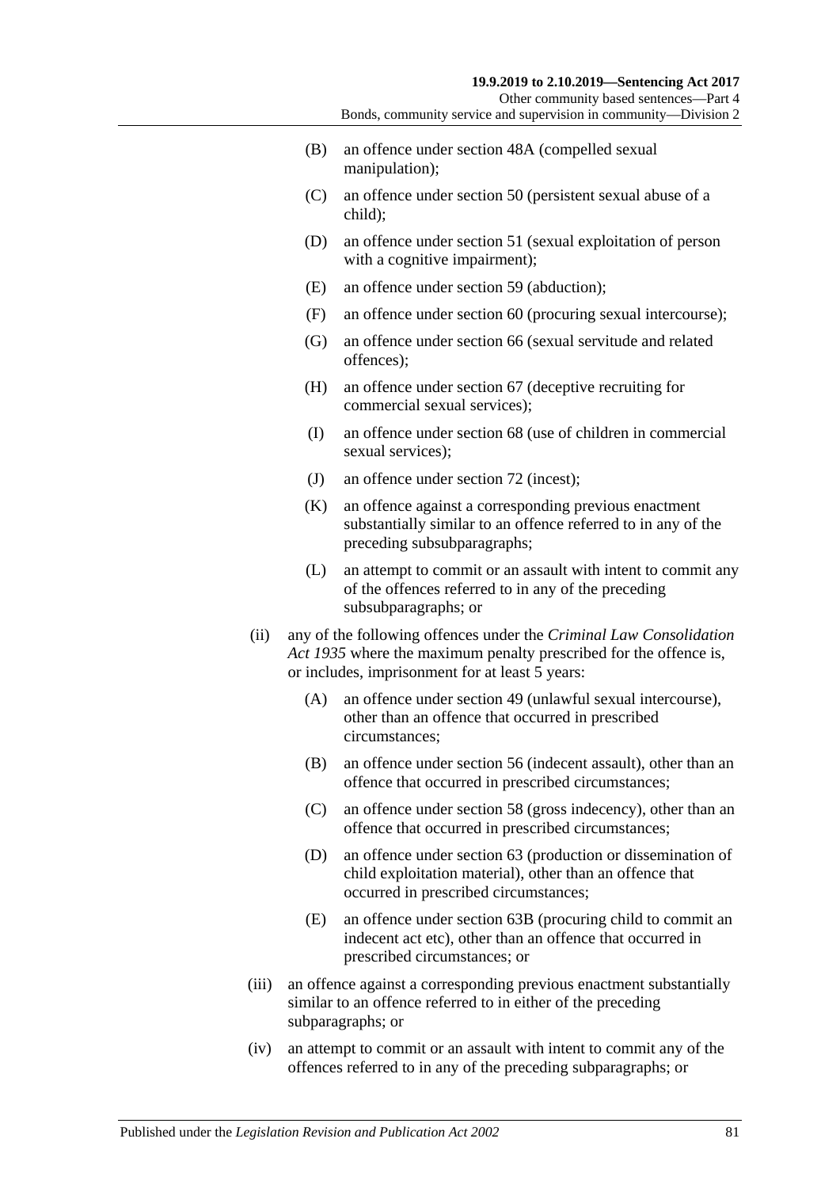(B) an offence under section 48A (compelled sexual manipulation);

(C) an offence under section 50 (persistent sexual abuse of a child);

(D) an offence under section 51 (sexual exploitation of person with a cognitive impairment);

(E) an offence under section 59 (abduction);

(F) an offence under section 60 (procuring sexual intercourse);

(G) an offence under section 66 (sexual servitude and related offences);

(H) an offence under section 67 (deceptive recruiting for commercial sexual services);

(I) an offence under section 68 (use of children in commercial sexual services);

(J) an offence under section 72 (incest);

(K) an offence against a corresponding previous enactment substantially similar to an offence referred to in any of the preceding subsubparagraphs;

(L) an attempt to commit or an assault with intent to commit any of the offences referred to in any of the preceding subsubparagraphs; or

(ii) any of the following offences under the *Criminal Law Consolidation Act 1935* where the maximum penalty prescribed for the offence is, or includes, imprisonment for at least 5 years:

(A) an offence under section 49 (unlawful sexual intercourse), other than an offence that occurred in prescribed circumstances;

(B) an offence under section 56 (indecent assault), other than an offence that occurred in prescribed circumstances;

(C) an offence under section 58 (gross indecency), other than an offence that occurred in prescribed circumstances;

(D) an offence under section 63 (production or dissemination of child exploitation material), other than an offence that occurred in prescribed circumstances;

(E) an offence under section 63B (procuring child to commit an indecent act etc), other than an offence that occurred in prescribed circumstances; or

(iii) an offence against a corresponding previous enactment substantially similar to an offence referred to in either of the preceding subparagraphs; or

(iv) an attempt to commit or an assault with intent to commit any of the offences referred to in any of the preceding subparagraphs; or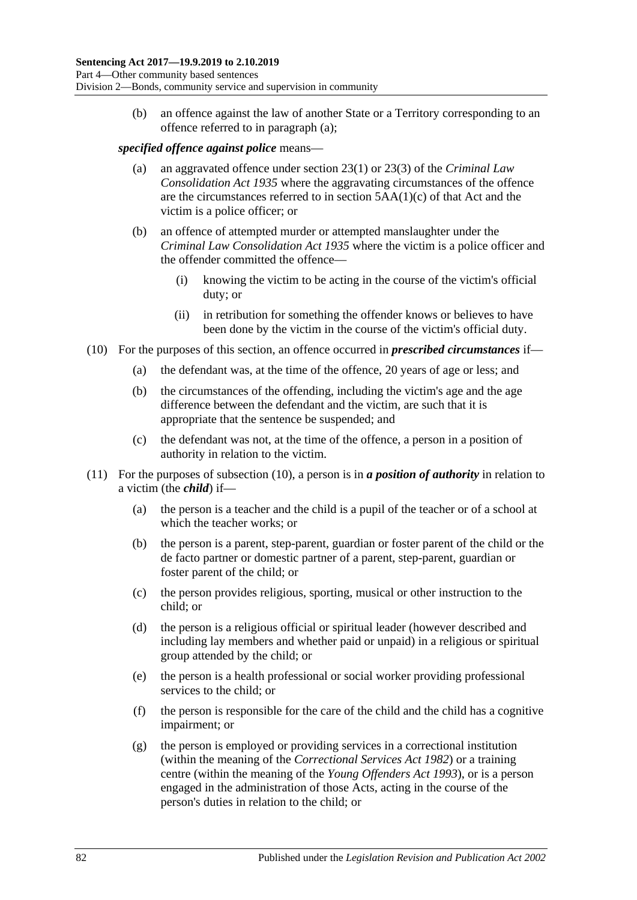(b) an offence against the law of another State or a Territory corresponding to an offence referred to in paragraph (a);

***specified offence against police*** means—

(a) an aggravated offence under section 23(1) or 23(3) of the *Criminal Law Consolidation Act 1935* where the aggravating circumstances of the offence are the circumstances referred to in section 5AA(1)(c) of that Act and the victim is a police officer; or

(b) an offence of attempted murder or attempted manslaughter under the *Criminal Law Consolidation Act 1935* where the victim is a police officer and the offender committed the offence—

(i) knowing the victim to be acting in the course of the victim's official duty; or

(ii) in retribution for something the offender knows or believes to have been done by the victim in the course of the victim's official duty.

(10) For the purposes of this section, an offence occurred in ***prescribed circumstances*** if—

(a) the defendant was, at the time of the offence, 20 years of age or less; and

(b) the circumstances of the offending, including the victim's age and the age difference between the defendant and the victim, are such that it is appropriate that the sentence be suspended; and

(c) the defendant was not, at the time of the offence, a person in a position of authority in relation to the victim.

(11) For the purposes of subsection (10), a person is in ***a position of authority*** in relation to a victim (the ***child***) if—

(a) the person is a teacher and the child is a pupil of the teacher or of a school at which the teacher works; or

(b) the person is a parent, step-parent, guardian or foster parent of the child or the de facto partner or domestic partner of a parent, step-parent, guardian or foster parent of the child; or

(c) the person provides religious, sporting, musical or other instruction to the child; or

(d) the person is a religious official or spiritual leader (however described and including lay members and whether paid or unpaid) in a religious or spiritual group attended by the child; or

(e) the person is a health professional or social worker providing professional services to the child; or

(f) the person is responsible for the care of the child and the child has a cognitive impairment; or

(g) the person is employed or providing services in a correctional institution (within the meaning of the *Correctional Services Act 1982*) or a training centre (within the meaning of the *Young Offenders Act 1993*), or is a person engaged in the administration of those Acts, acting in the course of the person's duties in relation to the child; or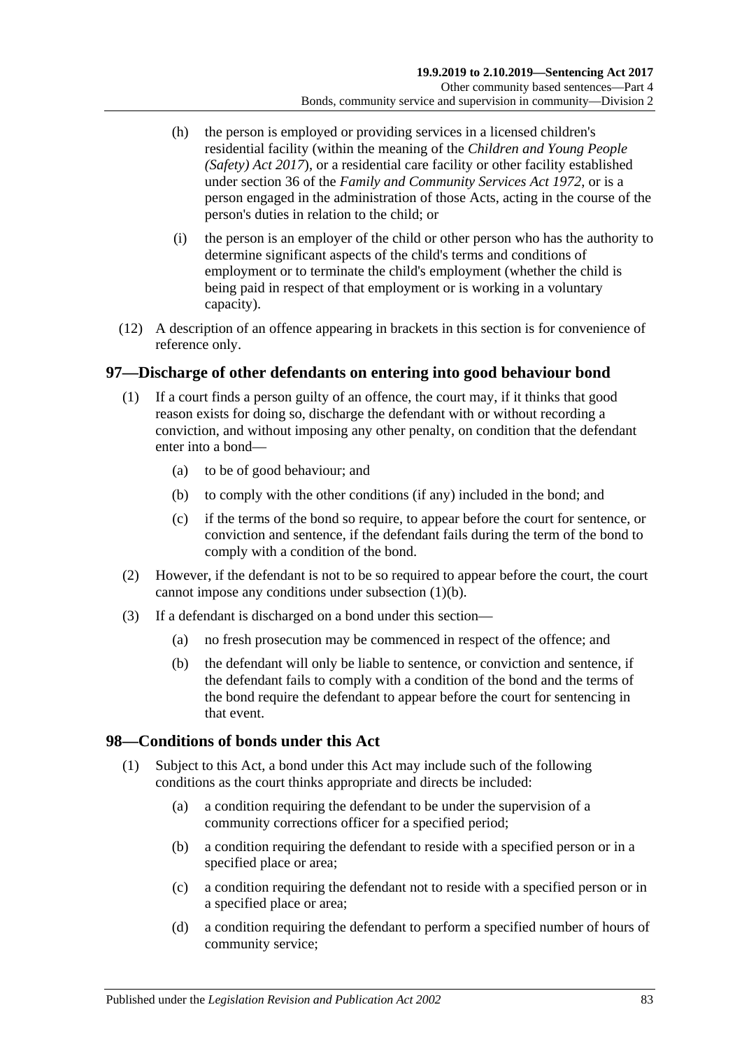(h) the person is employed or providing services in a licensed children's residential facility (within the meaning of the *Children and Young People (Safety) Act 2017*), or a residential care facility or other facility established under section 36 of the *Family and Community Services Act 1972*, or is a person engaged in the administration of those Acts, acting in the course of the person's duties in relation to the child; or

(i) the person is an employer of the child or other person who has the authority to determine significant aspects of the child's terms and conditions of employment or to terminate the child's employment (whether the child is being paid in respect of that employment or is working in a voluntary capacity).

(12) A description of an offence appearing in brackets in this section is for convenience of reference only.

## 97—Discharge of other defendants on entering into good behaviour bond

(1) If a court finds a person guilty of an offence, the court may, if it thinks that good reason exists for doing so, discharge the defendant with or without recording a conviction, and without imposing any other penalty, on condition that the defendant enter into a bond—

(a) to be of good behaviour; and

(b) to comply with the other conditions (if any) included in the bond; and

(c) if the terms of the bond so require, to appear before the court for sentence, or conviction and sentence, if the defendant fails during the term of the bond to comply with a condition of the bond.

(2) However, if the defendant is not to be so required to appear before the court, the court cannot impose any conditions under subsection (1)(b).

(3) If a defendant is discharged on a bond under this section—

(a) no fresh prosecution may be commenced in respect of the offence; and

(b) the defendant will only be liable to sentence, or conviction and sentence, if the defendant fails to comply with a condition of the bond and the terms of the bond require the defendant to appear before the court for sentencing in that event.

## 98—Conditions of bonds under this Act

(1) Subject to this Act, a bond under this Act may include such of the following conditions as the court thinks appropriate and directs be included:

(a) a condition requiring the defendant to be under the supervision of a community corrections officer for a specified period;

(b) a condition requiring the defendant to reside with a specified person or in a specified place or area;

(c) a condition requiring the defendant not to reside with a specified person or in a specified place or area;

(d) a condition requiring the defendant to perform a specified number of hours of community service;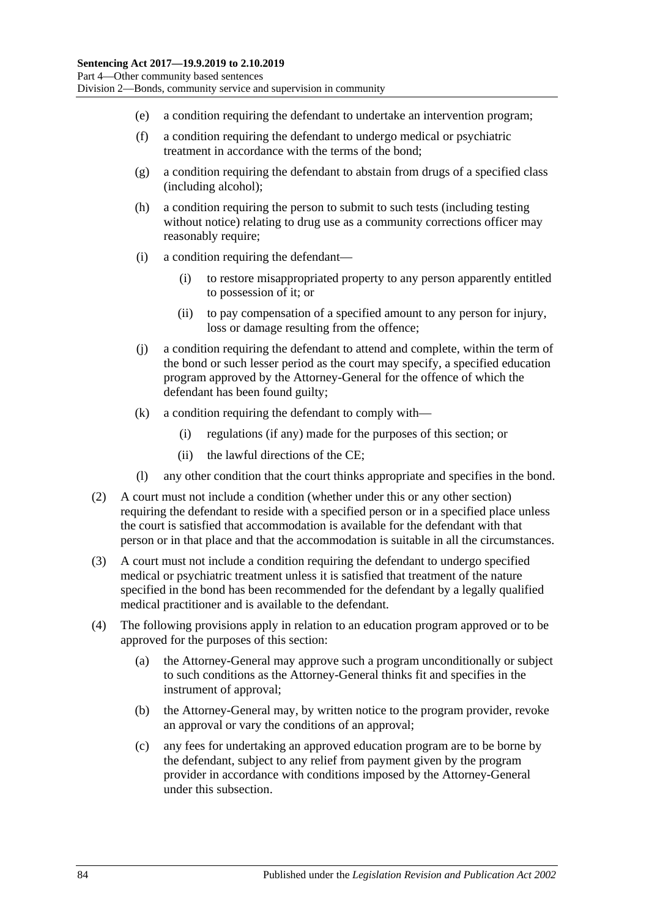(e) a condition requiring the defendant to undertake an intervention program;

(f) a condition requiring the defendant to undergo medical or psychiatric treatment in accordance with the terms of the bond;

(g) a condition requiring the defendant to abstain from drugs of a specified class (including alcohol);

(h) a condition requiring the person to submit to such tests (including testing without notice) relating to drug use as a community corrections officer may reasonably require;

(i) a condition requiring the defendant—

   (i) to restore misappropriated property to any person apparently entitled to possession of it; or

   (ii) to pay compensation of a specified amount to any person for injury, loss or damage resulting from the offence;

(j) a condition requiring the defendant to attend and complete, within the term of the bond or such lesser period as the court may specify, a specified education program approved by the Attorney-General for the offence of which the defendant has been found guilty;

(k) a condition requiring the defendant to comply with—

   (i) regulations (if any) made for the purposes of this section; or

   (ii) the lawful directions of the CE;

(l) any other condition that the court thinks appropriate and specifies in the bond.

(2) A court must not include a condition (whether under this or any other section) requiring the defendant to reside with a specified person or in a specified place unless the court is satisfied that accommodation is available for the defendant with that person or in that place and that the accommodation is suitable in all the circumstances.

(3) A court must not include a condition requiring the defendant to undergo specified medical or psychiatric treatment unless it is satisfied that treatment of the nature specified in the bond has been recommended for the defendant by a legally qualified medical practitioner and is available to the defendant.

(4) The following provisions apply in relation to an education program approved or to be approved for the purposes of this section:

   (a) the Attorney-General may approve such a program unconditionally or subject to such conditions as the Attorney-General thinks fit and specifies in the instrument of approval;

   (b) the Attorney-General may, by written notice to the program provider, revoke an approval or vary the conditions of an approval;

   (c) any fees for undertaking an approved education program are to be borne by the defendant, subject to any relief from payment given by the program provider in accordance with conditions imposed by the Attorney-General under this subsection.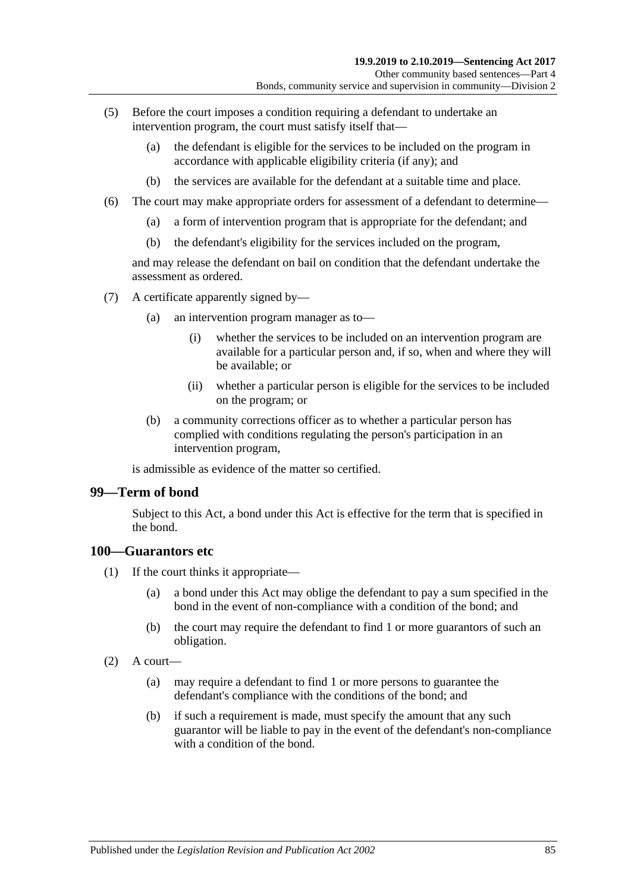(5) Before the court imposes a condition requiring a defendant to undertake an intervention program, the court must satisfy itself that—

   (a) the defendant is eligible for the services to be included on the program in accordance with applicable eligibility criteria (if any); and

   (b) the services are available for the defendant at a suitable time and place.

(6) The court may make appropriate orders for assessment of a defendant to determine—

   (a) a form of intervention program that is appropriate for the defendant; and

   (b) the defendant's eligibility for the services included on the program,

and may release the defendant on bail on condition that the defendant undertake the assessment as ordered.

(7) A certificate apparently signed by—

   (a) an intervention program manager as to—

      (i) whether the services to be included on an intervention program are available for a particular person and, if so, when and where they will be available; or

      (ii) whether a particular person is eligible for the services to be included on the program; or

   (b) a community corrections officer as to whether a particular person has complied with conditions regulating the person's participation in an intervention program,

is admissible as evidence of the matter so certified.

## 99—Term of bond

Subject to this Act, a bond under this Act is effective for the term that is specified in the bond.

## 100—Guarantors etc

(1) If the court thinks it appropriate—

   (a) a bond under this Act may oblige the defendant to pay a sum specified in the bond in the event of non-compliance with a condition of the bond; and

   (b) the court may require the defendant to find 1 or more guarantors of such an obligation.

(2) A court—

   (a) may require a defendant to find 1 or more persons to guarantee the defendant's compliance with the conditions of the bond; and

   (b) if such a requirement is made, must specify the amount that any such guarantor will be liable to pay in the event of the defendant's non-compliance with a condition of the bond.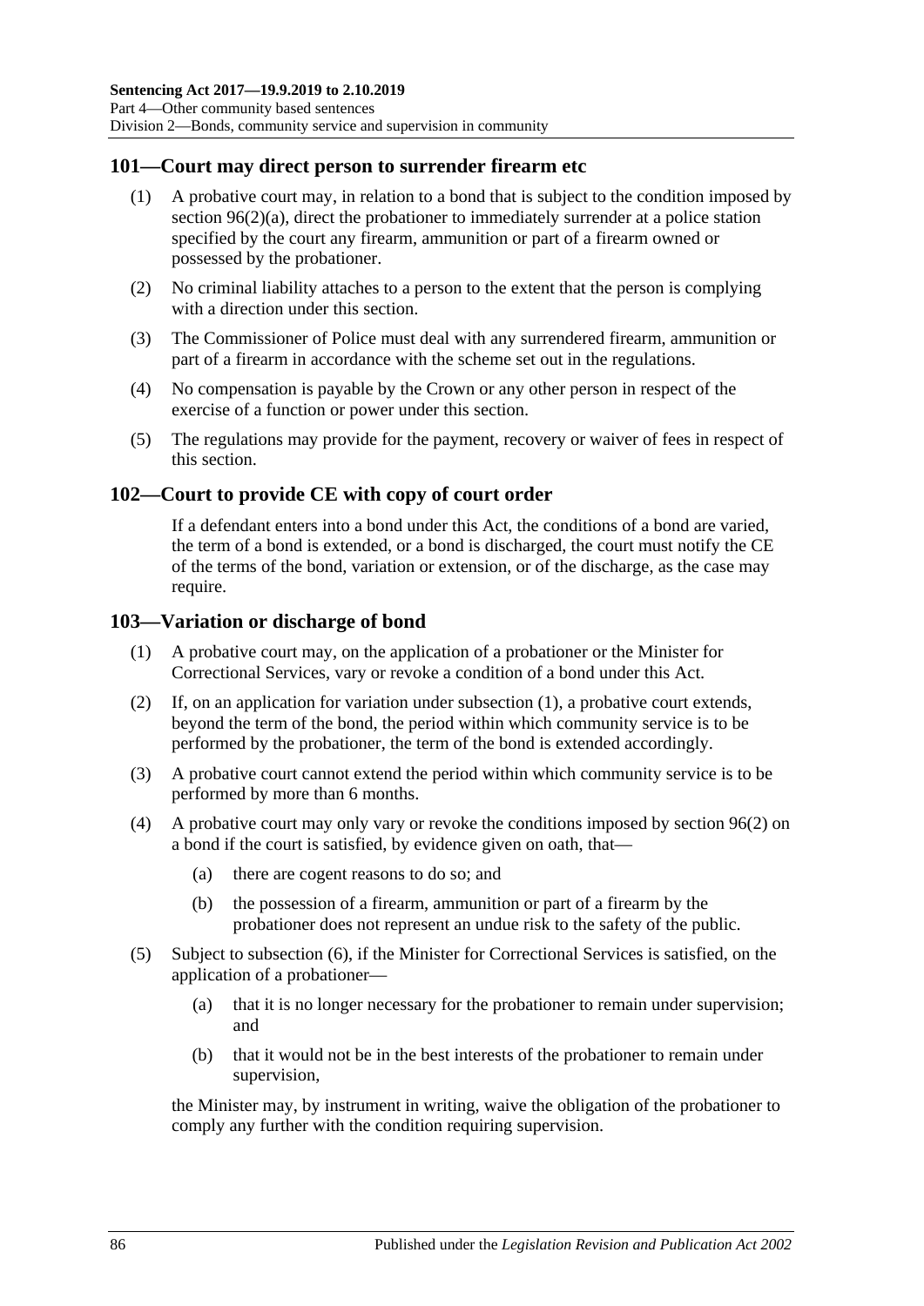## 101—Court may direct person to surrender firearm etc

(1) A probative court may, in relation to a bond that is subject to the condition imposed by section 96(2)(a), direct the probationer to immediately surrender at a police station specified by the court any firearm, ammunition or part of a firearm owned or possessed by the probationer.

(2) No criminal liability attaches to a person to the extent that the person is complying with a direction under this section.

(3) The Commissioner of Police must deal with any surrendered firearm, ammunition or part of a firearm in accordance with the scheme set out in the regulations.

(4) No compensation is payable by the Crown or any other person in respect of the exercise of a function or power under this section.

(5) The regulations may provide for the payment, recovery or waiver of fees in respect of this section.

## 102—Court to provide CE with copy of court order

If a defendant enters into a bond under this Act, the conditions of a bond are varied, the term of a bond is extended, or a bond is discharged, the court must notify the CE of the terms of the bond, variation or extension, or of the discharge, as the case may require.

## 103—Variation or discharge of bond

(1) A probative court may, on the application of a probationer or the Minister for Correctional Services, vary or revoke a condition of a bond under this Act.

(2) If, on an application for variation under subsection (1), a probative court extends, beyond the term of the bond, the period within which community service is to be performed by the probationer, the term of the bond is extended accordingly.

(3) A probative court cannot extend the period within which community service is to be performed by more than 6 months.

(4) A probative court may only vary or revoke the conditions imposed by section 96(2) on a bond if the court is satisfied, by evidence given on oath, that—

(a) there are cogent reasons to do so; and

(b) the possession of a firearm, ammunition or part of a firearm by the probationer does not represent an undue risk to the safety of the public.

(5) Subject to subsection (6), if the Minister for Correctional Services is satisfied, on the application of a probationer—

(a) that it is no longer necessary for the probationer to remain under supervision; and

(b) that it would not be in the best interests of the probationer to remain under supervision,

the Minister may, by instrument in writing, waive the obligation of the probationer to comply any further with the condition requiring supervision.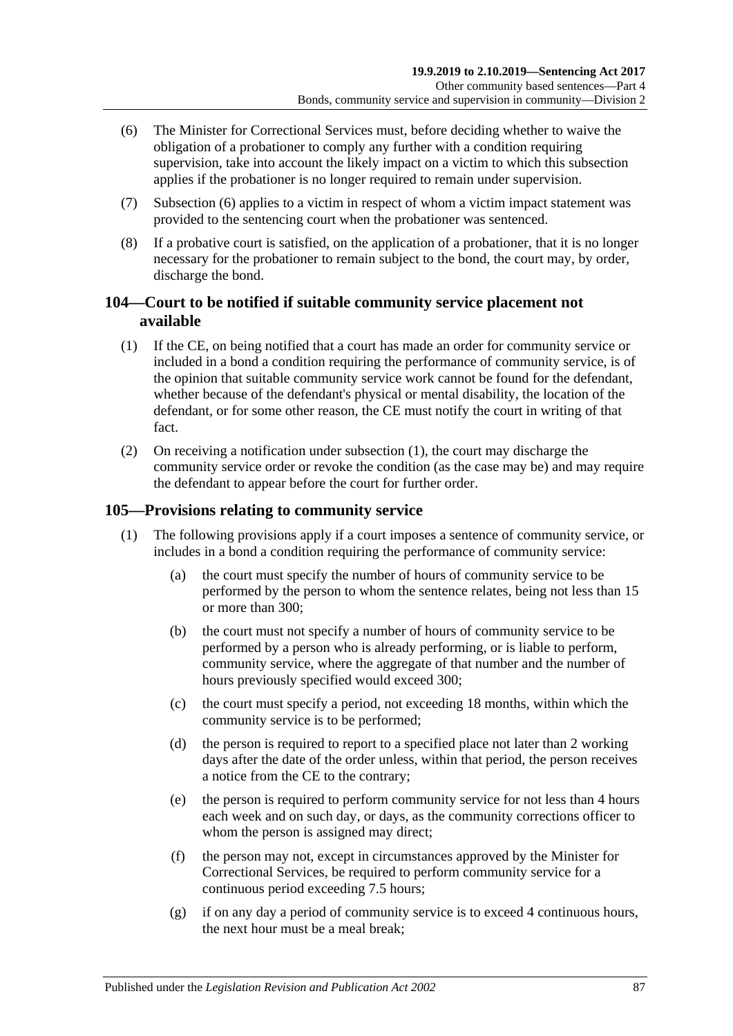(6) The Minister for Correctional Services must, before deciding whether to waive the obligation of a probationer to comply any further with a condition requiring supervision, take into account the likely impact on a victim to which this subsection applies if the probationer is no longer required to remain under supervision.

(7) Subsection (6) applies to a victim in respect of whom a victim impact statement was provided to the sentencing court when the probationer was sentenced.

(8) If a probative court is satisfied, on the application of a probationer, that it is no longer necessary for the probationer to remain subject to the bond, the court may, by order, discharge the bond.

## 104—Court to be notified if suitable community service placement not available

(1) If the CE, on being notified that a court has made an order for community service or included in a bond a condition requiring the performance of community service, is of the opinion that suitable community service work cannot be found for the defendant, whether because of the defendant's physical or mental disability, the location of the defendant, or for some other reason, the CE must notify the court in writing of that fact.

(2) On receiving a notification under subsection (1), the court may discharge the community service order or revoke the condition (as the case may be) and may require the defendant to appear before the court for further order.

## 105—Provisions relating to community service

(1) The following provisions apply if a court imposes a sentence of community service, or includes in a bond a condition requiring the performance of community service:

(a) the court must specify the number of hours of community service to be performed by the person to whom the sentence relates, being not less than 15 or more than 300;

(b) the court must not specify a number of hours of community service to be performed by a person who is already performing, or is liable to perform, community service, where the aggregate of that number and the number of hours previously specified would exceed 300;

(c) the court must specify a period, not exceeding 18 months, within which the community service is to be performed;

(d) the person is required to report to a specified place not later than 2 working days after the date of the order unless, within that period, the person receives a notice from the CE to the contrary;

(e) the person is required to perform community service for not less than 4 hours each week and on such day, or days, as the community corrections officer to whom the person is assigned may direct;

(f) the person may not, except in circumstances approved by the Minister for Correctional Services, be required to perform community service for a continuous period exceeding 7.5 hours;

(g) if on any day a period of community service is to exceed 4 continuous hours, the next hour must be a meal break;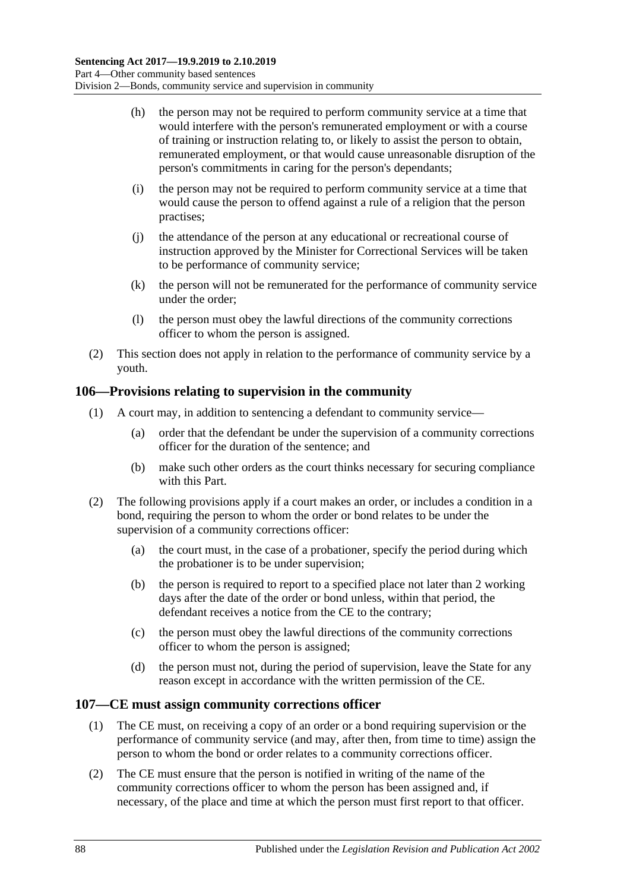(h) the person may not be required to perform community service at a time that would interfere with the person's remunerated employment or with a course of training or instruction relating to, or likely to assist the person to obtain, remunerated employment, or that would cause unreasonable disruption of the person's commitments in caring for the person's dependants;

(i) the person may not be required to perform community service at a time that would cause the person to offend against a rule of a religion that the person practises;

(j) the attendance of the person at any educational or recreational course of instruction approved by the Minister for Correctional Services will be taken to be performance of community service;

(k) the person will not be remunerated for the performance of community service under the order;

(l) the person must obey the lawful directions of the community corrections officer to whom the person is assigned.

(2) This section does not apply in relation to the performance of community service by a youth.

## 106—Provisions relating to supervision in the community

(1) A court may, in addition to sentencing a defendant to community service—

(a) order that the defendant be under the supervision of a community corrections officer for the duration of the sentence; and

(b) make such other orders as the court thinks necessary for securing compliance with this Part.

(2) The following provisions apply if a court makes an order, or includes a condition in a bond, requiring the person to whom the order or bond relates to be under the supervision of a community corrections officer:

(a) the court must, in the case of a probationer, specify the period during which the probationer is to be under supervision;

(b) the person is required to report to a specified place not later than 2 working days after the date of the order or bond unless, within that period, the defendant receives a notice from the CE to the contrary;

(c) the person must obey the lawful directions of the community corrections officer to whom the person is assigned;

(d) the person must not, during the period of supervision, leave the State for any reason except in accordance with the written permission of the CE.

## 107—CE must assign community corrections officer

(1) The CE must, on receiving a copy of an order or a bond requiring supervision or the performance of community service (and may, after then, from time to time) assign the person to whom the bond or order relates to a community corrections officer.

(2) The CE must ensure that the person is notified in writing of the name of the community corrections officer to whom the person has been assigned and, if necessary, of the place and time at which the person must first report to that officer.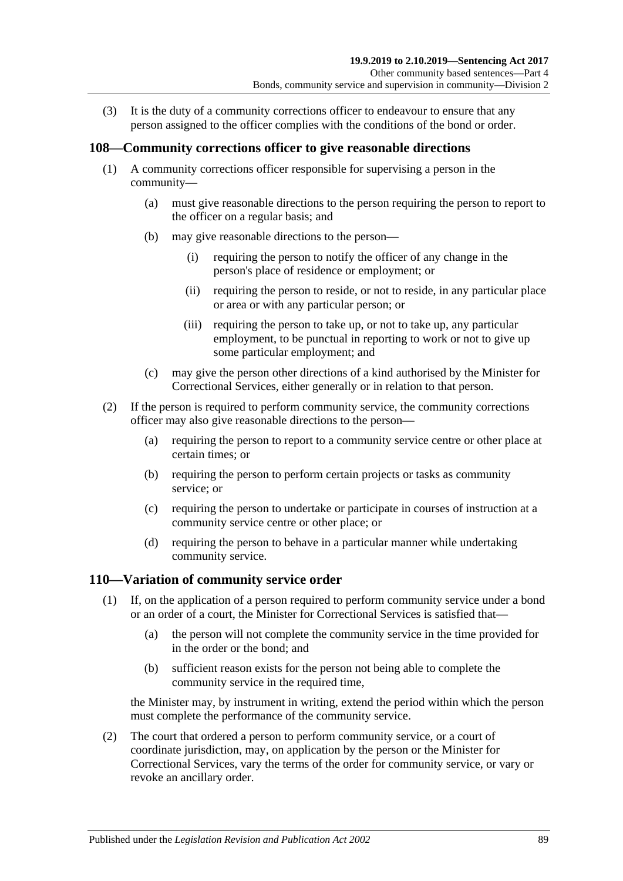(3) It is the duty of a community corrections officer to endeavour to ensure that any person assigned to the officer complies with the conditions of the bond or order.

## 108—Community corrections officer to give reasonable directions

(1) A community corrections officer responsible for supervising a person in the community—

(a) must give reasonable directions to the person requiring the person to report to the officer on a regular basis; and

(b) may give reasonable directions to the person—

(i) requiring the person to notify the officer of any change in the person's place of residence or employment; or

(ii) requiring the person to reside, or not to reside, in any particular place or area or with any particular person; or

(iii) requiring the person to take up, or not to take up, any particular employment, to be punctual in reporting to work or not to give up some particular employment; and

(c) may give the person other directions of a kind authorised by the Minister for Correctional Services, either generally or in relation to that person.

(2) If the person is required to perform community service, the community corrections officer may also give reasonable directions to the person—

(a) requiring the person to report to a community service centre or other place at certain times; or

(b) requiring the person to perform certain projects or tasks as community service; or

(c) requiring the person to undertake or participate in courses of instruction at a community service centre or other place; or

(d) requiring the person to behave in a particular manner while undertaking community service.

## 110—Variation of community service order

(1) If, on the application of a person required to perform community service under a bond or an order of a court, the Minister for Correctional Services is satisfied that—

(a) the person will not complete the community service in the time provided for in the order or the bond; and

(b) sufficient reason exists for the person not being able to complete the community service in the required time,

the Minister may, by instrument in writing, extend the period within which the person must complete the performance of the community service.

(2) The court that ordered a person to perform community service, or a court of coordinate jurisdiction, may, on application by the person or the Minister for Correctional Services, vary the terms of the order for community service, or vary or revoke an ancillary order.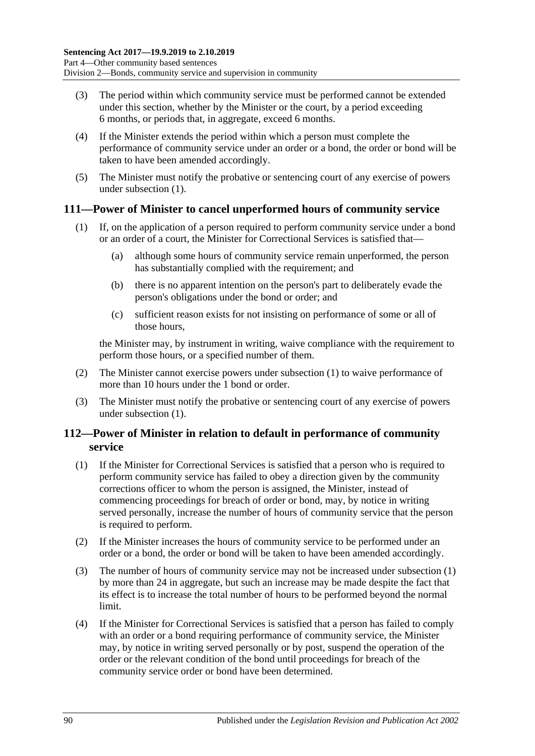(3) The period within which community service must be performed cannot be extended under this section, whether by the Minister or the court, by a period exceeding 6 months, or periods that, in aggregate, exceed 6 months.

(4) If the Minister extends the period within which a person must complete the performance of community service under an order or a bond, the order or bond will be taken to have been amended accordingly.

(5) The Minister must notify the probative or sentencing court of any exercise of powers under subsection (1).

## 111—Power of Minister to cancel unperformed hours of community service

(1) If, on the application of a person required to perform community service under a bond or an order of a court, the Minister for Correctional Services is satisfied that—

(a) although some hours of community service remain unperformed, the person has substantially complied with the requirement; and

(b) there is no apparent intention on the person's part to deliberately evade the person's obligations under the bond or order; and

(c) sufficient reason exists for not insisting on performance of some or all of those hours,

the Minister may, by instrument in writing, waive compliance with the requirement to perform those hours, or a specified number of them.

(2) The Minister cannot exercise powers under subsection (1) to waive performance of more than 10 hours under the 1 bond or order.

(3) The Minister must notify the probative or sentencing court of any exercise of powers under subsection (1).

## 112—Power of Minister in relation to default in performance of community service

(1) If the Minister for Correctional Services is satisfied that a person who is required to perform community service has failed to obey a direction given by the community corrections officer to whom the person is assigned, the Minister, instead of commencing proceedings for breach of order or bond, may, by notice in writing served personally, increase the number of hours of community service that the person is required to perform.

(2) If the Minister increases the hours of community service to be performed under an order or a bond, the order or bond will be taken to have been amended accordingly.

(3) The number of hours of community service may not be increased under subsection (1) by more than 24 in aggregate, but such an increase may be made despite the fact that its effect is to increase the total number of hours to be performed beyond the normal limit.

(4) If the Minister for Correctional Services is satisfied that a person has failed to comply with an order or a bond requiring performance of community service, the Minister may, by notice in writing served personally or by post, suspend the operation of the order or the relevant condition of the bond until proceedings for breach of the community service order or bond have been determined.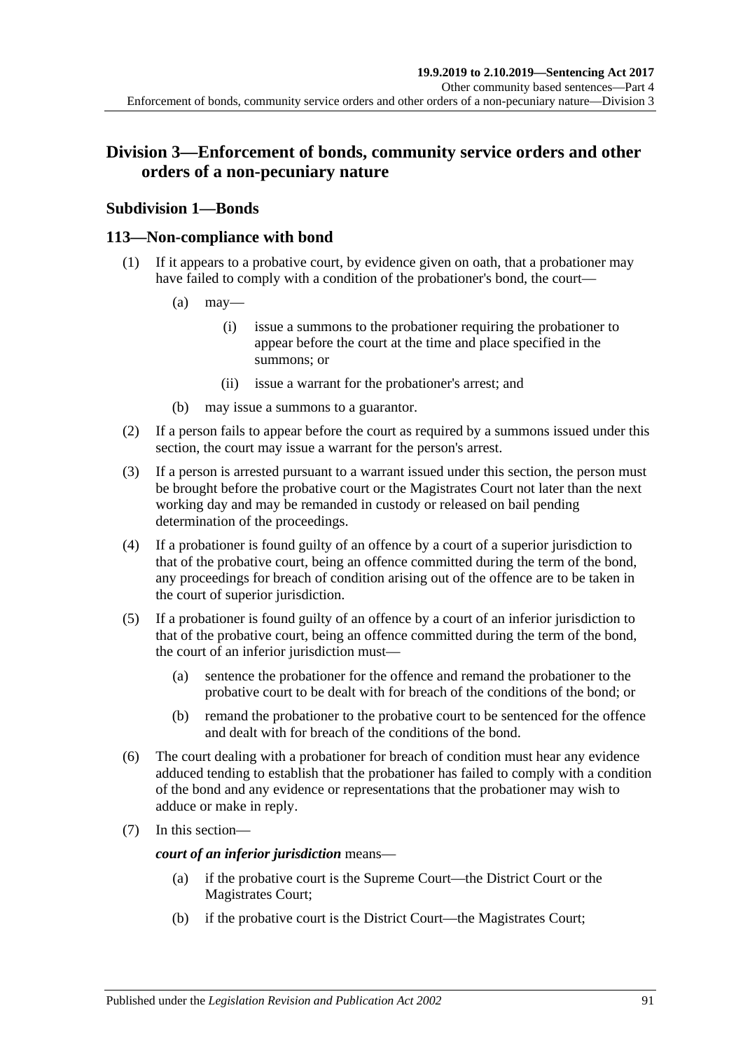## Division 3—Enforcement of bonds, community service orders and other orders of a non-pecuniary nature

### Subdivision 1—Bonds

### 113—Non-compliance with bond

(1) If it appears to a probative court, by evidence given on oath, that a probationer may have failed to comply with a condition of the probationer's bond, the court—

(a) may—

(i) issue a summons to the probationer requiring the probationer to appear before the court at the time and place specified in the summons; or

(ii) issue a warrant for the probationer's arrest; and

(b) may issue a summons to a guarantor.

(2) If a person fails to appear before the court as required by a summons issued under this section, the court may issue a warrant for the person's arrest.

(3) If a person is arrested pursuant to a warrant issued under this section, the person must be brought before the probative court or the Magistrates Court not later than the next working day and may be remanded in custody or released on bail pending determination of the proceedings.

(4) If a probationer is found guilty of an offence by a court of a superior jurisdiction to that of the probative court, being an offence committed during the term of the bond, any proceedings for breach of condition arising out of the offence are to be taken in the court of superior jurisdiction.

(5) If a probationer is found guilty of an offence by a court of an inferior jurisdiction to that of the probative court, being an offence committed during the term of the bond, the court of an inferior jurisdiction must—

(a) sentence the probationer for the offence and remand the probationer to the probative court to be dealt with for breach of the conditions of the bond; or

(b) remand the probationer to the probative court to be sentenced for the offence and dealt with for breach of the conditions of the bond.

(6) The court dealing with a probationer for breach of condition must hear any evidence adduced tending to establish that the probationer has failed to comply with a condition of the bond and any evidence or representations that the probationer may wish to adduce or make in reply.

(7) In this section—

***court of an inferior jurisdiction*** means—

(a) if the probative court is the Supreme Court—the District Court or the Magistrates Court;

(b) if the probative court is the District Court—the Magistrates Court;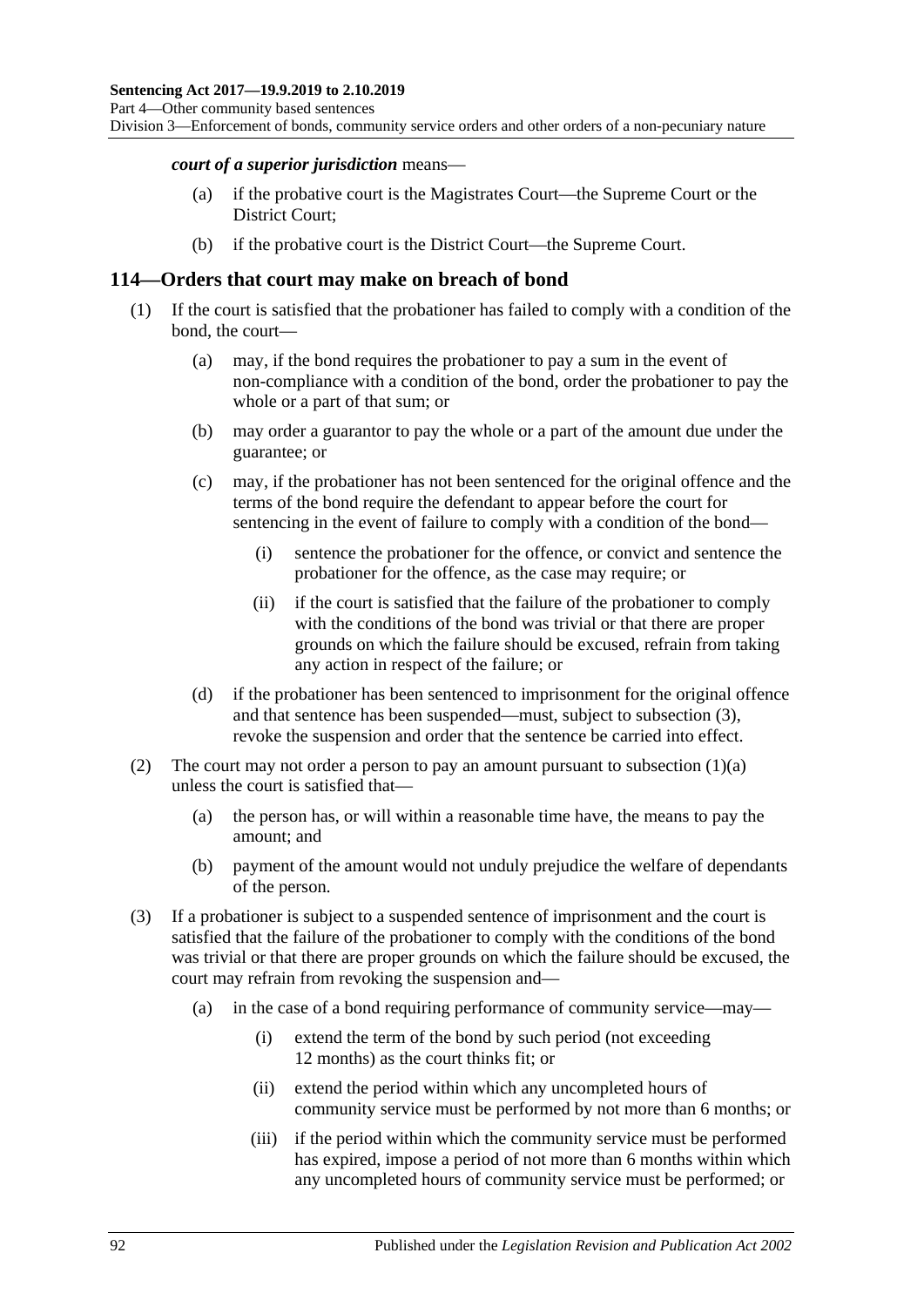***court of a superior jurisdiction*** means—

- (a) if the probative court is the Magistrates Court—the Supreme Court or the District Court;
- (b) if the probative court is the District Court—the Supreme Court.

## 114—Orders that court may make on breach of bond

(1) If the court is satisfied that the probationer has failed to comply with a condition of the bond, the court—

- (a) may, if the bond requires the probationer to pay a sum in the event of non-compliance with a condition of the bond, order the probationer to pay the whole or a part of that sum; or
- (b) may order a guarantor to pay the whole or a part of the amount due under the guarantee; or
- (c) may, if the probationer has not been sentenced for the original offence and the terms of the bond require the defendant to appear before the court for sentencing in the event of failure to comply with a condition of the bond—
  - (i) sentence the probationer for the offence, or convict and sentence the probationer for the offence, as the case may require; or
  - (ii) if the court is satisfied that the failure of the probationer to comply with the conditions of the bond was trivial or that there are proper grounds on which the failure should be excused, refrain from taking any action in respect of the failure; or
- (d) if the probationer has been sentenced to imprisonment for the original offence and that sentence has been suspended—must, subject to subsection (3), revoke the suspension and order that the sentence be carried into effect.

(2) The court may not order a person to pay an amount pursuant to subsection (1)(a) unless the court is satisfied that—

- (a) the person has, or will within a reasonable time have, the means to pay the amount; and
- (b) payment of the amount would not unduly prejudice the welfare of dependants of the person.

(3) If a probationer is subject to a suspended sentence of imprisonment and the court is satisfied that the failure of the probationer to comply with the conditions of the bond was trivial or that there are proper grounds on which the failure should be excused, the court may refrain from revoking the suspension and—

- (a) in the case of a bond requiring performance of community service—may—
  - (i) extend the term of the bond by such period (not exceeding 12 months) as the court thinks fit; or
  - (ii) extend the period within which any uncompleted hours of community service must be performed by not more than 6 months; or
  - (iii) if the period within which the community service must be performed has expired, impose a period of not more than 6 months within which any uncompleted hours of community service must be performed; or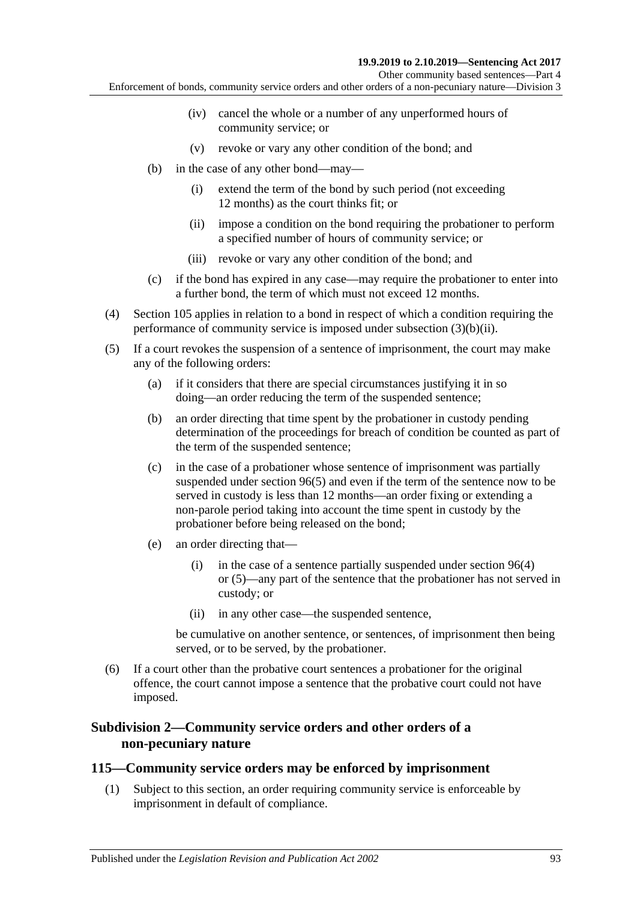(iv) cancel the whole or a number of any unperformed hours of community service; or

(v) revoke or vary any other condition of the bond; and

(b) in the case of any other bond—may—

(i) extend the term of the bond by such period (not exceeding 12 months) as the court thinks fit; or

(ii) impose a condition on the bond requiring the probationer to perform a specified number of hours of community service; or

(iii) revoke or vary any other condition of the bond; and

(c) if the bond has expired in any case—may require the probationer to enter into a further bond, the term of which must not exceed 12 months.

(4) Section 105 applies in relation to a bond in respect of which a condition requiring the performance of community service is imposed under subsection (3)(b)(ii).

(5) If a court revokes the suspension of a sentence of imprisonment, the court may make any of the following orders:

(a) if it considers that there are special circumstances justifying it in so doing—an order reducing the term of the suspended sentence;

(b) an order directing that time spent by the probationer in custody pending determination of the proceedings for breach of condition be counted as part of the term of the suspended sentence;

(c) in the case of a probationer whose sentence of imprisonment was partially suspended under section 96(5) and even if the term of the sentence now to be served in custody is less than 12 months—an order fixing or extending a non-parole period taking into account the time spent in custody by the probationer before being released on the bond;

(e) an order directing that—

(i) in the case of a sentence partially suspended under section 96(4) or (5)—any part of the sentence that the probationer has not served in custody; or

(ii) in any other case—the suspended sentence,

be cumulative on another sentence, or sentences, of imprisonment then being served, or to be served, by the probationer.

(6) If a court other than the probative court sentences a probationer for the original offence, the court cannot impose a sentence that the probative court could not have imposed.

### Subdivision 2—Community service orders and other orders of a non-pecuniary nature

## 115—Community service orders may be enforced by imprisonment

(1) Subject to this section, an order requiring community service is enforceable by imprisonment in default of compliance.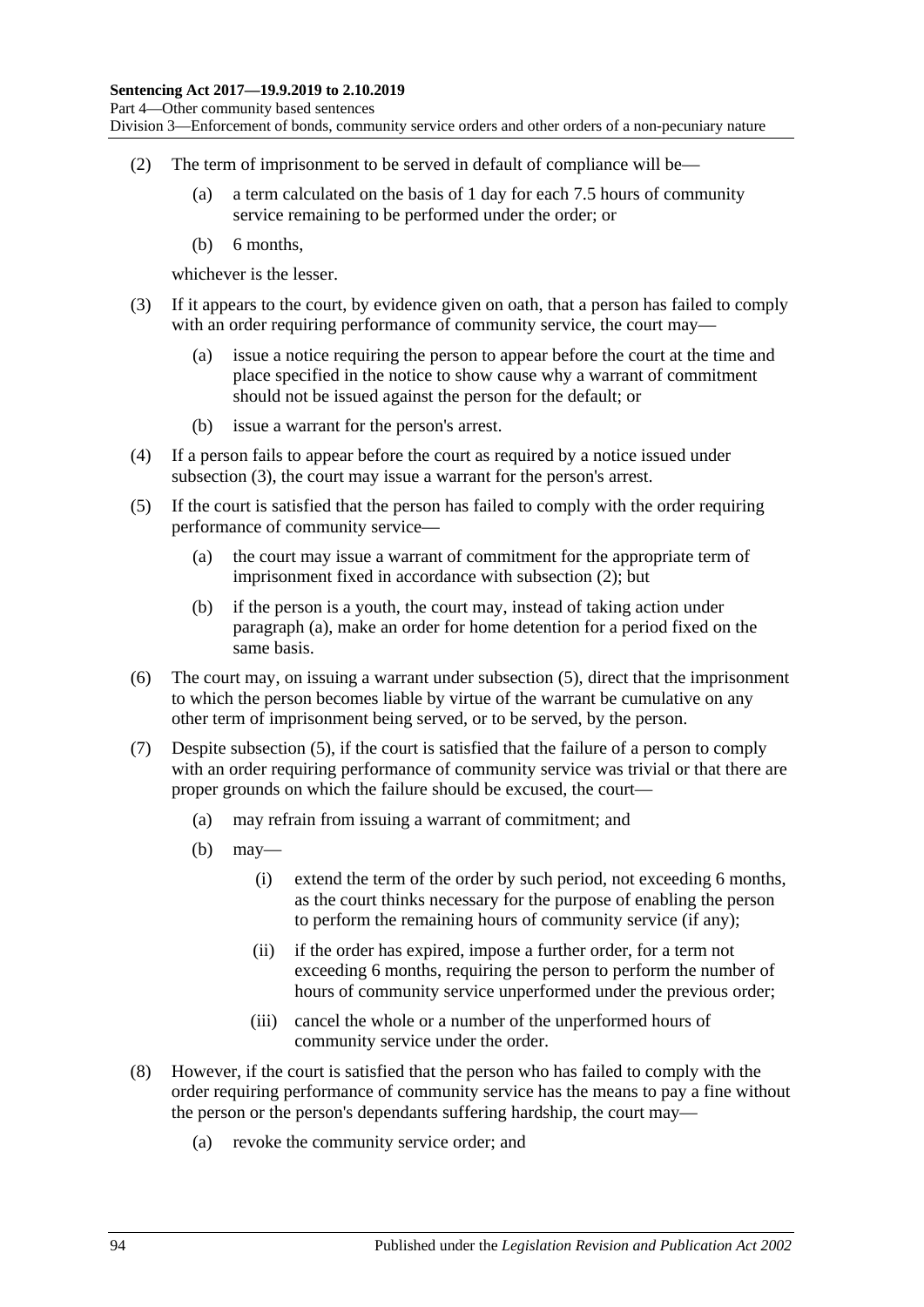(2) The term of imprisonment to be served in default of compliance will be—

(a) a term calculated on the basis of 1 day for each 7.5 hours of community service remaining to be performed under the order; or

(b) 6 months,

whichever is the lesser.

(3) If it appears to the court, by evidence given on oath, that a person has failed to comply with an order requiring performance of community service, the court may—

(a) issue a notice requiring the person to appear before the court at the time and place specified in the notice to show cause why a warrant of commitment should not be issued against the person for the default; or

(b) issue a warrant for the person's arrest.

(4) If a person fails to appear before the court as required by a notice issued under subsection (3), the court may issue a warrant for the person's arrest.

(5) If the court is satisfied that the person has failed to comply with the order requiring performance of community service—

(a) the court may issue a warrant of commitment for the appropriate term of imprisonment fixed in accordance with subsection (2); but

(b) if the person is a youth, the court may, instead of taking action under paragraph (a), make an order for home detention for a period fixed on the same basis.

(6) The court may, on issuing a warrant under subsection (5), direct that the imprisonment to which the person becomes liable by virtue of the warrant be cumulative on any other term of imprisonment being served, or to be served, by the person.

(7) Despite subsection (5), if the court is satisfied that the failure of a person to comply with an order requiring performance of community service was trivial or that there are proper grounds on which the failure should be excused, the court—

(a) may refrain from issuing a warrant of commitment; and

(b) may—

(i) extend the term of the order by such period, not exceeding 6 months, as the court thinks necessary for the purpose of enabling the person to perform the remaining hours of community service (if any);

(ii) if the order has expired, impose a further order, for a term not exceeding 6 months, requiring the person to perform the number of hours of community service unperformed under the previous order;

(iii) cancel the whole or a number of the unperformed hours of community service under the order.

(8) However, if the court is satisfied that the person who has failed to comply with the order requiring performance of community service has the means to pay a fine without the person or the person's dependants suffering hardship, the court may—

(a) revoke the community service order; and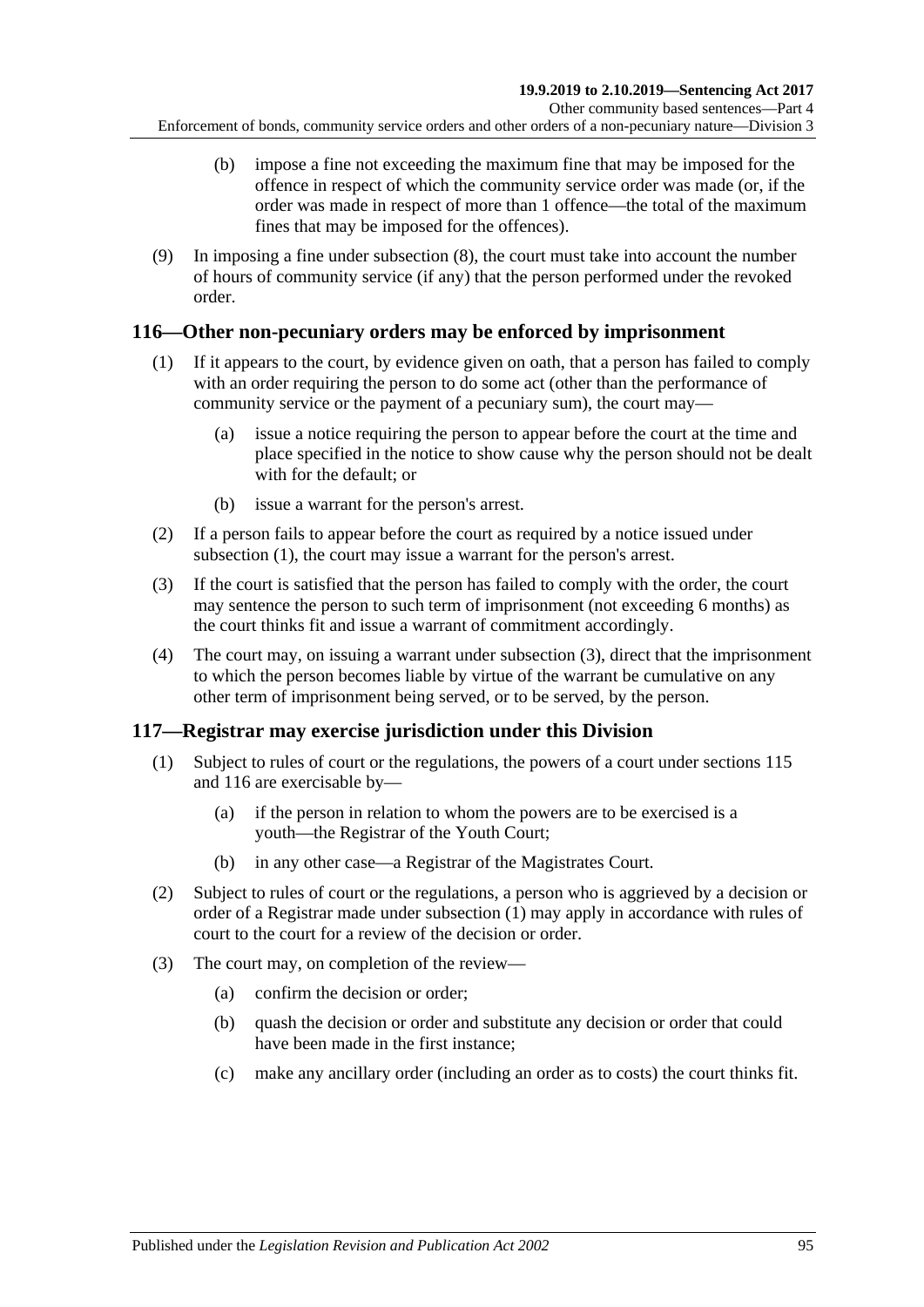(b) impose a fine not exceeding the maximum fine that may be imposed for the offence in respect of which the community service order was made (or, if the order was made in respect of more than 1 offence—the total of the maximum fines that may be imposed for the offences).

(9) In imposing a fine under subsection (8), the court must take into account the number of hours of community service (if any) that the person performed under the revoked order.

## 116—Other non-pecuniary orders may be enforced by imprisonment

(1) If it appears to the court, by evidence given on oath, that a person has failed to comply with an order requiring the person to do some act (other than the performance of community service or the payment of a pecuniary sum), the court may—

(a) issue a notice requiring the person to appear before the court at the time and place specified in the notice to show cause why the person should not be dealt with for the default; or

(b) issue a warrant for the person's arrest.

(2) If a person fails to appear before the court as required by a notice issued under subsection (1), the court may issue a warrant for the person's arrest.

(3) If the court is satisfied that the person has failed to comply with the order, the court may sentence the person to such term of imprisonment (not exceeding 6 months) as the court thinks fit and issue a warrant of commitment accordingly.

(4) The court may, on issuing a warrant under subsection (3), direct that the imprisonment to which the person becomes liable by virtue of the warrant be cumulative on any other term of imprisonment being served, or to be served, by the person.

## 117—Registrar may exercise jurisdiction under this Division

(1) Subject to rules of court or the regulations, the powers of a court under sections 115 and 116 are exercisable by—

(a) if the person in relation to whom the powers are to be exercised is a youth—the Registrar of the Youth Court;

(b) in any other case—a Registrar of the Magistrates Court.

(2) Subject to rules of court or the regulations, a person who is aggrieved by a decision or order of a Registrar made under subsection (1) may apply in accordance with rules of court to the court for a review of the decision or order.

(3) The court may, on completion of the review—

(a) confirm the decision or order;

(b) quash the decision or order and substitute any decision or order that could have been made in the first instance;

(c) make any ancillary order (including an order as to costs) the court thinks fit.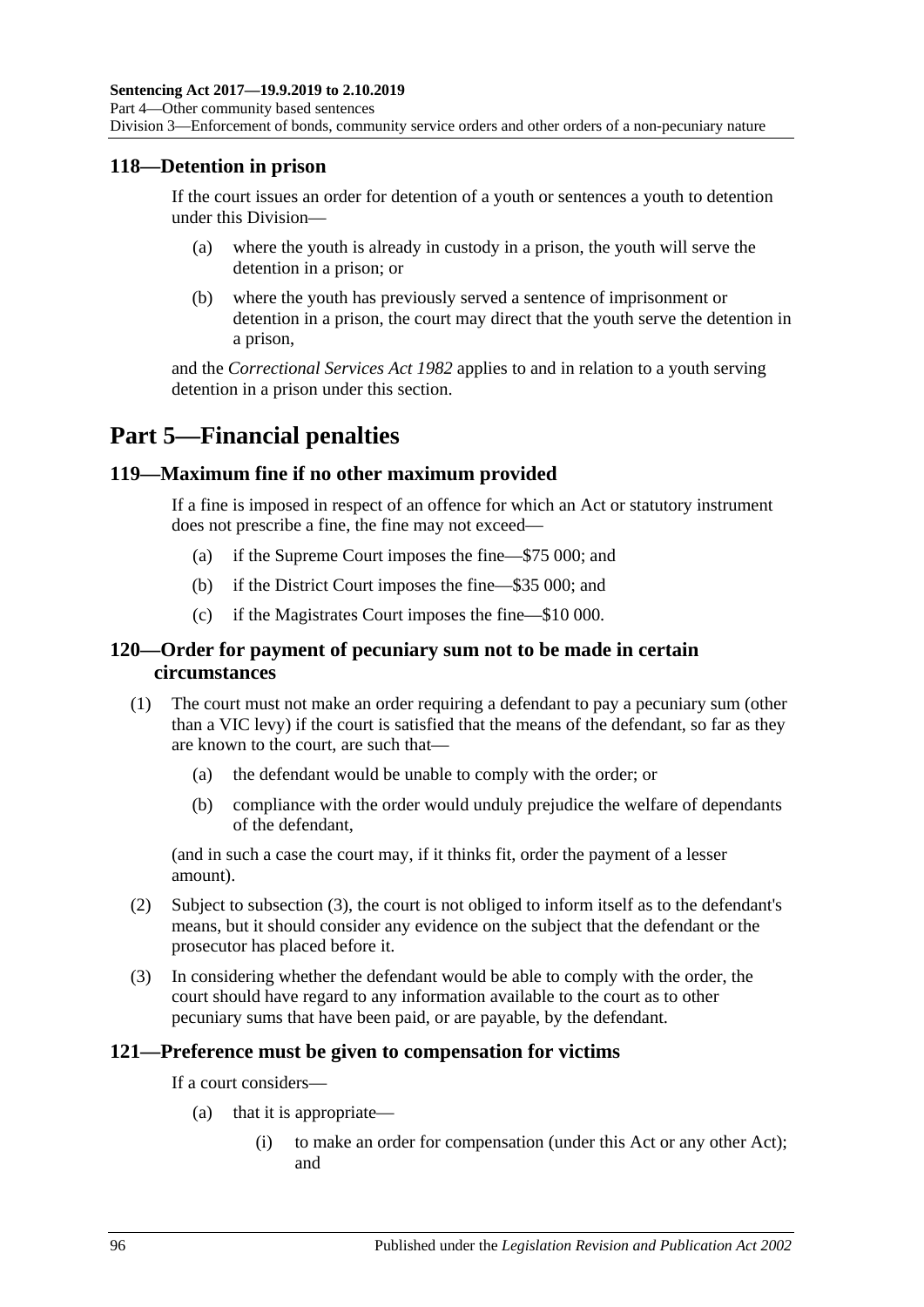## 118—Detention in prison

If the court issues an order for detention of a youth or sentences a youth to detention under this Division—

- (a) where the youth is already in custody in a prison, the youth will serve the detention in a prison; or
- (b) where the youth has previously served a sentence of imprisonment or detention in a prison, the court may direct that the youth serve the detention in a prison,

and the *Correctional Services Act 1982* applies to and in relation to a youth serving detention in a prison under this section.

# Part 5—Financial penalties

## 119—Maximum fine if no other maximum provided

If a fine is imposed in respect of an offence for which an Act or statutory instrument does not prescribe a fine, the fine may not exceed—

- (a) if the Supreme Court imposes the fine—$75 000; and
- (b) if the District Court imposes the fine—$35 000; and
- (c) if the Magistrates Court imposes the fine—$10 000.

## 120—Order for payment of pecuniary sum not to be made in certain circumstances

(1) The court must not make an order requiring a defendant to pay a pecuniary sum (other than a VIC levy) if the court is satisfied that the means of the defendant, so far as they are known to the court, are such that—

- (a) the defendant would be unable to comply with the order; or
- (b) compliance with the order would unduly prejudice the welfare of dependants of the defendant,

(and in such a case the court may, if it thinks fit, order the payment of a lesser amount).

(2) Subject to subsection (3), the court is not obliged to inform itself as to the defendant's means, but it should consider any evidence on the subject that the defendant or the prosecutor has placed before it.

(3) In considering whether the defendant would be able to comply with the order, the court should have regard to any information available to the court as to other pecuniary sums that have been paid, or are payable, by the defendant.

## 121—Preference must be given to compensation for victims

If a court considers—

- (a) that it is appropriate—
  - (i) to make an order for compensation (under this Act or any other Act); and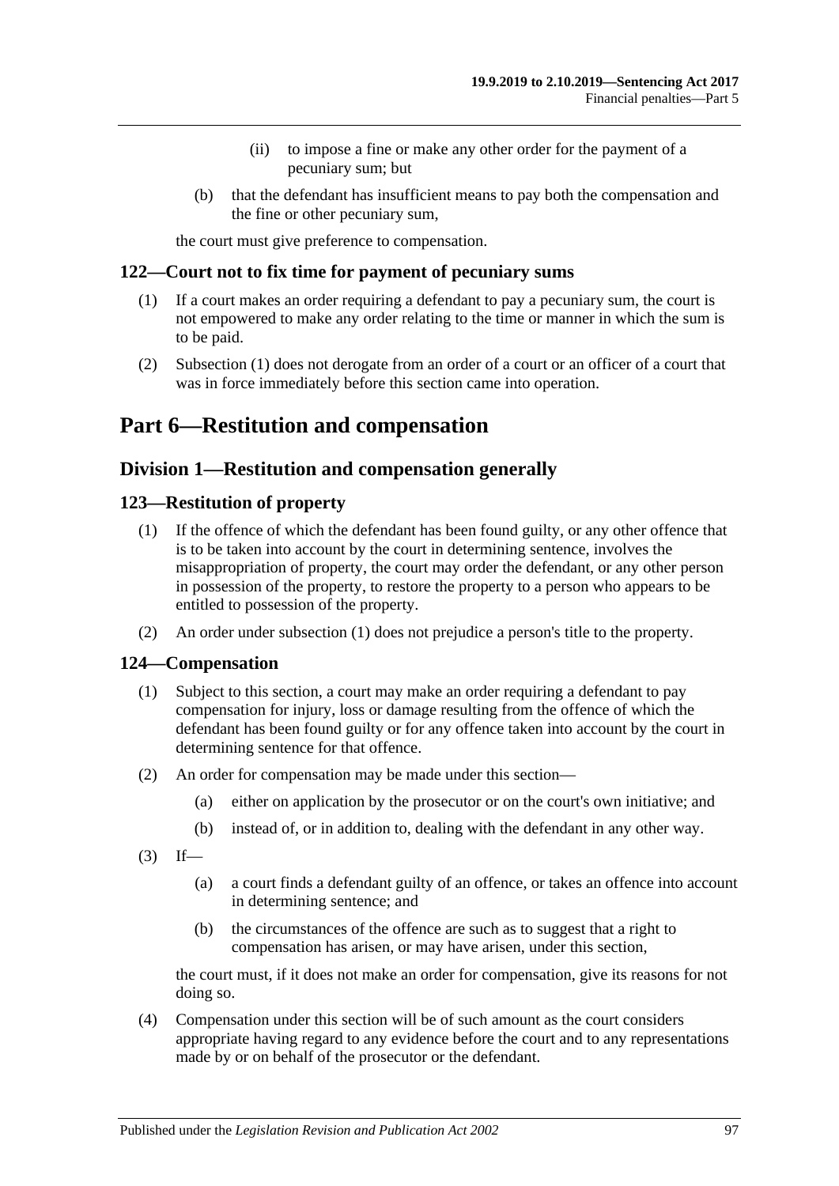(ii) to impose a fine or make any other order for the payment of a pecuniary sum; but

(b) that the defendant has insufficient means to pay both the compensation and the fine or other pecuniary sum,

the court must give preference to compensation.

### 122—Court not to fix time for payment of pecuniary sums

(1) If a court makes an order requiring a defendant to pay a pecuniary sum, the court is not empowered to make any order relating to the time or manner in which the sum is to be paid.

(2) Subsection (1) does not derogate from an order of a court or an officer of a court that was in force immediately before this section came into operation.

# Part 6—Restitution and compensation

## Division 1—Restitution and compensation generally

### 123—Restitution of property

(1) If the offence of which the defendant has been found guilty, or any other offence that is to be taken into account by the court in determining sentence, involves the misappropriation of property, the court may order the defendant, or any other person in possession of the property, to restore the property to a person who appears to be entitled to possession of the property.

(2) An order under subsection (1) does not prejudice a person's title to the property.

### 124—Compensation

(1) Subject to this section, a court may make an order requiring a defendant to pay compensation for injury, loss or damage resulting from the offence of which the defendant has been found guilty or for any offence taken into account by the court in determining sentence for that offence.

(2) An order for compensation may be made under this section—

(a) either on application by the prosecutor or on the court's own initiative; and

(b) instead of, or in addition to, dealing with the defendant in any other way.

(3) If—

(a) a court finds a defendant guilty of an offence, or takes an offence into account in determining sentence; and

(b) the circumstances of the offence are such as to suggest that a right to compensation has arisen, or may have arisen, under this section,

the court must, if it does not make an order for compensation, give its reasons for not doing so.

(4) Compensation under this section will be of such amount as the court considers appropriate having regard to any evidence before the court and to any representations made by or on behalf of the prosecutor or the defendant.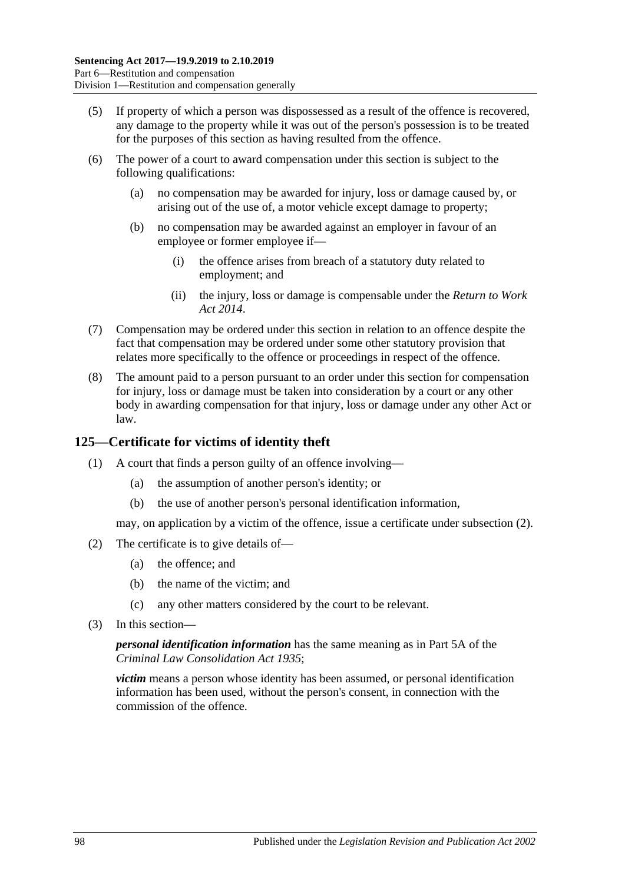(5) If property of which a person was dispossessed as a result of the offence is recovered, any damage to the property while it was out of the person's possession is to be treated for the purposes of this section as having resulted from the offence.

(6) The power of a court to award compensation under this section is subject to the following qualifications:

  (a) no compensation may be awarded for injury, loss or damage caused by, or arising out of the use of, a motor vehicle except damage to property;

  (b) no compensation may be awarded against an employer in favour of an employee or former employee if—

    (i) the offence arises from breach of a statutory duty related to employment; and

    (ii) the injury, loss or damage is compensable under the *Return to Work Act 2014*.

(7) Compensation may be ordered under this section in relation to an offence despite the fact that compensation may be ordered under some other statutory provision that relates more specifically to the offence or proceedings in respect of the offence.

(8) The amount paid to a person pursuant to an order under this section for compensation for injury, loss or damage must be taken into consideration by a court or any other body in awarding compensation for that injury, loss or damage under any other Act or law.

## 125—Certificate for victims of identity theft

(1) A court that finds a person guilty of an offence involving—

  (a) the assumption of another person's identity; or

  (b) the use of another person's personal identification information,

  may, on application by a victim of the offence, issue a certificate under subsection (2).

(2) The certificate is to give details of—

  (a) the offence; and

  (b) the name of the victim; and

  (c) any other matters considered by the court to be relevant.

(3) In this section—

  ***personal identification information*** has the same meaning as in Part 5A of the *Criminal Law Consolidation Act 1935*;

  ***victim*** means a person whose identity has been assumed, or personal identification information has been used, without the person's consent, in connection with the commission of the offence.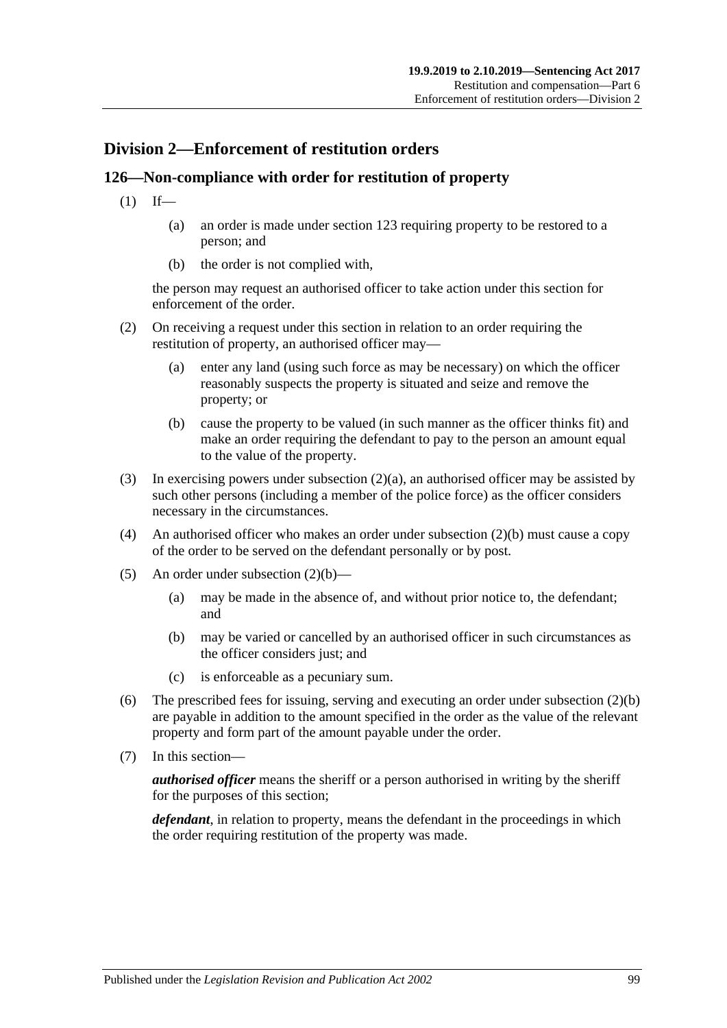## Division 2—Enforcement of restitution orders

### 126—Non-compliance with order for restitution of property

(1) If—

(a) an order is made under section 123 requiring property to be restored to a person; and

(b) the order is not complied with,

the person may request an authorised officer to take action under this section for enforcement of the order.

(2) On receiving a request under this section in relation to an order requiring the restitution of property, an authorised officer may—

(a) enter any land (using such force as may be necessary) on which the officer reasonably suspects the property is situated and seize and remove the property; or

(b) cause the property to be valued (in such manner as the officer thinks fit) and make an order requiring the defendant to pay to the person an amount equal to the value of the property.

(3) In exercising powers under subsection (2)(a), an authorised officer may be assisted by such other persons (including a member of the police force) as the officer considers necessary in the circumstances.

(4) An authorised officer who makes an order under subsection (2)(b) must cause a copy of the order to be served on the defendant personally or by post.

(5) An order under subsection (2)(b)—

(a) may be made in the absence of, and without prior notice to, the defendant; and

(b) may be varied or cancelled by an authorised officer in such circumstances as the officer considers just; and

(c) is enforceable as a pecuniary sum.

(6) The prescribed fees for issuing, serving and executing an order under subsection (2)(b) are payable in addition to the amount specified in the order as the value of the relevant property and form part of the amount payable under the order.

(7) In this section—

***authorised officer*** means the sheriff or a person authorised in writing by the sheriff for the purposes of this section;

***defendant***, in relation to property, means the defendant in the proceedings in which the order requiring restitution of the property was made.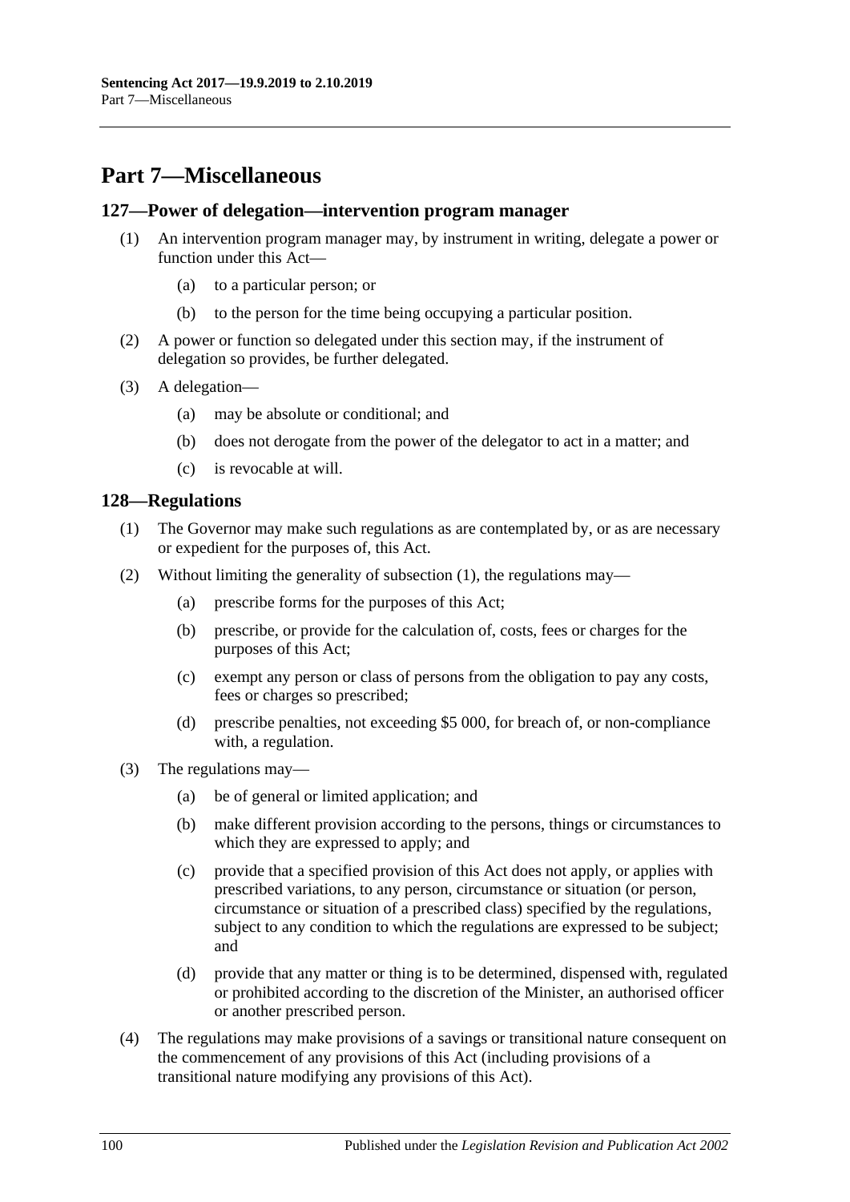# Part 7—Miscellaneous

## 127—Power of delegation—intervention program manager

(1) An intervention program manager may, by instrument in writing, delegate a power or function under this Act—

(a) to a particular person; or

(b) to the person for the time being occupying a particular position.

(2) A power or function so delegated under this section may, if the instrument of delegation so provides, be further delegated.

(3) A delegation—

(a) may be absolute or conditional; and

(b) does not derogate from the power of the delegator to act in a matter; and

(c) is revocable at will.

## 128—Regulations

(1) The Governor may make such regulations as are contemplated by, or as are necessary or expedient for the purposes of, this Act.

(2) Without limiting the generality of subsection (1), the regulations may—

(a) prescribe forms for the purposes of this Act;

(b) prescribe, or provide for the calculation of, costs, fees or charges for the purposes of this Act;

(c) exempt any person or class of persons from the obligation to pay any costs, fees or charges so prescribed;

(d) prescribe penalties, not exceeding $5 000, for breach of, or non-compliance with, a regulation.

(3) The regulations may—

(a) be of general or limited application; and

(b) make different provision according to the persons, things or circumstances to which they are expressed to apply; and

(c) provide that a specified provision of this Act does not apply, or applies with prescribed variations, to any person, circumstance or situation (or person, circumstance or situation of a prescribed class) specified by the regulations, subject to any condition to which the regulations are expressed to be subject; and

(d) provide that any matter or thing is to be determined, dispensed with, regulated or prohibited according to the discretion of the Minister, an authorised officer or another prescribed person.

(4) The regulations may make provisions of a savings or transitional nature consequent on the commencement of any provisions of this Act (including provisions of a transitional nature modifying any provisions of this Act).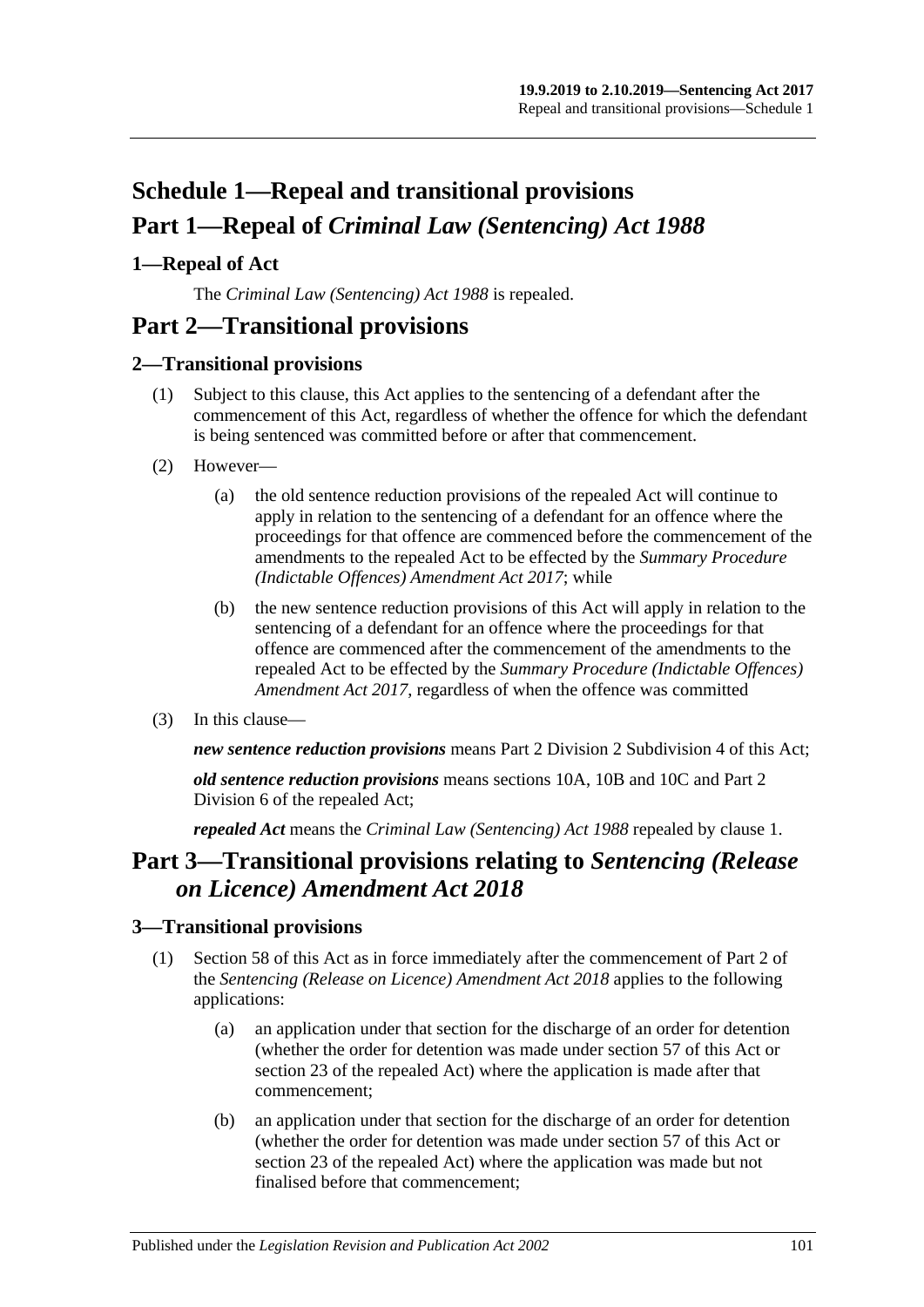# Schedule 1—Repeal and transitional provisions

# Part 1—Repeal of *Criminal Law (Sentencing) Act 1988*

### 1—Repeal of Act

The *Criminal Law (Sentencing) Act 1988* is repealed.

# Part 2—Transitional provisions

### 2—Transitional provisions

(1) Subject to this clause, this Act applies to the sentencing of a defendant after the commencement of this Act, regardless of whether the offence for which the defendant is being sentenced was committed before or after that commencement.

(2) However—

   (a) the old sentence reduction provisions of the repealed Act will continue to apply in relation to the sentencing of a defendant for an offence where the proceedings for that offence are commenced before the commencement of the amendments to the repealed Act to be effected by the *Summary Procedure (Indictable Offences) Amendment Act 2017*; while

   (b) the new sentence reduction provisions of this Act will apply in relation to the sentencing of a defendant for an offence where the proceedings for that offence are commenced after the commencement of the amendments to the repealed Act to be effected by the *Summary Procedure (Indictable Offences) Amendment Act 2017*, regardless of when the offence was committed

(3) In this clause—

***new sentence reduction provisions*** means Part 2 Division 2 Subdivision 4 of this Act;

***old sentence reduction provisions*** means sections 10A, 10B and 10C and Part 2 Division 6 of the repealed Act;

***repealed Act*** means the *Criminal Law (Sentencing) Act 1988* repealed by clause 1.

# Part 3—Transitional provisions relating to *Sentencing (Release on Licence) Amendment Act 2018*

### 3—Transitional provisions

(1) Section 58 of this Act as in force immediately after the commencement of Part 2 of the *Sentencing (Release on Licence) Amendment Act 2018* applies to the following applications:

   (a) an application under that section for the discharge of an order for detention (whether the order for detention was made under section 57 of this Act or section 23 of the repealed Act) where the application is made after that commencement;

   (b) an application under that section for the discharge of an order for detention (whether the order for detention was made under section 57 of this Act or section 23 of the repealed Act) where the application was made but not finalised before that commencement;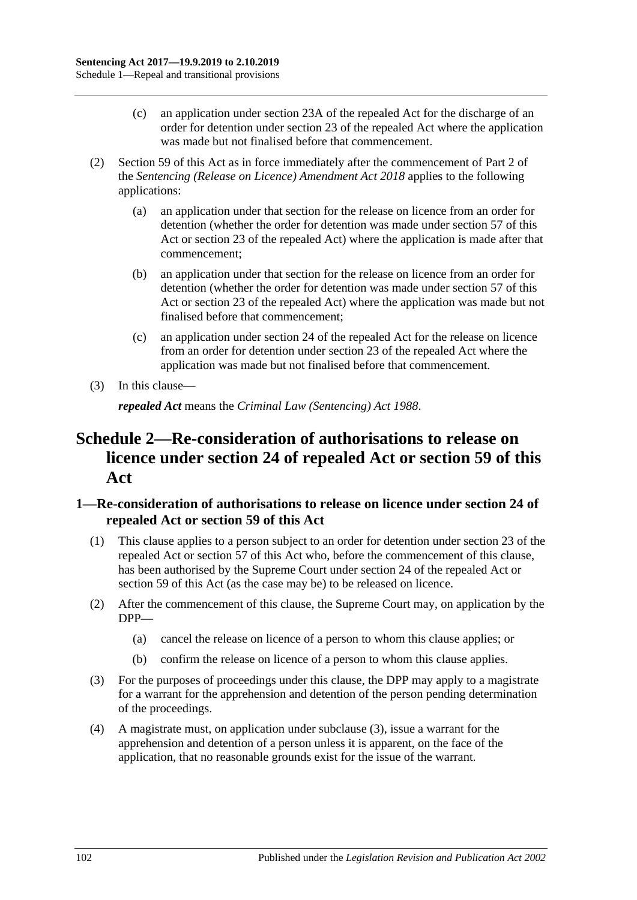(c) an application under section 23A of the repealed Act for the discharge of an order for detention under section 23 of the repealed Act where the application was made but not finalised before that commencement.

(2) Section 59 of this Act as in force immediately after the commencement of Part 2 of the *Sentencing (Release on Licence) Amendment Act 2018* applies to the following applications:

(a) an application under that section for the release on licence from an order for detention (whether the order for detention was made under section 57 of this Act or section 23 of the repealed Act) where the application is made after that commencement;

(b) an application under that section for the release on licence from an order for detention (whether the order for detention was made under section 57 of this Act or section 23 of the repealed Act) where the application was made but not finalised before that commencement;

(c) an application under section 24 of the repealed Act for the release on licence from an order for detention under section 23 of the repealed Act where the application was made but not finalised before that commencement.

(3) In this clause—

***repealed Act*** means the *Criminal Law (Sentencing) Act 1988*.

# Schedule 2—Re-consideration of authorisations to release on licence under section 24 of repealed Act or section 59 of this Act

## 1—Re-consideration of authorisations to release on licence under section 24 of repealed Act or section 59 of this Act

(1) This clause applies to a person subject to an order for detention under section 23 of the repealed Act or section 57 of this Act who, before the commencement of this clause, has been authorised by the Supreme Court under section 24 of the repealed Act or section 59 of this Act (as the case may be) to be released on licence.

(2) After the commencement of this clause, the Supreme Court may, on application by the DPP—

(a) cancel the release on licence of a person to whom this clause applies; or

(b) confirm the release on licence of a person to whom this clause applies.

(3) For the purposes of proceedings under this clause, the DPP may apply to a magistrate for a warrant for the apprehension and detention of the person pending determination of the proceedings.

(4) A magistrate must, on application under subclause (3), issue a warrant for the apprehension and detention of a person unless it is apparent, on the face of the application, that no reasonable grounds exist for the issue of the warrant.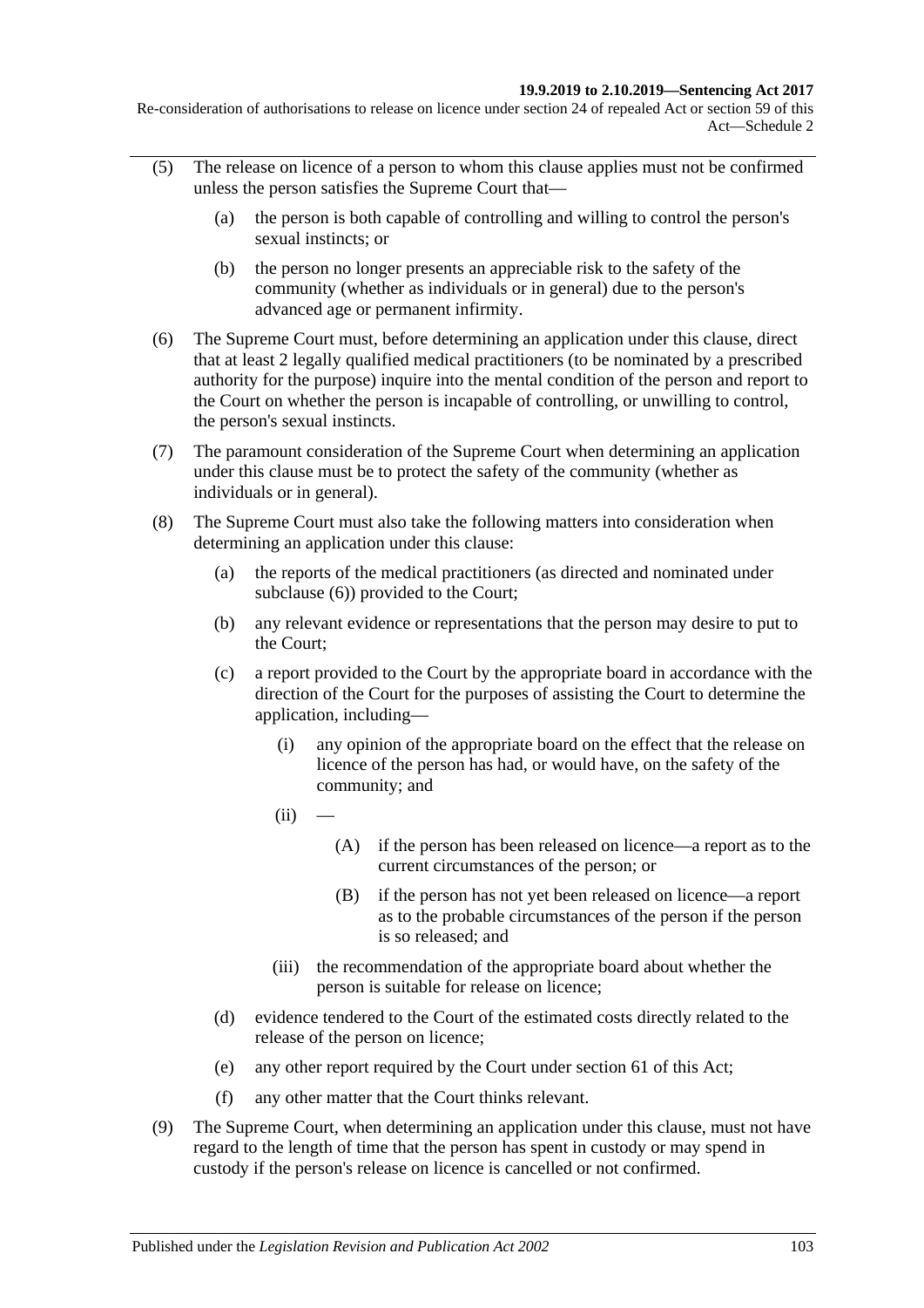(5) The release on licence of a person to whom this clause applies must not be confirmed unless the person satisfies the Supreme Court that—

  (a) the person is both capable of controlling and willing to control the person's sexual instincts; or

  (b) the person no longer presents an appreciable risk to the safety of the community (whether as individuals or in general) due to the person's advanced age or permanent infirmity.

(6) The Supreme Court must, before determining an application under this clause, direct that at least 2 legally qualified medical practitioners (to be nominated by a prescribed authority for the purpose) inquire into the mental condition of the person and report to the Court on whether the person is incapable of controlling, or unwilling to control, the person's sexual instincts.

(7) The paramount consideration of the Supreme Court when determining an application under this clause must be to protect the safety of the community (whether as individuals or in general).

(8) The Supreme Court must also take the following matters into consideration when determining an application under this clause:

  (a) the reports of the medical practitioners (as directed and nominated under subclause (6)) provided to the Court;

  (b) any relevant evidence or representations that the person may desire to put to the Court;

  (c) a report provided to the Court by the appropriate board in accordance with the direction of the Court for the purposes of assisting the Court to determine the application, including—

    (i) any opinion of the appropriate board on the effect that the release on licence of the person has had, or would have, on the safety of the community; and

    (ii) —

      (A) if the person has been released on licence—a report as to the current circumstances of the person; or

      (B) if the person has not yet been released on licence—a report as to the probable circumstances of the person if the person is so released; and

    (iii) the recommendation of the appropriate board about whether the person is suitable for release on licence;

  (d) evidence tendered to the Court of the estimated costs directly related to the release of the person on licence;

  (e) any other report required by the Court under section 61 of this Act;

  (f) any other matter that the Court thinks relevant.

(9) The Supreme Court, when determining an application under this clause, must not have regard to the length of time that the person has spent in custody or may spend in custody if the person's release on licence is cancelled or not confirmed.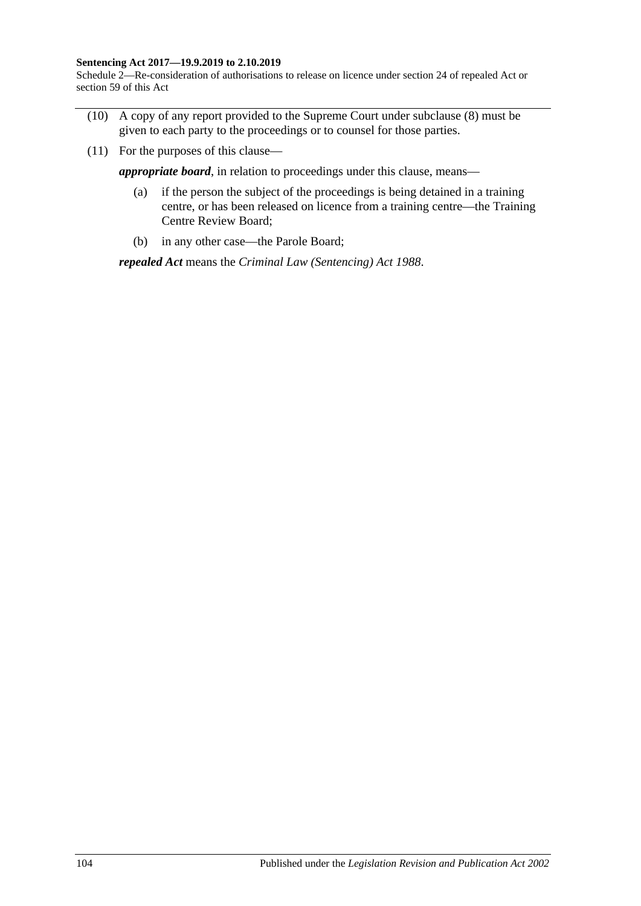(10) A copy of any report provided to the Supreme Court under subclause (8) must be given to each party to the proceedings or to counsel for those parties.

(11) For the purposes of this clause—

***appropriate board***, in relation to proceedings under this clause, means—

- (a) if the person the subject of the proceedings is being detained in a training centre, or has been released on licence from a training centre—the Training Centre Review Board;
- (b) in any other case—the Parole Board;

***repealed Act*** means the *Criminal Law (Sentencing) Act 1988*.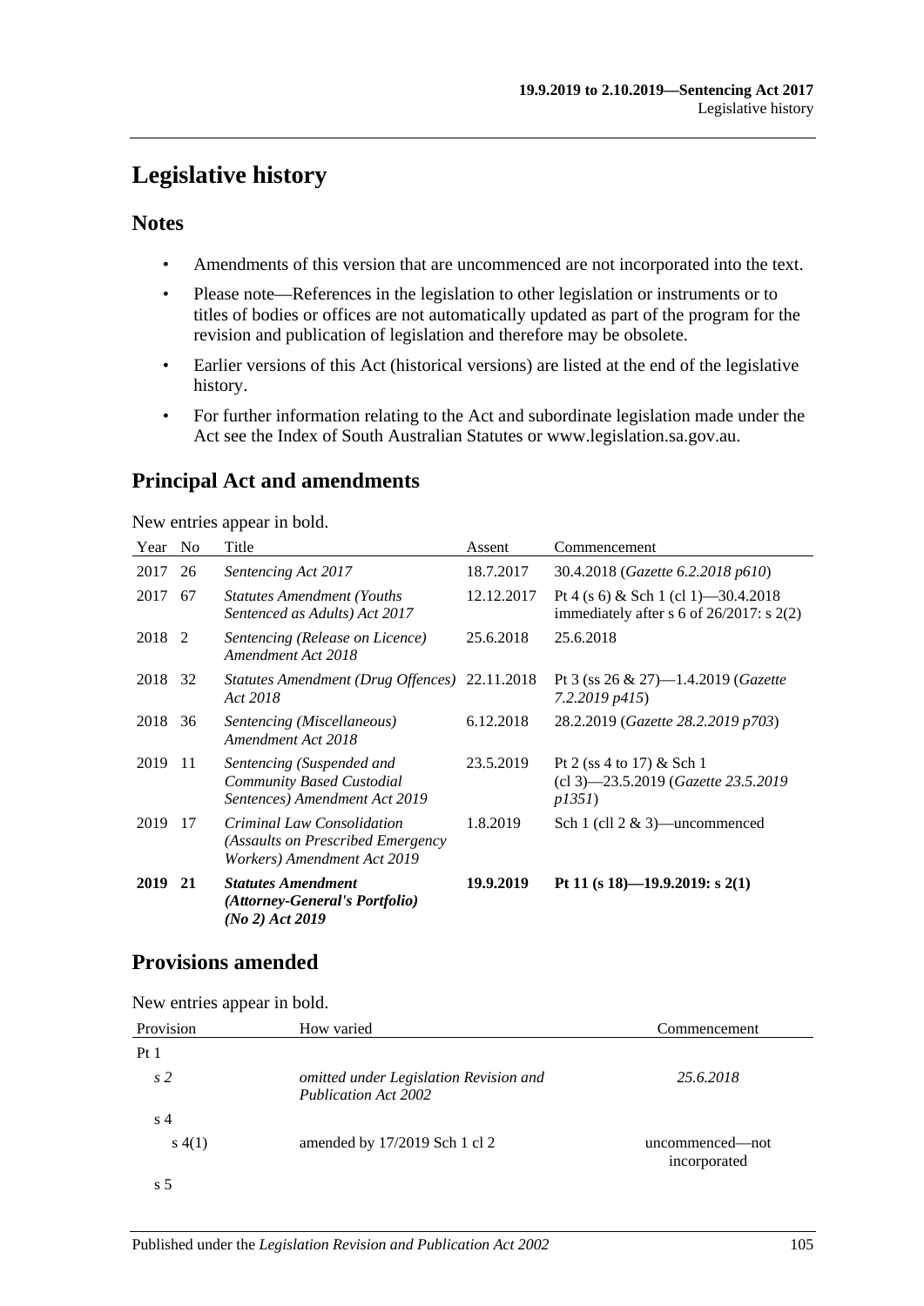# Legislative history

## Notes

- Amendments of this version that are uncommenced are not incorporated into the text.
- Please note—References in the legislation to other legislation or instruments or to titles of bodies or offices are not automatically updated as part of the program for the revision and publication of legislation and therefore may be obsolete.
- Earlier versions of this Act (historical versions) are listed at the end of the legislative history.
- For further information relating to the Act and subordinate legislation made under the Act see the Index of South Australian Statutes or www.legislation.sa.gov.au.

## Principal Act and amendments

New entries appear in bold.

| Year | No | Title | Assent | Commencement |
|---|---|---|---|---|
| 2017 | 26 | *Sentencing Act 2017* | 18.7.2017 | 30.4.2018 (*Gazette 6.2.2018 p610*) |
| 2017 | 67 | *Statutes Amendment (Youths Sentenced as Adults) Act 2017* | 12.12.2017 | Pt 4 (s 6) & Sch 1 (cl 1)—30.4.2018 immediately after s 6 of 26/2017: s 2(2) |
| 2018 | 2 | *Sentencing (Release on Licence) Amendment Act 2018* | 25.6.2018 | 25.6.2018 |
| 2018 | 32 | *Statutes Amendment (Drug Offences) Act 2018* | 22.11.2018 | Pt 3 (ss 26 & 27)—1.4.2019 (*Gazette 7.2.2019 p415*) |
| 2018 | 36 | *Sentencing (Miscellaneous) Amendment Act 2018* | 6.12.2018 | 28.2.2019 (*Gazette 28.2.2019 p703*) |
| 2019 | 11 | *Sentencing (Suspended and Community Based Custodial Sentences) Amendment Act 2019* | 23.5.2019 | Pt 2 (ss 4 to 17) & Sch 1 (cl 3)—23.5.2019 (*Gazette 23.5.2019 p1351*) |
| 2019 | 17 | *Criminal Law Consolidation (Assaults on Prescribed Emergency Workers) Amendment Act 2019* | 1.8.2019 | Sch 1 (cll 2 & 3)—uncommenced |
| **2019** | **21** | ***Statutes Amendment (Attorney-General's Portfolio) (No 2) Act 2019*** | **19.9.2019** | **Pt 11 (s 18)—19.9.2019: s 2(1)** |

## Provisions amended

New entries appear in bold.

| Provision | How varied | Commencement |
|---|---|---|
| Pt 1 | | |
| *s 2* | *omitted under Legislation Revision and Publication Act 2002* | *25.6.2018* |
| s 4 | | |
| s 4(1) | amended by 17/2019 Sch 1 cl 2 | uncommenced—not incorporated |
| s 5 | | |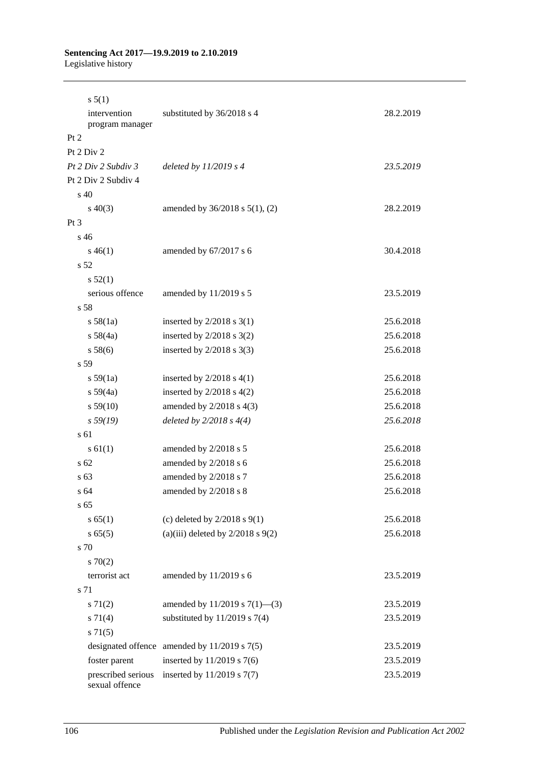| | | |
|---|---|---|
| s 5(1) | | |
| intervention program manager | substituted by 36/2018 s 4 | 28.2.2019 |
| Pt 2 | | |
| Pt 2 Div 2 | | |
| *Pt 2 Div 2 Subdiv 3* | *deleted by 11/2019 s 4* | *23.5.2019* |
| Pt 2 Div 2 Subdiv 4 | | |
| s 40 | | |
| s 40(3) | amended by 36/2018 s 5(1), (2) | 28.2.2019 |
| Pt 3 | | |
| s 46 | | |
| s 46(1) | amended by 67/2017 s 6 | 30.4.2018 |
| s 52 | | |
| s 52(1) | | |
| serious offence | amended by 11/2019 s 5 | 23.5.2019 |
| s 58 | | |
| s 58(1a) | inserted by 2/2018 s 3(1) | 25.6.2018 |
| s 58(4a) | inserted by 2/2018 s 3(2) | 25.6.2018 |
| s 58(6) | inserted by 2/2018 s 3(3) | 25.6.2018 |
| s 59 | | |
| s 59(1a) | inserted by 2/2018 s 4(1) | 25.6.2018 |
| s 59(4a) | inserted by 2/2018 s 4(2) | 25.6.2018 |
| s 59(10) | amended by 2/2018 s 4(3) | 25.6.2018 |
| *s 59(19)* | *deleted by 2/2018 s 4(4)* | *25.6.2018* |
| s 61 | | |
| s 61(1) | amended by 2/2018 s 5 | 25.6.2018 |
| s 62 | amended by 2/2018 s 6 | 25.6.2018 |
| s 63 | amended by 2/2018 s 7 | 25.6.2018 |
| s 64 | amended by 2/2018 s 8 | 25.6.2018 |
| s 65 | | |
| s 65(1) | (c) deleted by 2/2018 s 9(1) | 25.6.2018 |
| s 65(5) | (a)(iii) deleted by 2/2018 s 9(2) | 25.6.2018 |
| s 70 | | |
| s 70(2) | | |
| terrorist act | amended by 11/2019 s 6 | 23.5.2019 |
| s 71 | | |
| s 71(2) | amended by 11/2019 s 7(1)—(3) | 23.5.2019 |
| s 71(4) | substituted by 11/2019 s 7(4) | 23.5.2019 |
| s 71(5) | | |
| designated offence | amended by 11/2019 s 7(5) | 23.5.2019 |
| foster parent | inserted by 11/2019 s 7(6) | 23.5.2019 |
| prescribed serious sexual offence | inserted by 11/2019 s 7(7) | 23.5.2019 |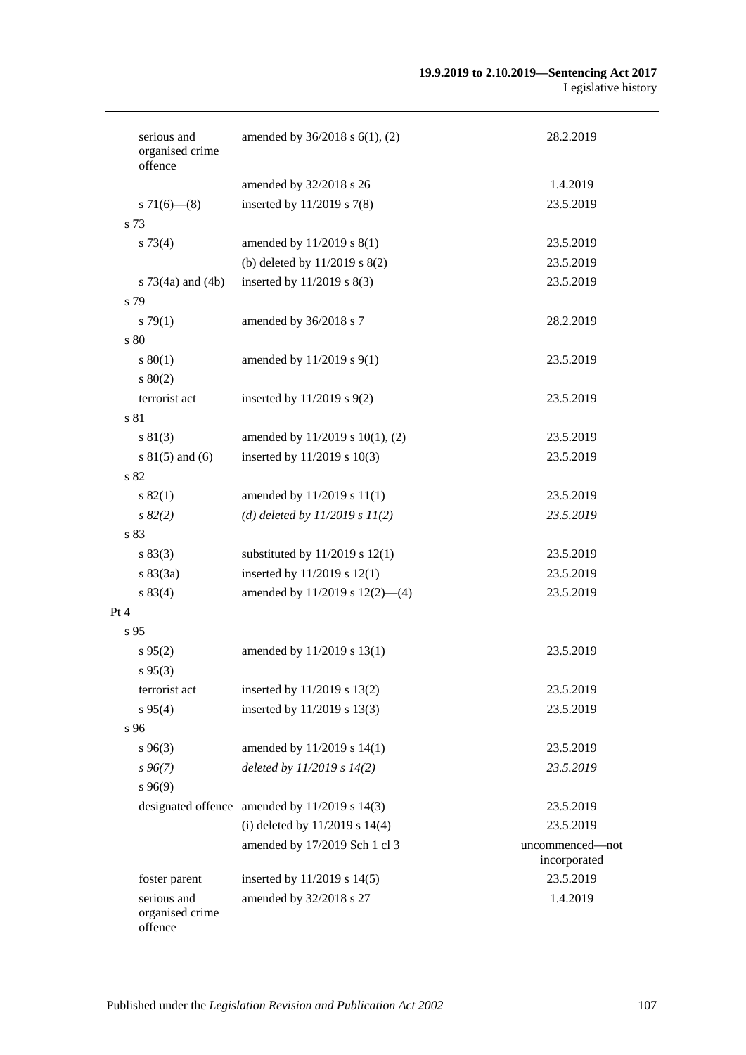| Provision | How varied | Commencement |
|---|---|---|
| serious and organised crime offence | amended by 36/2018 s 6(1), (2) | 28.2.2019 |
| | amended by 32/2018 s 26 | 1.4.2019 |
| s 71(6)—(8) | inserted by 11/2019 s 7(8) | 23.5.2019 |
| s 73 | | |
| s 73(4) | amended by 11/2019 s 8(1) | 23.5.2019 |
| | (b) deleted by 11/2019 s 8(2) | 23.5.2019 |
| s 73(4a) and (4b) | inserted by 11/2019 s 8(3) | 23.5.2019 |
| s 79 | | |
| s 79(1) | amended by 36/2018 s 7 | 28.2.2019 |
| s 80 | | |
| s 80(1) | amended by 11/2019 s 9(1) | 23.5.2019 |
| s 80(2) | | |
| terrorist act | inserted by 11/2019 s 9(2) | 23.5.2019 |
| s 81 | | |
| s 81(3) | amended by 11/2019 s 10(1), (2) | 23.5.2019 |
| s 81(5) and (6) | inserted by 11/2019 s 10(3) | 23.5.2019 |
| s 82 | | |
| s 82(1) | amended by 11/2019 s 11(1) | 23.5.2019 |
| *s 82(2)* | *(d) deleted by 11/2019 s 11(2)* | *23.5.2019* |
| s 83 | | |
| s 83(3) | substituted by 11/2019 s 12(1) | 23.5.2019 |
| s 83(3a) | inserted by 11/2019 s 12(1) | 23.5.2019 |
| s 83(4) | amended by 11/2019 s 12(2)—(4) | 23.5.2019 |
| Pt 4 | | |
| s 95 | | |
| s 95(2) | amended by 11/2019 s 13(1) | 23.5.2019 |
| s 95(3) | | |
| terrorist act | inserted by 11/2019 s 13(2) | 23.5.2019 |
| s 95(4) | inserted by 11/2019 s 13(3) | 23.5.2019 |
| s 96 | | |
| s 96(3) | amended by 11/2019 s 14(1) | 23.5.2019 |
| *s 96(7)* | *deleted by 11/2019 s 14(2)* | *23.5.2019* |
| s 96(9) | | |
| designated offence | amended by 11/2019 s 14(3) | 23.5.2019 |
| | (i) deleted by 11/2019 s 14(4) | 23.5.2019 |
| | amended by 17/2019 Sch 1 cl 3 | uncommenced—not incorporated |
| foster parent | inserted by 11/2019 s 14(5) | 23.5.2019 |
| serious and organised crime offence | amended by 32/2018 s 27 | 1.4.2019 |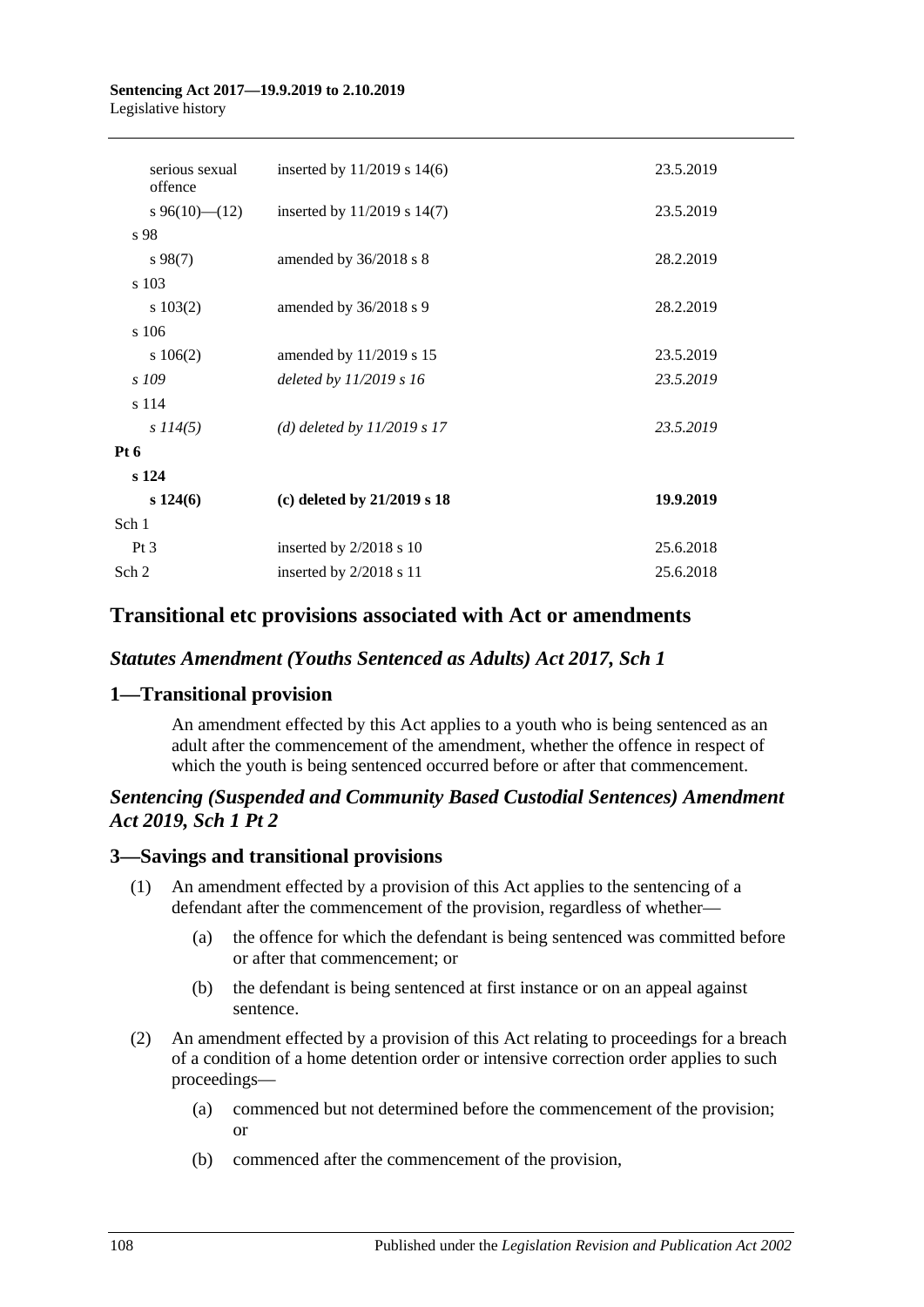| | | |
|---|---|---|
| serious sexual offence | inserted by 11/2019 s 14(6) | 23.5.2019 |
| s 96(10)—(12) | inserted by 11/2019 s 14(7) | 23.5.2019 |
| s 98 | | |
| s 98(7) | amended by 36/2018 s 8 | 28.2.2019 |
| s 103 | | |
| s 103(2) | amended by 36/2018 s 9 | 28.2.2019 |
| s 106 | | |
| s 106(2) | amended by 11/2019 s 15 | 23.5.2019 |
| *s 109* | *deleted by 11/2019 s 16* | *23.5.2019* |
| s 114 | | |
| *s 114(5)* | *(d) deleted by 11/2019 s 17* | *23.5.2019* |
| **Pt 6** | | |
| **s 124** | | |
| **s 124(6)** | **(c) deleted by 21/2019 s 18** | **19.9.2019** |
| Sch 1 | | |
| Pt 3 | inserted by 2/2018 s 10 | 25.6.2018 |
| Sch 2 | inserted by 2/2018 s 11 | 25.6.2018 |

## Transitional etc provisions associated with Act or amendments

### *Statutes Amendment (Youths Sentenced as Adults) Act 2017, Sch 1*

### 1—Transitional provision

An amendment effected by this Act applies to a youth who is being sentenced as an adult after the commencement of the amendment, whether the offence in respect of which the youth is being sentenced occurred before or after that commencement.

### *Sentencing (Suspended and Community Based Custodial Sentences) Amendment Act 2019, Sch 1 Pt 2*

### 3—Savings and transitional provisions

(1) An amendment effected by a provision of this Act applies to the sentencing of a defendant after the commencement of the provision, regardless of whether—

(a) the offence for which the defendant is being sentenced was committed before or after that commencement; or

(b) the defendant is being sentenced at first instance or on an appeal against sentence.

(2) An amendment effected by a provision of this Act relating to proceedings for a breach of a condition of a home detention order or intensive correction order applies to such proceedings—

(a) commenced but not determined before the commencement of the provision; or

(b) commenced after the commencement of the provision,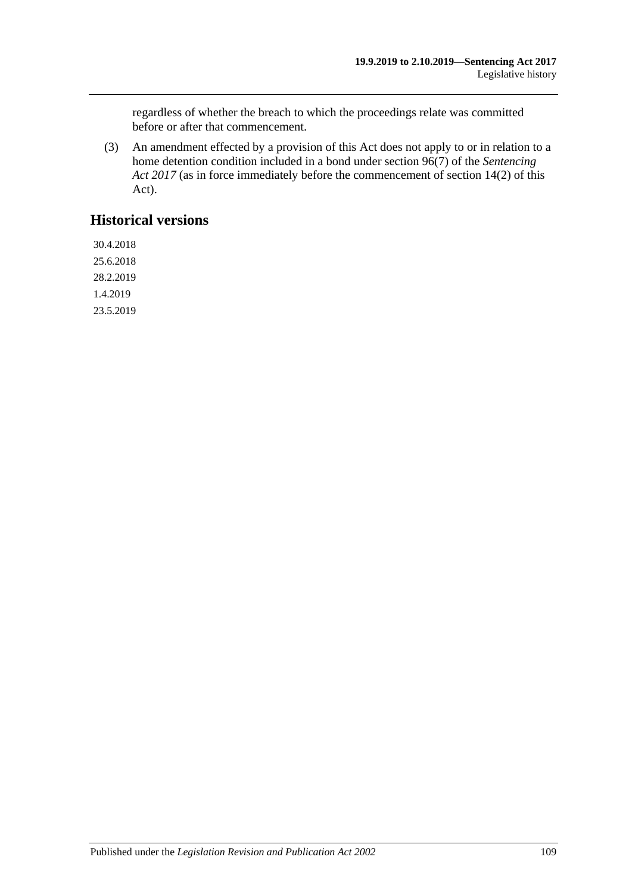regardless of whether the breach to which the proceedings relate was committed before or after that commencement.

(3) An amendment effected by a provision of this Act does not apply to or in relation to a home detention condition included in a bond under section 96(7) of the *Sentencing Act 2017* (as in force immediately before the commencement of section 14(2) of this Act).

## Historical versions

30.4.2018

25.6.2018

28.2.2019

1.4.2019

23.5.2019